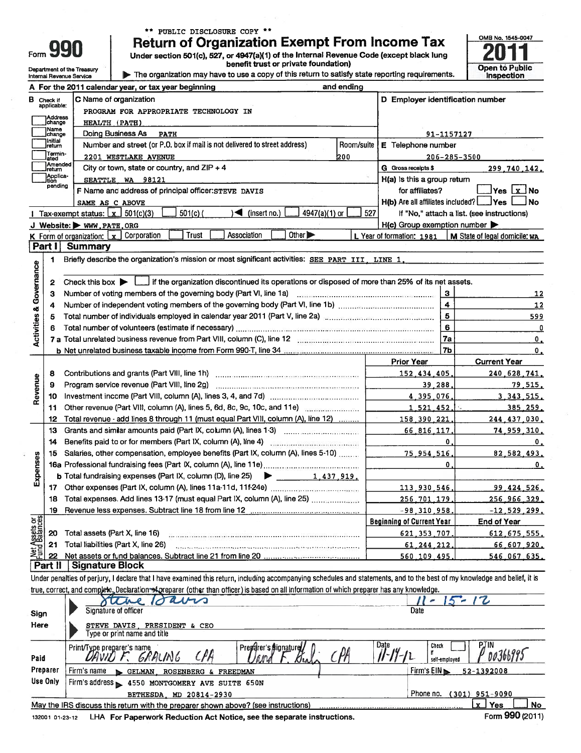\*\* PUBLIC DISCLOSURE COPY \*\*

Form **990**

Department of the Treasury
Internal Revenue Service

# Return of Organization Exempt From Income Tax

**Under section 501(c), 527, or 4947(a)(1) of the Internal Revenue Code (except black lung benefit trust or private foundation)**

▶ The organization may have to use a copy of this return to satisfy state reporting requirements.

OMB No. 1545-0047

**2011**

**Open to Public Inspection**

**A** For the 2011 calendar year, or tax year beginning and ending

**B** Check if applicable:
- [ ] Address change
- [ ] Name change
- [ ] Initial return
- [ ] Terminated
- [ ] Amended return
- [ ] Application pending

**C** Name of organization
PROGRAM FOR APPROPRIATE TECHNOLOGY IN HEALTH (PATH)

Doing Business As PATH

Number and street (or P.O. box if mail is not delivered to street address): 2201 WESTLAKE AVENUE — Room/suite: 200

City or town, state or country, and ZIP + 4: SEATTLE, WA 98121

**F** Name and address of principal officer: STEVE DAVIS
SAME AS C ABOVE

**D** Employer identification number: 91-1157127

**E** Telephone number: 206-285-3500

**G** Gross receipts $ 299,740,142.

**H(a)** Is this a group return for affiliates? [ ] Yes [x] No

**H(b)** Are all affiliates included? [ ] Yes [ ] No
If "No," attach a list. (see instructions)

**H(c)** Group exemption number ▶

**I** Tax-exempt status: [x] 501(c)(3) [ ] 501(c) ( ) ◀ (insert no.) [ ] 4947(a)(1) or [ ] 527

**J** Website: ▶ WWW.PATH.ORG

**K** Form of organization: [x] Corporation [ ] Trust [ ] Association [ ] Other ▶

**L** Year of formation: 1981

**M** State of legal domicile: WA

## Part I Summary

**Activities & Governance**

1 Briefly describe the organization's mission or most significant activities: SEE PART III, LINE 1.

2 Check this box ▶ [ ] if the organization discontinued its operations or disposed of more than 25% of its net assets.

| | | | |
|---|---|---|---|
| 3 | Number of voting members of the governing body (Part VI, line 1a) | 3 | 12 |
| 4 | Number of independent voting members of the governing body (Part VI, line 1b) | 4 | 12 |
| 5 | Total number of individuals employed in calendar year 2011 (Part V, line 2a) | 5 | 599 |
| 6 | Total number of volunteers (estimate if necessary) | 6 | 0 |
| 7a | Total unrelated business revenue from Part VIII, column (C), line 12 | 7a | 0. |
| b | Net unrelated business taxable income from Form 990-T, line 34 | 7b | 0. |

| | | | Prior Year | Current Year |
|---|---|---|---|---|
| **Revenue** | 8 | Contributions and grants (Part VIII, line 1h) | 152,434,405. | 240,628,741. |
| | 9 | Program service revenue (Part VIII, line 2g) | 39,288. | 79,515. |
| | 10 | Investment income (Part VIII, column (A), lines 3, 4, and 7d) | 4,395,076. | 3,343,515. |
| | 11 | Other revenue (Part VIII, column (A), lines 5, 6d, 8c, 9c, 10c, and 11e) | 1,521,452. | 385,259. |
| | 12 | Total revenue - add lines 8 through 11 (must equal Part VIII, column (A), line 12) | 158,390,221. | 244,437,030. |
| **Expenses** | 13 | Grants and similar amounts paid (Part IX, column (A), lines 1-3) | 66,816,117. | 74,959,310. |
| | 14 | Benefits paid to or for members (Part IX, column (A), line 4) | 0. | 0. |
| | 15 | Salaries, other compensation, employee benefits (Part IX, column (A), lines 5-10) | 75,954,516. | 82,582,493. |
| | 16a | Professional fundraising fees (Part IX, column (A), line 11e) | 0. | 0. |
| | b | Total fundraising expenses (Part IX, column (D), line 25) ▶ 1,437,919. | | |
| | 17 | Other expenses (Part IX, column (A), lines 11a-11d, 11f-24e) | 113,930,546. | 99,424,526. |
| | 18 | Total expenses. Add lines 13-17 (must equal Part IX, column (A), line 25) | 256,701,179. | 256,966,329. |
| | 19 | Revenue less expenses. Subtract line 18 from line 12 | -98,310,958. | -12,529,299. |
| | | | **Beginning of Current Year** | **End of Year** |
| **Net Assets or Fund Balances** | 20 | Total assets (Part X, line 16) | 621,353,707. | 612,675,555. |
| | 21 | Total liabilities (Part X, line 26) | 61,244,212. | 66,607,920. |
| | 22 | Net assets or fund balances. Subtract line 21 from line 20 | 560,109,495. | 546,067,635. |

## Part II Signature Block

Under penalties of perjury, I declare that I have examined this return, including accompanying schedules and statements, and to the best of my knowledge and belief, it is true, correct, and complete. Declaration of preparer (other than officer) is based on all information of which preparer has any knowledge.

**Sign Here**

Signature of officer: Steve Davis — Date: 11-15-12

STEVE DAVIS, PRESIDENT & CEO
Type or print name and title

**Paid Preparer Use Only**

Print/Type preparer's name: DAVID F. GRALING CPA — Preparer's signature: David F. Graling CPA — Date: 11-14-12 — Check [ ] if self-employed — PTIN: P00366995

Firm's name ▶ GELMAN, ROSENBERG & FREEDMAN — Firm's EIN ▶ 52-1392008

Firm's address ▶ 4550 MONTGOMERY AVE SUITE 650N, BETHESDA, MD 20814-2930 — Phone no. (301) 951-9090

May the IRS discuss this return with the preparer shown above? (see instructions) [x] Yes [ ] No

132001 01-23-12 LHA For Paperwork Reduction Act Notice, see the separate instructions. Form **990** (2011)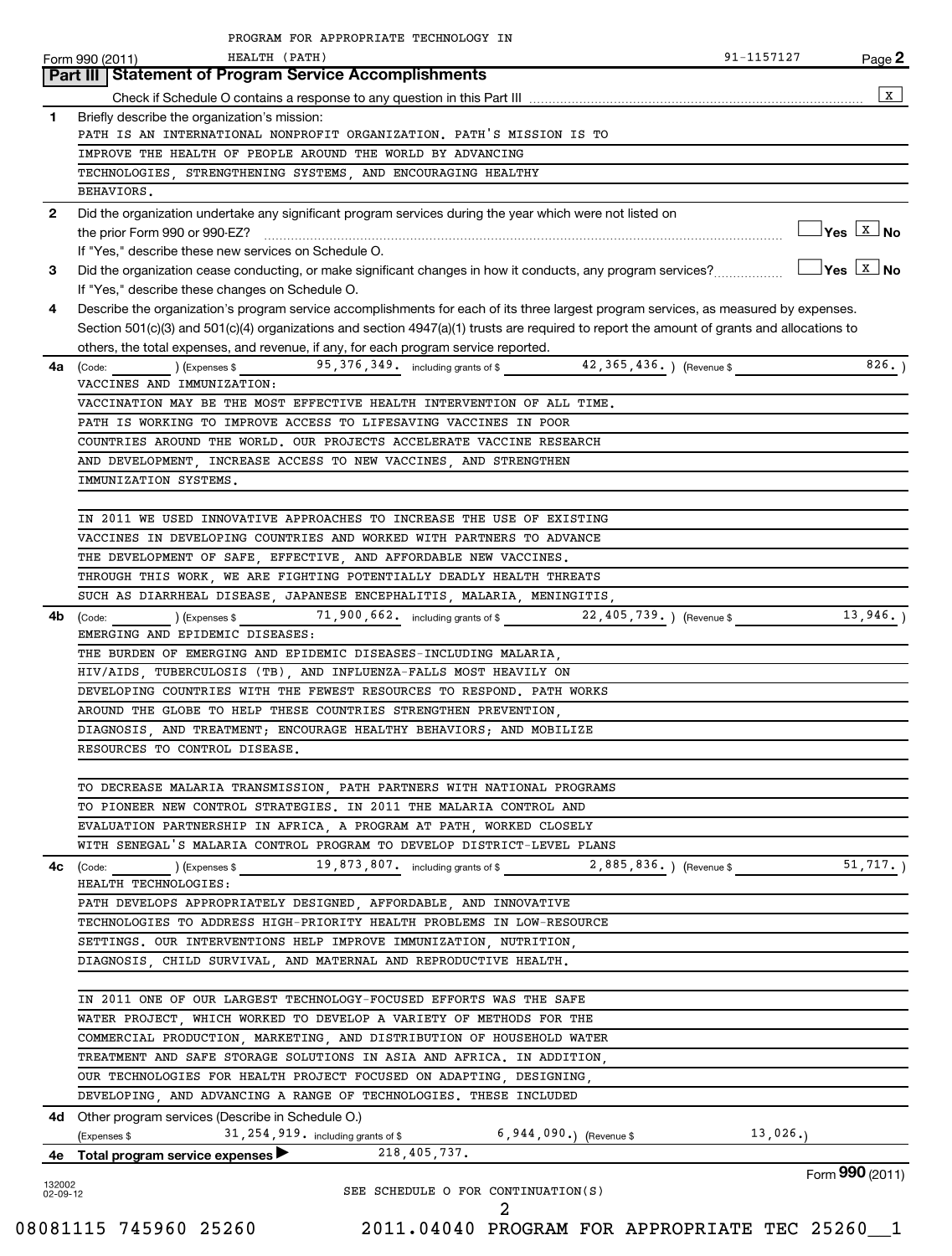PROGRAM FOR APPROPRIATE TECHNOLOGY IN HEALTH (PATH) 91-1157127

Form 990 (2011) Page **2**

## Part III | Statement of Program Service Accomplishments

Check if Schedule O contains a response to any question in this Part III .......... [X]

**1** Briefly describe the organization's mission:

PATH IS AN INTERNATIONAL NONPROFIT ORGANIZATION. PATH'S MISSION IS TO IMPROVE THE HEALTH OF PEOPLE AROUND THE WORLD BY ADVANCING TECHNOLOGIES, STRENGTHENING SYSTEMS, AND ENCOURAGING HEALTHY BEHAVIORS.

**2** Did the organization undertake any significant program services during the year which were not listed on the prior Form 990 or 990-EZ? .......... [ ] Yes [X] No

If "Yes," describe these new services on Schedule O.

**3** Did the organization cease conducting, or make significant changes in how it conducts, any program services? .......... [ ] Yes [X] No

If "Yes," describe these changes on Schedule O.

**4** Describe the organization's program service accomplishments for each of its three largest program services, as measured by expenses. Section 501(c)(3) and 501(c)(4) organizations and section 4947(a)(1) trusts are required to report the amount of grants and allocations to others, the total expenses, and revenue, if any, for each program service reported.

**4a** (Code: ) (Expenses $ 95,376,349. including grants of $ 42,365,436. ) (Revenue $ 826. )

VACCINES AND IMMUNIZATION:

VACCINATION MAY BE THE MOST EFFECTIVE HEALTH INTERVENTION OF ALL TIME. PATH IS WORKING TO IMPROVE ACCESS TO LIFESAVING VACCINES IN POOR COUNTRIES AROUND THE WORLD. OUR PROJECTS ACCELERATE VACCINE RESEARCH AND DEVELOPMENT, INCREASE ACCESS TO NEW VACCINES, AND STRENGTHEN IMMUNIZATION SYSTEMS.

IN 2011 WE USED INNOVATIVE APPROACHES TO INCREASE THE USE OF EXISTING VACCINES IN DEVELOPING COUNTRIES AND WORKED WITH PARTNERS TO ADVANCE THE DEVELOPMENT OF SAFE, EFFECTIVE, AND AFFORDABLE NEW VACCINES. THROUGH THIS WORK, WE ARE FIGHTING POTENTIALLY DEADLY HEALTH THREATS SUCH AS DIARRHEAL DISEASE, JAPANESE ENCEPHALITIS, MALARIA, MENINGITIS,

**4b** (Code: ) (Expenses $ 71,900,662. including grants of $ 22,405,739. ) (Revenue $ 13,946. )

EMERGING AND EPIDEMIC DISEASES:

THE BURDEN OF EMERGING AND EPIDEMIC DISEASES-INCLUDING MALARIA, HIV/AIDS, TUBERCULOSIS (TB), AND INFLUENZA-FALLS MOST HEAVILY ON DEVELOPING COUNTRIES WITH THE FEWEST RESOURCES TO RESPOND. PATH WORKS AROUND THE GLOBE TO HELP THESE COUNTRIES STRENGTHEN PREVENTION, DIAGNOSIS, AND TREATMENT; ENCOURAGE HEALTHY BEHAVIORS; AND MOBILIZE RESOURCES TO CONTROL DISEASE.

TO DECREASE MALARIA TRANSMISSION, PATH PARTNERS WITH NATIONAL PROGRAMS TO PIONEER NEW CONTROL STRATEGIES. IN 2011 THE MALARIA CONTROL AND EVALUATION PARTNERSHIP IN AFRICA, A PROGRAM AT PATH, WORKED CLOSELY WITH SENEGAL'S MALARIA CONTROL PROGRAM TO DEVELOP DISTRICT-LEVEL PLANS

**4c** (Code: ) (Expenses $ 19,873,807. including grants of $ 2,885,836. ) (Revenue $ 51,717. )

HEALTH TECHNOLOGIES:

PATH DEVELOPS APPROPRIATELY DESIGNED, AFFORDABLE, AND INNOVATIVE TECHNOLOGIES TO ADDRESS HIGH-PRIORITY HEALTH PROBLEMS IN LOW-RESOURCE SETTINGS. OUR INTERVENTIONS HELP IMPROVE IMMUNIZATION, NUTRITION, DIAGNOSIS, CHILD SURVIVAL, AND MATERNAL AND REPRODUCTIVE HEALTH.

IN 2011 ONE OF OUR LARGEST TECHNOLOGY-FOCUSED EFFORTS WAS THE SAFE WATER PROJECT, WHICH WORKED TO DEVELOP A VARIETY OF METHODS FOR THE COMMERCIAL PRODUCTION, MARKETING, AND DISTRIBUTION OF HOUSEHOLD WATER TREATMENT AND SAFE STORAGE SOLUTIONS IN ASIA AND AFRICA. IN ADDITION, OUR TECHNOLOGIES FOR HEALTH PROJECT FOCUSED ON ADAPTING, DESIGNING, DEVELOPING, AND ADVANCING A RANGE OF TECHNOLOGIES. THESE INCLUDED

**4d** Other program services (Describe in Schedule O.)

(Expenses $ 31,254,919. including grants of $ 6,944,090.) (Revenue $ 13,026.)

**4e** **Total program service expenses** ▶ 218,405,737.

SEE SCHEDULE O FOR CONTINUATION(S)

Form **990** (2011)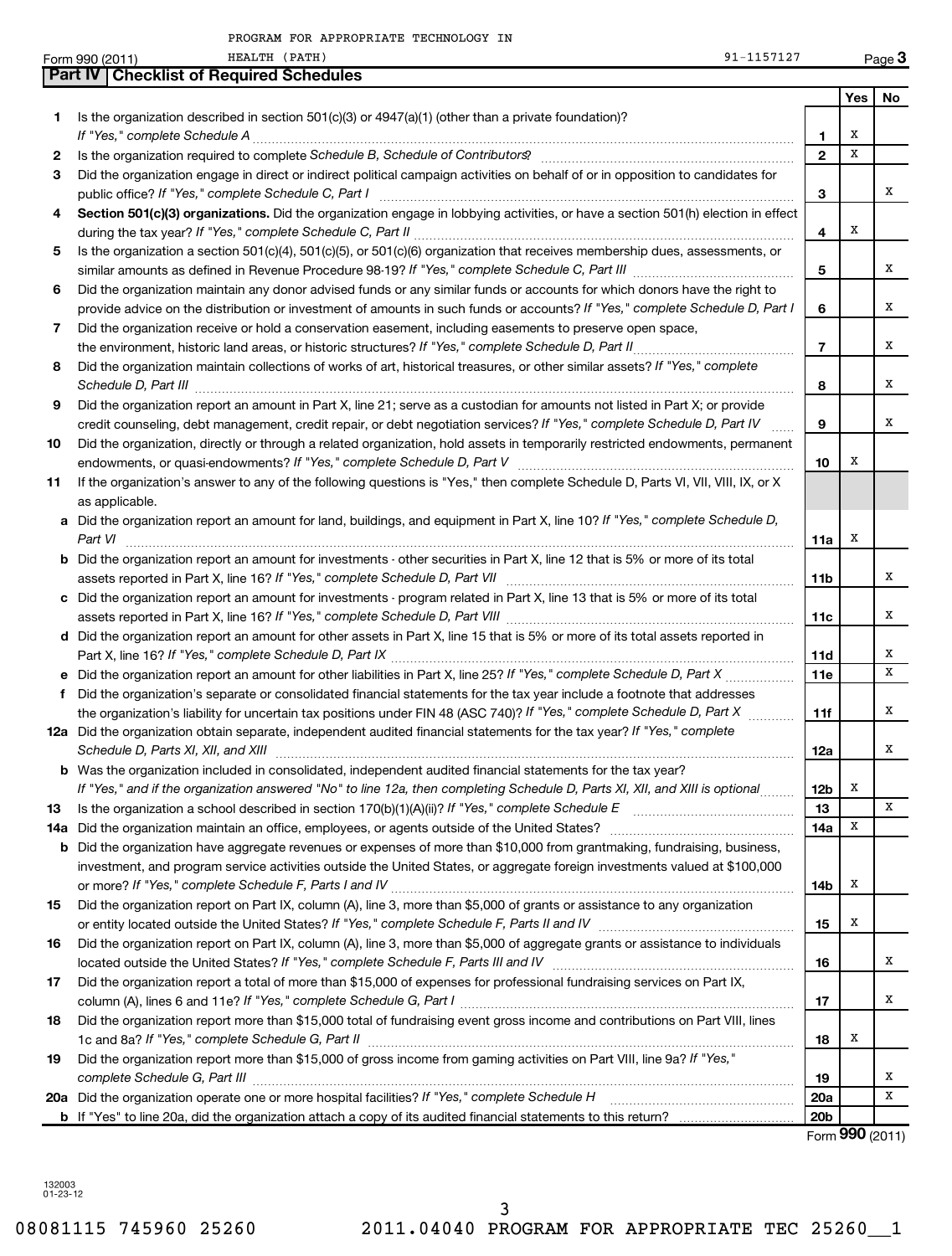PROGRAM FOR APPROPRIATE TECHNOLOGY IN HEALTH (PATH) 91-1157127

Form 990 (2011)

## Part IV Checklist of Required Schedules

| | | | Yes | No |
|---|---|---|---|---|
| 1 | Is the organization described in section 501(c)(3) or 4947(a)(1) (other than a private foundation)? *If "Yes," complete Schedule A* | 1 | X | |
| 2 | Is the organization required to complete *Schedule B, Schedule of Contributors*? | 2 | X | |
| 3 | Did the organization engage in direct or indirect political campaign activities on behalf of or in opposition to candidates for public office? *If "Yes," complete Schedule C, Part I* | 3 | | X |
| 4 | **Section 501(c)(3) organizations.** Did the organization engage in lobbying activities, or have a section 501(h) election in effect during the tax year? *If "Yes," complete Schedule C, Part II* | 4 | X | |
| 5 | Is the organization a section 501(c)(4), 501(c)(5), or 501(c)(6) organization that receives membership dues, assessments, or similar amounts as defined in Revenue Procedure 98-19? *If "Yes," complete Schedule C, Part III* | 5 | | X |
| 6 | Did the organization maintain any donor advised funds or any similar funds or accounts for which donors have the right to provide advice on the distribution or investment of amounts in such funds or accounts? *If "Yes," complete Schedule D, Part I* | 6 | | X |
| 7 | Did the organization receive or hold a conservation easement, including easements to preserve open space, the environment, historic land areas, or historic structures? *If "Yes," complete Schedule D, Part II* | 7 | | X |
| 8 | Did the organization maintain collections of works of art, historical treasures, or other similar assets? *If "Yes," complete Schedule D, Part III* | 8 | | X |
| 9 | Did the organization report an amount in Part X, line 21; serve as a custodian for amounts not listed in Part X; or provide credit counseling, debt management, credit repair, or debt negotiation services? *If "Yes," complete Schedule D, Part IV* | 9 | | X |
| 10 | Did the organization, directly or through a related organization, hold assets in temporarily restricted endowments, permanent endowments, or quasi-endowments? *If "Yes," complete Schedule D, Part V* | 10 | X | |
| 11 | If the organization's answer to any of the following questions is "Yes," then complete Schedule D, Parts VI, VII, VIII, IX, or X as applicable. | | | |
| a | Did the organization report an amount for land, buildings, and equipment in Part X, line 10? *If "Yes," complete Schedule D, Part VI* | 11a | X | |
| b | Did the organization report an amount for investments - other securities in Part X, line 12 that is 5% or more of its total assets reported in Part X, line 16? *If "Yes," complete Schedule D, Part VII* | 11b | | X |
| c | Did the organization report an amount for investments - program related in Part X, line 13 that is 5% or more of its total assets reported in Part X, line 16? *If "Yes," complete Schedule D, Part VIII* | 11c | | X |
| d | Did the organization report an amount for other assets in Part X, line 15 that is 5% or more of its total assets reported in Part X, line 16? *If "Yes," complete Schedule D, Part IX* | 11d | | X |
| e | Did the organization report an amount for other liabilities in Part X, line 25? *If "Yes," complete Schedule D, Part X* | 11e | | X |
| f | Did the organization's separate or consolidated financial statements for the tax year include a footnote that addresses the organization's liability for uncertain tax positions under FIN 48 (ASC 740)? *If "Yes," complete Schedule D, Part X* | 11f | | X |
| 12a | Did the organization obtain separate, independent audited financial statements for the tax year? *If "Yes," complete Schedule D, Parts XI, XII, and XIII* | 12a | | X |
| b | Was the organization included in consolidated, independent audited financial statements for the tax year? *If "Yes," and if the organization answered "No" to line 12a, then completing Schedule D, Parts XI, XII, and XIII is optional* | 12b | X | |
| 13 | Is the organization a school described in section 170(b)(1)(A)(ii)? *If "Yes," complete Schedule E* | 13 | | X |
| 14a | Did the organization maintain an office, employees, or agents outside of the United States? | 14a | X | |
| b | Did the organization have aggregate revenues or expenses of more than $10,000 from grantmaking, fundraising, business, investment, and program service activities outside the United States, or aggregate foreign investments valued at $100,000 or more? *If "Yes," complete Schedule F, Parts I and IV* | 14b | X | |
| 15 | Did the organization report on Part IX, column (A), line 3, more than $5,000 of grants or assistance to any organization or entity located outside the United States? *If "Yes," complete Schedule F, Parts II and IV* | 15 | X | |
| 16 | Did the organization report on Part IX, column (A), line 3, more than $5,000 of aggregate grants or assistance to individuals located outside the United States? *If "Yes," complete Schedule F, Parts III and IV* | 16 | | X |
| 17 | Did the organization report a total of more than $15,000 of expenses for professional fundraising services on Part IX, column (A), lines 6 and 11e? *If "Yes," complete Schedule G, Part I* | 17 | | X |
| 18 | Did the organization report more than $15,000 total of fundraising event gross income and contributions on Part VIII, lines 1c and 8a? *If "Yes," complete Schedule G, Part II* | 18 | X | |
| 19 | Did the organization report more than $15,000 of gross income from gaming activities on Part VIII, line 9a? *If "Yes," complete Schedule G, Part III* | 19 | | X |
| 20a | Did the organization operate one or more hospital facilities? *If "Yes," complete Schedule H* | 20a | | X |
| b | If "Yes" to line 20a, did the organization attach a copy of its audited financial statements to this return? | 20b | | |

Form 990 (2011)

132003 01-23-12

08081115 745960 25260 2011.04040 PROGRAM FOR APPROPRIATE TEC 25260__1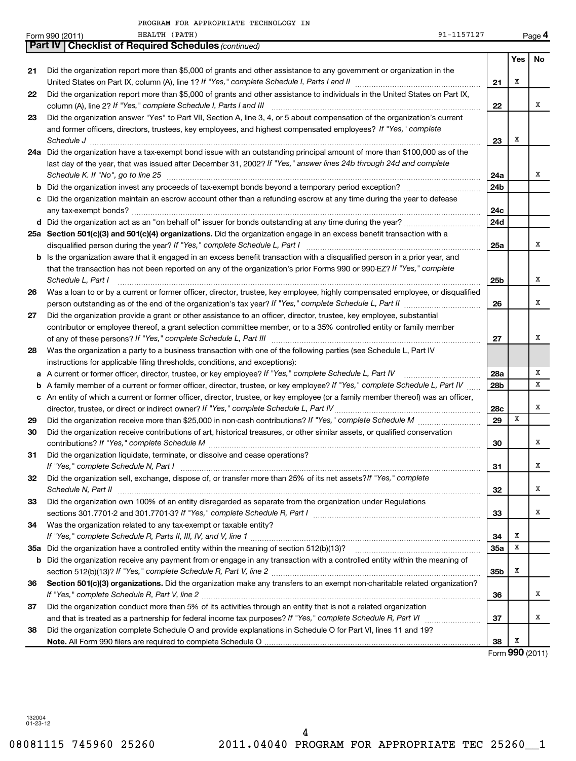PROGRAM FOR APPROPRIATE TECHNOLOGY IN HEALTH (PATH) 91-1157127

Form 990 (2011) Page 4

**Part IV Checklist of Required Schedules** *(continued)*

| | | | Yes | No |
|---|---|---|---|---|
| 21 | Did the organization report more than $5,000 of grants and other assistance to any government or organization in the United States on Part IX, column (A), line 1? *If "Yes," complete Schedule I, Parts I and II* | 21 | X | |
| 22 | Did the organization report more than $5,000 of grants and other assistance to individuals in the United States on Part IX, column (A), line 2? *If "Yes," complete Schedule I, Parts I and III* | 22 | | X |
| 23 | Did the organization answer "Yes" to Part VII, Section A, line 3, 4, or 5 about compensation of the organization's current and former officers, directors, trustees, key employees, and highest compensated employees? *If "Yes," complete Schedule J* | 23 | X | |
| 24a | Did the organization have a tax-exempt bond issue with an outstanding principal amount of more than $100,000 as of the last day of the year, that was issued after December 31, 2002? *If "Yes," answer lines 24b through 24d and complete Schedule K. If "No", go to line 25* | 24a | | X |
| b | Did the organization invest any proceeds of tax-exempt bonds beyond a temporary period exception? | 24b | | |
| c | Did the organization maintain an escrow account other than a refunding escrow at any time during the year to defease any tax-exempt bonds? | 24c | | |
| d | Did the organization act as an "on behalf of" issuer for bonds outstanding at any time during the year? | 24d | | |
| 25a | **Section 501(c)(3) and 501(c)(4) organizations.** Did the organization engage in an excess benefit transaction with a disqualified person during the year? *If "Yes," complete Schedule L, Part I* | 25a | | X |
| b | Is the organization aware that it engaged in an excess benefit transaction with a disqualified person in a prior year, and that the transaction has not been reported on any of the organization's prior Forms 990 or 990-EZ? *If "Yes," complete Schedule L, Part I* | 25b | | X |
| 26 | Was a loan to or by a current or former officer, director, trustee, key employee, highly compensated employee, or disqualified person outstanding as of the end of the organization's tax year? *If "Yes," complete Schedule L, Part II* | 26 | | X |
| 27 | Did the organization provide a grant or other assistance to an officer, director, trustee, key employee, substantial contributor or employee thereof, a grant selection committee member, or to a 35% controlled entity or family member of any of these persons? *If "Yes," complete Schedule L, Part III* | 27 | | X |
| 28 | Was the organization a party to a business transaction with one of the following parties (see Schedule L, Part IV instructions for applicable filing thresholds, conditions, and exceptions): | | | |
| a | A current or former officer, director, trustee, or key employee? *If "Yes," complete Schedule L, Part IV* | 28a | | X |
| b | A family member of a current or former officer, director, trustee, or key employee? *If "Yes," complete Schedule L, Part IV* | 28b | | X |
| c | An entity of which a current or former officer, director, trustee, or key employee (or a family member thereof) was an officer, director, trustee, or direct or indirect owner? *If "Yes," complete Schedule L, Part IV* | 28c | | X |
| 29 | Did the organization receive more than $25,000 in non-cash contributions? *If "Yes," complete Schedule M* | 29 | X | |
| 30 | Did the organization receive contributions of art, historical treasures, or other similar assets, or qualified conservation contributions? *If "Yes," complete Schedule M* | 30 | | X |
| 31 | Did the organization liquidate, terminate, or dissolve and cease operations? *If "Yes," complete Schedule N, Part I* | 31 | | X |
| 32 | Did the organization sell, exchange, dispose of, or transfer more than 25% of its net assets? *If "Yes," complete Schedule N, Part II* | 32 | | X |
| 33 | Did the organization own 100% of an entity disregarded as separate from the organization under Regulations sections 301.7701-2 and 301.7701-3? *If "Yes," complete Schedule R, Part I* | 33 | | X |
| 34 | Was the organization related to any tax-exempt or taxable entity? *If "Yes," complete Schedule R, Parts II, III, IV, and V, line 1* | 34 | X | |
| 35a | Did the organization have a controlled entity within the meaning of section 512(b)(13)? | 35a | X | |
| b | Did the organization receive any payment from or engage in any transaction with a controlled entity within the meaning of section 512(b)(13)? *If "Yes," complete Schedule R, Part V, line 2* | 35b | X | |
| 36 | **Section 501(c)(3) organizations.** Did the organization make any transfers to an exempt non-charitable related organization? *If "Yes," complete Schedule R, Part V, line 2* | 36 | | X |
| 37 | Did the organization conduct more than 5% of its activities through an entity that is not a related organization and that is treated as a partnership for federal income tax purposes? *If "Yes," complete Schedule R, Part VI* | 37 | | X |
| 38 | Did the organization complete Schedule O and provide explanations in Schedule O for Part VI, lines 11 and 19? **Note.** All Form 990 filers are required to complete Schedule O | 38 | X | |

Form **990** (2011)

132004 01-23-12

08081115 745960 25260 2011.04040 PROGRAM FOR APPROPRIATE TEC 25260__1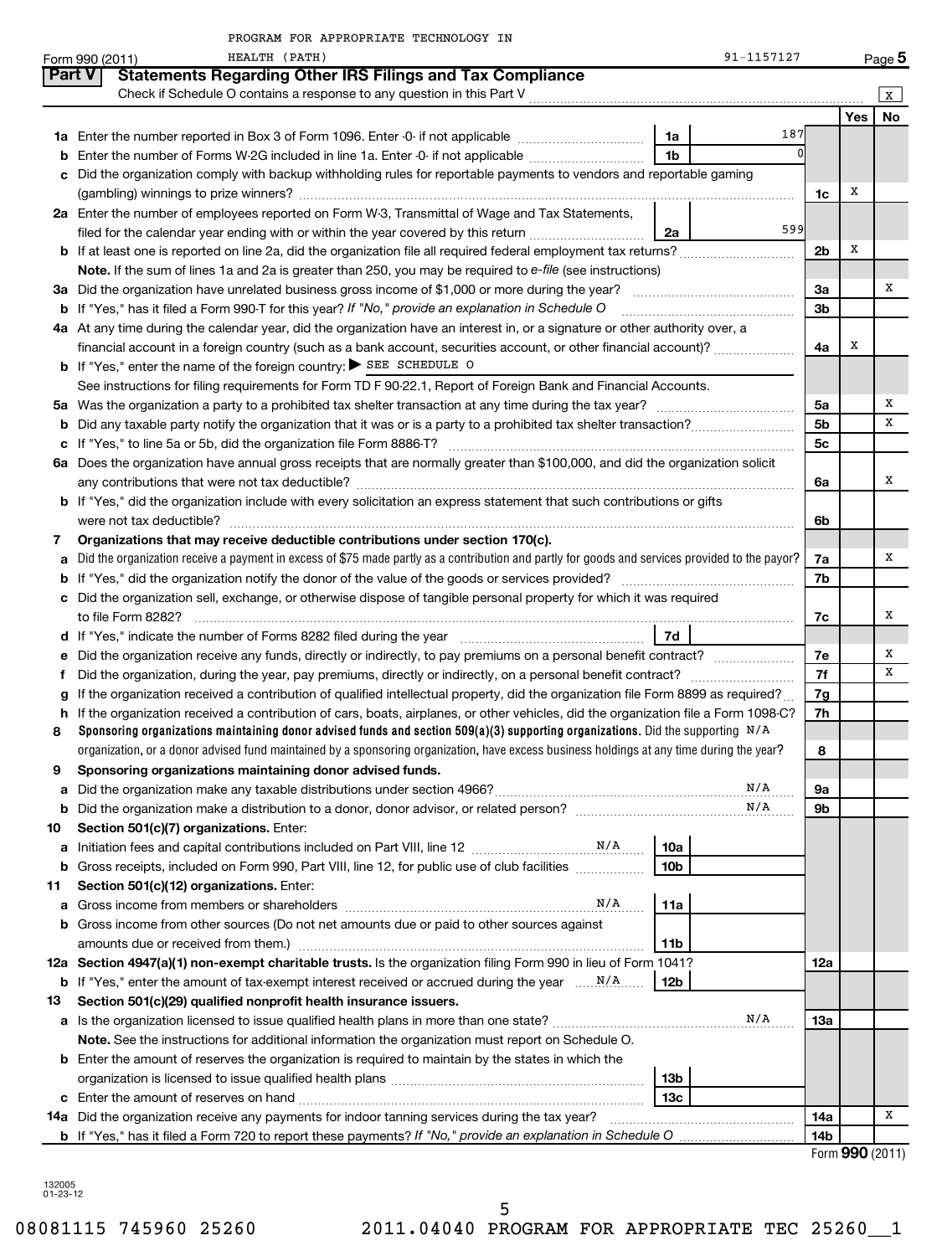PROGRAM FOR APPROPRIATE TECHNOLOGY IN HEALTH (PATH) 91-1157127

Form 990 (2011) Page 5

## Part V Statements Regarding Other IRS Filings and Tax Compliance

Check if Schedule O contains a response to any question in this Part V ... [X]

| | | | | | Yes | No |
|---|---|---|---|---|---|---|
| **1a** | Enter the number reported in Box 3 of Form 1096. Enter -0- if not applicable | 1a | 187 | | | |
| **b** | Enter the number of Forms W-2G included in line 1a. Enter -0- if not applicable | 1b | 0 | | | |
| **c** | Did the organization comply with backup withholding rules for reportable payments to vendors and reportable gaming (gambling) winnings to prize winners? | | | 1c | X | |
| **2a** | Enter the number of employees reported on Form W-3, Transmittal of Wage and Tax Statements, filed for the calendar year ending with or within the year covered by this return | 2a | 599 | | | |
| **b** | If at least one is reported on line 2a, did the organization file all required federal employment tax returns? | | | 2b | X | |
| | **Note.** If the sum of lines 1a and 2a is greater than 250, you may be required to *e-file* (see instructions) | | | | | |
| **3a** | Did the organization have unrelated business gross income of $1,000 or more during the year? | | | 3a | | X |
| **b** | If "Yes," has it filed a Form 990-T for this year? *If "No," provide an explanation in Schedule O* | | | 3b | | |
| **4a** | At any time during the calendar year, did the organization have an interest in, or a signature or other authority over, a financial account in a foreign country (such as a bank account, securities account, or other financial account)? | | | 4a | X | |
| **b** | If "Yes," enter the name of the foreign country: ▶ SEE SCHEDULE O | | | | | |
| | See instructions for filing requirements for Form TD F 90-22.1, Report of Foreign Bank and Financial Accounts. | | | | | |
| **5a** | Was the organization a party to a prohibited tax shelter transaction at any time during the tax year? | | | 5a | | X |
| **b** | Did any taxable party notify the organization that it was or is a party to a prohibited tax shelter transaction? | | | 5b | | X |
| **c** | If "Yes," to line 5a or 5b, did the organization file Form 8886-T? | | | 5c | | |
| **6a** | Does the organization have annual gross receipts that are normally greater than $100,000, and did the organization solicit any contributions that were not tax deductible? | | | 6a | | X |
| **b** | If "Yes," did the organization include with every solicitation an express statement that such contributions or gifts were not tax deductible? | | | 6b | | |
| **7** | **Organizations that may receive deductible contributions under section 170(c).** | | | | | |
| **a** | Did the organization receive a payment in excess of $75 made partly as a contribution and partly for goods and services provided to the payor? | | | 7a | | X |
| **b** | If "Yes," did the organization notify the donor of the value of the goods or services provided? | | | 7b | | |
| **c** | Did the organization sell, exchange, or otherwise dispose of tangible personal property for which it was required to file Form 8282? | | | 7c | | X |
| **d** | If "Yes," indicate the number of Forms 8282 filed during the year | 7d | | | | |
| **e** | Did the organization receive any funds, directly or indirectly, to pay premiums on a personal benefit contract? | | | 7e | | X |
| **f** | Did the organization, during the year, pay premiums, directly or indirectly, on a personal benefit contract? | | | 7f | | X |
| **g** | If the organization received a contribution of qualified intellectual property, did the organization file Form 8899 as required? | | | 7g | | |
| **h** | If the organization received a contribution of cars, boats, airplanes, or other vehicles, did the organization file a Form 1098-C? | | | 7h | | |
| **8** | **Sponsoring organizations maintaining donor advised funds and section 509(a)(3) supporting organizations.** Did the supporting organization, or a donor advised fund maintained by a sponsoring organization, have excess business holdings at any time during the year? N/A | | | 8 | | |
| **9** | **Sponsoring organizations maintaining donor advised funds.** | | | | | |
| **a** | Did the organization make any taxable distributions under section 4966? N/A | | | 9a | | |
| **b** | Did the organization make a distribution to a donor, donor advisor, or related person? N/A | | | 9b | | |
| **10** | **Section 501(c)(7) organizations.** Enter: | | | | | |
| **a** | Initiation fees and capital contributions included on Part VIII, line 12 N/A | 10a | | | | |
| **b** | Gross receipts, included on Form 990, Part VIII, line 12, for public use of club facilities | 10b | | | | |
| **11** | **Section 501(c)(12) organizations.** Enter: | | | | | |
| **a** | Gross income from members or shareholders N/A | 11a | | | | |
| **b** | Gross income from other sources (Do not net amounts due or paid to other sources against amounts due or received from them.) | 11b | | | | |
| **12a** | **Section 4947(a)(1) non-exempt charitable trusts.** Is the organization filing Form 990 in lieu of Form 1041? | | | 12a | | |
| **b** | If "Yes," enter the amount of tax-exempt interest received or accrued during the year N/A | 12b | | | | |
| **13** | **Section 501(c)(29) qualified nonprofit health insurance issuers.** | | | | | |
| **a** | Is the organization licensed to issue qualified health plans in more than one state? N/A | | | 13a | | |
| | **Note.** See the instructions for additional information the organization must report on Schedule O. | | | | | |
| **b** | Enter the amount of reserves the organization is required to maintain by the states in which the organization is licensed to issue qualified health plans | 13b | | | | |
| **c** | Enter the amount of reserves on hand | 13c | | | | |
| **14a** | Did the organization receive any payments for indoor tanning services during the tax year? | | | 14a | | X |
| **b** | If "Yes," has it filed a Form 720 to report these payments? *If "No," provide an explanation in Schedule O* | | | 14b | | |

Form **990** (2011)

132005 01-23-12

08081115 745960 25260 2011.04040 PROGRAM FOR APPROPRIATE TEC 25260__1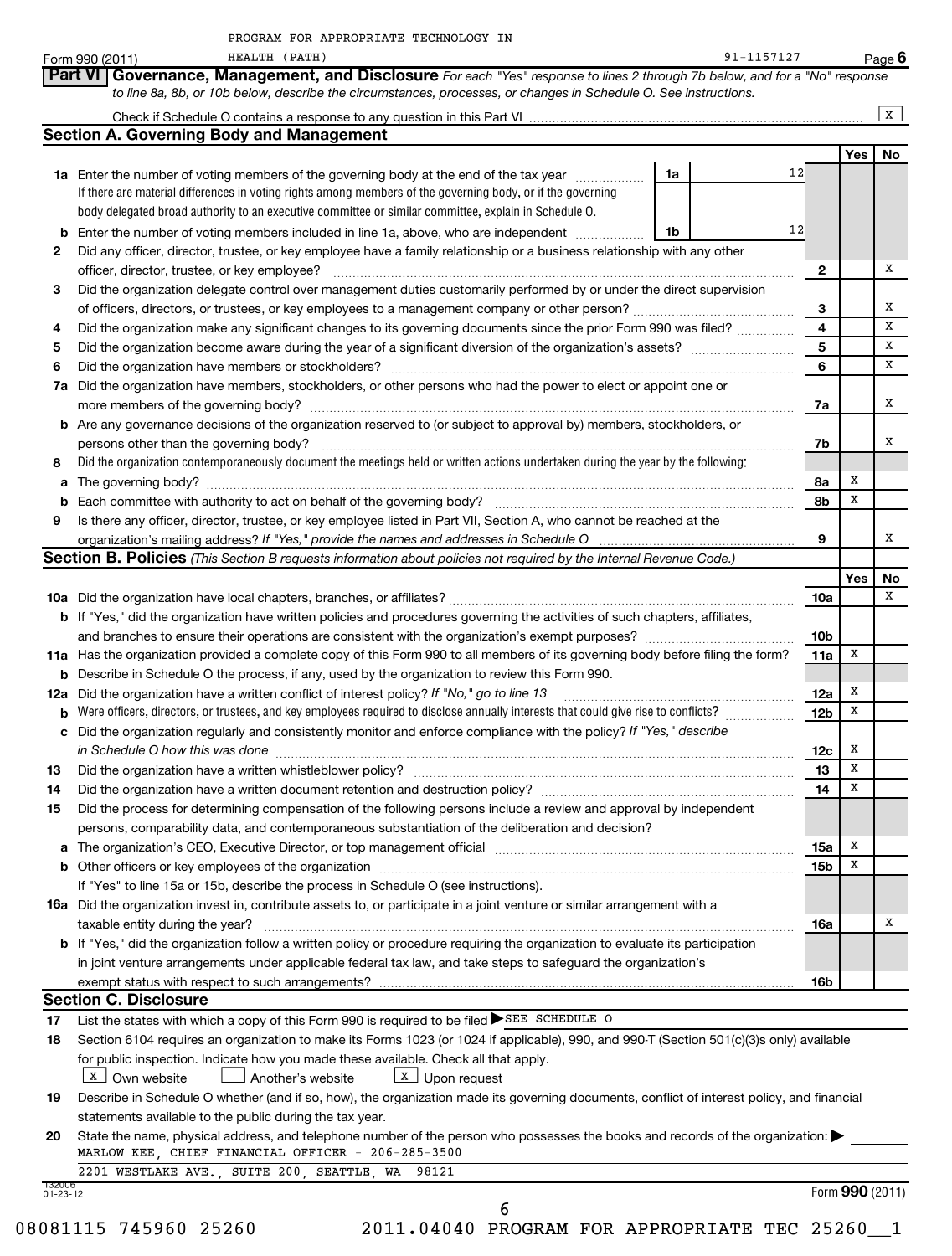PROGRAM FOR APPROPRIATE TECHNOLOGY IN HEALTH (PATH) 91-1157127

Form 990 (2011) Page 6

## Part VI Governance, Management, and Disclosure

*For each "Yes" response to lines 2 through 7b below, and for a "No" response to line 8a, 8b, or 10b below, describe the circumstances, processes, or changes in Schedule O. See instructions.*

Check if Schedule O contains a response to any question in this Part VI .......... [X]

### Section A. Governing Body and Management

| | | | | Yes | No |
|---|---|---|---|---|---|
| **1a** | Enter the number of voting members of the governing body at the end of the tax year ... **1a** 12. If there are material differences in voting rights among members of the governing body, or if the governing body delegated broad authority to an executive committee or similar committee, explain in Schedule O. | | | | |
| **b** | Enter the number of voting members included in line 1a, above, who are independent ... **1b** 12 | | | | |
| **2** | Did any officer, director, trustee, or key employee have a family relationship or a business relationship with any other officer, director, trustee, or key employee? | 2 | | | X |
| **3** | Did the organization delegate control over management duties customarily performed by or under the direct supervision of officers, directors, or trustees, or key employees to a management company or other person? | 3 | | | X |
| **4** | Did the organization make any significant changes to its governing documents since the prior Form 990 was filed? | 4 | | | X |
| **5** | Did the organization become aware during the year of a significant diversion of the organization's assets? | 5 | | | X |
| **6** | Did the organization have members or stockholders? | 6 | | | X |
| **7a** | Did the organization have members, stockholders, or other persons who had the power to elect or appoint one or more members of the governing body? | 7a | | | X |
| **b** | Are any governance decisions of the organization reserved to (or subject to approval by) members, stockholders, or persons other than the governing body? | 7b | | | X |
| **8** | Did the organization contemporaneously document the meetings held or written actions undertaken during the year by the following: | | | | |
| **a** | The governing body? | 8a | | X | |
| **b** | Each committee with authority to act on behalf of the governing body? | 8b | | X | |
| **9** | Is there any officer, director, trustee, or key employee listed in Part VII, Section A, who cannot be reached at the organization's mailing address? *If "Yes," provide the names and addresses in Schedule O* | 9 | | | X |

### Section B. Policies *(This Section B requests information about policies not required by the Internal Revenue Code.)*

| | | | Yes | No |
|---|---|---|---|---|
| **10a** | Did the organization have local chapters, branches, or affiliates? | 10a | | X |
| **b** | If "Yes," did the organization have written policies and procedures governing the activities of such chapters, affiliates, and branches to ensure their operations are consistent with the organization's exempt purposes? | 10b | | |
| **11a** | Has the organization provided a complete copy of this Form 990 to all members of its governing body before filing the form? | 11a | X | |
| **b** | Describe in Schedule O the process, if any, used by the organization to review this Form 990. | | | |
| **12a** | Did the organization have a written conflict of interest policy? *If "No," go to line 13* | 12a | X | |
| **b** | Were officers, directors, or trustees, and key employees required to disclose annually interests that could give rise to conflicts? | 12b | X | |
| **c** | Did the organization regularly and consistently monitor and enforce compliance with the policy? *If "Yes," describe in Schedule O how this was done* | 12c | X | |
| **13** | Did the organization have a written whistleblower policy? | 13 | X | |
| **14** | Did the organization have a written document retention and destruction policy? | 14 | X | |
| **15** | Did the process for determining compensation of the following persons include a review and approval by independent persons, comparability data, and contemporaneous substantiation of the deliberation and decision? | | | |
| **a** | The organization's CEO, Executive Director, or top management official | 15a | X | |
| **b** | Other officers or key employees of the organization | 15b | X | |
| | If "Yes" to line 15a or 15b, describe the process in Schedule O (see instructions). | | | |
| **16a** | Did the organization invest in, contribute assets to, or participate in a joint venture or similar arrangement with a taxable entity during the year? | 16a | | X |
| **b** | If "Yes," did the organization follow a written policy or procedure requiring the organization to evaluate its participation in joint venture arrangements under applicable federal tax law, and take steps to safeguard the organization's exempt status with respect to such arrangements? | 16b | | |

### Section C. Disclosure

**17** List the states with which a copy of this Form 990 is required to be filed ▶ SEE SCHEDULE O

**18** Section 6104 requires an organization to make its Forms 1023 (or 1024 if applicable), 990, and 990-T (Section 501(c)(3)s only) available for public inspection. Indicate how you made these available. Check all that apply.

[X] Own website  [ ] Another's website  [X] Upon request

**19** Describe in Schedule O whether (and if so, how), the organization made its governing documents, conflict of interest policy, and financial statements available to the public during the tax year.

**20** State the name, physical address, and telephone number of the person who possesses the books and records of the organization: ▶

MARLOW KEE, CHIEF FINANCIAL OFFICER - 206-285-3500

2201 WESTLAKE AVE., SUITE 200, SEATTLE, WA 98121

132006 01-23-12

Form **990** (2011)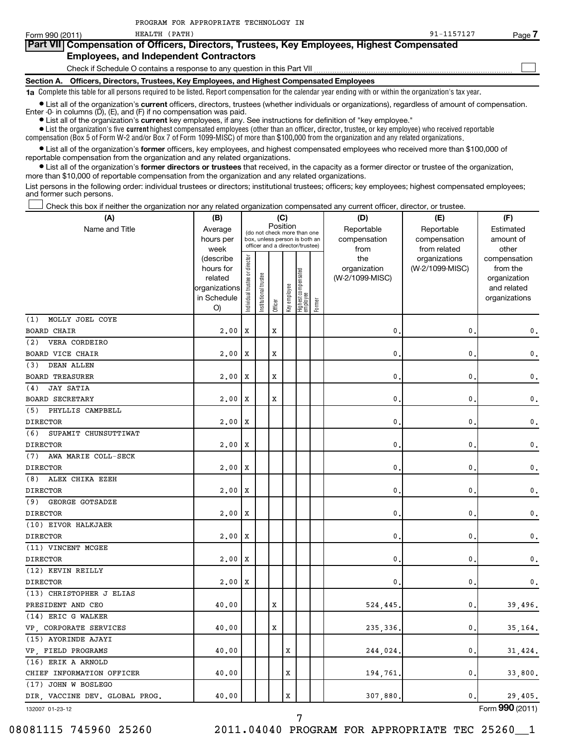PROGRAM FOR APPROPRIATE TECHNOLOGY IN HEALTH (PATH) 91-1157127

Form 990 (2011) Page 7

## Part VII Compensation of Officers, Directors, Trustees, Key Employees, Highest Compensated Employees, and Independent Contractors

Check if Schedule O contains a response to any question in this Part VII

### Section A. Officers, Directors, Trustees, Key Employees, and Highest Compensated Employees

**1a** Complete this table for all persons required to be listed. Report compensation for the calendar year ending with or within the organization's tax year.

- List all of the organization's **current** officers, directors, trustees (whether individuals or organizations), regardless of amount of compensation. Enter -0- in columns (D), (E), and (F) if no compensation was paid.
- List all of the organization's **current** key employees, if any. See instructions for definition of "key employee."
- List the organization's five **current** highest compensated employees (other than an officer, director, trustee, or key employee) who received reportable compensation (Box 5 of Form W-2 and/or Box 7 of Form 1099-MISC) of more than $100,000 from the organization and any related organizations.
- List all of the organization's **former** officers, key employees, and highest compensated employees who received more than $100,000 of reportable compensation from the organization and any related organizations.
- List all of the organization's **former directors or trustees** that received, in the capacity as a former director or trustee of the organization, more than $10,000 of reportable compensation from the organization and any related organizations.

List persons in the following order: individual trustees or directors; institutional trustees; officers; key employees; highest compensated employees; and former such persons.

Check this box if neither the organization nor any related organization compensated any current officer, director, or trustee.

| (A) Name and Title | (B) Average hours per week (describe hours for related organizations in Schedule O) | (C) Position (do not check more than one box, unless person is both an officer and a director/trustee): Individual trustee or director | Institutional trustee | Officer | Key employee | Highest compensated employee | Former | (D) Reportable compensation from the organization (W-2/1099-MISC) | (E) Reportable compensation from related organizations (W-2/1099-MISC) | (F) Estimated amount of other compensation from the organization and related organizations |
|---|---|---|---|---|---|---|---|---|---|---|
| (1) MOLLY JOEL COYE<br>BOARD CHAIR | 2.00 | X | | X | | | | 0. | 0. | 0. |
| (2) VERA CORDEIRO<br>BOARD VICE CHAIR | 2.00 | X | | X | | | | 0. | 0. | 0. |
| (3) DEAN ALLEN<br>BOARD TREASURER | 2.00 | X | | X | | | | 0. | 0. | 0. |
| (4) JAY SATIA<br>BOARD SECRETARY | 2.00 | X | | X | | | | 0. | 0. | 0. |
| (5) PHYLLIS CAMPBELL<br>DIRECTOR | 2.00 | X | | | | | | 0. | 0. | 0. |
| (6) SUPAMIT CHUNSUTTIWAT<br>DIRECTOR | 2.00 | X | | | | | | 0. | 0. | 0. |
| (7) AWA MARIE COLL-SECK<br>DIRECTOR | 2.00 | X | | | | | | 0. | 0. | 0. |
| (8) ALEX CHIKA EZEH<br>DIRECTOR | 2.00 | X | | | | | | 0. | 0. | 0. |
| (9) GEORGE GOTSADZE<br>DIRECTOR | 2.00 | X | | | | | | 0. | 0. | 0. |
| (10) EIVOR HALKJAER<br>DIRECTOR | 2.00 | X | | | | | | 0. | 0. | 0. |
| (11) VINCENT MCGEE<br>DIRECTOR | 2.00 | X | | | | | | 0. | 0. | 0. |
| (12) KEVIN REILLY<br>DIRECTOR | 2.00 | X | | | | | | 0. | 0. | 0. |
| (13) CHRISTOPHER J ELIAS<br>PRESIDENT AND CEO | 40.00 | | | X | | | | 524,445. | 0. | 39,496. |
| (14) ERIC G WALKER<br>VP, CORPORATE SERVICES | 40.00 | | | X | | | | 235,336. | 0. | 35,164. |
| (15) AYORINDE AJAYI<br>VP, FIELD PROGRAMS | 40.00 | | | | X | | | 244,024. | 0. | 31,424. |
| (16) ERIK A ARNOLD<br>CHIEF INFORMATION OFFICER | 40.00 | | | | X | | | 194,761. | 0. | 33,800. |
| (17) JOHN W BOSLEGO<br>DIR, VACCINE DEV. GLOBAL PROG. | 40.00 | | | | X | | | 307,880. | 0. | 29,405. |

132007 01-23-12

Form **990** (2011)

08081115 745960 25260 2011.04040 PROGRAM FOR APPROPRIATE TEC 25260__1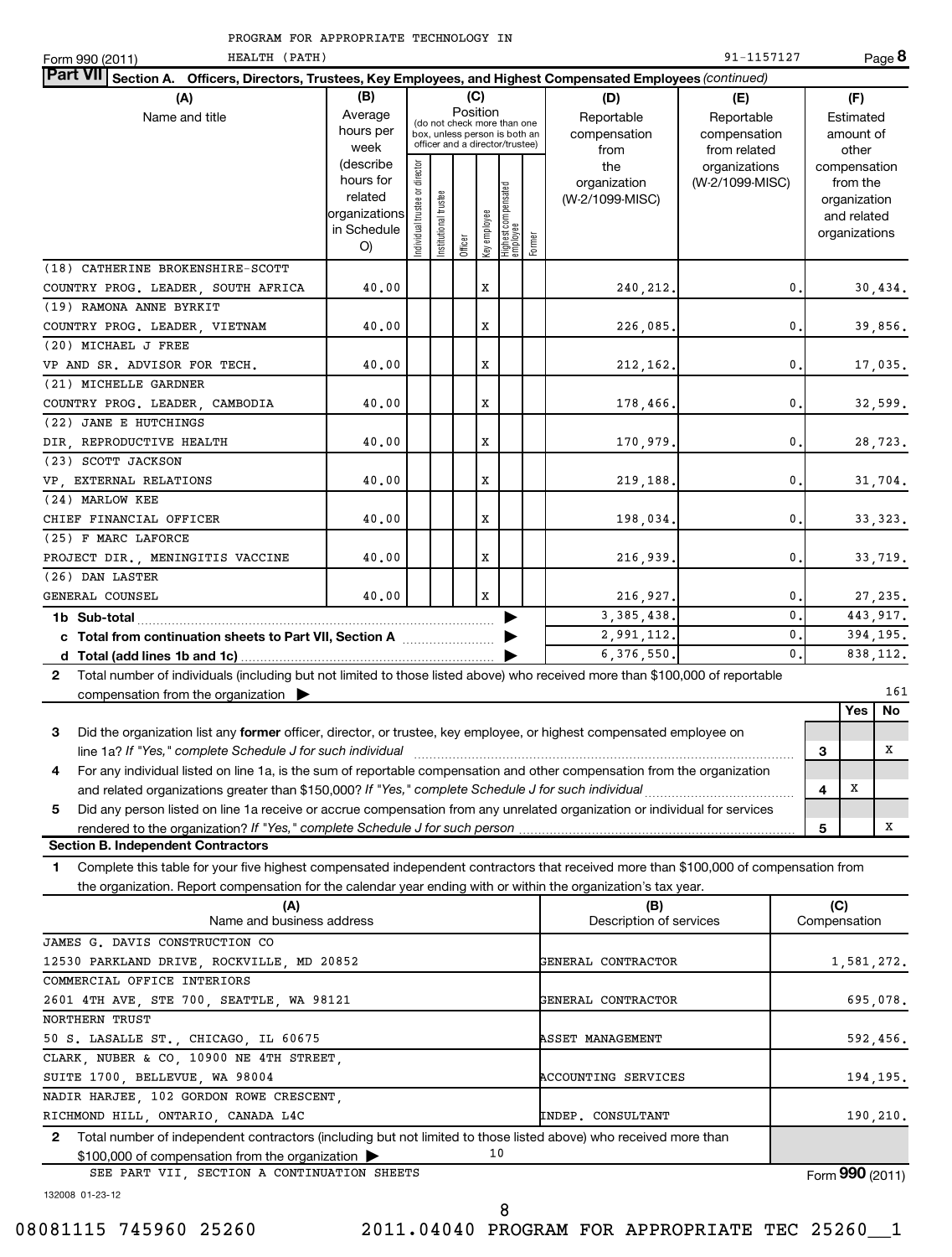PROGRAM FOR APPROPRIATE TECHNOLOGY IN HEALTH (PATH)

Form 990 (2011) 91-1157127 Page **8**

**Part VII Section A. Officers, Directors, Trustees, Key Employees, and Highest Compensated Employees** *(continued)*

| (A) Name and title | (B) Average hours per week (describe hours for related organizations in Schedule O) | (C) Position: Individual trustee or director | Institutional trustee | Officer | Key employee | Highest compensated employee | Former | (D) Reportable compensation from the organization (W-2/1099-MISC) | (E) Reportable compensation from related organizations (W-2/1099-MISC) | (F) Estimated amount of other compensation from the organization and related organizations |
|---|---|---|---|---|---|---|---|---|---|---|
| (18) CATHERINE BROKENSHIRE-SCOTT COUNTRY PROG. LEADER, SOUTH AFRICA | 40.00 | | | | X | | | 240,212. | 0. | 30,434. |
| (19) RAMONA ANNE BYRKIT COUNTRY PROG. LEADER, VIETNAM | 40.00 | | | | X | | | 226,085. | 0. | 39,856. |
| (20) MICHAEL J FREE VP AND SR. ADVISOR FOR TECH. | 40.00 | | | | X | | | 212,162. | 0. | 17,035. |
| (21) MICHELLE GARDNER COUNTRY PROG. LEADER, CAMBODIA | 40.00 | | | | X | | | 178,466. | 0. | 32,599. |
| (22) JANE E HUTCHINGS DIR, REPRODUCTIVE HEALTH | 40.00 | | | | X | | | 170,979. | 0. | 28,723. |
| (23) SCOTT JACKSON VP, EXTERNAL RELATIONS | 40.00 | | | | X | | | 219,188. | 0. | 31,704. |
| (24) MARLOW KEE CHIEF FINANCIAL OFFICER | 40.00 | | | | X | | | 198,034. | 0. | 33,323. |
| (25) F MARC LAFORCE PROJECT DIR., MENINGITIS VACCINE | 40.00 | | | | X | | | 216,939. | 0. | 33,719. |
| (26) DAN LASTER GENERAL COUNSEL | 40.00 | | | | X | | | 216,927. | 0. | 27,235. |
| **1b Sub-total** | | | | | | | | 3,385,438. | 0. | 443,917. |
| **c Total from continuation sheets to Part VII, Section A** | | | | | | | | 2,991,112. | 0. | 394,195. |
| **d Total (add lines 1b and 1c)** | | | | | | | | 6,376,550. | 0. | 838,112. |

2 Total number of individuals (including but not limited to those listed above) who received more than $100,000 of reportable compensation from the organization ▶ 161

| | | | Yes | No |
|---|---|---|---|---|
| 3 | Did the organization list any **former** officer, director, or trustee, key employee, or highest compensated employee on line 1a? *If "Yes," complete Schedule J for such individual* | 3 | | X |
| 4 | For any individual listed on line 1a, is the sum of reportable compensation and other compensation from the organization and related organizations greater than $150,000? *If "Yes," complete Schedule J for such individual* | 4 | X | |
| 5 | Did any person listed on line 1a receive or accrue compensation from any unrelated organization or individual for services rendered to the organization? *If "Yes," complete Schedule J for such person* | 5 | | X |

**Section B. Independent Contractors**

1 Complete this table for your five highest compensated independent contractors that received more than $100,000 of compensation from the organization. Report compensation for the calendar year ending with or within the organization's tax year.

| (A) Name and business address | (B) Description of services | (C) Compensation |
|---|---|---|
| JAMES G. DAVIS CONSTRUCTION CO 12530 PARKLAND DRIVE, ROCKVILLE, MD 20852 | GENERAL CONTRACTOR | 1,581,272. |
| COMMERCIAL OFFICE INTERIORS 2601 4TH AVE, STE 700, SEATTLE, WA 98121 | GENERAL CONTRACTOR | 695,078. |
| NORTHERN TRUST 50 S. LASALLE ST., CHICAGO, IL 60675 | ASSET MANAGEMENT | 592,456. |
| CLARK, NUBER & CO, 10900 NE 4TH STREET, SUITE 1700, BELLEVUE, WA 98004 | ACCOUNTING SERVICES | 194,195. |
| NADIR HARJEE, 102 GORDON ROWE CRESCENT, RICHMOND HILL, ONTARIO, CANADA L4C | INDEP. CONSULTANT | 190,210. |

2 Total number of independent contractors (including but not limited to those listed above) who received more than $100,000 of compensation from the organization ▶ 10

SEE PART VII, SECTION A CONTINUATION SHEETS

Form **990** (2011)

132008 01-23-12

08081115 745960 25260 2011.04040 PROGRAM FOR APPROPRIATE TEC 25260__1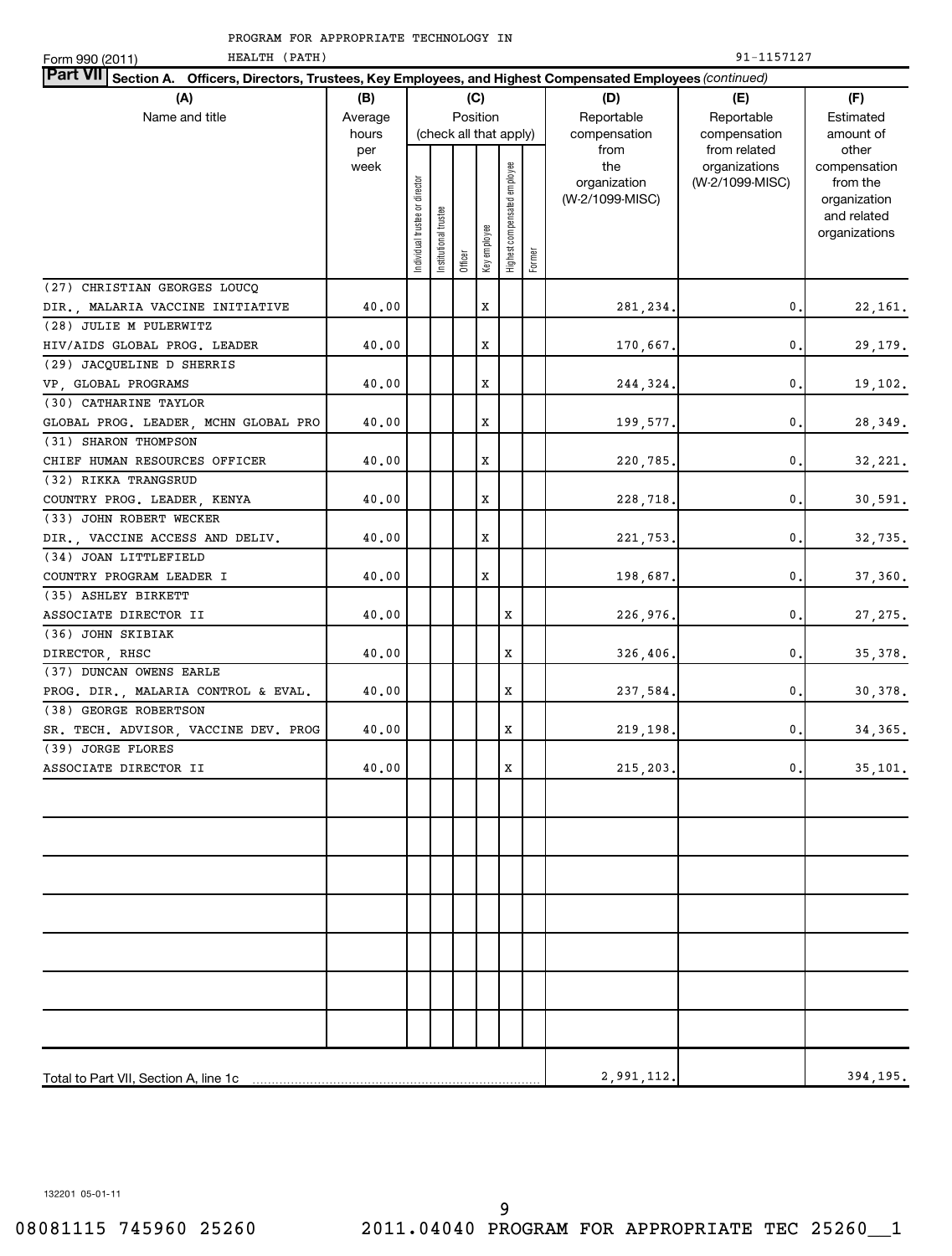PROGRAM FOR APPROPRIATE TECHNOLOGY IN HEALTH (PATH)

Form 990 (2011) 91-1157127

**Part VII Section A. Officers, Directors, Trustees, Key Employees, and Highest Compensated Employees** *(continued)*

| (A) Name and title | (B) Average hours per week | (C) Position (check all that apply): Individual trustee or director | Institutional trustee | Officer | Key employee | Highest compensated employee | Former | (D) Reportable compensation from the organization (W-2/1099-MISC) | (E) Reportable compensation from related organizations (W-2/1099-MISC) | (F) Estimated amount of other compensation from the organization and related organizations |
|---|---|---|---|---|---|---|---|---|---|---|
| (27) CHRISTIAN GEORGES LOUCQ DIR., MALARIA VACCINE INITIATIVE | 40.00 | | | | X | | | 281,234. | 0. | 22,161. |
| (28) JULIE M PULERWITZ HIV/AIDS GLOBAL PROG. LEADER | 40.00 | | | | X | | | 170,667. | 0. | 29,179. |
| (29) JACQUELINE D SHERRIS VP, GLOBAL PROGRAMS | 40.00 | | | | X | | | 244,324. | 0. | 19,102. |
| (30) CATHARINE TAYLOR GLOBAL PROG. LEADER, MCHN GLOBAL PRO | 40.00 | | | | X | | | 199,577. | 0. | 28,349. |
| (31) SHARON THOMPSON CHIEF HUMAN RESOURCES OFFICER | 40.00 | | | | X | | | 220,785. | 0. | 32,221. |
| (32) RIKKA TRANGSRUD COUNTRY PROG. LEADER, KENYA | 40.00 | | | | X | | | 228,718. | 0. | 30,591. |
| (33) JOHN ROBERT WECKER DIR., VACCINE ACCESS AND DELIV. | 40.00 | | | | X | | | 221,753. | 0. | 32,735. |
| (34) JOAN LITTLEFIELD COUNTRY PROGRAM LEADER I | 40.00 | | | | X | | | 198,687. | 0. | 37,360. |
| (35) ASHLEY BIRKETT ASSOCIATE DIRECTOR II | 40.00 | | | | | X | | 226,976. | 0. | 27,275. |
| (36) JOHN SKIBIAK DIRECTOR, RHSC | 40.00 | | | | | X | | 326,406. | 0. | 35,378. |
| (37) DUNCAN OWENS EARLE PROG. DIR., MALARIA CONTROL & EVAL. | 40.00 | | | | | X | | 237,584. | 0. | 30,378. |
| (38) GEORGE ROBERTSON SR. TECH. ADVISOR, VACCINE DEV. PROG | 40.00 | | | | | X | | 219,198. | 0. | 34,365. |
| (39) JORGE FLORES ASSOCIATE DIRECTOR II | 40.00 | | | | | X | | 215,203. | 0. | 35,101. |
| Total to Part VII, Section A, line 1c | | | | | | | | 2,991,112. | | 394,195. |

132201 05-01-11

08081115 745960 25260 2011.04040 PROGRAM FOR APPROPRIATE TEC 25260__1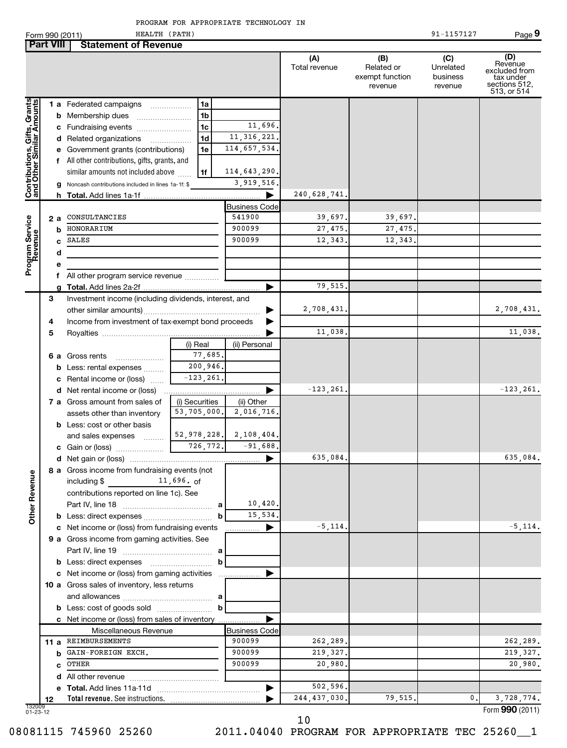PROGRAM FOR APPROPRIATE TECHNOLOGY IN HEALTH (PATH) 91-1157127

Form 990 (2011) Page 9

## Part VIII Statement of Revenue

| | | | (A) Total revenue | (B) Related or exempt function revenue | (C) Unrelated business revenue | (D) Revenue excluded from tax under sections 512, 513, or 514 |
|---|---|---|---|---|---|---|
| **Contributions, Gifts, Grants and Other Similar Amounts** | | | | | | |
| 1 a Federated campaigns | 1a | | | | | |
| b Membership dues | 1b | | | | | |
| c Fundraising events | 1c | 11,696. | | | | |
| d Related organizations | 1d | 11,316,221. | | | | |
| e Government grants (contributions) | 1e | 114,657,534. | | | | |
| f All other contributions, gifts, grants, and similar amounts not included above | 1f | 114,643,290. | | | | |
| g Noncash contributions included in lines 1a-1f: $ | | 3,919,516. | | | | |
| h **Total.** Add lines 1a-1f | | ▶ | 240,628,741. | | | |
| **Program Service Revenue** | | Business Code | | | | |
| 2 a CONSULTANCIES | | 541900 | 39,697. | 39,697. | | |
| b HONORARIUM | | 900099 | 27,475. | 27,475. | | |
| c SALES | | 900099 | 12,343. | 12,343. | | |
| d | | | | | | |
| e | | | | | | |
| f All other program service revenue | | | | | | |
| g **Total.** Add lines 2a-2f | | ▶ | 79,515. | | | |
| **Other Revenue** | | | | | | |
| 3 Investment income (including dividends, interest, and other similar amounts) | | ▶ | 2,708,431. | | | 2,708,431. |
| 4 Income from investment of tax-exempt bond proceeds | | ▶ | | | | |
| 5 Royalties | | ▶ | 11,038. | | | 11,038. |
| | (i) Real | (ii) Personal | | | | |
| 6 a Gross rents | 77,685. | | | | | |
| b Less: rental expenses | 200,946. | | | | | |
| c Rental income or (loss) | -123,261. | | | | | |
| d Net rental income or (loss) | | ▶ | -123,261. | | | -123,261. |
| 7 a Gross amount from sales of assets other than inventory | (i) Securities 53,705,000. | (ii) Other 2,016,716. | | | | |
| b Less: cost or other basis and sales expenses | 52,978,228. | 2,108,404. | | | | |
| c Gain or (loss) | 726,772. | -91,688. | | | | |
| d Net gain or (loss) | | ▶ | 635,084. | | | 635,084. |
| 8 a Gross income from fundraising events (not including $ 11,696. of contributions reported on line 1c). See Part IV, line 18 | a | 10,420. | | | | |
| b Less: direct expenses | b | 15,534. | | | | |
| c Net income or (loss) from fundraising events | | ▶ | -5,114. | | | -5,114. |
| 9 a Gross income from gaming activities. See Part IV, line 19 | a | | | | | |
| b Less: direct expenses | b | | | | | |
| c Net income or (loss) from gaming activities | | ▶ | | | | |
| 10 a Gross sales of inventory, less returns and allowances | a | | | | | |
| b Less: cost of goods sold | b | | | | | |
| c Net income or (loss) from sales of inventory | | ▶ | | | | |
| Miscellaneous Revenue | | Business Code | | | | |
| 11 a REIMBURSEMENTS | | 900099 | 262,289. | | | 262,289. |
| b GAIN-FOREIGN EXCH. | | 900099 | 219,327. | | | 219,327. |
| c OTHER | | 900099 | 20,980. | | | 20,980. |
| d All other revenue | | | | | | |
| e **Total.** Add lines 11a-11d | | ▶ | 502,596. | | | |
| 12 **Total revenue.** See instructions. | | ▶ | 244,437,030. | 79,515. | 0. | 3,728,774. |

132009 01-23-12

Form **990** (2011)

08081115 745960 25260 2011.04040 PROGRAM FOR APPROPRIATE TEC 25260__1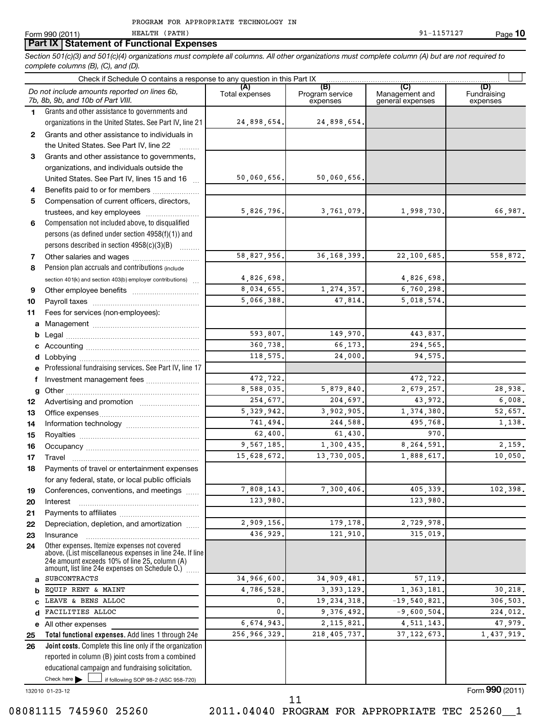PROGRAM FOR APPROPRIATE TECHNOLOGY IN HEALTH (PATH) 91-1157127

Form 990 (2011)

## Part IX Statement of Functional Expenses

*Section 501(c)(3) and 501(c)(4) organizations must complete all columns. All other organizations must complete column (A) but are not required to complete columns (B), (C), and (D).*

Check if Schedule O contains a response to any question in this Part IX

| | *Do not include amounts reported on lines 6b, 7b, 8b, 9b, and 10b of Part VIII.* | (A) Total expenses | (B) Program service expenses | (C) Management and general expenses | (D) Fundraising expenses |
|---|---|---|---|---|---|
| 1 | Grants and other assistance to governments and organizations in the United States. See Part IV, line 21 | 24,898,654. | 24,898,654. | | |
| 2 | Grants and other assistance to individuals in the United States. See Part IV, line 22 | | | | |
| 3 | Grants and other assistance to governments, organizations, and individuals outside the United States. See Part IV, lines 15 and 16 | 50,060,656. | 50,060,656. | | |
| 4 | Benefits paid to or for members | | | | |
| 5 | Compensation of current officers, directors, trustees, and key employees | 5,826,796. | 3,761,079. | 1,998,730. | 66,987. |
| 6 | Compensation not included above, to disqualified persons (as defined under section 4958(f)(1)) and persons described in section 4958(c)(3)(B) | | | | |
| 7 | Other salaries and wages | 58,827,956. | 36,168,399. | 22,100,685. | 558,872. |
| 8 | Pension plan accruals and contributions (include section 401(k) and section 403(b) employer contributions) | 4,826,698. | | 4,826,698. | |
| 9 | Other employee benefits | 8,034,655. | 1,274,357. | 6,760,298. | |
| 10 | Payroll taxes | 5,066,388. | 47,814. | 5,018,574. | |
| 11 | Fees for services (non-employees): | | | | |
| a | Management | | | | |
| b | Legal | 593,807. | 149,970. | 443,837. | |
| c | Accounting | 360,738. | 66,173. | 294,565. | |
| d | Lobbying | 118,575. | 24,000. | 94,575. | |
| e | Professional fundraising services. See Part IV, line 17 | | | | |
| f | Investment management fees | 472,722. | | 472,722. | |
| g | Other | 8,588,035. | 5,879,840. | 2,679,257. | 28,938. |
| 12 | Advertising and promotion | 254,677. | 204,697. | 43,972. | 6,008. |
| 13 | Office expenses | 5,329,942. | 3,902,905. | 1,374,380. | 52,657. |
| 14 | Information technology | 741,494. | 244,588. | 495,768. | 1,138. |
| 15 | Royalties | 62,400. | 61,430. | 970. | |
| 16 | Occupancy | 9,567,185. | 1,300,435. | 8,264,591. | 2,159. |
| 17 | Travel | 15,628,672. | 13,730,005. | 1,888,617. | 10,050. |
| 18 | Payments of travel or entertainment expenses for any federal, state, or local public officials | | | | |
| 19 | Conferences, conventions, and meetings | 7,808,143. | 7,300,406. | 405,339. | 102,398. |
| 20 | Interest | 123,980. | | 123,980. | |
| 21 | Payments to affiliates | | | | |
| 22 | Depreciation, depletion, and amortization | 2,909,156. | 179,178. | 2,729,978. | |
| 23 | Insurance | 436,929. | 121,910. | 315,019. | |
| 24 | Other expenses. Itemize expenses not covered above. (List miscellaneous expenses in line 24e. If line 24e amount exceeds 10% of line 25, column (A) amount, list line 24e expenses on Schedule O.) | | | | |
| a | SUBCONTRACTS | 34,966,600. | 34,909,481. | 57,119. | |
| b | EQUIP RENT & MAINT | 4,786,528. | 3,393,129. | 1,363,181. | 30,218. |
| c | LEAVE & BENS ALLOC | 0. | 19,234,318. | -19,540,821. | 306,503. |
| d | FACILITIES ALLOC | 0. | 9,376,492. | -9,600,504. | 224,012. |
| e | All other expenses | 6,674,943. | 2,115,821. | 4,511,143. | 47,979. |
| 25 | **Total functional expenses.** Add lines 1 through 24e | 256,966,329. | 218,405,737. | 37,122,673. | 1,437,919. |
| 26 | **Joint costs.** Complete this line only if the organization reported in column (B) joint costs from a combined educational campaign and fundraising solicitation. Check here if following SOP 98-2 (ASC 958-720) | | | | |

132010 01-23-12

Form **990** (2011)

08081115 745960 25260 2011.04040 PROGRAM FOR APPROPRIATE TEC 25260__1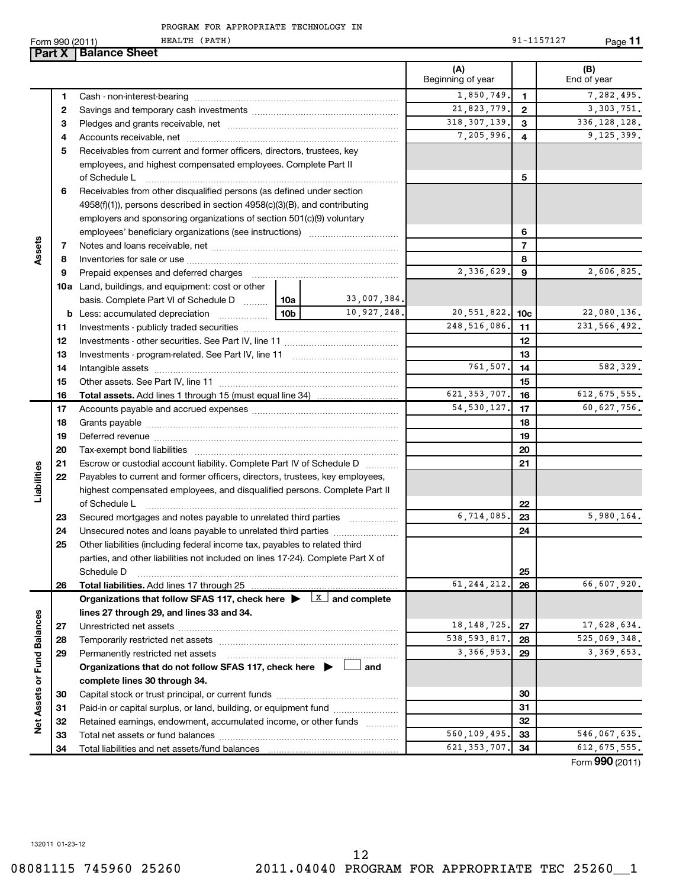PROGRAM FOR APPROPRIATE TECHNOLOGY IN HEALTH (PATH) 91-1157127

Form 990 (2011) Page **11**

## Part X Balance Sheet

| | | | | (A) Beginning of year | | (B) End of year |
|---|---|---|---|---|---|---|
| **Assets** | 1 | Cash - non-interest-bearing | | 1,850,749. | 1 | 7,282,495. |
| | 2 | Savings and temporary cash investments | | 21,823,779. | 2 | 3,303,751. |
| | 3 | Pledges and grants receivable, net | | 318,307,139. | 3 | 336,128,128. |
| | 4 | Accounts receivable, net | | 7,205,996. | 4 | 9,125,399. |
| | 5 | Receivables from current and former officers, directors, trustees, key employees, and highest compensated employees. Complete Part II of Schedule L | | | 5 | |
| | 6 | Receivables from other disqualified persons (as defined under section 4958(f)(1)), persons described in section 4958(c)(3)(B), and contributing employers and sponsoring organizations of section 501(c)(9) voluntary employees' beneficiary organizations (see instructions) | | | 6 | |
| | 7 | Notes and loans receivable, net | | | 7 | |
| | 8 | Inventories for sale or use | | | 8 | |
| | 9 | Prepaid expenses and deferred charges | | 2,336,629. | 9 | 2,606,825. |
| | 10a | Land, buildings, and equipment: cost or other basis. Complete Part VI of Schedule D | 10a 33,007,384. | | | |
| | b | Less: accumulated depreciation | 10b 10,927,248. | 20,551,822. | 10c | 22,080,136. |
| | 11 | Investments - publicly traded securities | | 248,516,086. | 11 | 231,566,492. |
| | 12 | Investments - other securities. See Part IV, line 11 | | | 12 | |
| | 13 | Investments - program-related. See Part IV, line 11 | | | 13 | |
| | 14 | Intangible assets | | 761,507. | 14 | 582,329. |
| | 15 | Other assets. See Part IV, line 11 | | | 15 | |
| | 16 | **Total assets.** Add lines 1 through 15 (must equal line 34) | | 621,353,707. | 16 | 612,675,555. |
| **Liabilities** | 17 | Accounts payable and accrued expenses | | 54,530,127. | 17 | 60,627,756. |
| | 18 | Grants payable | | | 18 | |
| | 19 | Deferred revenue | | | 19 | |
| | 20 | Tax-exempt bond liabilities | | | 20 | |
| | 21 | Escrow or custodial account liability. Complete Part IV of Schedule D | | | 21 | |
| | 22 | Payables to current and former officers, directors, trustees, key employees, highest compensated employees, and disqualified persons. Complete Part II of Schedule L | | | 22 | |
| | 23 | Secured mortgages and notes payable to unrelated third parties | | 6,714,085. | 23 | 5,980,164. |
| | 24 | Unsecured notes and loans payable to unrelated third parties | | | 24 | |
| | 25 | Other liabilities (including federal income tax, payables to related third parties, and other liabilities not included on lines 17-24). Complete Part X of Schedule D | | | 25 | |
| | 26 | **Total liabilities.** Add lines 17 through 25 | | 61,244,212. | 26 | 66,607,920. |
| **Net Assets or Fund Balances** | | **Organizations that follow SFAS 117, check here ▶ [X] and complete lines 27 through 29, and lines 33 and 34.** | | | | |
| | 27 | Unrestricted net assets | | 18,148,725. | 27 | 17,628,634. |
| | 28 | Temporarily restricted net assets | | 538,593,817. | 28 | 525,069,348. |
| | 29 | Permanently restricted net assets | | 3,366,953. | 29 | 3,369,653. |
| | | **Organizations that do not follow SFAS 117, check here ▶ [ ] and complete lines 30 through 34.** | | | | |
| | 30 | Capital stock or trust principal, or current funds | | | 30 | |
| | 31 | Paid-in or capital surplus, or land, building, or equipment fund | | | 31 | |
| | 32 | Retained earnings, endowment, accumulated income, or other funds | | | 32 | |
| | 33 | Total net assets or fund balances | | 560,109,495. | 33 | 546,067,635. |
| | 34 | Total liabilities and net assets/fund balances | | 621,353,707. | 34 | 612,675,555. |

Form **990** (2011)

132011 01-23-12

08081115 745960 25260 2011.04040 PROGRAM FOR APPROPRIATE TEC 25260__1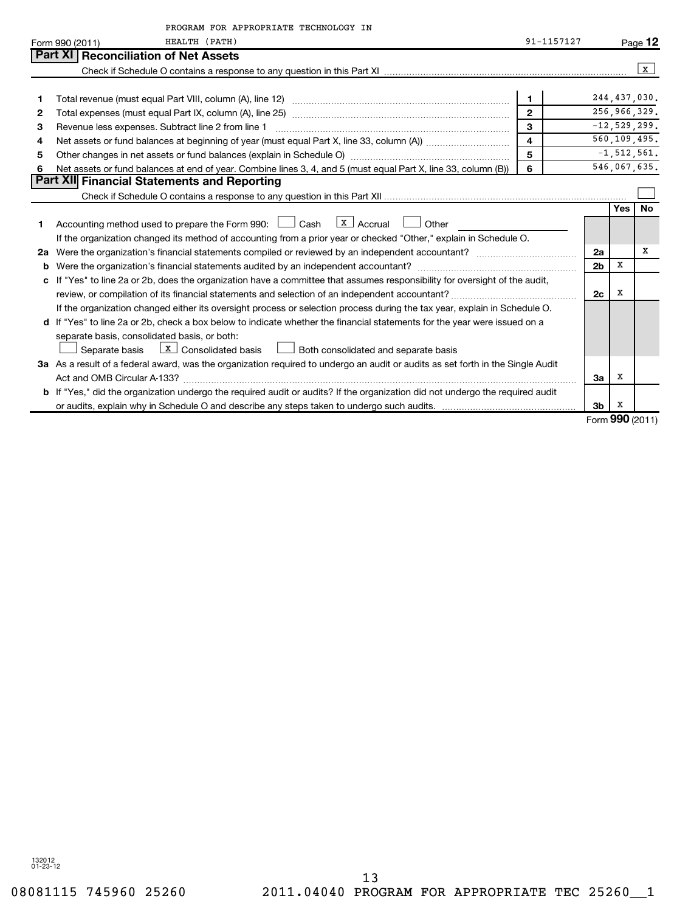PROGRAM FOR APPROPRIATE TECHNOLOGY IN HEALTH (PATH) 91-1157127

## Part XI Reconciliation of Net Assets

Check if Schedule O contains a response to any question in this Part XI .......... [X]

| | | | |
|---|---|---|---|
| 1 | Total revenue (must equal Part VIII, column (A), line 12) | 1 | 244,437,030. |
| 2 | Total expenses (must equal Part IX, column (A), line 25) | 2 | 256,966,329. |
| 3 | Revenue less expenses. Subtract line 2 from line 1 | 3 | -12,529,299. |
| 4 | Net assets or fund balances at beginning of year (must equal Part X, line 33, column (A)) | 4 | 560,109,495. |
| 5 | Other changes in net assets or fund balances (explain in Schedule O) | 5 | -1,512,561. |
| 6 | Net assets or fund balances at end of year. Combine lines 3, 4, and 5 (must equal Part X, line 33, column (B)) | 6 | 546,067,635. |

## Part XII Financial Statements and Reporting

Check if Schedule O contains a response to any question in this Part XII .......... [ ]

| | | | Yes | No |
|---|---|---|---|---|
| 1 | Accounting method used to prepare the Form 990: [ ] Cash [X] Accrual [ ] Other<br>If the organization changed its method of accounting from a prior year or checked "Other," explain in Schedule O. | | | |
| 2a | Were the organization's financial statements compiled or reviewed by an independent accountant? | 2a | | X |
| b | Were the organization's financial statements audited by an independent accountant? | 2b | X | |
| c | If "Yes" to line 2a or 2b, does the organization have a committee that assumes responsibility for oversight of the audit, review, or compilation of its financial statements and selection of an independent accountant?<br>If the organization changed either its oversight process or selection process during the tax year, explain in Schedule O. | 2c | X | |
| d | If "Yes" to line 2a or 2b, check a box below to indicate whether the financial statements for the year were issued on a separate basis, consolidated basis, or both:<br>[ ] Separate basis [X] Consolidated basis [ ] Both consolidated and separate basis | | | |
| 3a | As a result of a federal award, was the organization required to undergo an audit or audits as set forth in the Single Audit Act and OMB Circular A-133? | 3a | X | |
| b | If "Yes," did the organization undergo the required audit or audits? If the organization did not undergo the required audit or audits, explain why in Schedule O and describe any steps taken to undergo such audits. | 3b | X | |

Form 990 (2011)

132012 01-23-12

08081115 745960 25260 2011.04040 PROGRAM FOR APPROPRIATE TEC 25260__1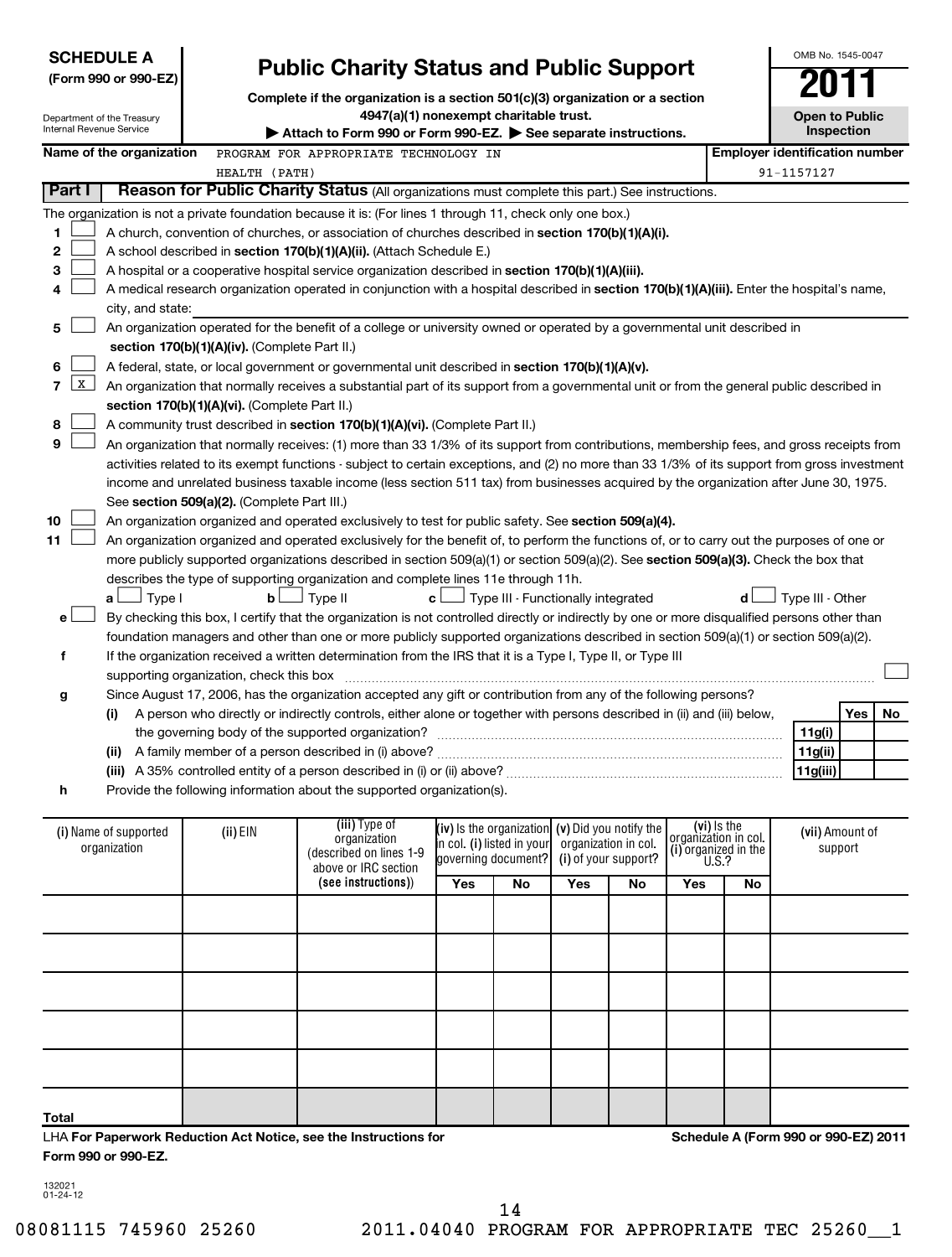**SCHEDULE A**
**(Form 990 or 990-EZ)**

Department of the Treasury
Internal Revenue Service

# Public Charity Status and Public Support

**Complete if the organization is a section 501(c)(3) organization or a section 4947(a)(1) nonexempt charitable trust.**

▶ **Attach to Form 990 or Form 990-EZ.** ▶ **See separate instructions.**

OMB No. 1545-0047

**2011**

**Open to Public Inspection**

**Name of the organization** PROGRAM FOR APPROPRIATE TECHNOLOGY IN HEALTH (PATH)

**Employer identification number** 91-1157127

## Part I Reason for Public Charity Status (All organizations must complete this part.) See instructions.

The organization is not a private foundation because it is: (For lines 1 through 11, check only one box.)

1. ☐ A church, convention of churches, or association of churches described in **section 170(b)(1)(A)(i).**
2. ☐ A school described in **section 170(b)(1)(A)(ii).** (Attach Schedule E.)
3. ☐ A hospital or a cooperative hospital service organization described in **section 170(b)(1)(A)(iii).**
4. ☐ A medical research organization operated in conjunction with a hospital described in **section 170(b)(1)(A)(iii).** Enter the hospital's name, city, and state:
5. ☐ An organization operated for the benefit of a college or university owned or operated by a governmental unit described in **section 170(b)(1)(A)(iv).** (Complete Part II.)
6. ☐ A federal, state, or local government or governmental unit described in **section 170(b)(1)(A)(v).**
7. ☒ An organization that normally receives a substantial part of its support from a governmental unit or from the general public described in **section 170(b)(1)(A)(vi).** (Complete Part II.)
8. ☐ A community trust described in **section 170(b)(1)(A)(vi).** (Complete Part II.)
9. ☐ An organization that normally receives: (1) more than 33 1/3% of its support from contributions, membership fees, and gross receipts from activities related to its exempt functions - subject to certain exceptions, and (2) no more than 33 1/3% of its support from gross investment income and unrelated business taxable income (less section 511 tax) from businesses acquired by the organization after June 30, 1975. See **section 509(a)(2).** (Complete Part III.)
10. ☐ An organization organized and operated exclusively to test for public safety. See **section 509(a)(4).**
11. ☐ An organization organized and operated exclusively for the benefit of, to perform the functions of, or to carry out the purposes of one or more publicly supported organizations described in section 509(a)(1) or section 509(a)(2). See **section 509(a)(3).** Check the box that describes the type of supporting organization and complete lines 11e through 11h.

   **a** ☐ Type I  **b** ☐ Type II  **c** ☐ Type III - Functionally integrated  **d** ☐ Type III - Other

   **e** ☐ By checking this box, I certify that the organization is not controlled directly or indirectly by one or more disqualified persons other than foundation managers and other than one or more publicly supported organizations described in section 509(a)(1) or section 509(a)(2).

   **f** If the organization received a written determination from the IRS that it is a Type I, Type II, or Type III supporting organization, check this box ☐

   **g** Since August 17, 2006, has the organization accepted any gift or contribution from any of the following persons?

| | | Yes | No |
|---|---|---|---|
| **(i)** A person who directly or indirectly controls, either alone or together with persons described in (ii) and (iii) below, the governing body of the supported organization? | **11g(i)** | | |
| **(ii)** A family member of a person described in (i) above? | **11g(ii)** | | |
| **(iii)** A 35% controlled entity of a person described in (i) or (ii) above? | **11g(iii)** | | |

   **h** Provide the following information about the supported organization(s).

| (i) Name of supported organization | (ii) EIN | (iii) Type of organization (described on lines 1-9 above or IRC section **(see instructions)**) | (iv) Is the organization in col. (i) listed in your governing document? | | (v) Did you notify the organization in col. (i) of your support? | | (vi) Is the organization in col. (i) organized in the U.S.? | | (vii) Amount of support |
|---|---|---|---|---|---|---|---|---|---|
| | | | Yes | No | Yes | No | Yes | No | |
| | | | | | | | | | |
| | | | | | | | | | |
| | | | | | | | | | |
| | | | | | | | | | |
| | | | | | | | | | |
| **Total** | | | | | | | | | |

LHA **For Paperwork Reduction Act Notice, see the Instructions for Form 990 or 990-EZ.**

**Schedule A (Form 990 or 990-EZ) 2011**

132021
01-24-12

08081115 745960 25260  2011.04040 PROGRAM FOR APPROPRIATE TEC 25260__1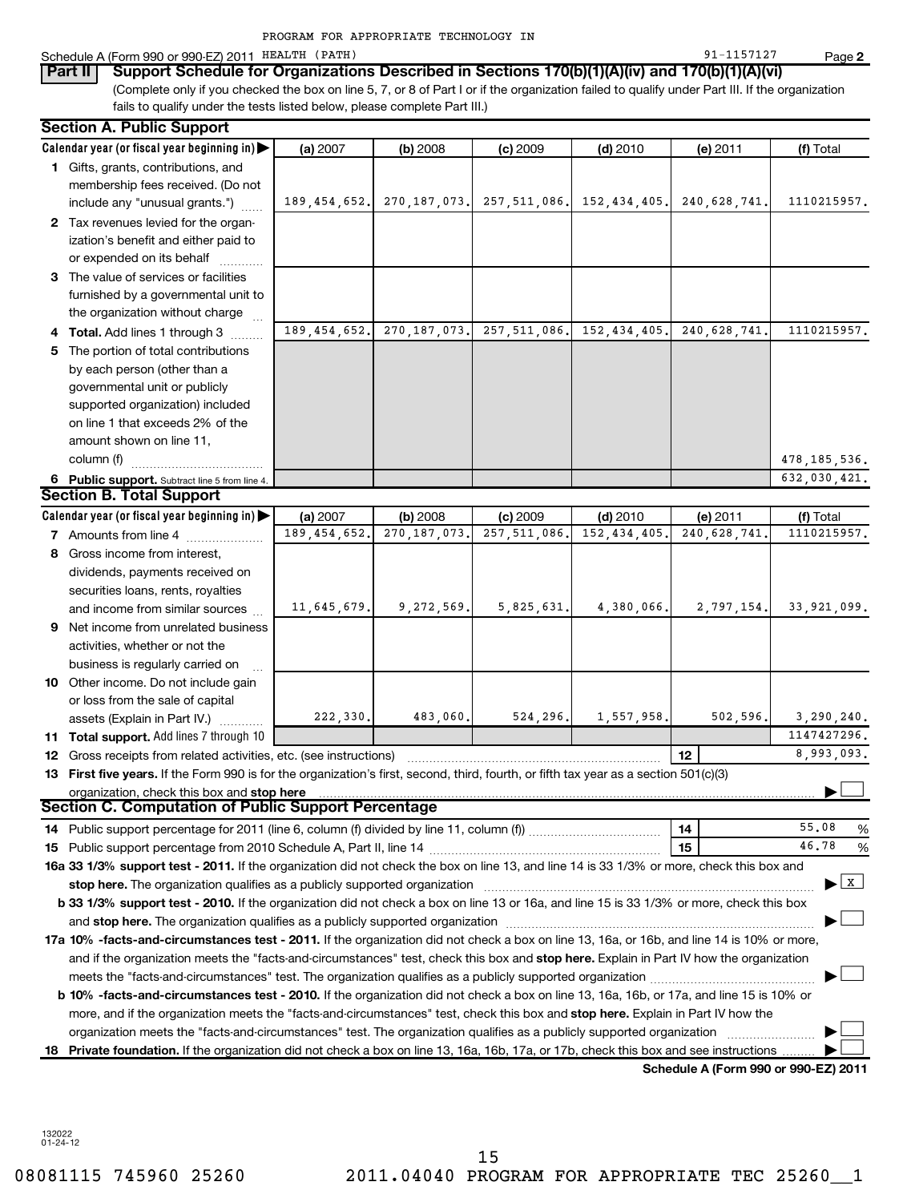PROGRAM FOR APPROPRIATE TECHNOLOGY IN HEALTH (PATH) 91-1157127

Schedule A (Form 990 or 990-EZ) 2011 Page 2

**Part II Support Schedule for Organizations Described in Sections 170(b)(1)(A)(iv) and 170(b)(1)(A)(vi)**

(Complete only if you checked the box on line 5, 7, or 8 of Part I or if the organization failed to qualify under Part III. If the organization fails to qualify under the tests listed below, please complete Part III.)

**Section A. Public Support**

| Calendar year (or fiscal year beginning in) | (a) 2007 | (b) 2008 | (c) 2009 | (d) 2010 | (e) 2011 | (f) Total |
|---|---|---|---|---|---|---|
| 1 Gifts, grants, contributions, and membership fees received. (Do not include any "unusual grants.") | 189,454,652. | 270,187,073. | 257,511,086. | 152,434,405. | 240,628,741. | 1110215957. |
| 2 Tax revenues levied for the organization's benefit and either paid to or expended on its behalf | | | | | | |
| 3 The value of services or facilities furnished by a governmental unit to the organization without charge | | | | | | |
| 4 **Total.** Add lines 1 through 3 | 189,454,652. | 270,187,073. | 257,511,086. | 152,434,405. | 240,628,741. | 1110215957. |
| 5 The portion of total contributions by each person (other than a governmental unit or publicly supported organization) included on line 1 that exceeds 2% of the amount shown on line 11, column (f) | | | | | | 478,185,536. |
| 6 **Public support.** Subtract line 5 from line 4. | | | | | | 632,030,421. |

**Section B. Total Support**

| Calendar year (or fiscal year beginning in) | (a) 2007 | (b) 2008 | (c) 2009 | (d) 2010 | (e) 2011 | (f) Total |
|---|---|---|---|---|---|---|
| 7 Amounts from line 4 | 189,454,652. | 270,187,073. | 257,511,086. | 152,434,405. | 240,628,741. | 1110215957. |
| 8 Gross income from interest, dividends, payments received on securities loans, rents, royalties and income from similar sources | 11,645,679. | 9,272,569. | 5,825,631. | 4,380,066. | 2,797,154. | 33,921,099. |
| 9 Net income from unrelated business activities, whether or not the business is regularly carried on | | | | | | |
| 10 Other income. Do not include gain or loss from the sale of capital assets (Explain in Part IV.) | 222,330. | 483,060. | 524,296. | 1,557,958. | 502,596. | 3,290,240. |
| 11 **Total support.** Add lines 7 through 10 | | | | | | 1147427296. |
| 12 Gross receipts from related activities, etc. (see instructions) | | | | | 12 | 8,993,093. |

13 **First five years.** If the Form 990 is for the organization's first, second, third, fourth, or fifth tax year as a section 501(c)(3) organization, check this box and **stop here** ☐

**Section C. Computation of Public Support Percentage**

14 Public support percentage for 2011 (line 6, column (f) divided by line 11, column (f)) — 14 — 55.08 %

15 Public support percentage from 2010 Schedule A, Part II, line 14 — 15 — 46.78 %

16a **33 1/3% support test - 2011.** If the organization did not check the box on line 13, and line 14 is 33 1/3% or more, check this box and **stop here.** The organization qualifies as a publicly supported organization ☒

b **33 1/3% support test - 2010.** If the organization did not check a box on line 13 or 16a, and line 15 is 33 1/3% or more, check this box and **stop here.** The organization qualifies as a publicly supported organization ☐

17a **10% -facts-and-circumstances test - 2011.** If the organization did not check a box on line 13, 16a, or 16b, and line 14 is 10% or more, and if the organization meets the "facts-and-circumstances" test, check this box and **stop here.** Explain in Part IV how the organization meets the "facts-and-circumstances" test. The organization qualifies as a publicly supported organization ☐

b **10% -facts-and-circumstances test - 2010.** If the organization did not check a box on line 13, 16a, 16b, or 17a, and line 15 is 10% or more, and if the organization meets the "facts-and-circumstances" test, check this box and **stop here.** Explain in Part IV how the organization meets the "facts-and-circumstances" test. The organization qualifies as a publicly supported organization ☐

18 **Private foundation.** If the organization did not check a box on line 13, 16a, 16b, 17a, or 17b, check this box and see instructions ☐

**Schedule A (Form 990 or 990-EZ) 2011**

132022 01-24-12

08081115 745960 25260 2011.04040 PROGRAM FOR APPROPRIATE TEC 25260__1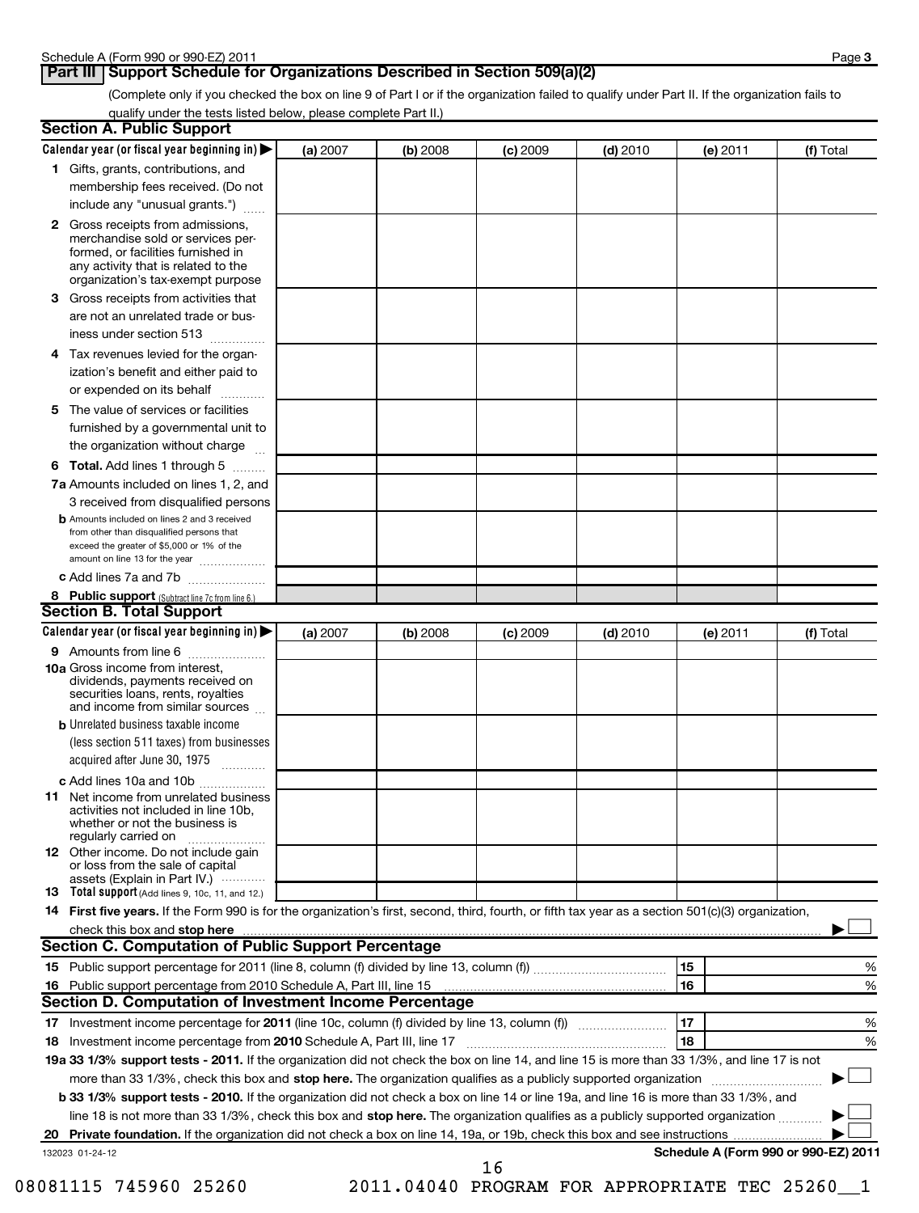**Part III Support Schedule for Organizations Described in Section 509(a)(2)**

(Complete only if you checked the box on line 9 of Part I or if the organization failed to qualify under Part II. If the organization fails to qualify under the tests listed below, please complete Part II.)

## Section A. Public Support

| Calendar year (or fiscal year beginning in) ▶ | (a) 2007 | (b) 2008 | (c) 2009 | (d) 2010 | (e) 2011 | (f) Total |
|---|---|---|---|---|---|---|
| **1** Gifts, grants, contributions, and membership fees received. (Do not include any "unusual grants.") | | | | | | |
| **2** Gross receipts from admissions, merchandise sold or services performed, or facilities furnished in any activity that is related to the organization's tax-exempt purpose | | | | | | |
| **3** Gross receipts from activities that are not an unrelated trade or business under section 513 | | | | | | |
| **4** Tax revenues levied for the organization's benefit and either paid to or expended on its behalf | | | | | | |
| **5** The value of services or facilities furnished by a governmental unit to the organization without charge | | | | | | |
| **6 Total.** Add lines 1 through 5 | | | | | | |
| **7a** Amounts included on lines 1, 2, and 3 received from disqualified persons | | | | | | |
| **b** Amounts included on lines 2 and 3 received from other than disqualified persons that exceed the greater of $5,000 or 1% of the amount on line 13 for the year | | | | | | |
| **c** Add lines 7a and 7b | | | | | | |
| **8 Public support** (Subtract line 7c from line 6.) | | | | | | |

## Section B. Total Support

| Calendar year (or fiscal year beginning in) ▶ | (a) 2007 | (b) 2008 | (c) 2009 | (d) 2010 | (e) 2011 | (f) Total |
|---|---|---|---|---|---|---|
| **9** Amounts from line 6 | | | | | | |
| **10a** Gross income from interest, dividends, payments received on securities loans, rents, royalties and income from similar sources | | | | | | |
| **b** Unrelated business taxable income (less section 511 taxes) from businesses acquired after June 30, 1975 | | | | | | |
| **c** Add lines 10a and 10b | | | | | | |
| **11** Net income from unrelated business activities not included in line 10b, whether or not the business is regularly carried on | | | | | | |
| **12** Other income. Do not include gain or loss from the sale of capital assets (Explain in Part IV.) | | | | | | |
| **13 Total support** (Add lines 9, 10c, 11, and 12.) | | | | | | |

**14 First five years.** If the Form 990 is for the organization's first, second, third, fourth, or fifth tax year as a section 501(c)(3) organization, check this box and **stop here** ▶ ☐

## Section C. Computation of Public Support Percentage

| | | | |
|---|---|---|---|
| **15** | Public support percentage for 2011 (line 8, column (f) divided by line 13, column (f)) | 15 | % |
| **16** | Public support percentage from 2010 Schedule A, Part III, line 15 | 16 | % |

## Section D. Computation of Investment Income Percentage

| | | | |
|---|---|---|---|
| **17** | Investment income percentage for **2011** (line 10c, column (f) divided by line 13, column (f)) | 17 | % |
| **18** | Investment income percentage from **2010** Schedule A, Part III, line 17 | 18 | % |

**19a 33 1/3% support tests - 2011.** If the organization did not check the box on line 14, and line 15 is more than 33 1/3%, and line 17 is not more than 33 1/3%, check this box and **stop here.** The organization qualifies as a publicly supported organization ▶ ☐

**b 33 1/3% support tests - 2010.** If the organization did not check a box on line 14 or line 19a, and line 16 is more than 33 1/3%, and line 18 is not more than 33 1/3%, check this box and **stop here.** The organization qualifies as a publicly supported organization ▶ ☐

**20 Private foundation.** If the organization did not check a box on line 14, 19a, or 19b, check this box and see instructions ▶ ☐

132023 01-24-12

08081115 745960 25260 2011.04040 PROGRAM FOR APPROPRIATE TEC 25260__1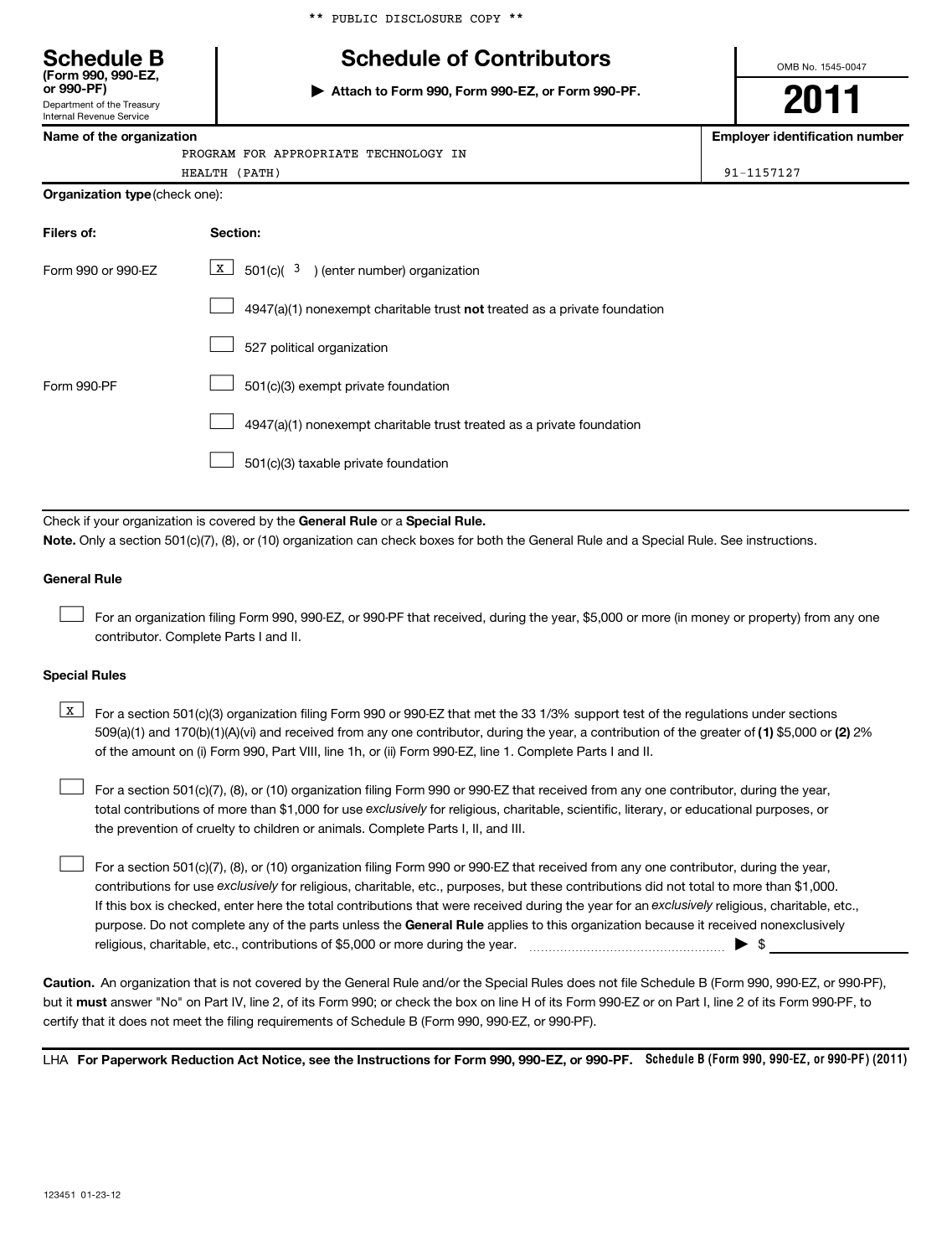** PUBLIC DISCLOSURE COPY **

# Schedule B

**(Form 990, 990-EZ, or 990-PF)**

Department of the Treasury
Internal Revenue Service

## Schedule of Contributors

▶ **Attach to Form 990, Form 990-EZ, or Form 990-PF.**

OMB No. 1545-0047

**2011**

| Name of the organization | Employer identification number |
|---|---|
| PROGRAM FOR APPROPRIATE TECHNOLOGY IN HEALTH (PATH) | 91-1157127 |

**Organization type** (check one):

| Filers of: | Section: |
|---|---|
| Form 990 or 990-EZ | [X] 501(c)( 3 ) (enter number) organization |
| | [ ] 4947(a)(1) nonexempt charitable trust **not** treated as a private foundation |
| | [ ] 527 political organization |
| Form 990-PF | [ ] 501(c)(3) exempt private foundation |
| | [ ] 4947(a)(1) nonexempt charitable trust treated as a private foundation |
| | [ ] 501(c)(3) taxable private foundation |

Check if your organization is covered by the **General Rule** or a **Special Rule.**

**Note.** Only a section 501(c)(7), (8), or (10) organization can check boxes for both the General Rule and a Special Rule. See instructions.

**General Rule**

[ ] For an organization filing Form 990, 990-EZ, or 990-PF that received, during the year, $5,000 or more (in money or property) from any one contributor. Complete Parts I and II.

**Special Rules**

[X] For a section 501(c)(3) organization filing Form 990 or 990-EZ that met the 33 1/3% support test of the regulations under sections 509(a)(1) and 170(b)(1)(A)(vi) and received from any one contributor, during the year, a contribution of the greater of **(1)** $5,000 or **(2)** 2% of the amount on (i) Form 990, Part VIII, line 1h, or (ii) Form 990-EZ, line 1. Complete Parts I and II.

[ ] For a section 501(c)(7), (8), or (10) organization filing Form 990 or 990-EZ that received from any one contributor, during the year, total contributions of more than $1,000 for use *exclusively* for religious, charitable, scientific, literary, or educational purposes, or the prevention of cruelty to children or animals. Complete Parts I, II, and III.

[ ] For a section 501(c)(7), (8), or (10) organization filing Form 990 or 990-EZ that received from any one contributor, during the year, contributions for use *exclusively* for religious, charitable, etc., purposes, but these contributions did not total to more than $1,000. If this box is checked, enter here the total contributions that were received during the year for an *exclusively* religious, charitable, etc., purpose. Do not complete any of the parts unless the **General Rule** applies to this organization because it received nonexclusively religious, charitable, etc., contributions of $5,000 or more during the year. ▶ $

**Caution.** An organization that is not covered by the General Rule and/or the Special Rules does not file Schedule B (Form 990, 990-EZ, or 990-PF), but it **must** answer "No" on Part IV, line 2, of its Form 990; or check the box on line H of its Form 990-EZ or on Part I, line 2 of its Form 990-PF, to certify that it does not meet the filing requirements of Schedule B (Form 990, 990-EZ, or 990-PF).

LHA **For Paperwork Reduction Act Notice, see the Instructions for Form 990, 990-EZ, or 990-PF.** Schedule B (Form 990, 990-EZ, or 990-PF) (2011)

123451 01-23-12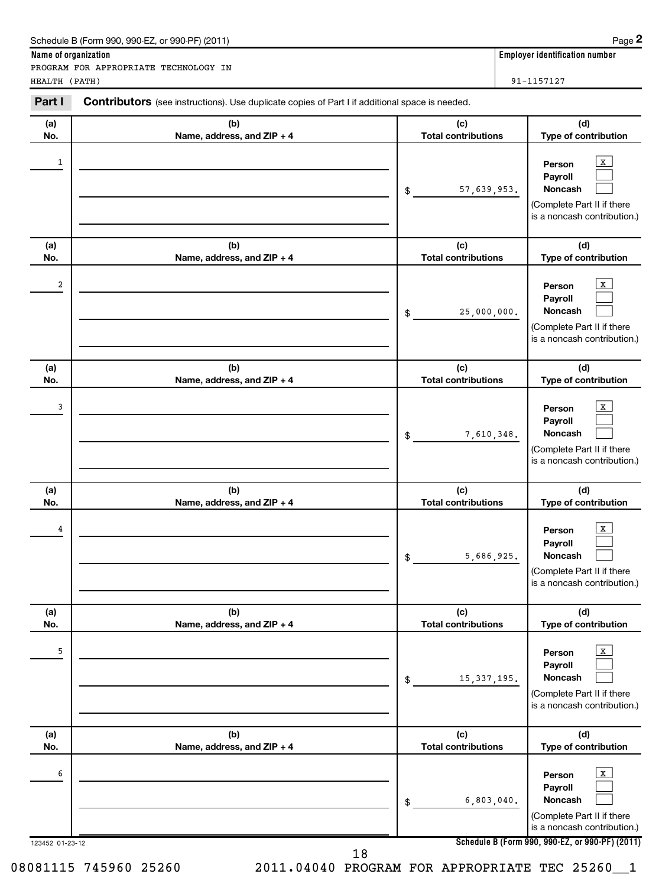Name of organization: PROGRAM FOR APPROPRIATE TECHNOLOGY IN HEALTH (PATH)

Employer identification number: 91-1157127

**Part I** **Contributors** (see instructions). Use duplicate copies of Part I if additional space is needed.

| (a) No. | (b) Name, address, and ZIP + 4 | (c) Total contributions | (d) Type of contribution |
|---|---|---|---|
| 1 | | $ 57,639,953. | Person [X] Payroll [ ] Noncash [ ] (Complete Part II if there is a noncash contribution.) |
| 2 | | $ 25,000,000. | Person [X] Payroll [ ] Noncash [ ] (Complete Part II if there is a noncash contribution.) |
| 3 | | $ 7,610,348. | Person [X] Payroll [ ] Noncash [ ] (Complete Part II if there is a noncash contribution.) |
| 4 | | $ 5,686,925. | Person [X] Payroll [ ] Noncash [ ] (Complete Part II if there is a noncash contribution.) |
| 5 | | $ 15,337,195. | Person [X] Payroll [ ] Noncash [ ] (Complete Part II if there is a noncash contribution.) |
| 6 | | $ 6,803,040. | Person [X] Payroll [ ] Noncash [ ] (Complete Part II if there is a noncash contribution.) |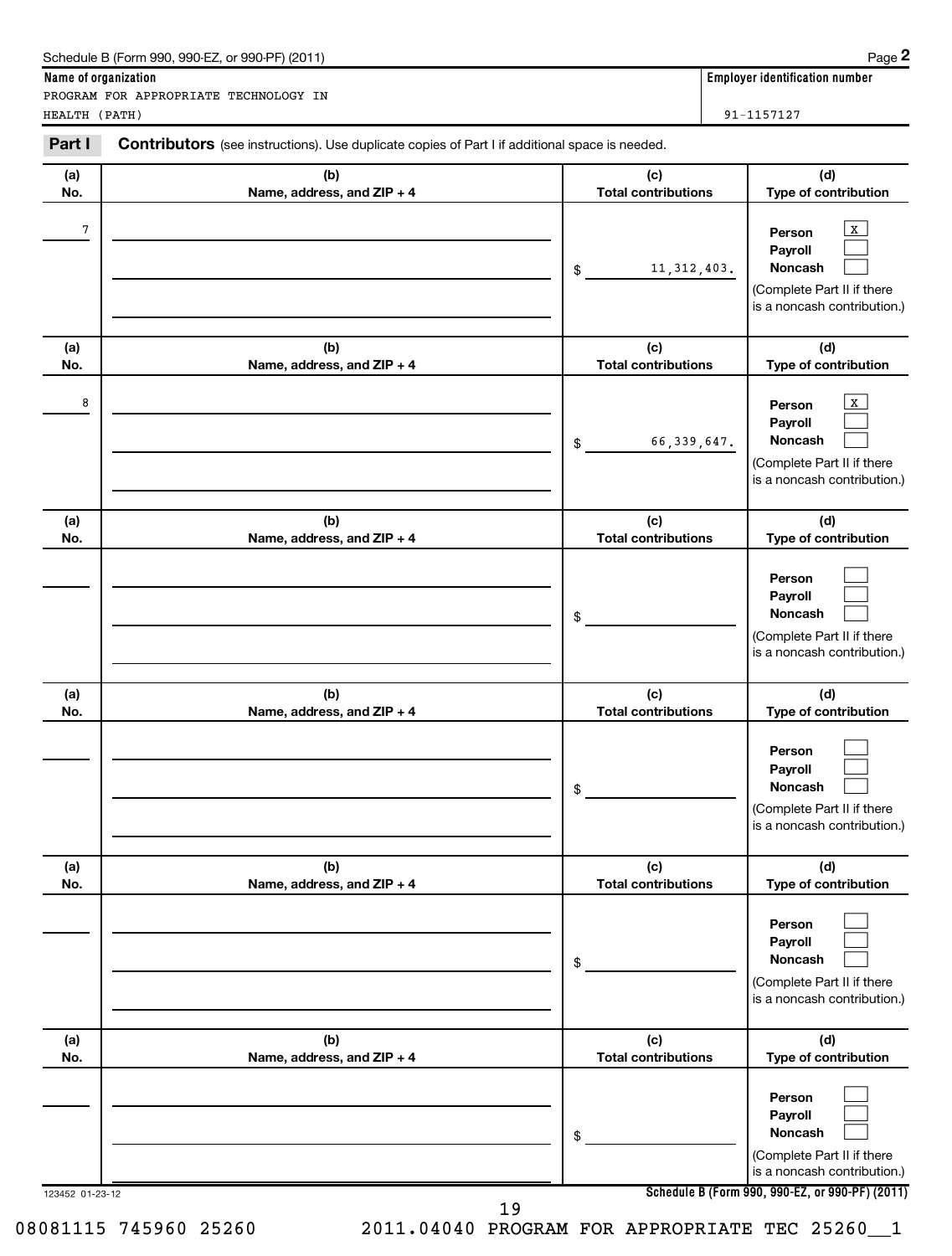Schedule B (Form 990, 990-EZ, or 990-PF) (2011)

**Name of organization**
PROGRAM FOR APPROPRIATE TECHNOLOGY IN HEALTH (PATH)

**Employer identification number**
91-1157127

## Part I Contributors (see instructions). Use duplicate copies of Part I if additional space is needed.

| (a) No. | (b) Name, address, and ZIP + 4 | (c) Total contributions | (d) Type of contribution |
|---|---|---|---|
| 7 | | $ 11,312,403. | Person [X] Payroll [ ] Noncash [ ] (Complete Part II if there is a noncash contribution.) |
| 8 | | $ 66,339,647. | Person [X] Payroll [ ] Noncash [ ] (Complete Part II if there is a noncash contribution.) |
| | | $ | Person [ ] Payroll [ ] Noncash [ ] (Complete Part II if there is a noncash contribution.) |
| | | $ | Person [ ] Payroll [ ] Noncash [ ] (Complete Part II if there is a noncash contribution.) |
| | | $ | Person [ ] Payroll [ ] Noncash [ ] (Complete Part II if there is a noncash contribution.) |
| | | $ | Person [ ] Payroll [ ] Noncash [ ] (Complete Part II if there is a noncash contribution.) |

123452 01-23-12

Schedule B (Form 990, 990-EZ, or 990-PF) (2011)

08081115 745960 25260 2011.04040 PROGRAM FOR APPROPRIATE TEC 25260__1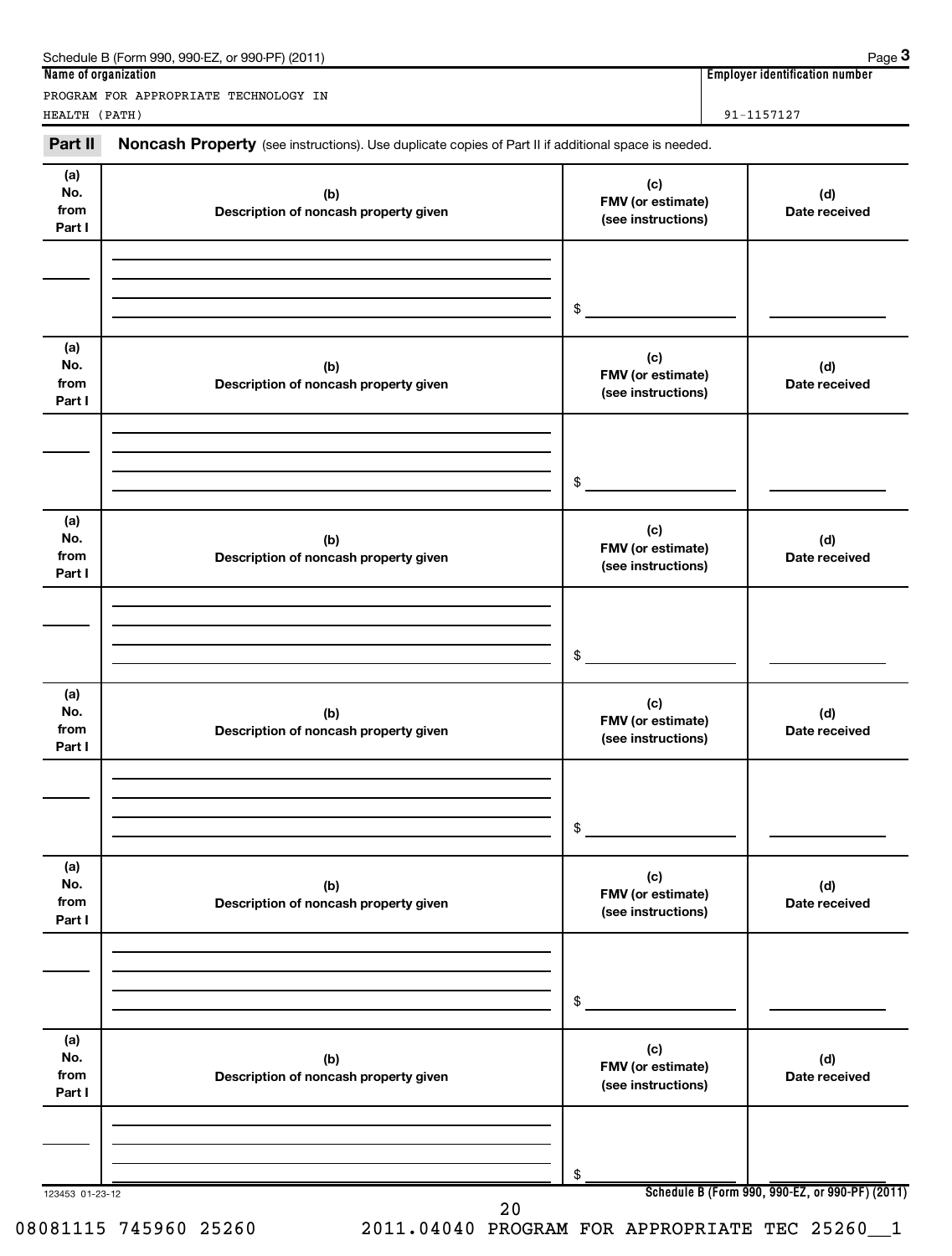Name of organization: PROGRAM FOR APPROPRIATE TECHNOLOGY IN HEALTH (PATH)

Employer identification number: 91-1157127

## Part II Noncash Property (see instructions). Use duplicate copies of Part II if additional space is needed.

| (a) No. from Part I | (b) Description of noncash property given | (c) FMV (or estimate) (see instructions) | (d) Date received |
|---|---|---|---|
| | | $ | |
| | | $ | |
| | | $ | |
| | | $ | |
| | | $ | |
| | | $ | |

123453 01-23-12

Schedule B (Form 990, 990-EZ, or 990-PF) (2011)

08081115 745960 25260 2011.04040 PROGRAM FOR APPROPRIATE TEC 25260__1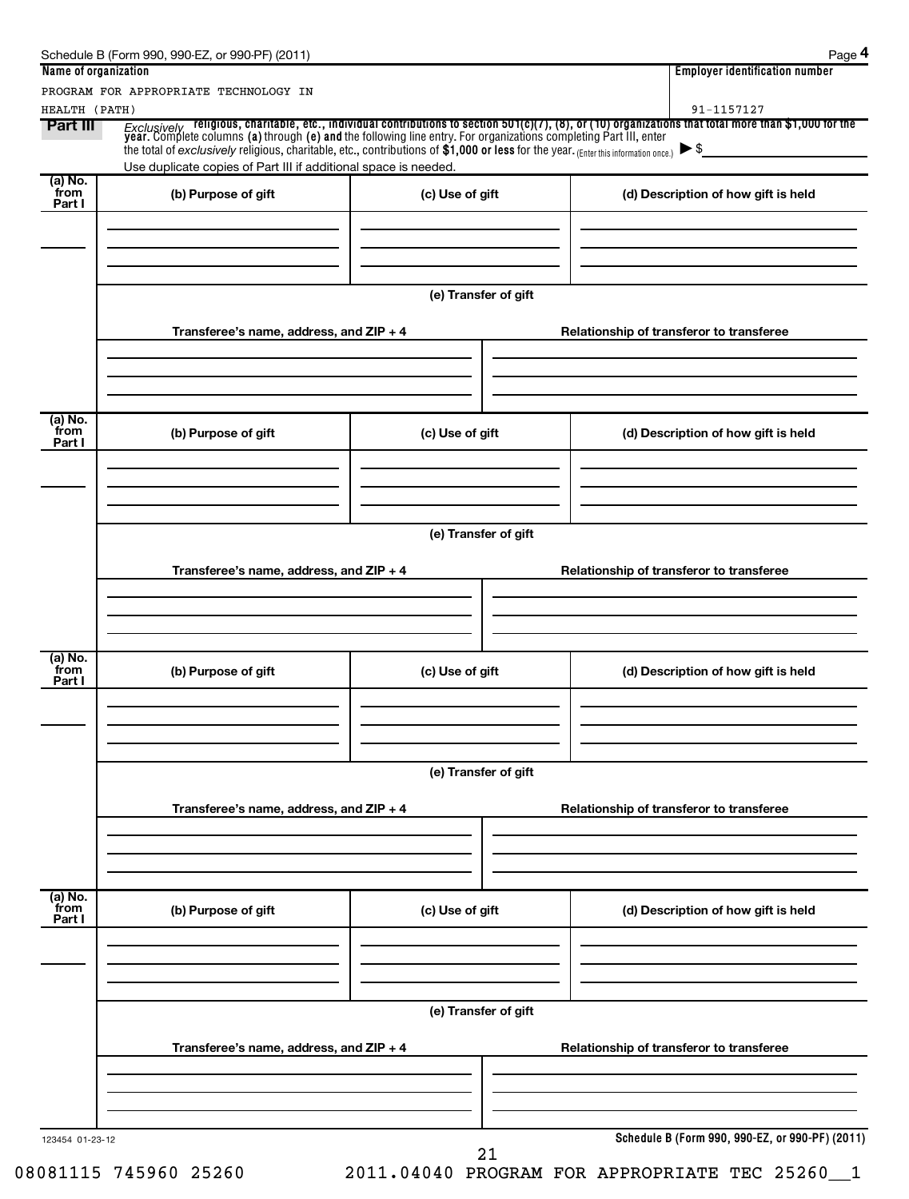Schedule B (Form 990, 990-EZ, or 990-PF) (2011) Page **4**

**Name of organization**

PROGRAM FOR APPROPRIATE TECHNOLOGY IN HEALTH (PATH)

**Employer identification number**

91-1157127

**Part III** *Exclusively* **religious, charitable, etc., individual contributions to section 501(c)(7), (8), or (10) organizations that total more than $1,000 for the year.** Complete columns **(a)** through **(e)** and the following line entry. For organizations completing Part III, enter the total of *exclusively* religious, charitable, etc., contributions of **$1,000 or less** for the year. (Enter this information once.) ▶ $

Use duplicate copies of Part III if additional space is needed.

| (a) No. from Part I | (b) Purpose of gift | (c) Use of gift | (d) Description of how gift is held |
|---|---|---|---|
| | | | |

**(e) Transfer of gift**

| Transferee's name, address, and ZIP + 4 | Relationship of transferor to transferee |
|---|---|
| | |

| (a) No. from Part I | (b) Purpose of gift | (c) Use of gift | (d) Description of how gift is held |
|---|---|---|---|
| | | | |

**(e) Transfer of gift**

| Transferee's name, address, and ZIP + 4 | Relationship of transferor to transferee |
|---|---|
| | |

| (a) No. from Part I | (b) Purpose of gift | (c) Use of gift | (d) Description of how gift is held |
|---|---|---|---|
| | | | |

**(e) Transfer of gift**

| Transferee's name, address, and ZIP + 4 | Relationship of transferor to transferee |
|---|---|
| | |

| (a) No. from Part I | (b) Purpose of gift | (c) Use of gift | (d) Description of how gift is held |
|---|---|---|---|
| | | | |

**(e) Transfer of gift**

| Transferee's name, address, and ZIP + 4 | Relationship of transferor to transferee |
|---|---|
| | |

123454 01-23-12 **Schedule B (Form 990, 990-EZ, or 990-PF) (2011)**

08081115 745960 25260 2011.04040 PROGRAM FOR APPROPRIATE TEC 25260__1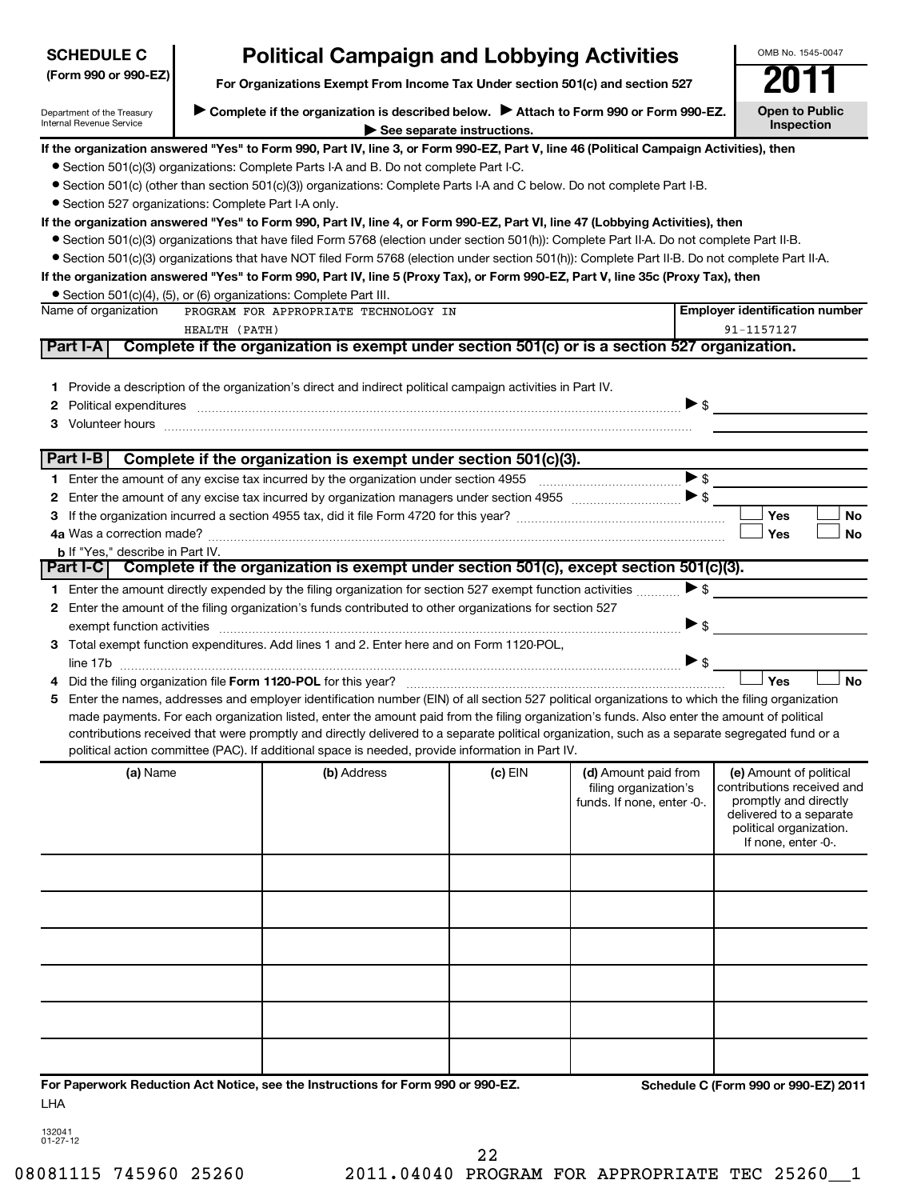**SCHEDULE C (Form 990 or 990-EZ)**

Department of the Treasury
Internal Revenue Service

# Political Campaign and Lobbying Activities

**For Organizations Exempt From Income Tax Under section 501(c) and section 527**

▶ **Complete if the organization is described below.** ▶ **Attach to Form 990 or Form 990-EZ.**
▶ **See separate instructions.**

OMB No. 1545-0047

**2011**

**Open to Public Inspection**

**If the organization answered "Yes" to Form 990, Part IV, line 3, or Form 990-EZ, Part V, line 46 (Political Campaign Activities), then**

- Section 501(c)(3) organizations: Complete Parts I-A and B. Do not complete Part I-C.
- Section 501(c) (other than section 501(c)(3)) organizations: Complete Parts I-A and C below. Do not complete Part I-B.
- Section 527 organizations: Complete Part I-A only.

**If the organization answered "Yes" to Form 990, Part IV, line 4, or Form 990-EZ, Part VI, line 47 (Lobbying Activities), then**

- Section 501(c)(3) organizations that have filed Form 5768 (election under section 501(h)): Complete Part II-A. Do not complete Part II-B.
- Section 501(c)(3) organizations that have NOT filed Form 5768 (election under section 501(h)): Complete Part II-B. Do not complete Part II-A.

**If the organization answered "Yes" to Form 990, Part IV, line 5 (Proxy Tax), or Form 990-EZ, Part V, line 35c (Proxy Tax), then**

- Section 501(c)(4), (5), or (6) organizations: Complete Part III.

| Name of organization | Employer identification number |
|---|---|
| PROGRAM FOR APPROPRIATE TECHNOLOGY IN HEALTH (PATH) | 91-1157127 |

## Part I-A Complete if the organization is exempt under section 501(c) or is a section 527 organization.

1. Provide a description of the organization's direct and indirect political campaign activities in Part IV.
2. Political expenditures ▶ $
3. Volunteer hours

## Part I-B Complete if the organization is exempt under section 501(c)(3).

1. Enter the amount of any excise tax incurred by the organization under section 4955 ▶ $
2. Enter the amount of any excise tax incurred by organization managers under section 4955 ▶ $
3. If the organization incurred a section 4955 tax, did it file Form 4720 for this year? ☐ Yes ☐ No

4a Was a correction made? ☐ Yes ☐ No

b If "Yes," describe in Part IV.

## Part I-C Complete if the organization is exempt under section 501(c), except section 501(c)(3).

1. Enter the amount directly expended by the filing organization for section 527 exempt function activities ▶ $
2. Enter the amount of the filing organization's funds contributed to other organizations for section 527 exempt function activities ▶ $
3. Total exempt function expenditures. Add lines 1 and 2. Enter here and on Form 1120-POL, line 17b ▶ $
4. Did the filing organization file **Form 1120-POL** for this year? ☐ Yes ☐ No
5. Enter the names, addresses and employer identification number (EIN) of all section 527 political organizations to which the filing organization made payments. For each organization listed, enter the amount paid from the filing organization's funds. Also enter the amount of political contributions received that were promptly and directly delivered to a separate political organization, such as a separate segregated fund or a political action committee (PAC). If additional space is needed, provide information in Part IV.

| (a) Name | (b) Address | (c) EIN | (d) Amount paid from filing organization's funds. If none, enter -0-. | (e) Amount of political contributions received and promptly and directly delivered to a separate political organization. If none, enter -0-. |
|---|---|---|---|---|
| | | | | |
| | | | | |
| | | | | |
| | | | | |
| | | | | |
| | | | | |

**For Paperwork Reduction Act Notice, see the Instructions for Form 990 or 990-EZ.**

**Schedule C (Form 990 or 990-EZ) 2011**

LHA

132041
01-27-12

08081115 745960 25260 2011.04040 PROGRAM FOR APPROPRIATE TEC 25260__1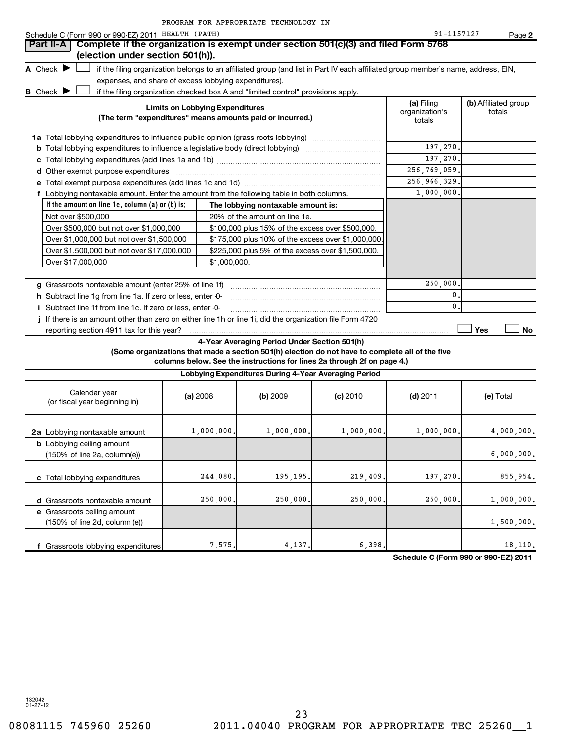PROGRAM FOR APPROPRIATE TECHNOLOGY IN

Schedule C (Form 990 or 990-EZ) 2011 HEALTH (PATH) 91-1157127 Page 2

## Part II-A Complete if the organization is exempt under section 501(c)(3) and filed Form 5768 (election under section 501(h)).

A Check ▶ ☐ if the filing organization belongs to an affiliated group (and list in Part IV each affiliated group member's name, address, EIN, expenses, and share of excess lobbying expenditures).

B Check ▶ ☐ if the filing organization checked box A and "limited control" provisions apply.

| Limits on Lobbying Expenditures (The term "expenditures" means amounts paid or incurred.) | (a) Filing organization's totals | (b) Affiliated group totals |
|---|---|---|
| 1a Total lobbying expenditures to influence public opinion (grass roots lobbying) | | |
| b Total lobbying expenditures to influence a legislative body (direct lobbying) | 197,270. | |
| c Total lobbying expenditures (add lines 1a and 1b) | 197,270. | |
| d Other exempt purpose expenditures | 256,769,059. | |
| e Total exempt purpose expenditures (add lines 1c and 1d) | 256,966,329. | |
| f Lobbying nontaxable amount. Enter the amount from the following table in both columns. | 1,000,000. | |

| If the amount on line 1e, column (a) or (b) is: | The lobbying nontaxable amount is: |
|---|---|
| Not over $500,000 | 20% of the amount on line 1e. |
| Over $500,000 but not over $1,000,000 | $100,000 plus 15% of the excess over $500,000. |
| Over $1,000,000 but not over $1,500,000 | $175,000 plus 10% of the excess over $1,000,000. |
| Over $1,500,000 but not over $17,000,000 | $225,000 plus 5% of the excess over $1,500,000. |
| Over $17,000,000 | $1,000,000. |

| | (a) Filing organization's totals | (b) Affiliated group totals |
|---|---|---|
| g Grassroots nontaxable amount (enter 25% of line 1f) | 250,000. | |
| h Subtract line 1g from line 1a. If zero or less, enter -0- | 0. | |
| i Subtract line 1f from line 1c. If zero or less, enter -0- | 0. | |

j If there is an amount other than zero on either line 1h or line 1i, did the organization file Form 4720 reporting section 4911 tax for this year? ☐ Yes ☐ No

### 4-Year Averaging Period Under Section 501(h)

**(Some organizations that made a section 501(h) election do not have to complete all of the five columns below. See the instructions for lines 2a through 2f on page 4.)**

**Lobbying Expenditures During 4-Year Averaging Period**

| Calendar year (or fiscal year beginning in) | (a) 2008 | (b) 2009 | (c) 2010 | (d) 2011 | (e) Total |
|---|---|---|---|---|---|
| 2a Lobbying nontaxable amount | 1,000,000. | 1,000,000. | 1,000,000. | 1,000,000. | 4,000,000. |
| b Lobbying ceiling amount (150% of line 2a, column(e)) | | | | | 6,000,000. |
| c Total lobbying expenditures | 244,080. | 195,195. | 219,409. | 197,270. | 855,954. |
| d Grassroots nontaxable amount | 250,000. | 250,000. | 250,000. | 250,000. | 1,000,000. |
| e Grassroots ceiling amount (150% of line 2d, column (e)) | | | | | 1,500,000. |
| f Grassroots lobbying expenditures | 7,575. | 4,137. | 6,398. | | 18,110. |

Schedule C (Form 990 or 990-EZ) 2011

132042
01-27-12

08081115 745960 25260 2011.04040 PROGRAM FOR APPROPRIATE TEC 25260__1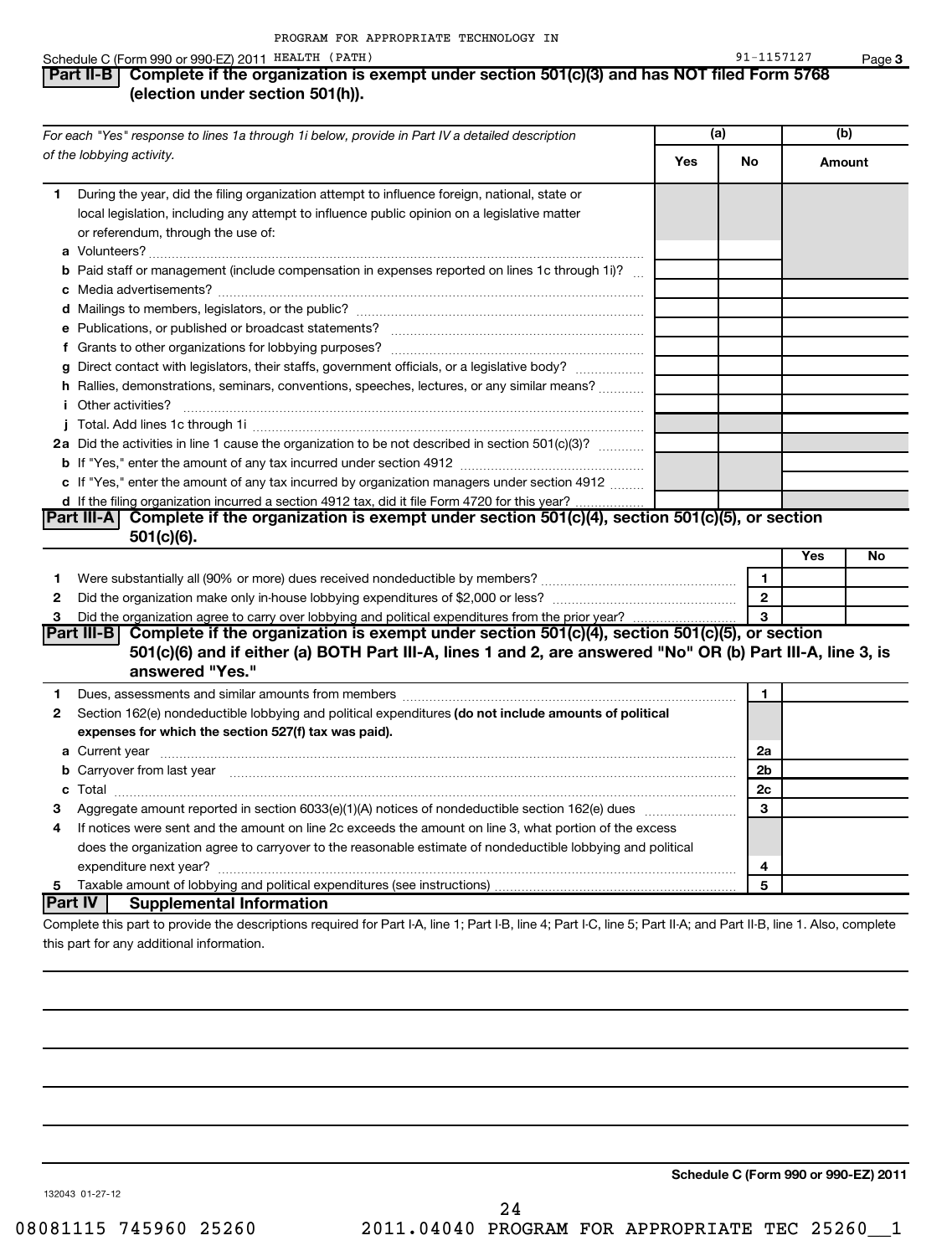PROGRAM FOR APPROPRIATE TECHNOLOGY IN

Schedule C (Form 990 or 990-EZ) 2011 HEALTH (PATH) 91-1157127 Page 3

## Part II-B Complete if the organization is exempt under section 501(c)(3) and has NOT filed Form 5768 (election under section 501(h)).

| For each "Yes" response to lines 1a through 1i below, provide in Part IV a detailed description of the lobbying activity. | (a) Yes | (a) No | (b) Amount |
|---|---|---|---|
| **1** During the year, did the filing organization attempt to influence foreign, national, state or local legislation, including any attempt to influence public opinion on a legislative matter or referendum, through the use of: | | | |
| **a** Volunteers? | | | |
| **b** Paid staff or management (include compensation in expenses reported on lines 1c through 1i)? | | | |
| **c** Media advertisements? | | | |
| **d** Mailings to members, legislators, or the public? | | | |
| **e** Publications, or published or broadcast statements? | | | |
| **f** Grants to other organizations for lobbying purposes? | | | |
| **g** Direct contact with legislators, their staffs, government officials, or a legislative body? | | | |
| **h** Rallies, demonstrations, seminars, conventions, speeches, lectures, or any similar means? | | | |
| **i** Other activities? | | | |
| **j** Total. Add lines 1c through 1i | | | |
| **2a** Did the activities in line 1 cause the organization to be not described in section 501(c)(3)? | | | |
| **b** If "Yes," enter the amount of any tax incurred under section 4912 | | | |
| **c** If "Yes," enter the amount of any tax incurred by organization managers under section 4912 | | | |
| **d** If the filing organization incurred a section 4912 tax, did it file Form 4720 for this year? | | | |

## Part III-A Complete if the organization is exempt under section 501(c)(4), section 501(c)(5), or section 501(c)(6).

| | | Yes | No |
|---|---|---|---|
| **1** Were substantially all (90% or more) dues received nondeductible by members? | 1 | | |
| **2** Did the organization make only in-house lobbying expenditures of $2,000 or less? | 2 | | |
| **3** Did the organization agree to carry over lobbying and political expenditures from the prior year? | 3 | | |

## Part III-B Complete if the organization is exempt under section 501(c)(4), section 501(c)(5), or section 501(c)(6) and if either (a) BOTH Part III-A, lines 1 and 2, are answered "No" OR (b) Part III-A, line 3, is answered "Yes."

| | | |
|---|---|---|
| **1** Dues, assessments and similar amounts from members | 1 | |
| **2** Section 162(e) nondeductible lobbying and political expenditures **(do not include amounts of political expenses for which the section 527(f) tax was paid).** | | |
| **a** Current year | 2a | |
| **b** Carryover from last year | 2b | |
| **c** Total | 2c | |
| **3** Aggregate amount reported in section 6033(e)(1)(A) notices of nondeductible section 162(e) dues | 3 | |
| **4** If notices were sent and the amount on line 2c exceeds the amount on line 3, what portion of the excess does the organization agree to carryover to the reasonable estimate of nondeductible lobbying and political expenditure next year? | 4 | |
| **5** Taxable amount of lobbying and political expenditures (see instructions) | 5 | |

## Part IV Supplemental Information

Complete this part to provide the descriptions required for Part I-A, line 1; Part I-B, line 4; Part I-C, line 5; Part II-A; and Part II-B, line 1. Also, complete this part for any additional information.

**Schedule C (Form 990 or 990-EZ) 2011**

132043 01-27-12

08081115 745960 25260 2011.04040 PROGRAM FOR APPROPRIATE TEC 25260__1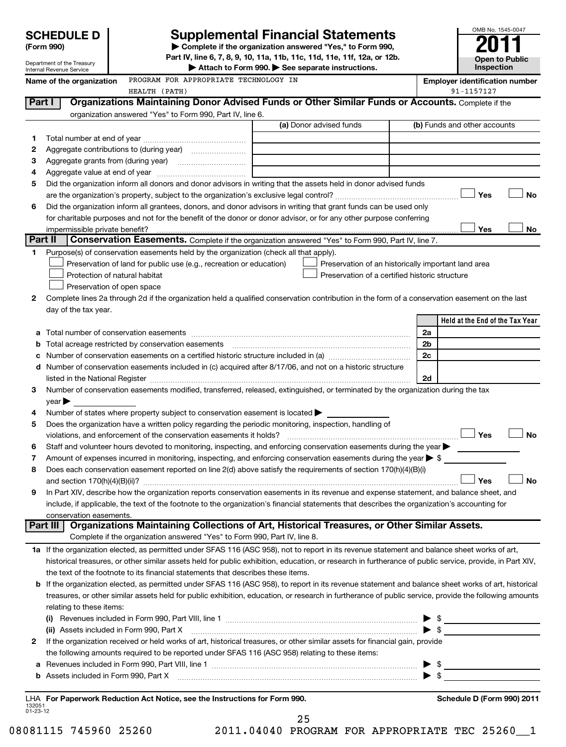**SCHEDULE D** (Form 990)

Department of the Treasury
Internal Revenue Service

# Supplemental Financial Statements

▶ Complete if the organization answered "Yes," to Form 990, Part IV, line 6, 7, 8, 9, 10, 11a, 11b, 11c, 11d, 11e, 11f, 12a, or 12b.
▶ Attach to Form 990. ▶ See separate instructions.

OMB No. 1545-0047

**2011**

**Open to Public Inspection**

**Name of the organization** PROGRAM FOR APPROPRIATE TECHNOLOGY IN HEALTH (PATH)

**Employer identification number** 91-1157127

## Part I Organizations Maintaining Donor Advised Funds or Other Similar Funds or Accounts.
Complete if the organization answered "Yes" to Form 990, Part IV, line 6.

| | | (a) Donor advised funds | (b) Funds and other accounts |
|---|---|---|---|
| 1 | Total number at end of year | | |
| 2 | Aggregate contributions to (during year) | | |
| 3 | Aggregate grants from (during year) | | |
| 4 | Aggregate value at end of year | | |

5 Did the organization inform all donors and donor advisors in writing that the assets held in donor advised funds are the organization's property, subject to the organization's exclusive legal control? ☐ Yes ☐ No

6 Did the organization inform all grantees, donors, and donor advisors in writing that grant funds can be used only for charitable purposes and not for the benefit of the donor or donor advisor, or for any other purpose conferring impermissible private benefit? ☐ Yes ☐ No

## Part II Conservation Easements.
Complete if the organization answered "Yes" to Form 990, Part IV, line 7.

1 Purpose(s) of conservation easements held by the organization (check all that apply).
- ☐ Preservation of land for public use (e.g., recreation or education)
- ☐ Preservation of an historically important land area
- ☐ Protection of natural habitat
- ☐ Preservation of a certified historic structure
- ☐ Preservation of open space

2 Complete lines 2a through 2d if the organization held a qualified conservation contribution in the form of a conservation easement on the last day of the tax year.

| | | | Held at the End of the Tax Year |
|---|---|---|---|
| a | Total number of conservation easements | 2a | |
| b | Total acreage restricted by conservation easements | 2b | |
| c | Number of conservation easements on a certified historic structure included in (a) | 2c | |
| d | Number of conservation easements included in (c) acquired after 8/17/06, and not on a historic structure listed in the National Register | 2d | |

3 Number of conservation easements modified, transferred, released, extinguished, or terminated by the organization during the tax year ▶

4 Number of states where property subject to conservation easement is located ▶

5 Does the organization have a written policy regarding the periodic monitoring, inspection, handling of violations, and enforcement of the conservation easements it holds? ☐ Yes ☐ No

6 Staff and volunteer hours devoted to monitoring, inspecting, and enforcing conservation easements during the year ▶

7 Amount of expenses incurred in monitoring, inspecting, and enforcing conservation easements during the year ▶ $

8 Does each conservation easement reported on line 2(d) above satisfy the requirements of section 170(h)(4)(B)(i) and section 170(h)(4)(B)(ii)? ☐ Yes ☐ No

9 In Part XIV, describe how the organization reports conservation easements in its revenue and expense statement, and balance sheet, and include, if applicable, the text of the footnote to the organization's financial statements that describes the organization's accounting for conservation easements.

## Part III Organizations Maintaining Collections of Art, Historical Treasures, or Other Similar Assets.
Complete if the organization answered "Yes" to Form 990, Part IV, line 8.

1a If the organization elected, as permitted under SFAS 116 (ASC 958), not to report in its revenue statement and balance sheet works of art, historical treasures, or other similar assets held for public exhibition, education, or research in furtherance of public service, provide, in Part XIV, the text of the footnote to its financial statements that describes these items.

b If the organization elected, as permitted under SFAS 116 (ASC 958), to report in its revenue statement and balance sheet works of art, historical treasures, or other similar assets held for public exhibition, education, or research in furtherance of public service, provide the following amounts relating to these items:

(i) Revenues included in Form 990, Part VIII, line 1 ▶ $

(ii) Assets included in Form 990, Part X ▶ $

2 If the organization received or held works of art, historical treasures, or other similar assets for financial gain, provide the following amounts required to be reported under SFAS 116 (ASC 958) relating to these items:

a Revenues included in Form 990, Part VIII, line 1 ▶ $

b Assets included in Form 990, Part X ▶ $

LHA **For Paperwork Reduction Act Notice, see the Instructions for Form 990.** **Schedule D (Form 990) 2011**

132051
01-23-12

08081115 745960 25260 2011.04040 PROGRAM FOR APPROPRIATE TEC 25260__1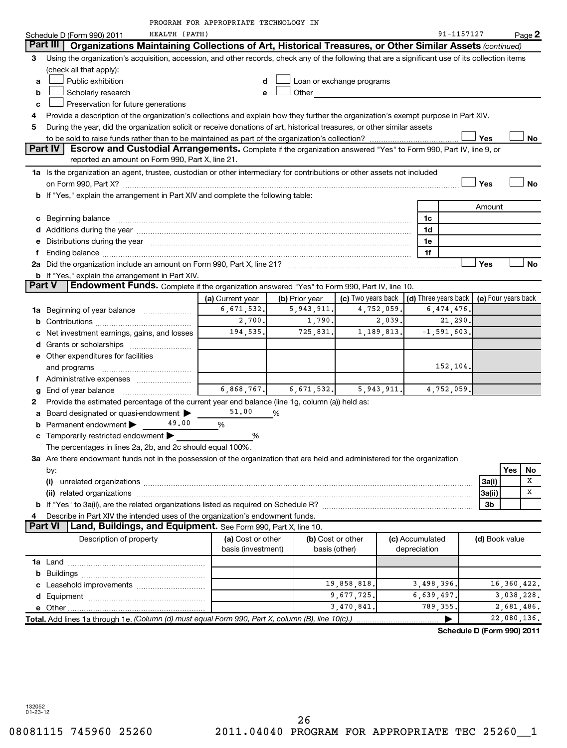PROGRAM FOR APPROPRIATE TECHNOLOGY IN HEALTH (PATH) 91-1157127

Schedule D (Form 990) 2011 Page 2

## Part III Organizations Maintaining Collections of Art, Historical Treasures, or Other Similar Assets *(continued)*

3 Using the organization's acquisition, accession, and other records, check any of the following that are a significant use of its collection items (check all that apply):

a ☐ Public exhibition
b ☐ Scholarly research
c ☐ Preservation for future generations
d ☐ Loan or exchange programs
e ☐ Other

4 Provide a description of the organization's collections and explain how they further the organization's exempt purpose in Part XIV.

5 During the year, did the organization solicit or receive donations of art, historical treasures, or other similar assets to be sold to raise funds rather than to be maintained as part of the organization's collection? ☐ Yes ☐ No

## Part IV Escrow and Custodial Arrangements.

Complete if the organization answered "Yes" to Form 990, Part IV, line 9, or reported an amount on Form 990, Part X, line 21.

1a Is the organization an agent, trustee, custodian or other intermediary for contributions or other assets not included on Form 990, Part X? ☐ Yes ☐ No

b If "Yes," explain the arrangement in Part XIV and complete the following table:

| | | Amount |
|---|---|---|
| c Beginning balance | 1c | |
| d Additions during the year | 1d | |
| e Distributions during the year | 1e | |
| f Ending balance | 1f | |

2a Did the organization include an amount on Form 990, Part X, line 21? ☐ Yes ☐ No

b If "Yes," explain the arrangement in Part XIV.

## Part V Endowment Funds.

Complete if the organization answered "Yes" to Form 990, Part IV, line 10.

| | (a) Current year | (b) Prior year | (c) Two years back | (d) Three years back | (e) Four years back |
|---|---|---|---|---|---|
| 1a Beginning of year balance | 6,671,532. | 5,943,911. | 4,752,059. | 6,474,476. | |
| b Contributions | 2,700. | 1,790. | 2,039. | 21,290. | |
| c Net investment earnings, gains, and losses | 194,535. | 725,831. | 1,189,813. | -1,591,603. | |
| d Grants or scholarships | | | | | |
| e Other expenditures for facilities and programs | | | | 152,104. | |
| f Administrative expenses | | | | | |
| g End of year balance | 6,868,767. | 6,671,532. | 5,943,911. | 4,752,059. | |

2 Provide the estimated percentage of the current year end balance (line 1g, column (a)) held as:

a Board designated or quasi-endowment ▶ 51.00 %

b Permanent endowment ▶ 49.00 %

c Temporarily restricted endowment ▶ %

The percentages in lines 2a, 2b, and 2c should equal 100%.

3a Are there endowment funds not in the possession of the organization that are held and administered for the organization by:

| | | Yes | No |
|---|---|---|---|
| (i) unrelated organizations | 3a(i) | | X |
| (ii) related organizations | 3a(ii) | | X |
| b If "Yes" to 3a(ii), are the related organizations listed as required on Schedule R? | 3b | | |

4 Describe in Part XIV the intended uses of the organization's endowment funds.

## Part VI Land, Buildings, and Equipment.

See Form 990, Part X, line 10.

| Description of property | (a) Cost or other basis (investment) | (b) Cost or other basis (other) | (c) Accumulated depreciation | (d) Book value |
|---|---|---|---|---|
| 1a Land | | | | |
| b Buildings | | | | |
| c Leasehold improvements | | 19,858,818. | 3,498,396. | 16,360,422. |
| d Equipment | | 9,677,725. | 6,639,497. | 3,038,228. |
| e Other | | 3,470,841. | 789,355. | 2,681,486. |
| **Total.** Add lines 1a through 1e. *(Column (d) must equal Form 990, Part X, column (B), line 10(c).)* ▶ | | | | 22,080,136. |

**Schedule D (Form 990) 2011**

132052 01-23-12

08081115 745960 25260 2011.04040 PROGRAM FOR APPROPRIATE TEC 25260__1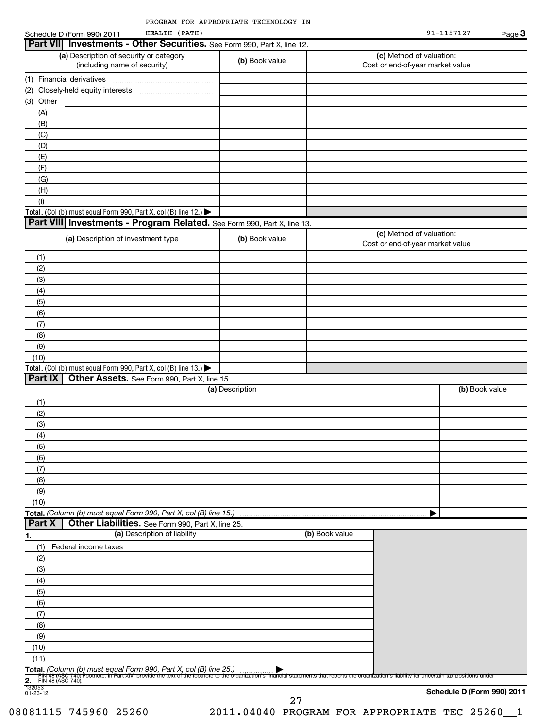PROGRAM FOR APPROPRIATE TECHNOLOGY IN HEALTH (PATH) 91-1157127

Schedule D (Form 990) 2011 Page 3

## Part VII Investments - Other Securities. See Form 990, Part X, line 12.

| (a) Description of security or category (including name of security) | (b) Book value | (c) Method of valuation: Cost or end-of-year market value |
|---|---|---|
| (1) Financial derivatives | | |
| (2) Closely-held equity interests | | |
| (3) Other | | |
| (A) | | |
| (B) | | |
| (C) | | |
| (D) | | |
| (E) | | |
| (F) | | |
| (G) | | |
| (H) | | |
| (I) | | |
| **Total.** (Col (b) must equal Form 990, Part X, col (B) line 12.) ▶ | | |

## Part VIII Investments - Program Related. See Form 990, Part X, line 13.

| (a) Description of investment type | (b) Book value | (c) Method of valuation: Cost or end-of-year market value |
|---|---|---|
| (1) | | |
| (2) | | |
| (3) | | |
| (4) | | |
| (5) | | |
| (6) | | |
| (7) | | |
| (8) | | |
| (9) | | |
| (10) | | |
| **Total.** (Col (b) must equal Form 990, Part X, col (B) line 13.) ▶ | | |

## Part IX Other Assets. See Form 990, Part X, line 15.

| (a) Description | (b) Book value |
|---|---|
| (1) | |
| (2) | |
| (3) | |
| (4) | |
| (5) | |
| (6) | |
| (7) | |
| (8) | |
| (9) | |
| (10) | |
| **Total.** *(Column (b) must equal Form 990, Part X, col (B) line 15.)* ▶ | |

## Part X Other Liabilities. See Form 990, Part X, line 25.

| 1. (a) Description of liability | (b) Book value |
|---|---|
| (1) Federal income taxes | |
| (2) | |
| (3) | |
| (4) | |
| (5) | |
| (6) | |
| (7) | |
| (8) | |
| (9) | |
| (10) | |
| (11) | |
| **Total.** *(Column (b) must equal Form 990, Part X, col (B) line 25.)* ▶ | |

**2.** FIN 48 (ASC 740) Footnote. In Part XIV, provide the text of the footnote to the organization's financial statements that reports the organization's liability for uncertain tax positions under FIN 48 (ASC 740).

132053 01-23-12

**Schedule D (Form 990) 2011**

08081115 745960 25260 2011.04040 PROGRAM FOR APPROPRIATE TEC 25260__1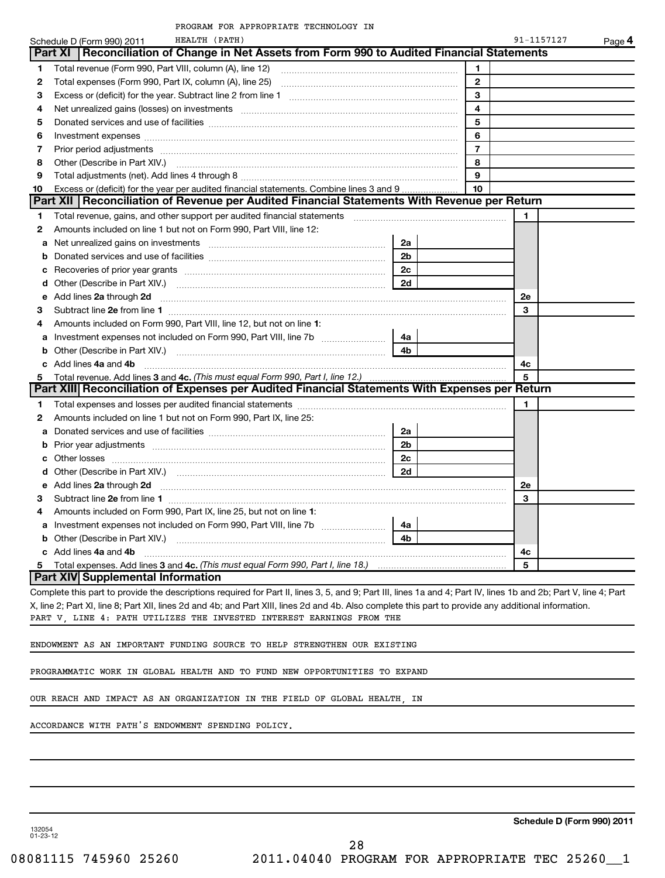PROGRAM FOR APPROPRIATE TECHNOLOGY IN HEALTH (PATH) 91-1157127

Schedule D (Form 990) 2011 Page 4

## Part XI Reconciliation of Change in Net Assets from Form 990 to Audited Financial Statements

| | | | |
|---|---|---|---|
| 1 | Total revenue (Form 990, Part VIII, column (A), line 12) | 1 | |
| 2 | Total expenses (Form 990, Part IX, column (A), line 25) | 2 | |
| 3 | Excess or (deficit) for the year. Subtract line 2 from line 1 | 3 | |
| 4 | Net unrealized gains (losses) on investments | 4 | |
| 5 | Donated services and use of facilities | 5 | |
| 6 | Investment expenses | 6 | |
| 7 | Prior period adjustments | 7 | |
| 8 | Other (Describe in Part XIV.) | 8 | |
| 9 | Total adjustments (net). Add lines 4 through 8 | 9 | |
| 10 | Excess or (deficit) for the year per audited financial statements. Combine lines 3 and 9 | 10 | |

## Part XII Reconciliation of Revenue per Audited Financial Statements With Revenue per Return

| | | | | | |
|---|---|---|---|---|---|
| 1 | Total revenue, gains, and other support per audited financial statements | | | 1 | |
| 2 | Amounts included on line 1 but not on Form 990, Part VIII, line 12: | | | | |
| a | Net unrealized gains on investments | 2a | | | |
| b | Donated services and use of facilities | 2b | | | |
| c | Recoveries of prior year grants | 2c | | | |
| d | Other (Describe in Part XIV.) | 2d | | | |
| e | Add lines **2a** through **2d** | | | 2e | |
| 3 | Subtract line **2e** from line **1** | | | 3 | |
| 4 | Amounts included on Form 990, Part VIII, line 12, but not on line **1**: | | | | |
| a | Investment expenses not included on Form 990, Part VIII, line 7b | 4a | | | |
| b | Other (Describe in Part XIV.) | 4b | | | |
| c | Add lines **4a** and **4b** | | | 4c | |
| 5 | Total revenue. Add lines **3** and **4c.** *(This must equal Form 990, Part I, line 12.)* | | | 5 | |

## Part XIII Reconciliation of Expenses per Audited Financial Statements With Expenses per Return

| | | | | | |
|---|---|---|---|---|---|
| 1 | Total expenses and losses per audited financial statements | | | 1 | |
| 2 | Amounts included on line 1 but not on Form 990, Part IX, line 25: | | | | |
| a | Donated services and use of facilities | 2a | | | |
| b | Prior year adjustments | 2b | | | |
| c | Other losses | 2c | | | |
| d | Other (Describe in Part XIV.) | 2d | | | |
| e | Add lines **2a** through **2d** | | | 2e | |
| 3 | Subtract line **2e** from line **1** | | | 3 | |
| 4 | Amounts included on Form 990, Part IX, line 25, but not on line **1**: | | | | |
| a | Investment expenses not included on Form 990, Part VIII, line 7b | 4a | | | |
| b | Other (Describe in Part XIV.) | 4b | | | |
| c | Add lines **4a** and **4b** | | | 4c | |
| 5 | Total expenses. Add lines **3** and **4c.** *(This must equal Form 990, Part I, line 18.)* | | | 5 | |

## Part XIV Supplemental Information

Complete this part to provide the descriptions required for Part II, lines 3, 5, and 9; Part III, lines 1a and 4; Part IV, lines 1b and 2b; Part V, line 4; Part X, line 2; Part XI, line 8; Part XII, lines 2d and 4b; and Part XIII, lines 2d and 4b. Also complete this part to provide any additional information.

PART V, LINE 4: PATH UTILIZES THE INVESTED INTEREST EARNINGS FROM THE ENDOWMENT AS AN IMPORTANT FUNDING SOURCE TO HELP STRENGTHEN OUR EXISTING PROGRAMMATIC WORK IN GLOBAL HEALTH AND TO FUND NEW OPPORTUNITIES TO EXPAND OUR REACH AND IMPACT AS AN ORGANIZATION IN THE FIELD OF GLOBAL HEALTH, IN ACCORDANCE WITH PATH'S ENDOWMENT SPENDING POLICY.

132054 01-23-12

**Schedule D (Form 990) 2011**

08081115 745960 25260 2011.04040 PROGRAM FOR APPROPRIATE TEC 25260__1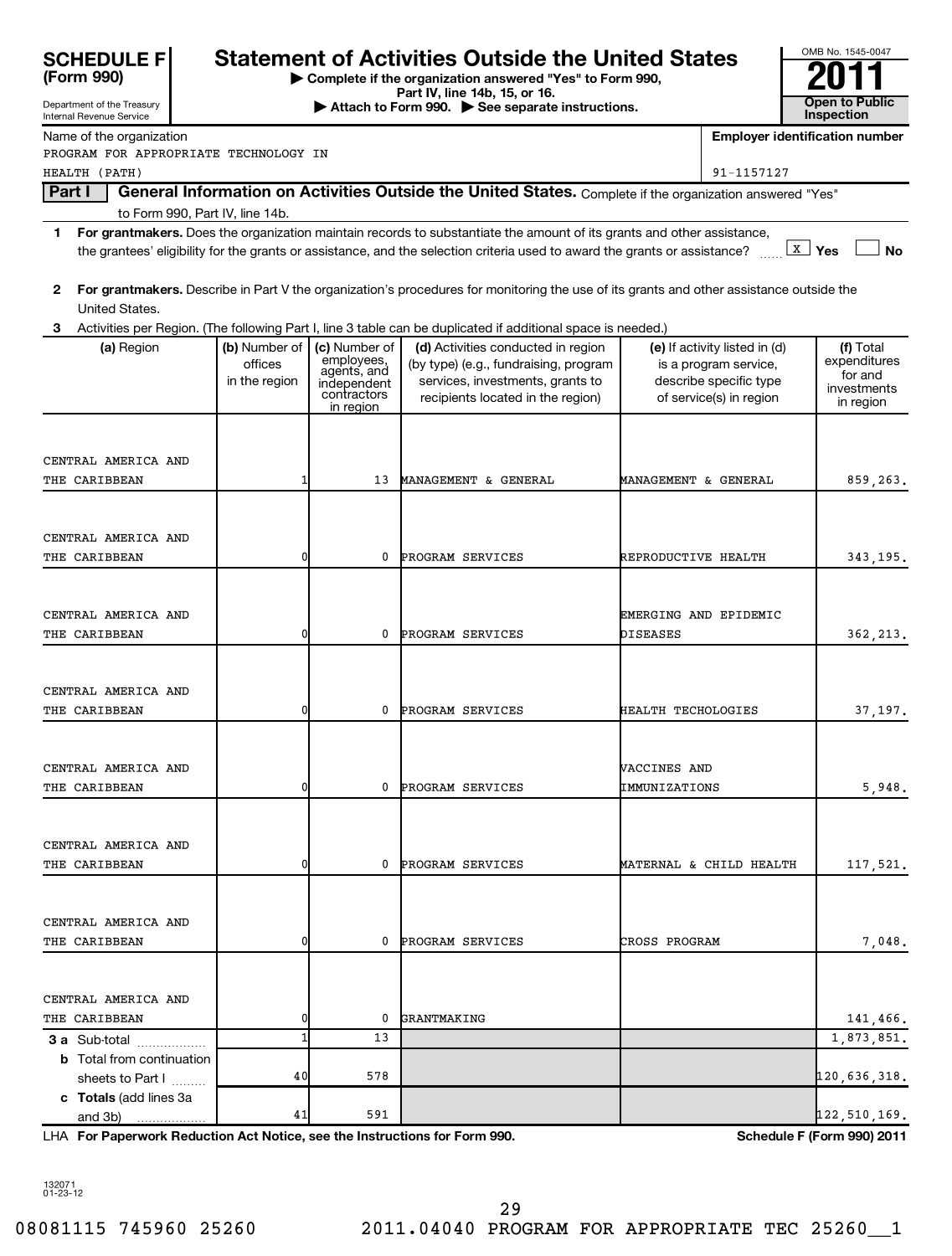**SCHEDULE F (Form 990)**

Department of the Treasury
Internal Revenue Service

# Statement of Activities Outside the United States

▶ Complete if the organization answered "Yes" to Form 990, Part IV, line 14b, 15, or 16.
▶ Attach to Form 990. ▶ See separate instructions.

OMB No. 1545-0047

**2011**

**Open to Public Inspection**

Name of the organization: PROGRAM FOR APPROPRIATE TECHNOLOGY IN HEALTH (PATH)

Employer identification number: 91-1157127

**Part I** **General Information on Activities Outside the United States.** Complete if the organization answered "Yes" to Form 990, Part IV, line 14b.

**1** **For grantmakers.** Does the organization maintain records to substantiate the amount of its grants and other assistance, the grantees' eligibility for the grants or assistance, and the selection criteria used to award the grants or assistance? [X] Yes [ ] No

**2** **For grantmakers.** Describe in Part V the organization's procedures for monitoring the use of its grants and other assistance outside the United States.

**3** Activities per Region. (The following Part I, line 3 table can be duplicated if additional space is needed.)

| (a) Region | (b) Number of offices in the region | (c) Number of employees, agents, and independent contractors in region | (d) Activities conducted in region (by type) (e.g., fundraising, program services, investments, grants to recipients located in the region) | (e) If activity listed in (d) is a program service, describe specific type of service(s) in region | (f) Total expenditures for and investments in region |
|---|---|---|---|---|---|
| CENTRAL AMERICA AND THE CARIBBEAN | 1 | 13 | MANAGEMENT & GENERAL | MANAGEMENT & GENERAL | 859,263. |
| CENTRAL AMERICA AND THE CARIBBEAN | 0 | 0 | PROGRAM SERVICES | REPRODUCTIVE HEALTH | 343,195. |
| CENTRAL AMERICA AND THE CARIBBEAN | 0 | 0 | PROGRAM SERVICES | EMERGING AND EPIDEMIC DISEASES | 362,213. |
| CENTRAL AMERICA AND THE CARIBBEAN | 0 | 0 | PROGRAM SERVICES | HEALTH TECHOLOGIES | 37,197. |
| CENTRAL AMERICA AND THE CARIBBEAN | 0 | 0 | PROGRAM SERVICES | VACCINES AND IMMUNIZATIONS | 5,948. |
| CENTRAL AMERICA AND THE CARIBBEAN | 0 | 0 | PROGRAM SERVICES | MATERNAL & CHILD HEALTH | 117,521. |
| CENTRAL AMERICA AND THE CARIBBEAN | 0 | 0 | PROGRAM SERVICES | CROSS PROGRAM | 7,048. |
| CENTRAL AMERICA AND THE CARIBBEAN | 0 | 0 | GRANTMAKING | | 141,466. |
| **3 a** Sub-total | 1 | 13 | | | 1,873,851. |
| **b** Total from continuation sheets to Part I | 40 | 578 | | | 120,636,318. |
| **c Totals** (add lines 3a and 3b) | 41 | 591 | | | 122,510,169. |

LHA **For Paperwork Reduction Act Notice, see the Instructions for Form 990.** **Schedule F (Form 990) 2011**

132071 01-23-12

08081115 745960 25260 2011.04040 PROGRAM FOR APPROPRIATE TEC 25260__1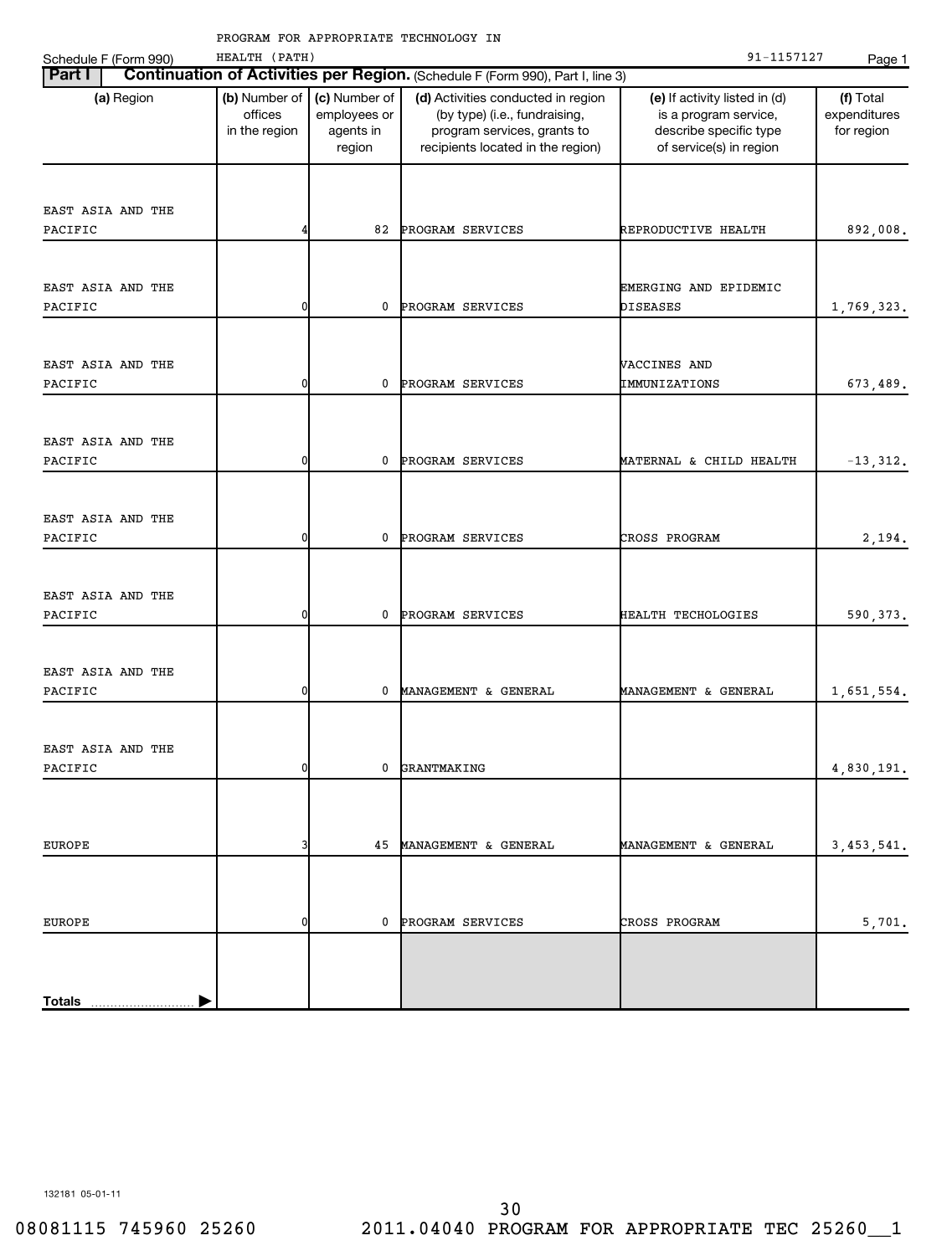PROGRAM FOR APPROPRIATE TECHNOLOGY IN HEALTH (PATH) 91-1157127

Schedule F (Form 990)

## Part I Continuation of Activities per Region. (Schedule F (Form 990), Part I, line 3)

| (a) Region | (b) Number of offices in the region | (c) Number of employees or agents in region | (d) Activities conducted in region (by type) (i.e., fundraising, program services, grants to recipients located in the region) | (e) If activity listed in (d) is a program service, describe specific type of service(s) in region | (f) Total expenditures for region |
|---|---|---|---|---|---|
| EAST ASIA AND THE PACIFIC | 4 | 82 | PROGRAM SERVICES | REPRODUCTIVE HEALTH | 892,008. |
| EAST ASIA AND THE PACIFIC | 0 | 0 | PROGRAM SERVICES | EMERGING AND EPIDEMIC DISEASES | 1,769,323. |
| EAST ASIA AND THE PACIFIC | 0 | 0 | PROGRAM SERVICES | VACCINES AND IMMUNIZATIONS | 673,489. |
| EAST ASIA AND THE PACIFIC | 0 | 0 | PROGRAM SERVICES | MATERNAL & CHILD HEALTH | -13,312. |
| EAST ASIA AND THE PACIFIC | 0 | 0 | PROGRAM SERVICES | CROSS PROGRAM | 2,194. |
| EAST ASIA AND THE PACIFIC | 0 | 0 | PROGRAM SERVICES | HEALTH TECHOLOGIES | 590,373. |
| EAST ASIA AND THE PACIFIC | 0 | 0 | MANAGEMENT & GENERAL | MANAGEMENT & GENERAL | 1,651,554. |
| EAST ASIA AND THE PACIFIC | 0 | 0 | GRANTMAKING | | 4,830,191. |
| EUROPE | 3 | 45 | MANAGEMENT & GENERAL | MANAGEMENT & GENERAL | 3,453,541. |
| EUROPE | 0 | 0 | PROGRAM SERVICES | CROSS PROGRAM | 5,701. |
| **Totals** | | | | | |

132181 05-01-11

08081115 745960 25260 2011.04040 PROGRAM FOR APPROPRIATE TEC 25260__1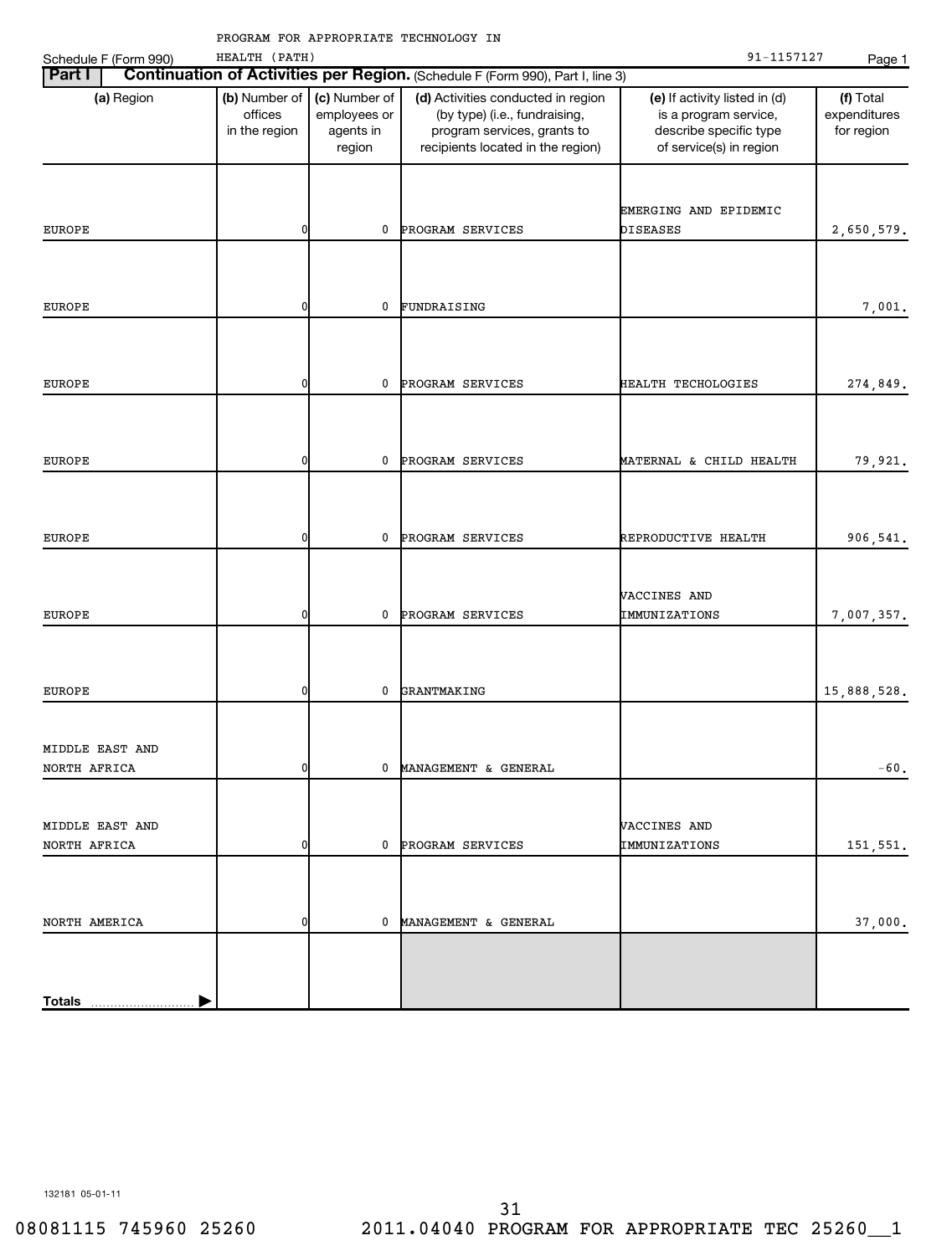Schedule F (Form 990) PROGRAM FOR APPROPRIATE TECHNOLOGY IN HEALTH (PATH) 91-1157127 Page 1

**Part I** **Continuation of Activities per Region.** (Schedule F (Form 990), Part I, line 3)

| (a) Region | (b) Number of offices in the region | (c) Number of employees or agents in region | (d) Activities conducted in region (by type) (i.e., fundraising, program services, grants to recipients located in the region) | (e) If activity listed in (d) is a program service, describe specific type of service(s) in region | (f) Total expenditures for region |
|---|---|---|---|---|---|
| EUROPE | 0 | 0 | PROGRAM SERVICES | EMERGING AND EPIDEMIC DISEASES | 2,650,579. |
| EUROPE | 0 | 0 | FUNDRAISING | | 7,001. |
| EUROPE | 0 | 0 | PROGRAM SERVICES | HEALTH TECHOLOGIES | 274,849. |
| EUROPE | 0 | 0 | PROGRAM SERVICES | MATERNAL & CHILD HEALTH | 79,921. |
| EUROPE | 0 | 0 | PROGRAM SERVICES | REPRODUCTIVE HEALTH | 906,541. |
| EUROPE | 0 | 0 | PROGRAM SERVICES | VACCINES AND IMMUNIZATIONS | 7,007,357. |
| EUROPE | 0 | 0 | GRANTMAKING | | 15,888,528. |
| MIDDLE EAST AND NORTH AFRICA | 0 | 0 | MANAGEMENT & GENERAL | | -60. |
| MIDDLE EAST AND NORTH AFRICA | 0 | 0 | PROGRAM SERVICES | VACCINES AND IMMUNIZATIONS | 151,551. |
| NORTH AMERICA | 0 | 0 | MANAGEMENT & GENERAL | | 37,000. |
| **Totals** | | | | | |

132181 05-01-11

08081115 745960 25260 2011.04040 PROGRAM FOR APPROPRIATE TEC 25260__1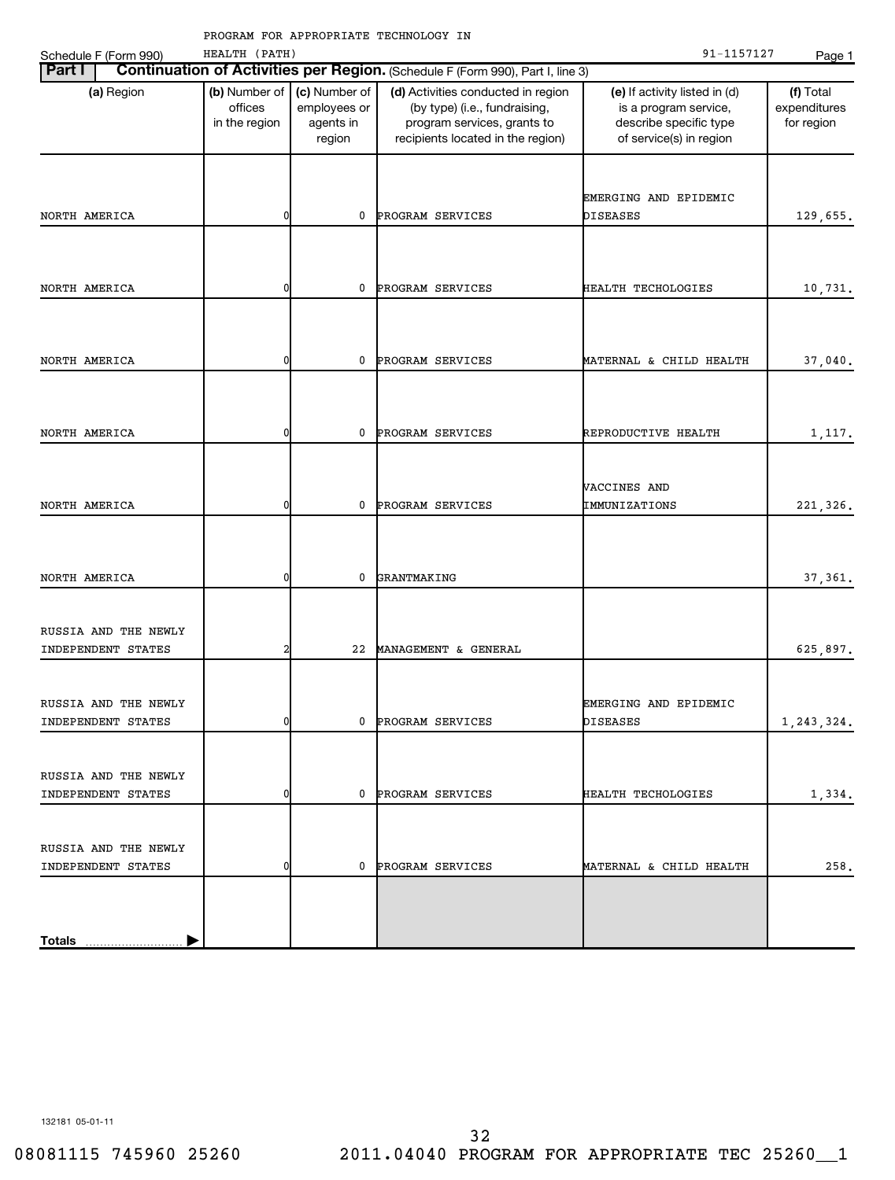PROGRAM FOR APPROPRIATE TECHNOLOGY IN HEALTH (PATH) 91-1157127

Schedule F (Form 990)

**Part I** **Continuation of Activities per Region.** (Schedule F (Form 990), Part I, line 3)

| (a) Region | (b) Number of offices in the region | (c) Number of employees or agents in region | (d) Activities conducted in region (by type) (i.e., fundraising, program services, grants to recipients located in the region) | (e) If activity listed in (d) is a program service, describe specific type of service(s) in region | (f) Total expenditures for region |
|---|---|---|---|---|---|
| NORTH AMERICA | 0 | 0 | PROGRAM SERVICES | EMERGING AND EPIDEMIC DISEASES | 129,655. |
| NORTH AMERICA | 0 | 0 | PROGRAM SERVICES | HEALTH TECHOLOGIES | 10,731. |
| NORTH AMERICA | 0 | 0 | PROGRAM SERVICES | MATERNAL & CHILD HEALTH | 37,040. |
| NORTH AMERICA | 0 | 0 | PROGRAM SERVICES | REPRODUCTIVE HEALTH | 1,117. |
| NORTH AMERICA | 0 | 0 | PROGRAM SERVICES | VACCINES AND IMMUNIZATIONS | 221,326. |
| NORTH AMERICA | 0 | 0 | GRANTMAKING | | 37,361. |
| RUSSIA AND THE NEWLY INDEPENDENT STATES | 2 | 22 | MANAGEMENT & GENERAL | | 625,897. |
| RUSSIA AND THE NEWLY INDEPENDENT STATES | 0 | 0 | PROGRAM SERVICES | EMERGING AND EPIDEMIC DISEASES | 1,243,324. |
| RUSSIA AND THE NEWLY INDEPENDENT STATES | 0 | 0 | PROGRAM SERVICES | HEALTH TECHOLOGIES | 1,334. |
| RUSSIA AND THE NEWLY INDEPENDENT STATES | 0 | 0 | PROGRAM SERVICES | MATERNAL & CHILD HEALTH | 258. |
| **Totals** | | | | | |

132181 05-01-11

08081115 745960 25260 2011.04040 PROGRAM FOR APPROPRIATE TEC 25260__1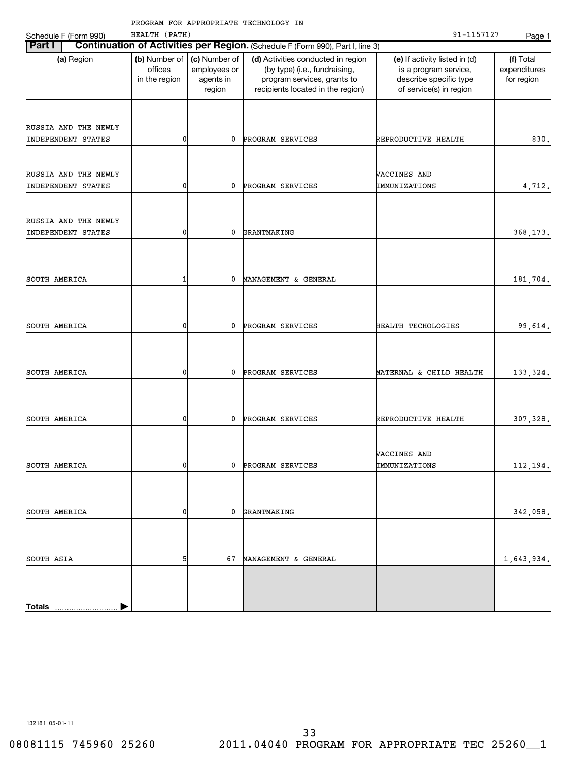PROGRAM FOR APPROPRIATE TECHNOLOGY IN HEALTH (PATH) — 91-1157127

Schedule F (Form 990)

**Part I — Continuation of Activities per Region.** (Schedule F (Form 990), Part I, line 3)

| (a) Region | (b) Number of offices in the region | (c) Number of employees or agents in region | (d) Activities conducted in region (by type) (i.e., fundraising, program services, grants to recipients located in the region) | (e) If activity listed in (d) is a program service, describe specific type of service(s) in region | (f) Total expenditures for region |
|---|---|---|---|---|---|
| RUSSIA AND THE NEWLY INDEPENDENT STATES | 0 | 0 | PROGRAM SERVICES | REPRODUCTIVE HEALTH | 830. |
| RUSSIA AND THE NEWLY INDEPENDENT STATES | 0 | 0 | PROGRAM SERVICES | VACCINES AND IMMUNIZATIONS | 4,712. |
| RUSSIA AND THE NEWLY INDEPENDENT STATES | 0 | 0 | GRANTMAKING | | 368,173. |
| SOUTH AMERICA | 1 | 0 | MANAGEMENT & GENERAL | | 181,704. |
| SOUTH AMERICA | 0 | 0 | PROGRAM SERVICES | HEALTH TECHOLOGIES | 99,614. |
| SOUTH AMERICA | 0 | 0 | PROGRAM SERVICES | MATERNAL & CHILD HEALTH | 133,324. |
| SOUTH AMERICA | 0 | 0 | PROGRAM SERVICES | REPRODUCTIVE HEALTH | 307,328. |
| SOUTH AMERICA | 0 | 0 | PROGRAM SERVICES | VACCINES AND IMMUNIZATIONS | 112,194. |
| SOUTH AMERICA | 0 | 0 | GRANTMAKING | | 342,058. |
| SOUTH ASIA | 5 | 67 | MANAGEMENT & GENERAL | | 1,643,934. |
| **Totals** | | | | | |

132181 05-01-11

08081115 745960 25260 2011.04040 PROGRAM FOR APPROPRIATE TEC 25260__1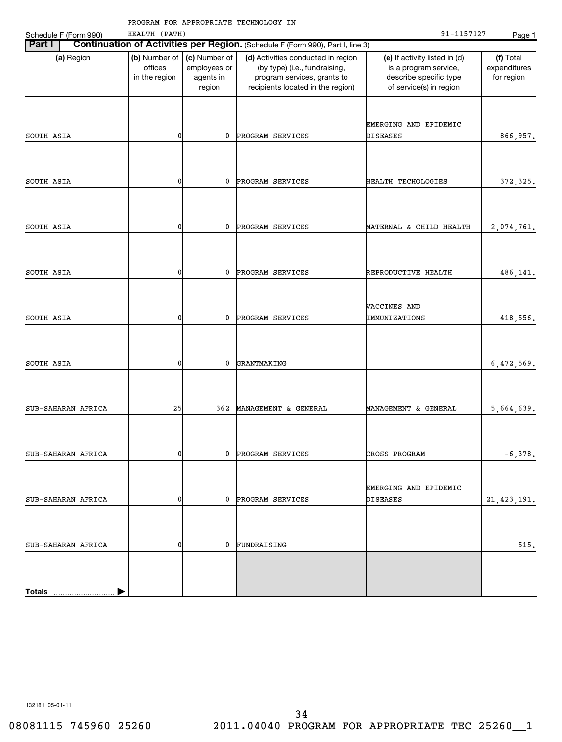PROGRAM FOR APPROPRIATE TECHNOLOGY IN HEALTH (PATH) 91-1157127

Schedule F (Form 990)

**Part I** **Continuation of Activities per Region.** (Schedule F (Form 990), Part I, line 3)

| (a) Region | (b) Number of offices in the region | (c) Number of employees or agents in region | (d) Activities conducted in region (by type) (i.e., fundraising, program services, grants to recipients located in the region) | (e) If activity listed in (d) is a program service, describe specific type of service(s) in region | (f) Total expenditures for region |
|---|---|---|---|---|---|
| SOUTH ASIA | 0 | 0 | PROGRAM SERVICES | EMERGING AND EPIDEMIC DISEASES | 866,957. |
| SOUTH ASIA | 0 | 0 | PROGRAM SERVICES | HEALTH TECHOLOGIES | 372,325. |
| SOUTH ASIA | 0 | 0 | PROGRAM SERVICES | MATERNAL & CHILD HEALTH | 2,074,761. |
| SOUTH ASIA | 0 | 0 | PROGRAM SERVICES | REPRODUCTIVE HEALTH | 486,141. |
| SOUTH ASIA | 0 | 0 | PROGRAM SERVICES | VACCINES AND IMMUNIZATIONS | 418,556. |
| SOUTH ASIA | 0 | 0 | GRANTMAKING | | 6,472,569. |
| SUB-SAHARAN AFRICA | 25 | 362 | MANAGEMENT & GENERAL | MANAGEMENT & GENERAL | 5,664,639. |
| SUB-SAHARAN AFRICA | 0 | 0 | PROGRAM SERVICES | CROSS PROGRAM | -6,378. |
| SUB-SAHARAN AFRICA | 0 | 0 | PROGRAM SERVICES | EMERGING AND EPIDEMIC DISEASES | 21,423,191. |
| SUB-SAHARAN AFRICA | 0 | 0 | FUNDRAISING | | 515. |
| **Totals** | | | | | |

132181 05-01-11

08081115 745960 25260 2011.04040 PROGRAM FOR APPROPRIATE TEC 25260__1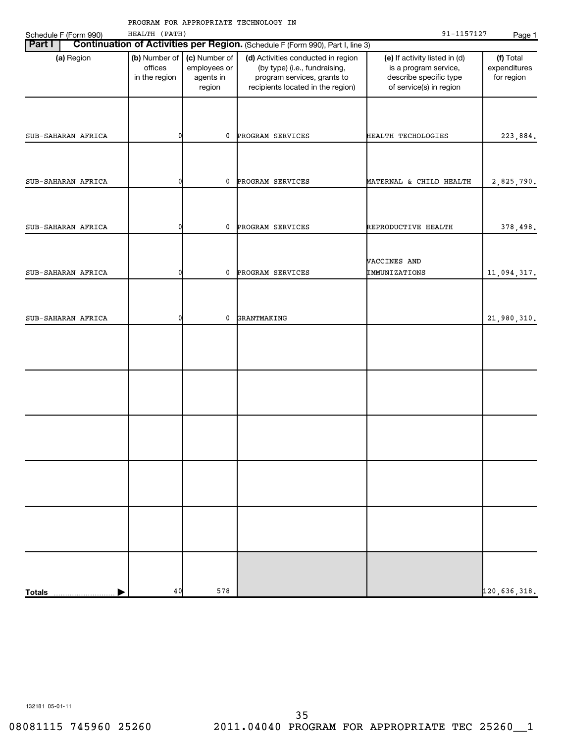PROGRAM FOR APPROPRIATE TECHNOLOGY IN HEALTH (PATH) 91-1157127

Schedule F (Form 990)

**Part I** **Continuation of Activities per Region.** (Schedule F (Form 990), Part I, line 3)

| (a) Region | (b) Number of offices in the region | (c) Number of employees or agents in region | (d) Activities conducted in region (by type) (i.e., fundraising, program services, grants to recipients located in the region) | (e) If activity listed in (d) is a program service, describe specific type of service(s) in region | (f) Total expenditures for region |
|---|---|---|---|---|---|
| SUB-SAHARAN AFRICA | 0 | 0 | PROGRAM SERVICES | HEALTH TECHOLOGIES | 223,884. |
| SUB-SAHARAN AFRICA | 0 | 0 | PROGRAM SERVICES | MATERNAL & CHILD HEALTH | 2,825,790. |
| SUB-SAHARAN AFRICA | 0 | 0 | PROGRAM SERVICES | REPRODUCTIVE HEALTH | 378,498. |
| SUB-SAHARAN AFRICA | 0 | 0 | PROGRAM SERVICES | VACCINES AND IMMUNIZATIONS | 11,094,317. |
| SUB-SAHARAN AFRICA | 0 | 0 | GRANTMAKING | | 21,980,310. |
| | | | | | |
| | | | | | |
| | | | | | |
| | | | | | |
| | | | | | |
| **Totals** | 40 | 578 | | | 120,636,318. |

132181 05-01-11

08081115 745960 25260 2011.04040 PROGRAM FOR APPROPRIATE TEC 25260__1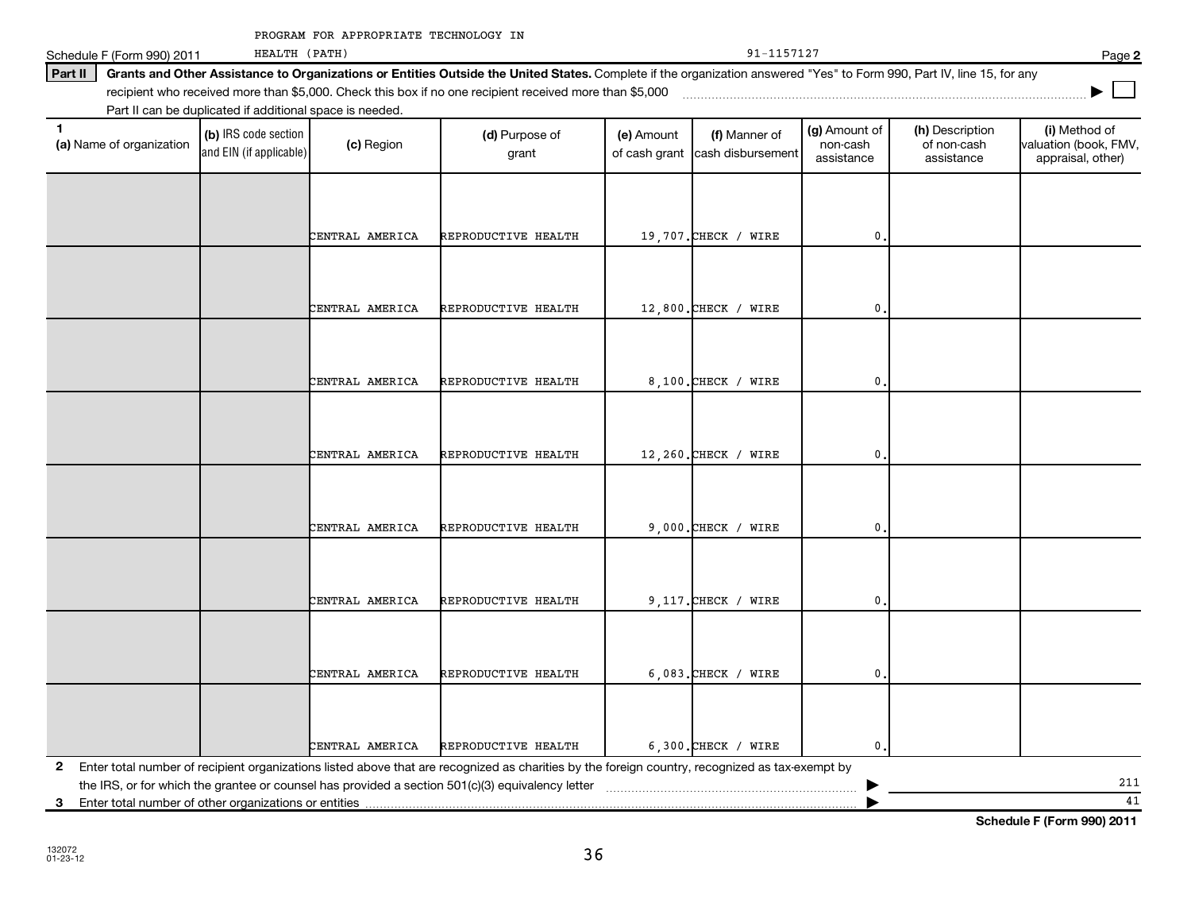PROGRAM FOR APPROPRIATE TECHNOLOGY IN HEALTH (PATH) 91-1157127

Schedule F (Form 990) 2011 Page 2

**Part II** **Grants and Other Assistance to Organizations or Entities Outside the United States.** Complete if the organization answered "Yes" to Form 990, Part IV, line 15, for any recipient who received more than $5,000. Check this box if no one recipient received more than $5,000 ▶ ☐

Part II can be duplicated if additional space is needed.

| 1 (a) Name of organization | (b) IRS code section and EIN (if applicable) | (c) Region | (d) Purpose of grant | (e) Amount of cash grant | (f) Manner of cash disbursement | (g) Amount of non-cash assistance | (h) Description of non-cash assistance | (i) Method of valuation (book, FMV, appraisal, other) |
|---|---|---|---|---|---|---|---|---|
| | | CENTRAL AMERICA | REPRODUCTIVE HEALTH | 19,707. | CHECK / WIRE | 0. | | |
| | | CENTRAL AMERICA | REPRODUCTIVE HEALTH | 12,800. | CHECK / WIRE | 0. | | |
| | | CENTRAL AMERICA | REPRODUCTIVE HEALTH | 8,100. | CHECK / WIRE | 0. | | |
| | | CENTRAL AMERICA | REPRODUCTIVE HEALTH | 12,260. | CHECK / WIRE | 0. | | |
| | | CENTRAL AMERICA | REPRODUCTIVE HEALTH | 9,000. | CHECK / WIRE | 0. | | |
| | | CENTRAL AMERICA | REPRODUCTIVE HEALTH | 9,117. | CHECK / WIRE | 0. | | |
| | | CENTRAL AMERICA | REPRODUCTIVE HEALTH | 6,083. | CHECK / WIRE | 0. | | |
| | | CENTRAL AMERICA | REPRODUCTIVE HEALTH | 6,300. | CHECK / WIRE | 0. | | |

**2** Enter total number of recipient organizations listed above that are recognized as charities by the foreign country, recognized as tax-exempt by the IRS, or for which the grantee or counsel has provided a section 501(c)(3) equivalency letter ▶ 211

**3** Enter total number of other organizations or entities ▶ 41

**Schedule F (Form 990) 2011**

132072 01-23-12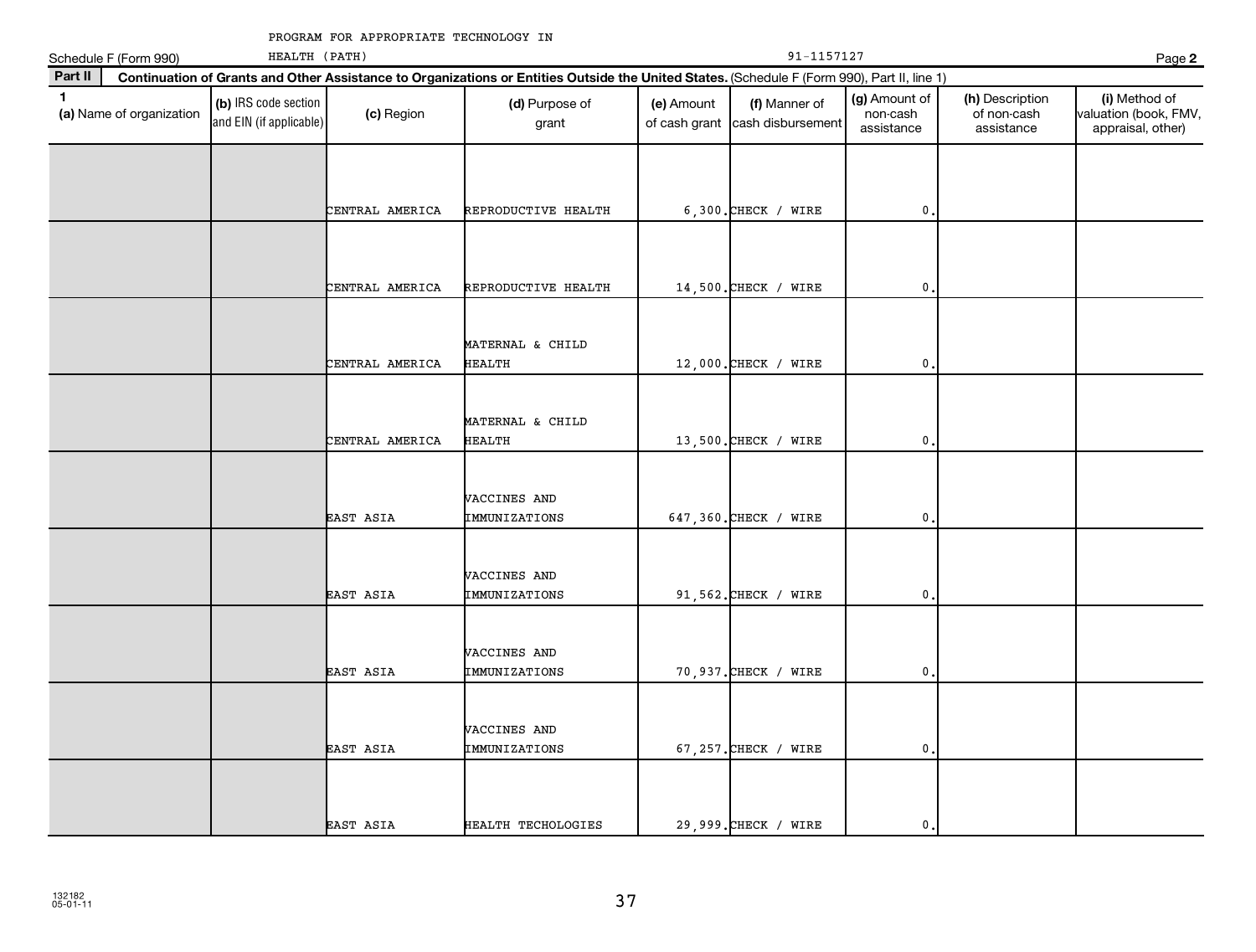PROGRAM FOR APPROPRIATE TECHNOLOGY IN HEALTH (PATH) 91-1157127

Schedule F (Form 990) Page **2**

**Part II** **Continuation of Grants and Other Assistance to Organizations or Entities Outside the United States.** (Schedule F (Form 990), Part II, line 1)

| 1 (a) Name of organization | (b) IRS code section and EIN (if applicable) | (c) Region | (d) Purpose of grant | (e) Amount of cash grant | (f) Manner of cash disbursement | (g) Amount of non-cash assistance | (h) Description of non-cash assistance | (i) Method of valuation (book, FMV, appraisal, other) |
|---|---|---|---|---|---|---|---|---|
| | | CENTRAL AMERICA | REPRODUCTIVE HEALTH | 6,300. | CHECK / WIRE | 0. | | |
| | | CENTRAL AMERICA | REPRODUCTIVE HEALTH | 14,500. | CHECK / WIRE | 0. | | |
| | | CENTRAL AMERICA | MATERNAL & CHILD HEALTH | 12,000. | CHECK / WIRE | 0. | | |
| | | CENTRAL AMERICA | MATERNAL & CHILD HEALTH | 13,500. | CHECK / WIRE | 0. | | |
| | | EAST ASIA | VACCINES AND IMMUNIZATIONS | 647,360. | CHECK / WIRE | 0. | | |
| | | EAST ASIA | VACCINES AND IMMUNIZATIONS | 91,562. | CHECK / WIRE | 0. | | |
| | | EAST ASIA | VACCINES AND IMMUNIZATIONS | 70,937. | CHECK / WIRE | 0. | | |
| | | EAST ASIA | VACCINES AND IMMUNIZATIONS | 67,257. | CHECK / WIRE | 0. | | |
| | | EAST ASIA | HEALTH TECHOLOGIES | 29,999. | CHECK / WIRE | 0. | | |

132182 05-01-11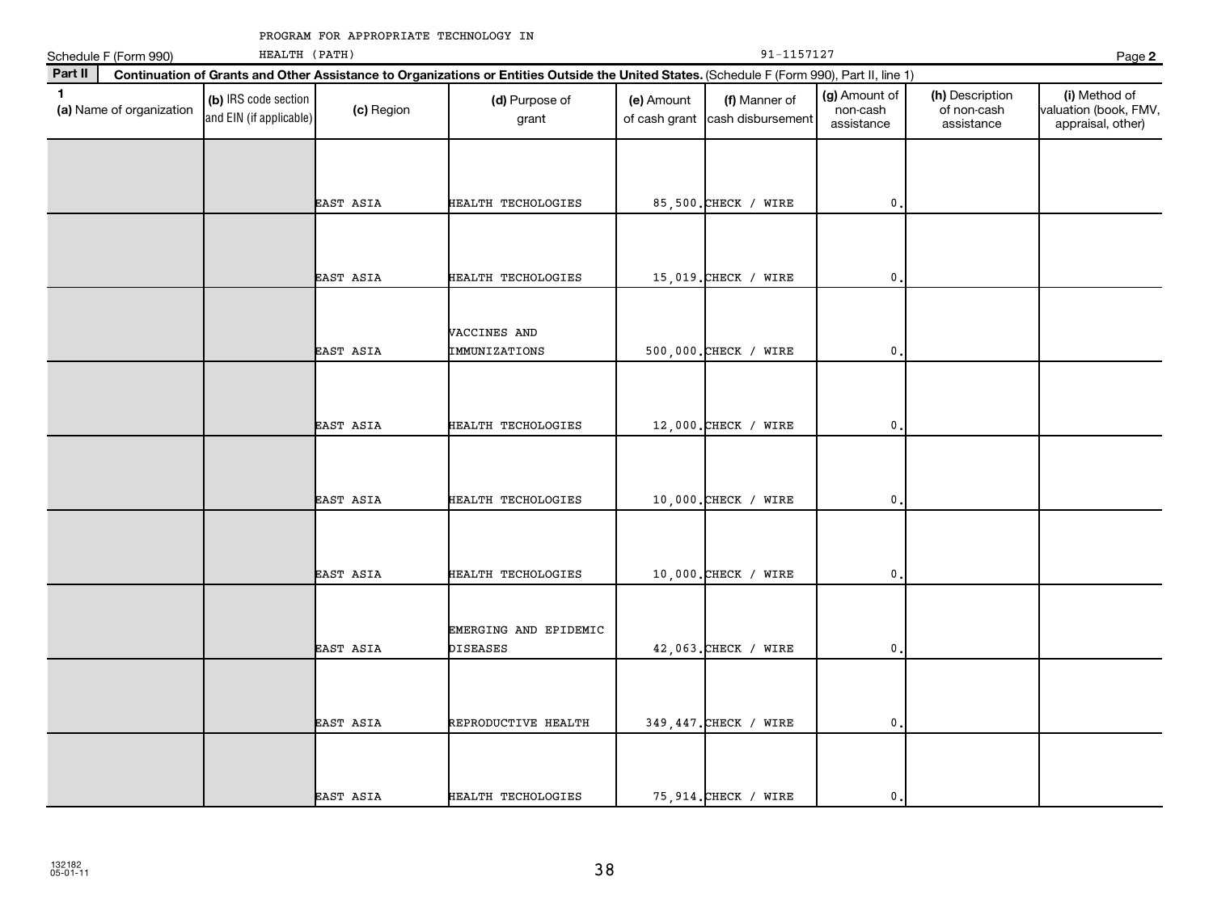PROGRAM FOR APPROPRIATE TECHNOLOGY IN HEALTH (PATH) 91-1157127

Schedule F (Form 990) Page **2**

**Part II** **Continuation of Grants and Other Assistance to Organizations or Entities Outside the United States.** (Schedule F (Form 990), Part II, line 1)

| 1 (a) Name of organization | (b) IRS code section and EIN (if applicable) | (c) Region | (d) Purpose of grant | (e) Amount of cash grant | (f) Manner of cash disbursement | (g) Amount of non-cash assistance | (h) Description of non-cash assistance | (i) Method of valuation (book, FMV, appraisal, other) |
|---|---|---|---|---|---|---|---|---|
| | | EAST ASIA | HEALTH TECHOLOGIES | 85,500. | CHECK / WIRE | 0. | | |
| | | EAST ASIA | HEALTH TECHOLOGIES | 15,019. | CHECK / WIRE | 0. | | |
| | | EAST ASIA | VACCINES AND IMMUNIZATIONS | 500,000. | CHECK / WIRE | 0. | | |
| | | EAST ASIA | HEALTH TECHOLOGIES | 12,000. | CHECK / WIRE | 0. | | |
| | | EAST ASIA | HEALTH TECHOLOGIES | 10,000. | CHECK / WIRE | 0. | | |
| | | EAST ASIA | HEALTH TECHOLOGIES | 10,000. | CHECK / WIRE | 0. | | |
| | | EAST ASIA | EMERGING AND EPIDEMIC DISEASES | 42,063. | CHECK / WIRE | 0. | | |
| | | EAST ASIA | REPRODUCTIVE HEALTH | 349,447. | CHECK / WIRE | 0. | | |
| | | EAST ASIA | HEALTH TECHOLOGIES | 75,914. | CHECK / WIRE | 0. | | |

132182 05-01-11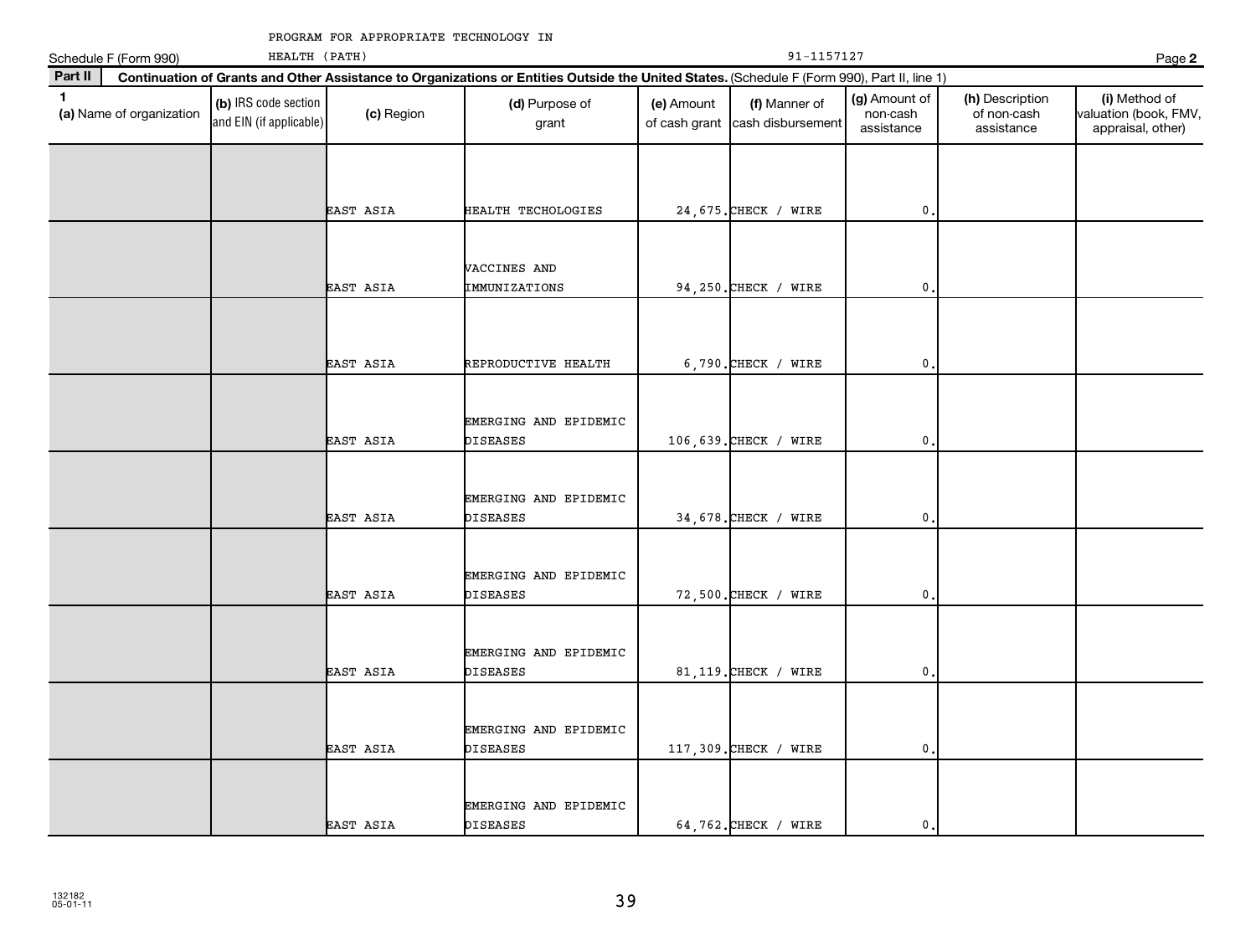PROGRAM FOR APPROPRIATE TECHNOLOGY IN HEALTH (PATH) 91-1157127

Schedule F (Form 990) Page **2**

**Part II** **Continuation of Grants and Other Assistance to Organizations or Entities Outside the United States.** (Schedule F (Form 990), Part II, line 1)

| 1 (a) Name of organization | (b) IRS code section and EIN (if applicable) | (c) Region | (d) Purpose of grant | (e) Amount of cash grant | (f) Manner of cash disbursement | (g) Amount of non-cash assistance | (h) Description of non-cash assistance | (i) Method of valuation (book, FMV, appraisal, other) |
|---|---|---|---|---|---|---|---|---|
| | | EAST ASIA | HEALTH TECHOLOGIES | 24,675. | CHECK / WIRE | 0. | | |
| | | EAST ASIA | VACCINES AND IMMUNIZATIONS | 94,250. | CHECK / WIRE | 0. | | |
| | | EAST ASIA | REPRODUCTIVE HEALTH | 6,790. | CHECK / WIRE | 0. | | |
| | | EAST ASIA | EMERGING AND EPIDEMIC DISEASES | 106,639. | CHECK / WIRE | 0. | | |
| | | EAST ASIA | EMERGING AND EPIDEMIC DISEASES | 34,678. | CHECK / WIRE | 0. | | |
| | | EAST ASIA | EMERGING AND EPIDEMIC DISEASES | 72,500. | CHECK / WIRE | 0. | | |
| | | EAST ASIA | EMERGING AND EPIDEMIC DISEASES | 81,119. | CHECK / WIRE | 0. | | |
| | | EAST ASIA | EMERGING AND EPIDEMIC DISEASES | 117,309. | CHECK / WIRE | 0. | | |
| | | EAST ASIA | EMERGING AND EPIDEMIC DISEASES | 64,762. | CHECK / WIRE | 0. | | |

132182 05-01-11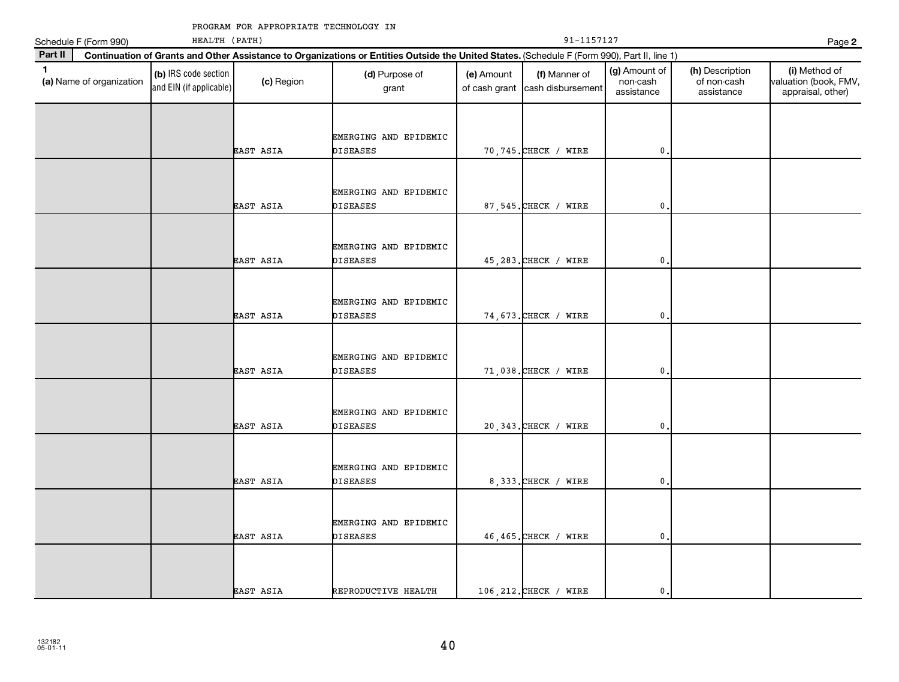Schedule F (Form 990) PROGRAM FOR APPROPRIATE TECHNOLOGY IN HEALTH (PATH) 91-1157127 Page **2**

**Part II** **Continuation of Grants and Other Assistance to Organizations or Entities Outside the United States.** (Schedule F (Form 990), Part II, line 1)

| 1 (a) Name of organization | (b) IRS code section and EIN (if applicable) | (c) Region | (d) Purpose of grant | (e) Amount of cash grant | (f) Manner of cash disbursement | (g) Amount of non-cash assistance | (h) Description of non-cash assistance | (i) Method of valuation (book, FMV, appraisal, other) |
|---|---|---|---|---|---|---|---|---|
| | | EAST ASIA | EMERGING AND EPIDEMIC DISEASES | 70,745. | CHECK / WIRE | 0. | | |
| | | EAST ASIA | EMERGING AND EPIDEMIC DISEASES | 87,545. | CHECK / WIRE | 0. | | |
| | | EAST ASIA | EMERGING AND EPIDEMIC DISEASES | 45,283. | CHECK / WIRE | 0. | | |
| | | EAST ASIA | EMERGING AND EPIDEMIC DISEASES | 74,673. | CHECK / WIRE | 0. | | |
| | | EAST ASIA | EMERGING AND EPIDEMIC DISEASES | 71,038. | CHECK / WIRE | 0. | | |
| | | EAST ASIA | EMERGING AND EPIDEMIC DISEASES | 20,343. | CHECK / WIRE | 0. | | |
| | | EAST ASIA | EMERGING AND EPIDEMIC DISEASES | 8,333. | CHECK / WIRE | 0. | | |
| | | EAST ASIA | EMERGING AND EPIDEMIC DISEASES | 46,465. | CHECK / WIRE | 0. | | |
| | | EAST ASIA | REPRODUCTIVE HEALTH | 106,212. | CHECK / WIRE | 0. | | |

132182
05-01-11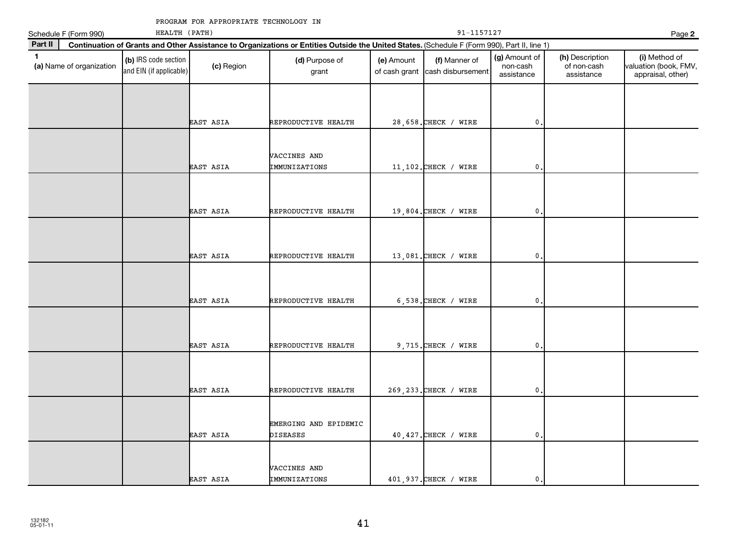Schedule F (Form 990) PROGRAM FOR APPROPRIATE TECHNOLOGY IN HEALTH (PATH) 91-1157127 Page **2**

**Part II** **Continuation of Grants and Other Assistance to Organizations or Entities Outside the United States.** (Schedule F (Form 990), Part II, line 1)

| 1 (a) Name of organization | (b) IRS code section and EIN (if applicable) | (c) Region | (d) Purpose of grant | (e) Amount of cash grant | (f) Manner of cash disbursement | (g) Amount of non-cash assistance | (h) Description of non-cash assistance | (i) Method of valuation (book, FMV, appraisal, other) |
|---|---|---|---|---|---|---|---|---|
| | | EAST ASIA | REPRODUCTIVE HEALTH | 28,658. | CHECK / WIRE | 0. | | |
| | | EAST ASIA | VACCINES AND IMMUNIZATIONS | 11,102. | CHECK / WIRE | 0. | | |
| | | EAST ASIA | REPRODUCTIVE HEALTH | 19,804. | CHECK / WIRE | 0. | | |
| | | EAST ASIA | REPRODUCTIVE HEALTH | 13,081. | CHECK / WIRE | 0. | | |
| | | EAST ASIA | REPRODUCTIVE HEALTH | 6,538. | CHECK / WIRE | 0. | | |
| | | EAST ASIA | REPRODUCTIVE HEALTH | 9,715. | CHECK / WIRE | 0. | | |
| | | EAST ASIA | REPRODUCTIVE HEALTH | 269,233. | CHECK / WIRE | 0. | | |
| | | EAST ASIA | EMERGING AND EPIDEMIC DISEASES | 40,427. | CHECK / WIRE | 0. | | |
| | | EAST ASIA | VACCINES AND IMMUNIZATIONS | 401,937. | CHECK / WIRE | 0. | | |

132182
05-01-11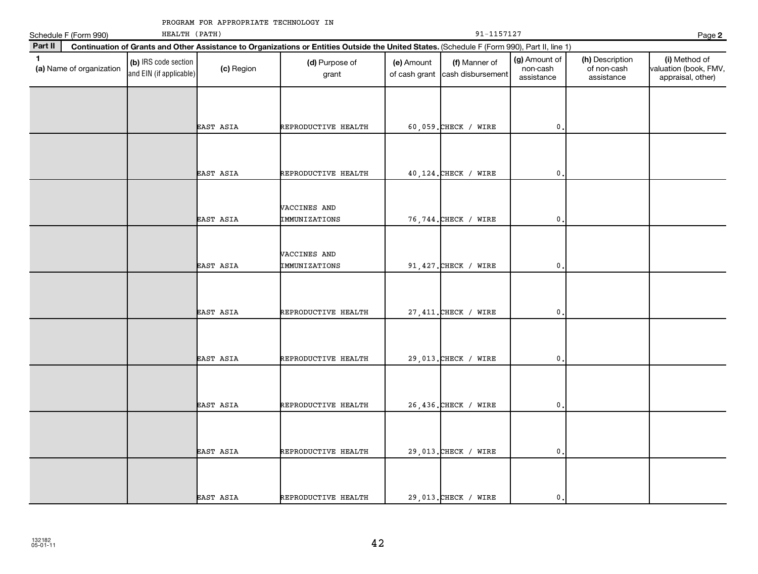PROGRAM FOR APPROPRIATE TECHNOLOGY IN HEALTH (PATH) 91-1157127

Schedule F (Form 990) Page **2**

**Part II** **Continuation of Grants and Other Assistance to Organizations or Entities Outside the United States.** (Schedule F (Form 990), Part II, line 1)

| 1 (a) Name of organization | (b) IRS code section and EIN (if applicable) | (c) Region | (d) Purpose of grant | (e) Amount of cash grant | (f) Manner of cash disbursement | (g) Amount of non-cash assistance | (h) Description of non-cash assistance | (i) Method of valuation (book, FMV, appraisal, other) |
|---|---|---|---|---|---|---|---|---|
| | | EAST ASIA | REPRODUCTIVE HEALTH | 60,059. | CHECK / WIRE | 0. | | |
| | | EAST ASIA | REPRODUCTIVE HEALTH | 40,124. | CHECK / WIRE | 0. | | |
| | | EAST ASIA | VACCINES AND IMMUNIZATIONS | 76,744. | CHECK / WIRE | 0. | | |
| | | EAST ASIA | VACCINES AND IMMUNIZATIONS | 91,427. | CHECK / WIRE | 0. | | |
| | | EAST ASIA | REPRODUCTIVE HEALTH | 27,411. | CHECK / WIRE | 0. | | |
| | | EAST ASIA | REPRODUCTIVE HEALTH | 29,013. | CHECK / WIRE | 0. | | |
| | | EAST ASIA | REPRODUCTIVE HEALTH | 26,436. | CHECK / WIRE | 0. | | |
| | | EAST ASIA | REPRODUCTIVE HEALTH | 29,013. | CHECK / WIRE | 0. | | |
| | | EAST ASIA | REPRODUCTIVE HEALTH | 29,013. | CHECK / WIRE | 0. | | |

132182 05-01-11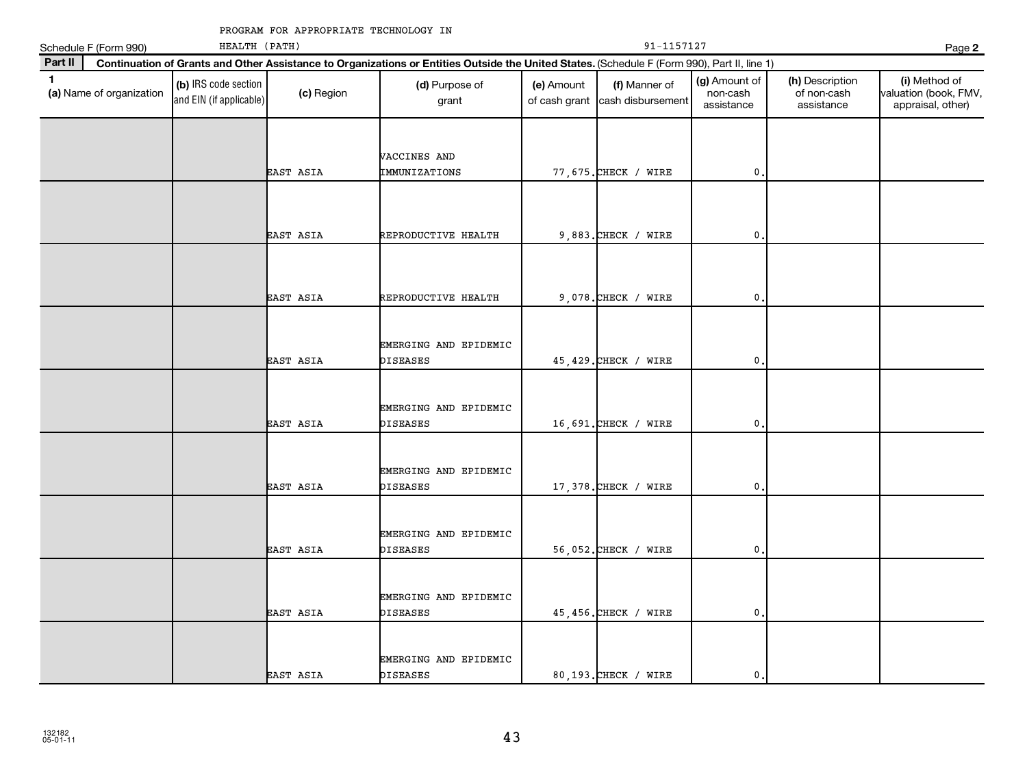Schedule F (Form 990) PROGRAM FOR APPROPRIATE TECHNOLOGY IN HEALTH (PATH) 91-1157127 Page **2**

**Part II** **Continuation of Grants and Other Assistance to Organizations or Entities Outside the United States.** (Schedule F (Form 990), Part II, line 1)

| 1 (a) Name of organization | (b) IRS code section and EIN (if applicable) | (c) Region | (d) Purpose of grant | (e) Amount of cash grant | (f) Manner of cash disbursement | (g) Amount of non-cash assistance | (h) Description of non-cash assistance | (i) Method of valuation (book, FMV, appraisal, other) |
|---|---|---|---|---|---|---|---|---|
| | | EAST ASIA | VACCINES AND IMMUNIZATIONS | 77,675. | CHECK / WIRE | 0. | | |
| | | EAST ASIA | REPRODUCTIVE HEALTH | 9,883. | CHECK / WIRE | 0. | | |
| | | EAST ASIA | REPRODUCTIVE HEALTH | 9,078. | CHECK / WIRE | 0. | | |
| | | EAST ASIA | EMERGING AND EPIDEMIC DISEASES | 45,429. | CHECK / WIRE | 0. | | |
| | | EAST ASIA | EMERGING AND EPIDEMIC DISEASES | 16,691. | CHECK / WIRE | 0. | | |
| | | EAST ASIA | EMERGING AND EPIDEMIC DISEASES | 17,378. | CHECK / WIRE | 0. | | |
| | | EAST ASIA | EMERGING AND EPIDEMIC DISEASES | 56,052. | CHECK / WIRE | 0. | | |
| | | EAST ASIA | EMERGING AND EPIDEMIC DISEASES | 45,456. | CHECK / WIRE | 0. | | |
| | | EAST ASIA | EMERGING AND EPIDEMIC DISEASES | 80,193. | CHECK / WIRE | 0. | | |

132182 05-01-11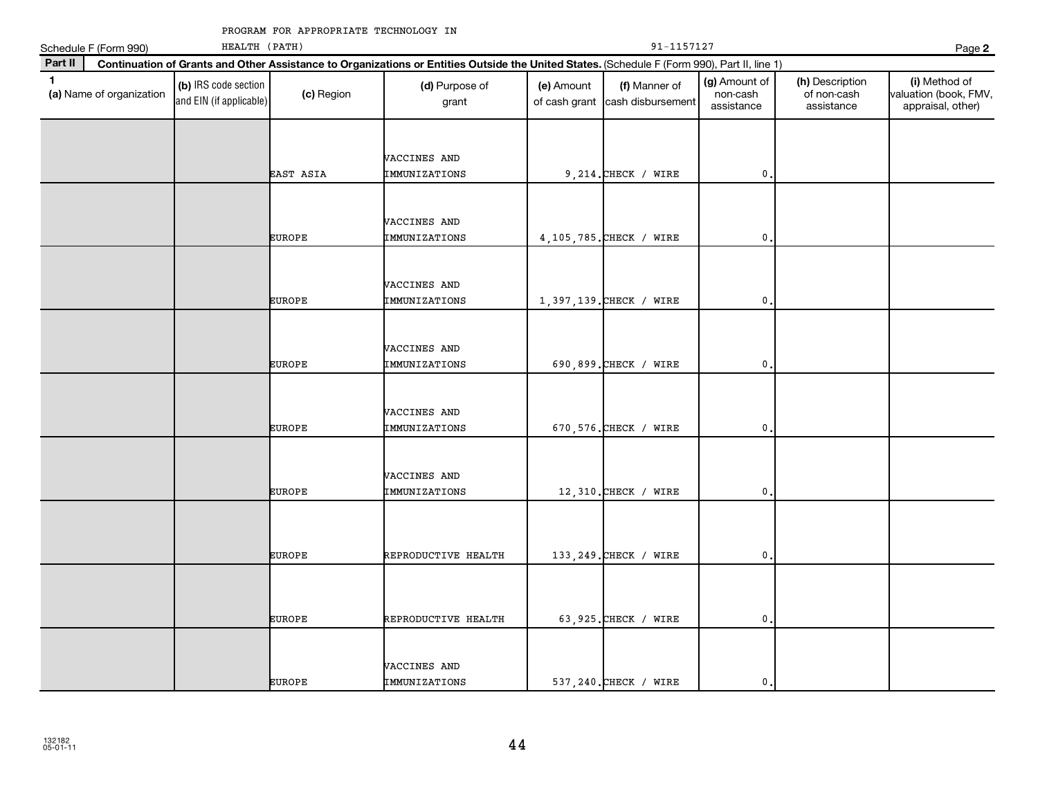PROGRAM FOR APPROPRIATE TECHNOLOGY IN HEALTH (PATH) 91-1157127

Schedule F (Form 990) Page **2**

**Part II** **Continuation of Grants and Other Assistance to Organizations or Entities Outside the United States.** (Schedule F (Form 990), Part II, line 1)

| 1 (a) Name of organization | (b) IRS code section and EIN (if applicable) | (c) Region | (d) Purpose of grant | (e) Amount of cash grant | (f) Manner of cash disbursement | (g) Amount of non-cash assistance | (h) Description of non-cash assistance | (i) Method of valuation (book, FMV, appraisal, other) |
|---|---|---|---|---|---|---|---|---|
| | | EAST ASIA | VACCINES AND IMMUNIZATIONS | 9,214. | CHECK / WIRE | 0. | | |
| | | EUROPE | VACCINES AND IMMUNIZATIONS | 4,105,785. | CHECK / WIRE | 0. | | |
| | | EUROPE | VACCINES AND IMMUNIZATIONS | 1,397,139. | CHECK / WIRE | 0. | | |
| | | EUROPE | VACCINES AND IMMUNIZATIONS | 690,899. | CHECK / WIRE | 0. | | |
| | | EUROPE | VACCINES AND IMMUNIZATIONS | 670,576. | CHECK / WIRE | 0. | | |
| | | EUROPE | VACCINES AND IMMUNIZATIONS | 12,310. | CHECK / WIRE | 0. | | |
| | | EUROPE | REPRODUCTIVE HEALTH | 133,249. | CHECK / WIRE | 0. | | |
| | | EUROPE | REPRODUCTIVE HEALTH | 63,925. | CHECK / WIRE | 0. | | |
| | | EUROPE | VACCINES AND IMMUNIZATIONS | 537,240. | CHECK / WIRE | 0. | | |

132182
05-01-11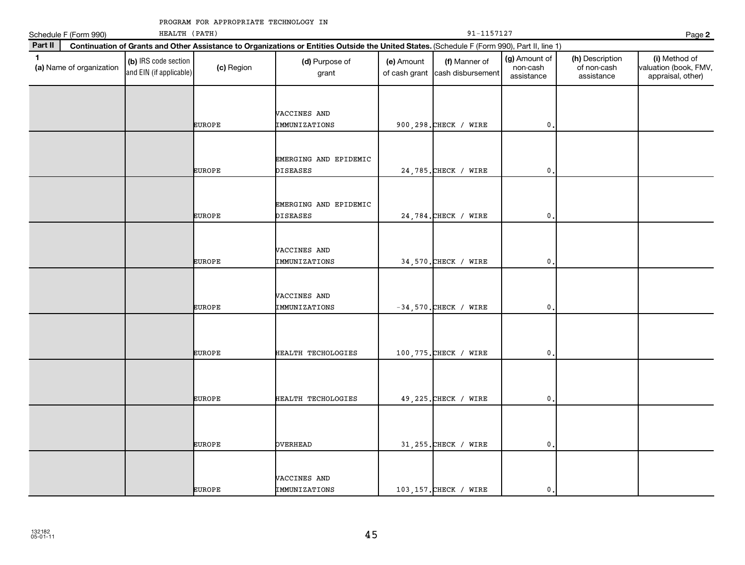Schedule F (Form 990) PROGRAM FOR APPROPRIATE TECHNOLOGY IN HEALTH (PATH) 91-1157127 Page **2**

**Part II** **Continuation of Grants and Other Assistance to Organizations or Entities Outside the United States.** (Schedule F (Form 990), Part II, line 1)

| 1 (a) Name of organization | (b) IRS code section and EIN (if applicable) | (c) Region | (d) Purpose of grant | (e) Amount of cash grant | (f) Manner of cash disbursement | (g) Amount of non-cash assistance | (h) Description of non-cash assistance | (i) Method of valuation (book, FMV, appraisal, other) |
|---|---|---|---|---|---|---|---|---|
| | | EUROPE | VACCINES AND IMMUNIZATIONS | 900,298. | CHECK / WIRE | 0. | | |
| | | EUROPE | EMERGING AND EPIDEMIC DISEASES | 24,785. | CHECK / WIRE | 0. | | |
| | | EUROPE | EMERGING AND EPIDEMIC DISEASES | 24,784. | CHECK / WIRE | 0. | | |
| | | EUROPE | VACCINES AND IMMUNIZATIONS | 34,570. | CHECK / WIRE | 0. | | |
| | | EUROPE | VACCINES AND IMMUNIZATIONS | -34,570. | CHECK / WIRE | 0. | | |
| | | EUROPE | HEALTH TECHOLOGIES | 100,775. | CHECK / WIRE | 0. | | |
| | | EUROPE | HEALTH TECHOLOGIES | 49,225. | CHECK / WIRE | 0. | | |
| | | EUROPE | OVERHEAD | 31,255. | CHECK / WIRE | 0. | | |
| | | EUROPE | VACCINES AND IMMUNIZATIONS | 103,157. | CHECK / WIRE | 0. | | |

132182 05-01-11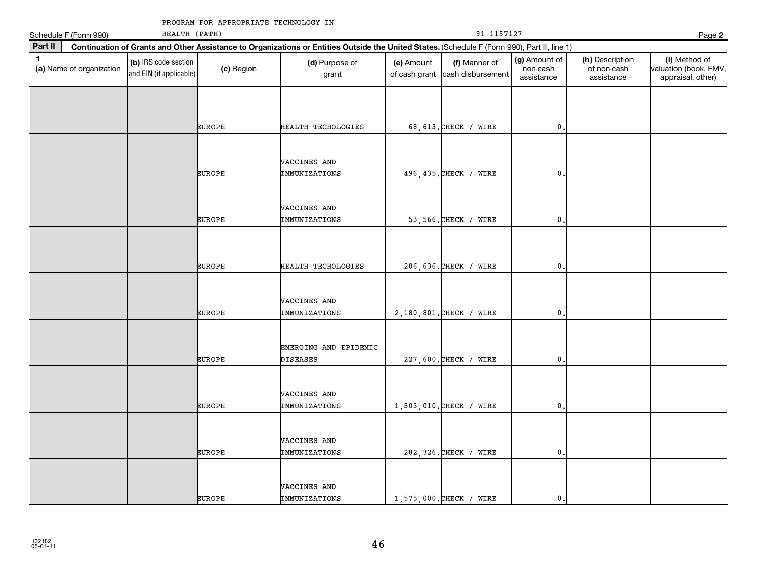PROGRAM FOR APPROPRIATE TECHNOLOGY IN HEALTH (PATH)

Schedule F (Form 990) 91-1157127 Page **2**

**Part II** **Continuation of Grants and Other Assistance to Organizations or Entities Outside the United States.** (Schedule F (Form 990), Part II, line 1)

| 1 (a) Name of organization | (b) IRS code section and EIN (if applicable) | (c) Region | (d) Purpose of grant | (e) Amount of cash grant | (f) Manner of cash disbursement | (g) Amount of non-cash assistance | (h) Description of non-cash assistance | (i) Method of valuation (book, FMV, appraisal, other) |
|---|---|---|---|---|---|---|---|---|
| | | EUROPE | HEALTH TECHOLOGIES | 68,613. | CHECK / WIRE | 0. | | |
| | | EUROPE | VACCINES AND IMMUNIZATIONS | 496,435. | CHECK / WIRE | 0. | | |
| | | EUROPE | VACCINES AND IMMUNIZATIONS | 53,566. | CHECK / WIRE | 0. | | |
| | | EUROPE | HEALTH TECHOLOGIES | 206,636. | CHECK / WIRE | 0. | | |
| | | EUROPE | VACCINES AND IMMUNIZATIONS | 2,180,801. | CHECK / WIRE | 0. | | |
| | | EUROPE | EMERGING AND EPIDEMIC DISEASES | 227,600. | CHECK / WIRE | 0. | | |
| | | EUROPE | VACCINES AND IMMUNIZATIONS | 1,503,010. | CHECK / WIRE | 0. | | |
| | | EUROPE | VACCINES AND IMMUNIZATIONS | 282,326. | CHECK / WIRE | 0. | | |
| | | EUROPE | VACCINES AND IMMUNIZATIONS | 1,575,000. | CHECK / WIRE | 0. | | |

132182
05-01-11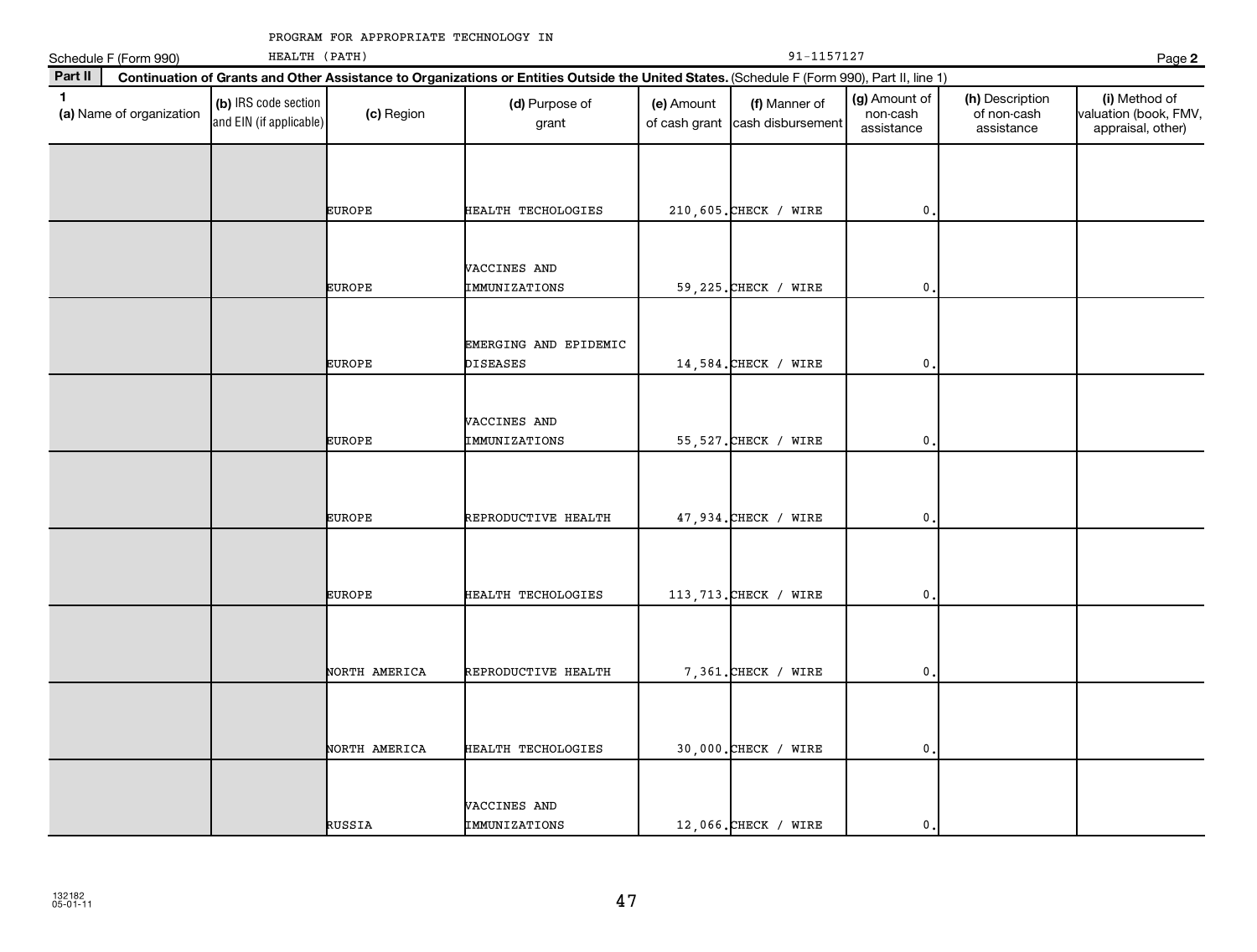PROGRAM FOR APPROPRIATE TECHNOLOGY IN HEALTH (PATH)

91-1157127

Schedule F (Form 990)

**Part II** **Continuation of Grants and Other Assistance to Organizations or Entities Outside the United States.** (Schedule F (Form 990), Part II, line 1)

| 1 (a) Name of organization | (b) IRS code section and EIN (if applicable) | (c) Region | (d) Purpose of grant | (e) Amount of cash grant | (f) Manner of cash disbursement | (g) Amount of non-cash assistance | (h) Description of non-cash assistance | (i) Method of valuation (book, FMV, appraisal, other) |
|---|---|---|---|---|---|---|---|---|
| | | EUROPE | HEALTH TECHOLOGIES | 210,605. | CHECK / WIRE | 0. | | |
| | | EUROPE | VACCINES AND IMMUNIZATIONS | 59,225. | CHECK / WIRE | 0. | | |
| | | EUROPE | EMERGING AND EPIDEMIC DISEASES | 14,584. | CHECK / WIRE | 0. | | |
| | | EUROPE | VACCINES AND IMMUNIZATIONS | 55,527. | CHECK / WIRE | 0. | | |
| | | EUROPE | REPRODUCTIVE HEALTH | 47,934. | CHECK / WIRE | 0. | | |
| | | EUROPE | HEALTH TECHOLOGIES | 113,713. | CHECK / WIRE | 0. | | |
| | | NORTH AMERICA | REPRODUCTIVE HEALTH | 7,361. | CHECK / WIRE | 0. | | |
| | | NORTH AMERICA | HEALTH TECHOLOGIES | 30,000. | CHECK / WIRE | 0. | | |
| | | RUSSIA | VACCINES AND IMMUNIZATIONS | 12,066. | CHECK / WIRE | 0. | | |

132182
05-01-11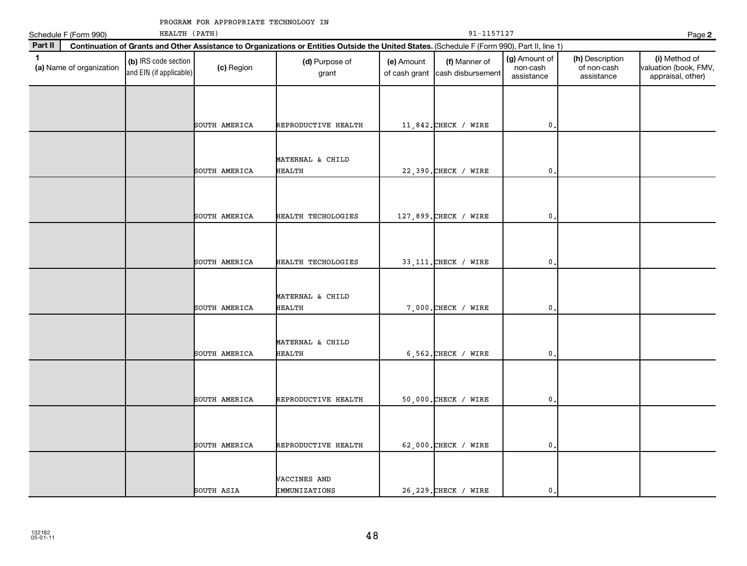PROGRAM FOR APPROPRIATE TECHNOLOGY IN HEALTH (PATH)

91-1157127

Schedule F (Form 990)

**Part II** **Continuation of Grants and Other Assistance to Organizations or Entities Outside the United States.** (Schedule F (Form 990), Part II, line 1)

| 1 (a) Name of organization | (b) IRS code section and EIN (if applicable) | (c) Region | (d) Purpose of grant | (e) Amount of cash grant | (f) Manner of cash disbursement | (g) Amount of non-cash assistance | (h) Description of non-cash assistance | (i) Method of valuation (book, FMV, appraisal, other) |
|---|---|---|---|---|---|---|---|---|
| | | SOUTH AMERICA | REPRODUCTIVE HEALTH | 11,842. | CHECK / WIRE | 0. | | |
| | | SOUTH AMERICA | MATERNAL & CHILD HEALTH | 22,390. | CHECK / WIRE | 0. | | |
| | | SOUTH AMERICA | HEALTH TECHOLOGIES | 127,899. | CHECK / WIRE | 0. | | |
| | | SOUTH AMERICA | HEALTH TECHOLOGIES | 33,111. | CHECK / WIRE | 0. | | |
| | | SOUTH AMERICA | MATERNAL & CHILD HEALTH | 7,000. | CHECK / WIRE | 0. | | |
| | | SOUTH AMERICA | MATERNAL & CHILD HEALTH | 6,562. | CHECK / WIRE | 0. | | |
| | | SOUTH AMERICA | REPRODUCTIVE HEALTH | 50,000. | CHECK / WIRE | 0. | | |
| | | SOUTH AMERICA | REPRODUCTIVE HEALTH | 62,000. | CHECK / WIRE | 0. | | |
| | | SOUTH ASIA | VACCINES AND IMMUNIZATIONS | 26,229. | CHECK / WIRE | 0. | | |

132182
05-01-11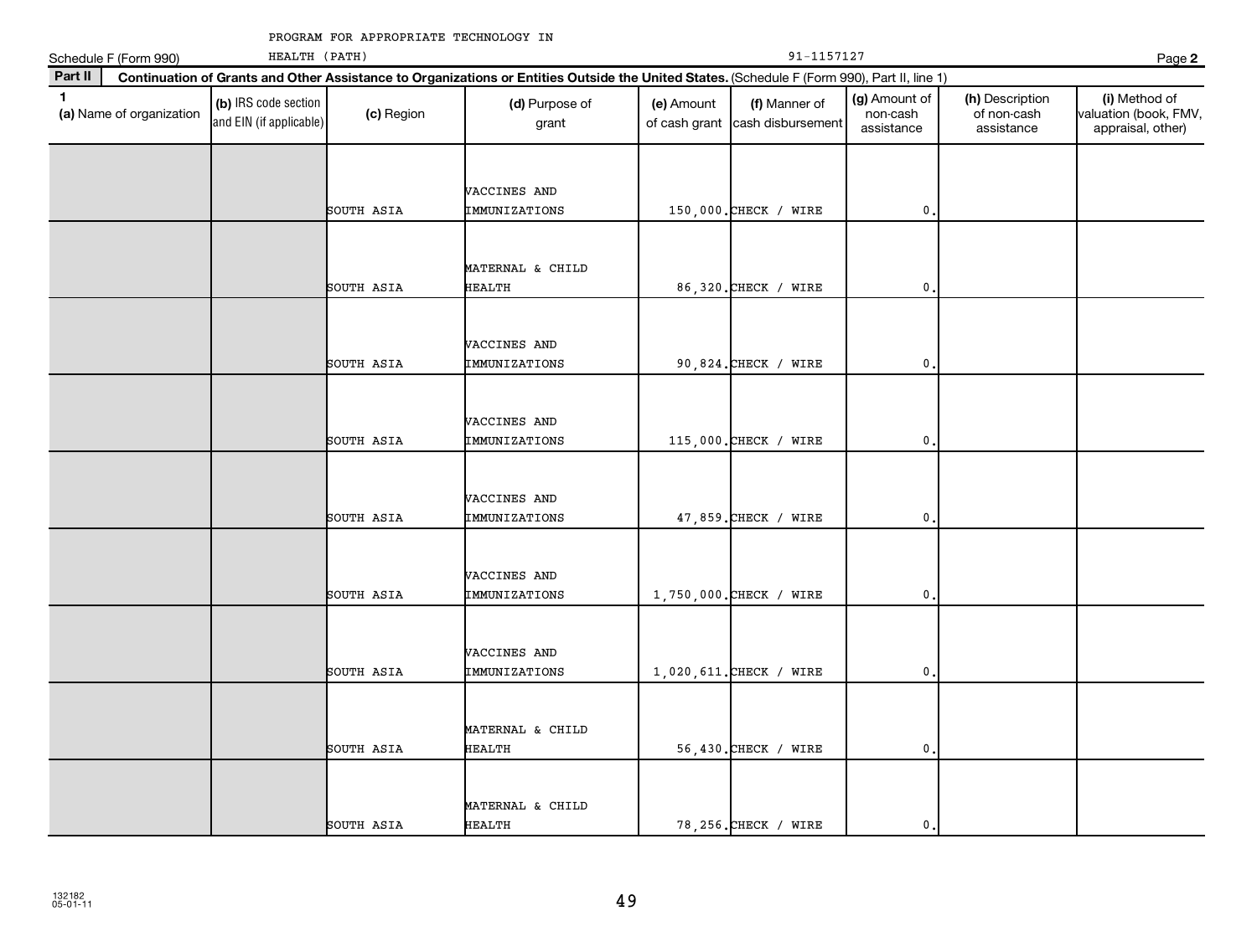PROGRAM FOR APPROPRIATE TECHNOLOGY IN HEALTH (PATH) 91-1157127

Schedule F (Form 990) Page **2**

**Part II** **Continuation of Grants and Other Assistance to Organizations or Entities Outside the United States.** (Schedule F (Form 990), Part II, line 1)

| 1 (a) Name of organization | (b) IRS code section and EIN (if applicable) | (c) Region | (d) Purpose of grant | (e) Amount of cash grant | (f) Manner of cash disbursement | (g) Amount of non-cash assistance | (h) Description of non-cash assistance | (i) Method of valuation (book, FMV, appraisal, other) |
|---|---|---|---|---|---|---|---|---|
| | | SOUTH ASIA | VACCINES AND IMMUNIZATIONS | 150,000. | CHECK / WIRE | 0. | | |
| | | SOUTH ASIA | MATERNAL & CHILD HEALTH | 86,320. | CHECK / WIRE | 0. | | |
| | | SOUTH ASIA | VACCINES AND IMMUNIZATIONS | 90,824. | CHECK / WIRE | 0. | | |
| | | SOUTH ASIA | VACCINES AND IMMUNIZATIONS | 115,000. | CHECK / WIRE | 0. | | |
| | | SOUTH ASIA | VACCINES AND IMMUNIZATIONS | 47,859. | CHECK / WIRE | 0. | | |
| | | SOUTH ASIA | VACCINES AND IMMUNIZATIONS | 1,750,000. | CHECK / WIRE | 0. | | |
| | | SOUTH ASIA | VACCINES AND IMMUNIZATIONS | 1,020,611. | CHECK / WIRE | 0. | | |
| | | SOUTH ASIA | MATERNAL & CHILD HEALTH | 56,430. | CHECK / WIRE | 0. | | |
| | | SOUTH ASIA | MATERNAL & CHILD HEALTH | 78,256. | CHECK / WIRE | 0. | | |

132182 05-01-11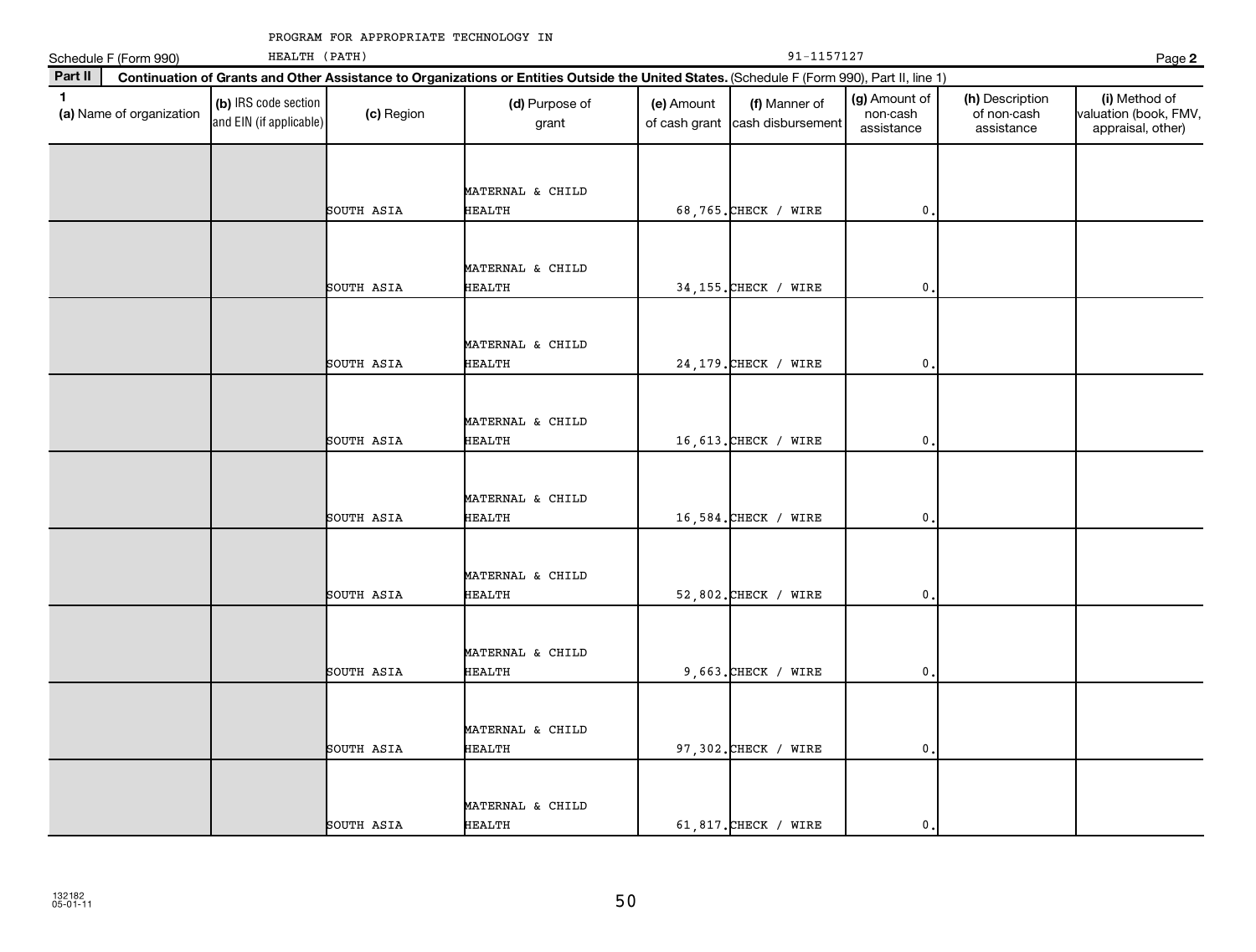PROGRAM FOR APPROPRIATE TECHNOLOGY IN HEALTH (PATH)

Schedule F (Form 990) 91-1157127 Page **2**

**Part II** **Continuation of Grants and Other Assistance to Organizations or Entities Outside the United States.** (Schedule F (Form 990), Part II, line 1)

| **1** (a) Name of organization | (b) IRS code section and EIN (if applicable) | (c) Region | (d) Purpose of grant | (e) Amount of cash grant | (f) Manner of cash disbursement | (g) Amount of non-cash assistance | (h) Description of non-cash assistance | (i) Method of valuation (book, FMV, appraisal, other) |
|---|---|---|---|---|---|---|---|---|
| | | SOUTH ASIA | MATERNAL & CHILD HEALTH | 68,765. | CHECK / WIRE | 0. | | |
| | | SOUTH ASIA | MATERNAL & CHILD HEALTH | 34,155. | CHECK / WIRE | 0. | | |
| | | SOUTH ASIA | MATERNAL & CHILD HEALTH | 24,179. | CHECK / WIRE | 0. | | |
| | | SOUTH ASIA | MATERNAL & CHILD HEALTH | 16,613. | CHECK / WIRE | 0. | | |
| | | SOUTH ASIA | MATERNAL & CHILD HEALTH | 16,584. | CHECK / WIRE | 0. | | |
| | | SOUTH ASIA | MATERNAL & CHILD HEALTH | 52,802. | CHECK / WIRE | 0. | | |
| | | SOUTH ASIA | MATERNAL & CHILD HEALTH | 9,663. | CHECK / WIRE | 0. | | |
| | | SOUTH ASIA | MATERNAL & CHILD HEALTH | 97,302. | CHECK / WIRE | 0. | | |
| | | SOUTH ASIA | MATERNAL & CHILD HEALTH | 61,817. | CHECK / WIRE | 0. | | |

132182
05-01-11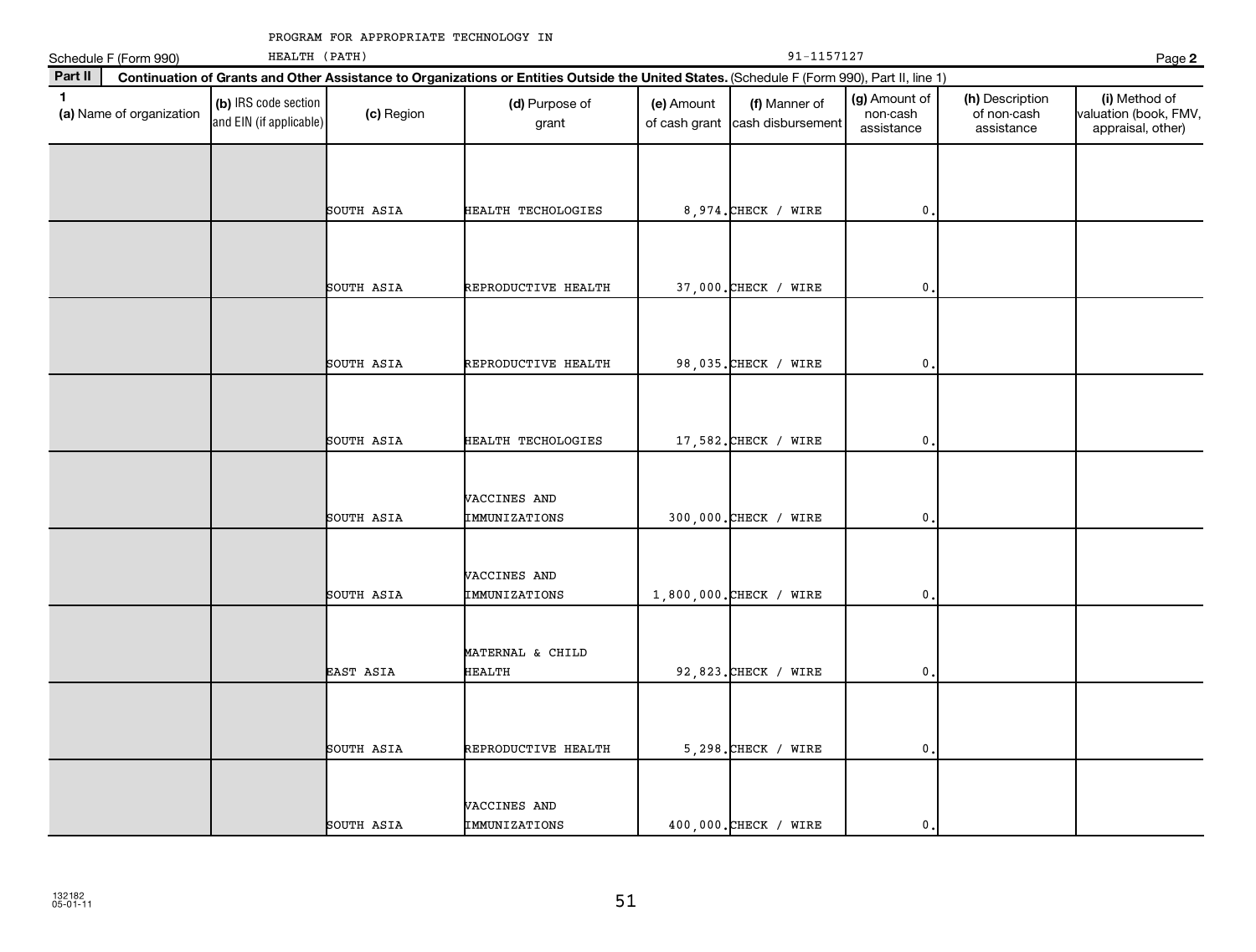PROGRAM FOR APPROPRIATE TECHNOLOGY IN HEALTH (PATH)

91-1157127

Schedule F (Form 990)

**Part II** **Continuation of Grants and Other Assistance to Organizations or Entities Outside the United States.** (Schedule F (Form 990), Part II, line 1)

| 1 (a) Name of organization | (b) IRS code section and EIN (if applicable) | (c) Region | (d) Purpose of grant | (e) Amount of cash grant | (f) Manner of cash disbursement | (g) Amount of non-cash assistance | (h) Description of non-cash assistance | (i) Method of valuation (book, FMV, appraisal, other) |
|---|---|---|---|---|---|---|---|---|
| | | SOUTH ASIA | HEALTH TECHOLOGIES | 8,974. | CHECK / WIRE | 0. | | |
| | | SOUTH ASIA | REPRODUCTIVE HEALTH | 37,000. | CHECK / WIRE | 0. | | |
| | | SOUTH ASIA | REPRODUCTIVE HEALTH | 98,035. | CHECK / WIRE | 0. | | |
| | | SOUTH ASIA | HEALTH TECHOLOGIES | 17,582. | CHECK / WIRE | 0. | | |
| | | SOUTH ASIA | VACCINES AND IMMUNIZATIONS | 300,000. | CHECK / WIRE | 0. | | |
| | | SOUTH ASIA | VACCINES AND IMMUNIZATIONS | 1,800,000. | CHECK / WIRE | 0. | | |
| | | EAST ASIA | MATERNAL & CHILD HEALTH | 92,823. | CHECK / WIRE | 0. | | |
| | | SOUTH ASIA | REPRODUCTIVE HEALTH | 5,298. | CHECK / WIRE | 0. | | |
| | | SOUTH ASIA | VACCINES AND IMMUNIZATIONS | 400,000. | CHECK / WIRE | 0. | | |

132182
05-01-11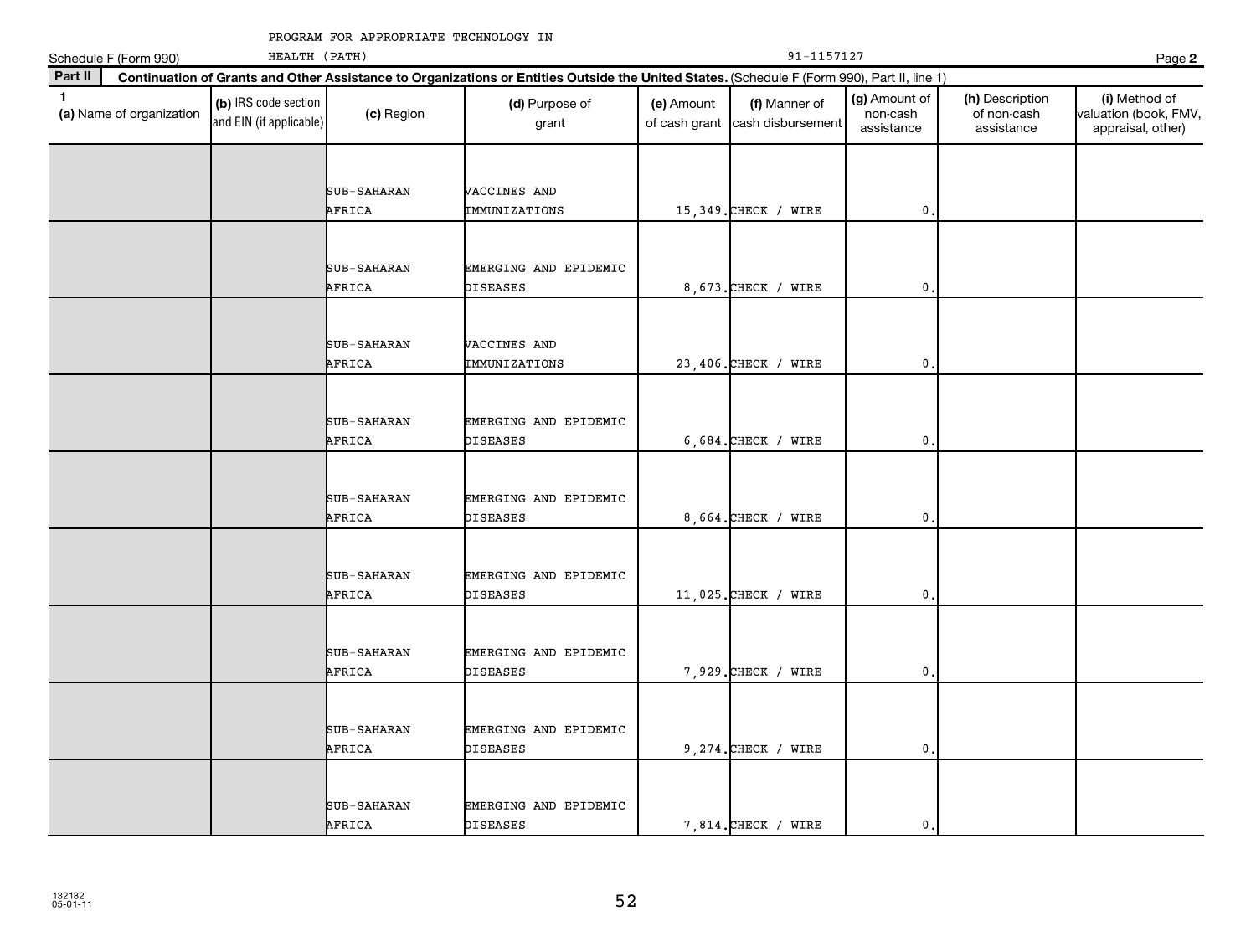PROGRAM FOR APPROPRIATE TECHNOLOGY IN HEALTH (PATH) 91-1157127

Schedule F (Form 990) Page **2**

**Part II** **Continuation of Grants and Other Assistance to Organizations or Entities Outside the United States.** (Schedule F (Form 990), Part II, line 1)

| 1 (a) Name of organization | (b) IRS code section and EIN (if applicable) | (c) Region | (d) Purpose of grant | (e) Amount of cash grant | (f) Manner of cash disbursement | (g) Amount of non-cash assistance | (h) Description of non-cash assistance | (i) Method of valuation (book, FMV, appraisal, other) |
|---|---|---|---|---|---|---|---|---|
| | | SUB-SAHARAN AFRICA | VACCINES AND IMMUNIZATIONS | 15,349. | CHECK / WIRE | 0. | | |
| | | SUB-SAHARAN AFRICA | EMERGING AND EPIDEMIC DISEASES | 8,673. | CHECK / WIRE | 0. | | |
| | | SUB-SAHARAN AFRICA | VACCINES AND IMMUNIZATIONS | 23,406. | CHECK / WIRE | 0. | | |
| | | SUB-SAHARAN AFRICA | EMERGING AND EPIDEMIC DISEASES | 6,684. | CHECK / WIRE | 0. | | |
| | | SUB-SAHARAN AFRICA | EMERGING AND EPIDEMIC DISEASES | 8,664. | CHECK / WIRE | 0. | | |
| | | SUB-SAHARAN AFRICA | EMERGING AND EPIDEMIC DISEASES | 11,025. | CHECK / WIRE | 0. | | |
| | | SUB-SAHARAN AFRICA | EMERGING AND EPIDEMIC DISEASES | 7,929. | CHECK / WIRE | 0. | | |
| | | SUB-SAHARAN AFRICA | EMERGING AND EPIDEMIC DISEASES | 9,274. | CHECK / WIRE | 0. | | |
| | | SUB-SAHARAN AFRICA | EMERGING AND EPIDEMIC DISEASES | 7,814. | CHECK / WIRE | 0. | | |

132182
05-01-11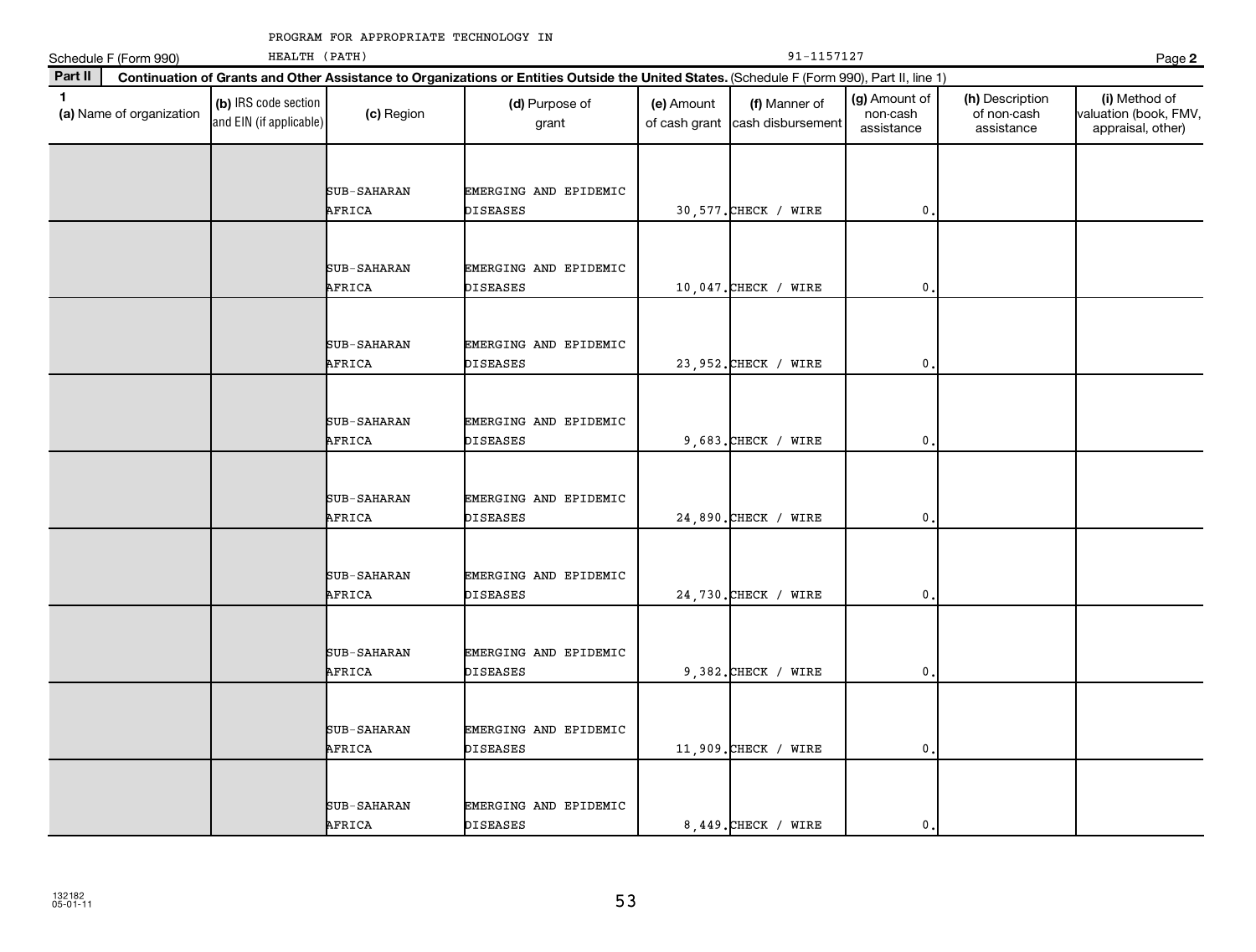PROGRAM FOR APPROPRIATE TECHNOLOGY IN HEALTH (PATH) 91-1157127

Schedule F (Form 990) Page **2**

**Part II** **Continuation of Grants and Other Assistance to Organizations or Entities Outside the United States.** (Schedule F (Form 990), Part II, line 1)

| 1 (a) Name of organization | (b) IRS code section and EIN (if applicable) | (c) Region | (d) Purpose of grant | (e) Amount of cash grant | (f) Manner of cash disbursement | (g) Amount of non-cash assistance | (h) Description of non-cash assistance | (i) Method of valuation (book, FMV, appraisal, other) |
|---|---|---|---|---|---|---|---|---|
| | | SUB-SAHARAN AFRICA | EMERGING AND EPIDEMIC DISEASES | 30,577. | CHECK / WIRE | 0. | | |
| | | SUB-SAHARAN AFRICA | EMERGING AND EPIDEMIC DISEASES | 10,047. | CHECK / WIRE | 0. | | |
| | | SUB-SAHARAN AFRICA | EMERGING AND EPIDEMIC DISEASES | 23,952. | CHECK / WIRE | 0. | | |
| | | SUB-SAHARAN AFRICA | EMERGING AND EPIDEMIC DISEASES | 9,683. | CHECK / WIRE | 0. | | |
| | | SUB-SAHARAN AFRICA | EMERGING AND EPIDEMIC DISEASES | 24,890. | CHECK / WIRE | 0. | | |
| | | SUB-SAHARAN AFRICA | EMERGING AND EPIDEMIC DISEASES | 24,730. | CHECK / WIRE | 0. | | |
| | | SUB-SAHARAN AFRICA | EMERGING AND EPIDEMIC DISEASES | 9,382. | CHECK / WIRE | 0. | | |
| | | SUB-SAHARAN AFRICA | EMERGING AND EPIDEMIC DISEASES | 11,909. | CHECK / WIRE | 0. | | |
| | | SUB-SAHARAN AFRICA | EMERGING AND EPIDEMIC DISEASES | 8,449. | CHECK / WIRE | 0. | | |

132182
05-01-11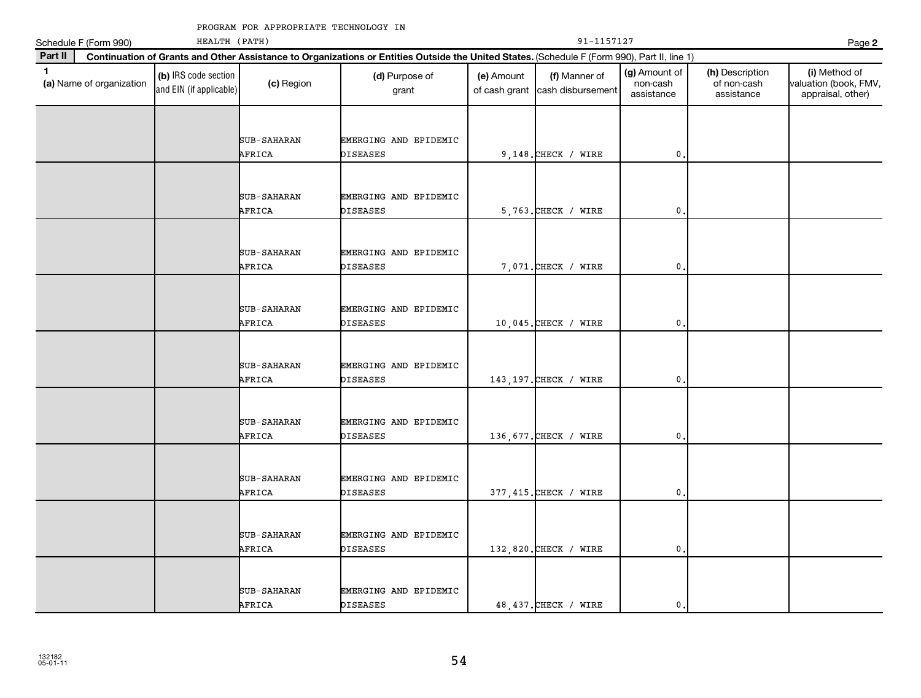PROGRAM FOR APPROPRIATE TECHNOLOGY IN HEALTH (PATH)

Schedule F (Form 990) 91-1157127 Page **2**

**Part II** **Continuation of Grants and Other Assistance to Organizations or Entities Outside the United States.** (Schedule F (Form 990), Part II, line 1)

| 1 (a) Name of organization | (b) IRS code section and EIN (if applicable) | (c) Region | (d) Purpose of grant | (e) Amount of cash grant | (f) Manner of cash disbursement | (g) Amount of non-cash assistance | (h) Description of non-cash assistance | (i) Method of valuation (book, FMV, appraisal, other) |
|---|---|---|---|---|---|---|---|---|
| | | SUB-SAHARAN AFRICA | EMERGING AND EPIDEMIC DISEASES | 9,148. | CHECK / WIRE | 0. | | |
| | | SUB-SAHARAN AFRICA | EMERGING AND EPIDEMIC DISEASES | 5,763. | CHECK / WIRE | 0. | | |
| | | SUB-SAHARAN AFRICA | EMERGING AND EPIDEMIC DISEASES | 7,071. | CHECK / WIRE | 0. | | |
| | | SUB-SAHARAN AFRICA | EMERGING AND EPIDEMIC DISEASES | 10,045. | CHECK / WIRE | 0. | | |
| | | SUB-SAHARAN AFRICA | EMERGING AND EPIDEMIC DISEASES | 143,197. | CHECK / WIRE | 0. | | |
| | | SUB-SAHARAN AFRICA | EMERGING AND EPIDEMIC DISEASES | 136,677. | CHECK / WIRE | 0. | | |
| | | SUB-SAHARAN AFRICA | EMERGING AND EPIDEMIC DISEASES | 377,415. | CHECK / WIRE | 0. | | |
| | | SUB-SAHARAN AFRICA | EMERGING AND EPIDEMIC DISEASES | 132,820. | CHECK / WIRE | 0. | | |
| | | SUB-SAHARAN AFRICA | EMERGING AND EPIDEMIC DISEASES | 48,437. | CHECK / WIRE | 0. | | |

132182
05-01-11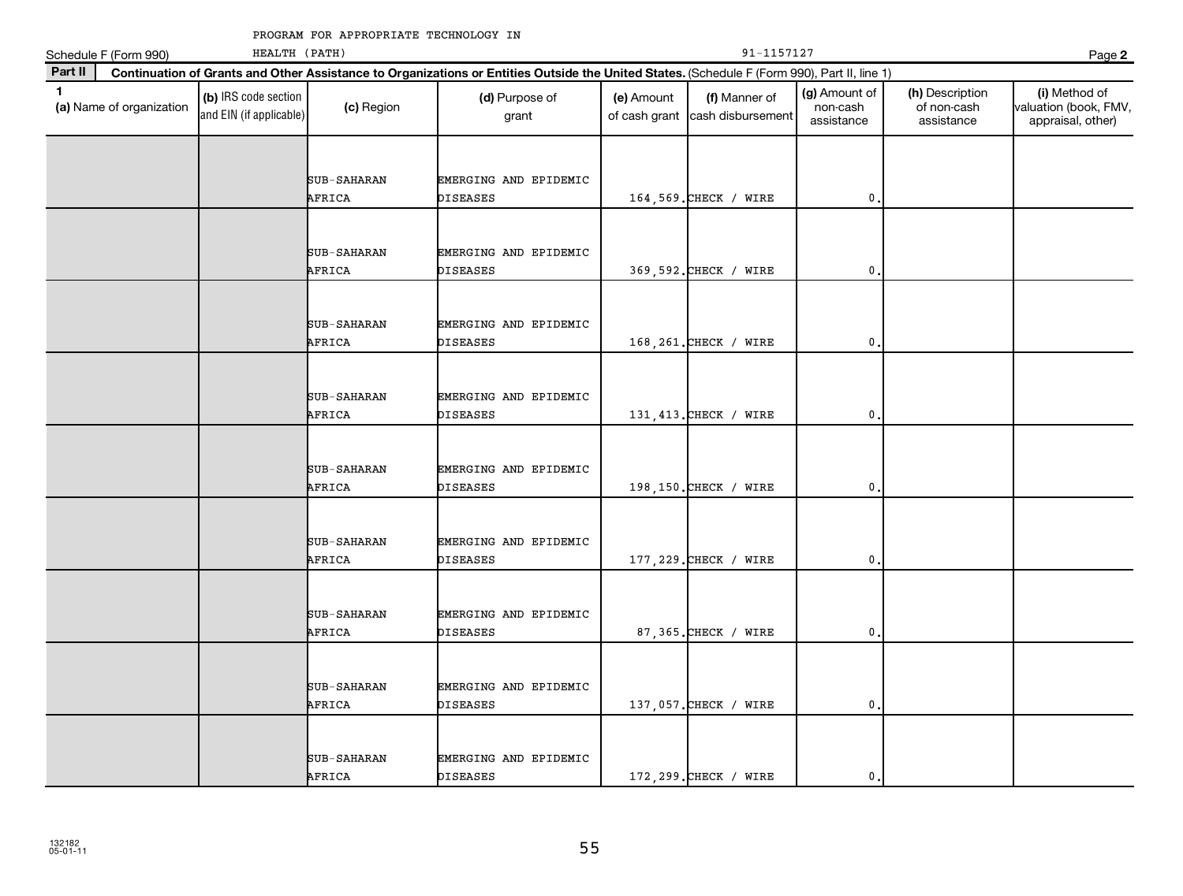PROGRAM FOR APPROPRIATE TECHNOLOGY IN HEALTH (PATH) 91-1157127

Schedule F (Form 990) Page **2**

**Part II** **Continuation of Grants and Other Assistance to Organizations or Entities Outside the United States.** (Schedule F (Form 990), Part II, line 1)

| 1 (a) Name of organization | (b) IRS code section and EIN (if applicable) | (c) Region | (d) Purpose of grant | (e) Amount of cash grant | (f) Manner of cash disbursement | (g) Amount of non-cash assistance | (h) Description of non-cash assistance | (i) Method of valuation (book, FMV, appraisal, other) |
|---|---|---|---|---|---|---|---|---|
| | | SUB-SAHARAN AFRICA | EMERGING AND EPIDEMIC DISEASES | 164,569. | CHECK / WIRE | 0. | | |
| | | SUB-SAHARAN AFRICA | EMERGING AND EPIDEMIC DISEASES | 369,592. | CHECK / WIRE | 0. | | |
| | | SUB-SAHARAN AFRICA | EMERGING AND EPIDEMIC DISEASES | 168,261. | CHECK / WIRE | 0. | | |
| | | SUB-SAHARAN AFRICA | EMERGING AND EPIDEMIC DISEASES | 131,413. | CHECK / WIRE | 0. | | |
| | | SUB-SAHARAN AFRICA | EMERGING AND EPIDEMIC DISEASES | 198,150. | CHECK / WIRE | 0. | | |
| | | SUB-SAHARAN AFRICA | EMERGING AND EPIDEMIC DISEASES | 177,229. | CHECK / WIRE | 0. | | |
| | | SUB-SAHARAN AFRICA | EMERGING AND EPIDEMIC DISEASES | 87,365. | CHECK / WIRE | 0. | | |
| | | SUB-SAHARAN AFRICA | EMERGING AND EPIDEMIC DISEASES | 137,057. | CHECK / WIRE | 0. | | |
| | | SUB-SAHARAN AFRICA | EMERGING AND EPIDEMIC DISEASES | 172,299. | CHECK / WIRE | 0. | | |

132182 05-01-11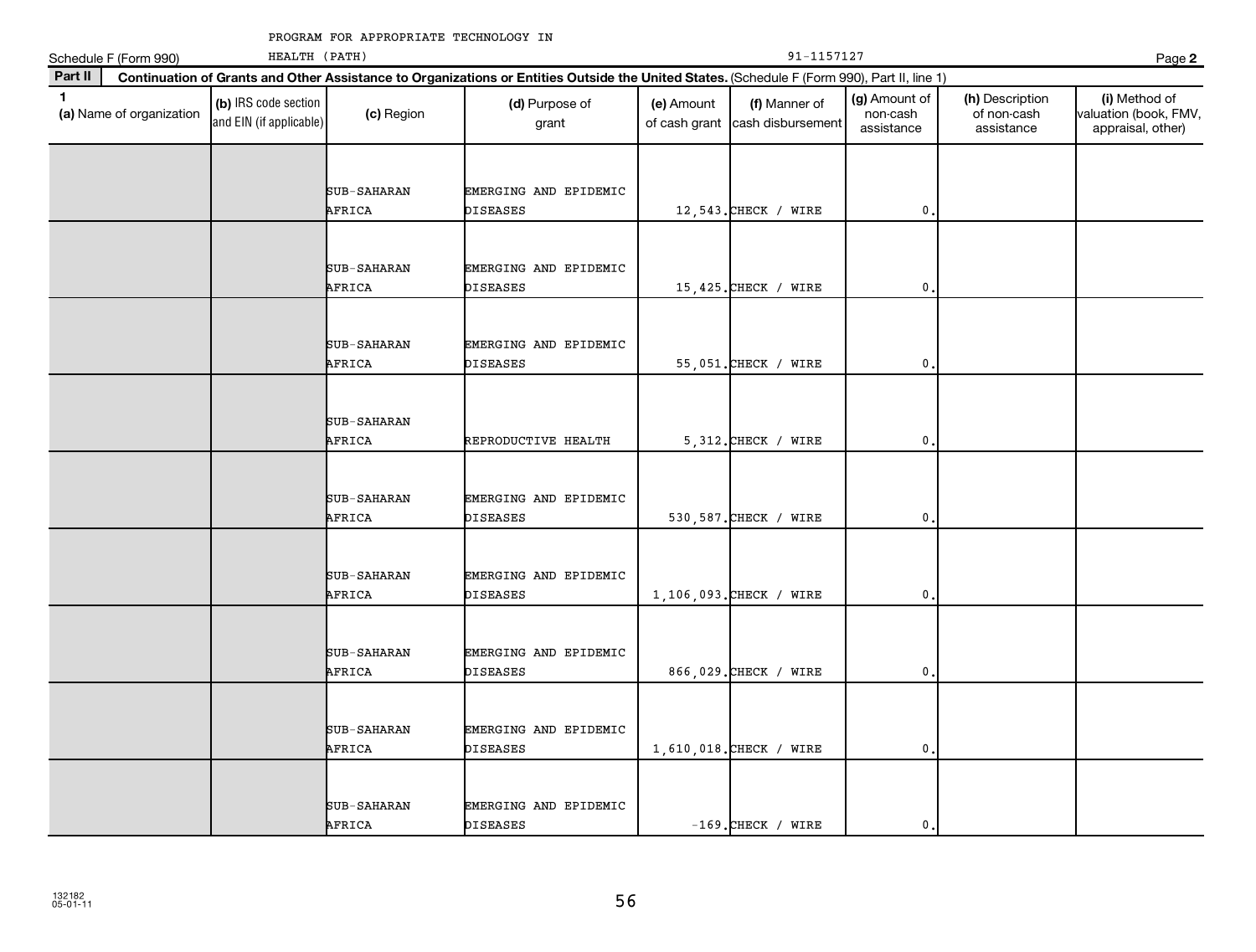PROGRAM FOR APPROPRIATE TECHNOLOGY IN HEALTH (PATH) 91-1157127

Schedule F (Form 990) Page **2**

**Part II** **Continuation of Grants and Other Assistance to Organizations or Entities Outside the United States.** (Schedule F (Form 990), Part II, line 1)

| **1** (a) Name of organization | (b) IRS code section and EIN (if applicable) | (c) Region | (d) Purpose of grant | (e) Amount of cash grant | (f) Manner of cash disbursement | (g) Amount of non-cash assistance | (h) Description of non-cash assistance | (i) Method of valuation (book, FMV, appraisal, other) |
|---|---|---|---|---|---|---|---|---|
| | | SUB-SAHARAN AFRICA | EMERGING AND EPIDEMIC DISEASES | 12,543. | CHECK / WIRE | 0. | | |
| | | SUB-SAHARAN AFRICA | EMERGING AND EPIDEMIC DISEASES | 15,425. | CHECK / WIRE | 0. | | |
| | | SUB-SAHARAN AFRICA | EMERGING AND EPIDEMIC DISEASES | 55,051. | CHECK / WIRE | 0. | | |
| | | SUB-SAHARAN AFRICA | REPRODUCTIVE HEALTH | 5,312. | CHECK / WIRE | 0. | | |
| | | SUB-SAHARAN AFRICA | EMERGING AND EPIDEMIC DISEASES | 530,587. | CHECK / WIRE | 0. | | |
| | | SUB-SAHARAN AFRICA | EMERGING AND EPIDEMIC DISEASES | 1,106,093. | CHECK / WIRE | 0. | | |
| | | SUB-SAHARAN AFRICA | EMERGING AND EPIDEMIC DISEASES | 866,029. | CHECK / WIRE | 0. | | |
| | | SUB-SAHARAN AFRICA | EMERGING AND EPIDEMIC DISEASES | 1,610,018. | CHECK / WIRE | 0. | | |
| | | SUB-SAHARAN AFRICA | EMERGING AND EPIDEMIC DISEASES | -169. | CHECK / WIRE | 0. | | |

132182
05-01-11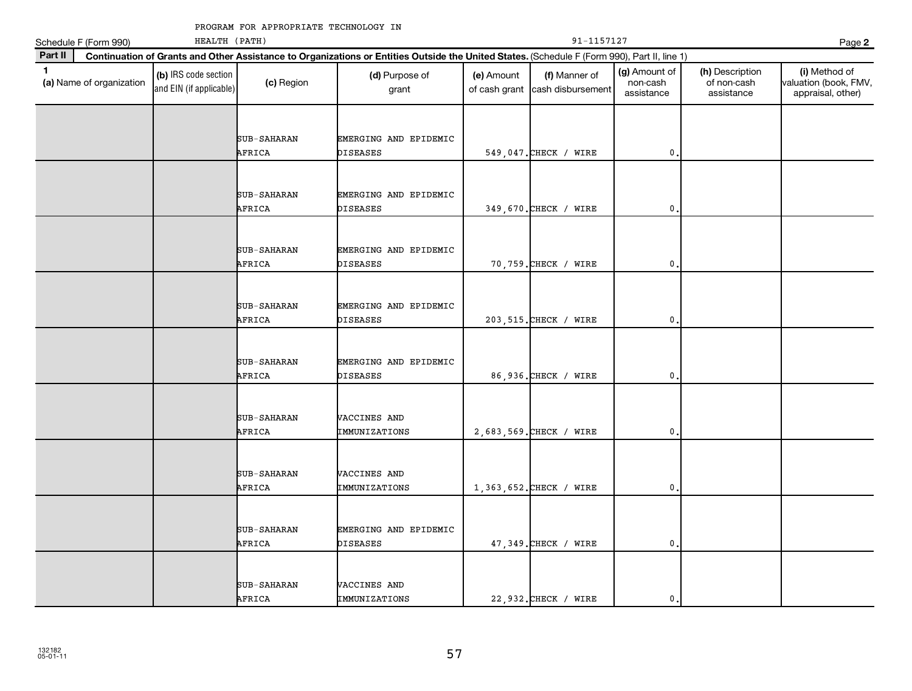PROGRAM FOR APPROPRIATE TECHNOLOGY IN HEALTH (PATH) 91-1157127

Schedule F (Form 990)

**Part II** **Continuation of Grants and Other Assistance to Organizations or Entities Outside the United States.** (Schedule F (Form 990), Part II, line 1)

| 1 (a) Name of organization | (b) IRS code section and EIN (if applicable) | (c) Region | (d) Purpose of grant | (e) Amount of cash grant | (f) Manner of cash disbursement | (g) Amount of non-cash assistance | (h) Description of non-cash assistance | (i) Method of valuation (book, FMV, appraisal, other) |
|---|---|---|---|---|---|---|---|---|
| | | SUB-SAHARAN AFRICA | EMERGING AND EPIDEMIC DISEASES | 549,047. | CHECK / WIRE | 0. | | |
| | | SUB-SAHARAN AFRICA | EMERGING AND EPIDEMIC DISEASES | 349,670. | CHECK / WIRE | 0. | | |
| | | SUB-SAHARAN AFRICA | EMERGING AND EPIDEMIC DISEASES | 70,759. | CHECK / WIRE | 0. | | |
| | | SUB-SAHARAN AFRICA | EMERGING AND EPIDEMIC DISEASES | 203,515. | CHECK / WIRE | 0. | | |
| | | SUB-SAHARAN AFRICA | EMERGING AND EPIDEMIC DISEASES | 86,936. | CHECK / WIRE | 0. | | |
| | | SUB-SAHARAN AFRICA | VACCINES AND IMMUNIZATIONS | 2,683,569. | CHECK / WIRE | 0. | | |
| | | SUB-SAHARAN AFRICA | VACCINES AND IMMUNIZATIONS | 1,363,652. | CHECK / WIRE | 0. | | |
| | | SUB-SAHARAN AFRICA | EMERGING AND EPIDEMIC DISEASES | 47,349. | CHECK / WIRE | 0. | | |
| | | SUB-SAHARAN AFRICA | VACCINES AND IMMUNIZATIONS | 22,932. | CHECK / WIRE | 0. | | |

132182 05-01-11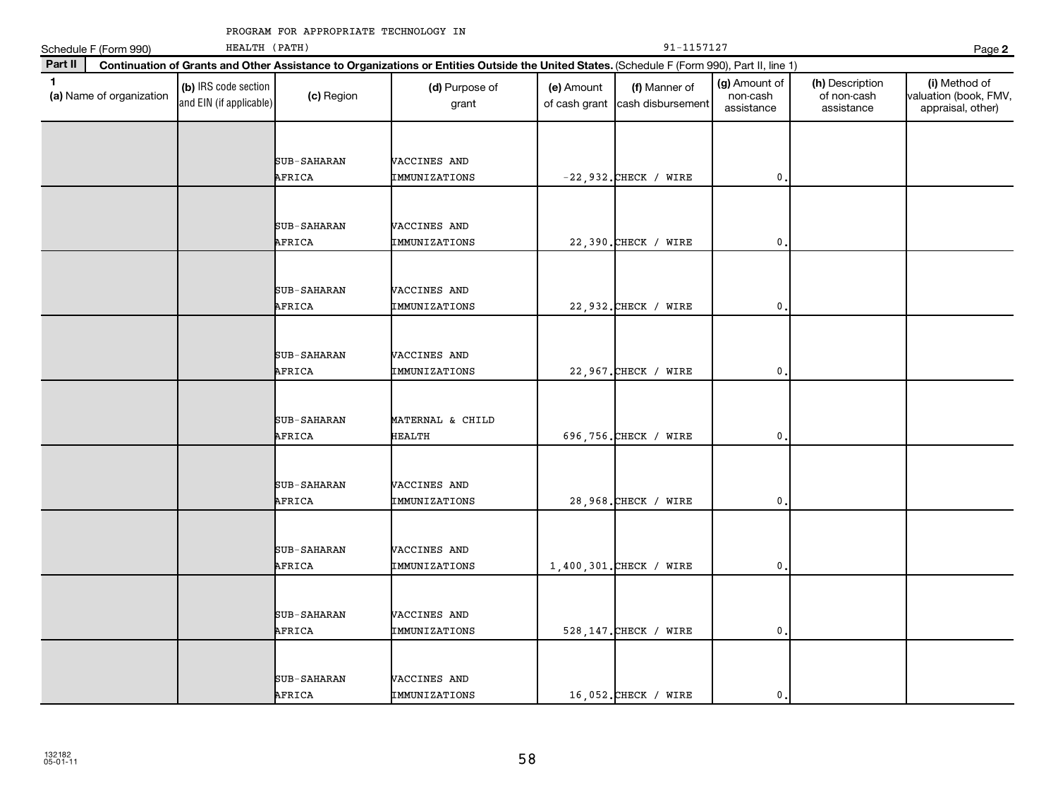Schedule F (Form 990) PROGRAM FOR APPROPRIATE TECHNOLOGY IN HEALTH (PATH) 91-1157127 Page **2**

**Part II** **Continuation of Grants and Other Assistance to Organizations or Entities Outside the United States.** (Schedule F (Form 990), Part II, line 1)

| 1 (a) Name of organization | (b) IRS code section and EIN (if applicable) | (c) Region | (d) Purpose of grant | (e) Amount of cash grant | (f) Manner of cash disbursement | (g) Amount of non-cash assistance | (h) Description of non-cash assistance | (i) Method of valuation (book, FMV, appraisal, other) |
|---|---|---|---|---|---|---|---|---|
| | | SUB-SAHARAN AFRICA | VACCINES AND IMMUNIZATIONS | -22,932. | CHECK / WIRE | 0. | | |
| | | SUB-SAHARAN AFRICA | VACCINES AND IMMUNIZATIONS | 22,390. | CHECK / WIRE | 0. | | |
| | | SUB-SAHARAN AFRICA | VACCINES AND IMMUNIZATIONS | 22,932. | CHECK / WIRE | 0. | | |
| | | SUB-SAHARAN AFRICA | VACCINES AND IMMUNIZATIONS | 22,967. | CHECK / WIRE | 0. | | |
| | | SUB-SAHARAN AFRICA | MATERNAL & CHILD HEALTH | 696,756. | CHECK / WIRE | 0. | | |
| | | SUB-SAHARAN AFRICA | VACCINES AND IMMUNIZATIONS | 28,968. | CHECK / WIRE | 0. | | |
| | | SUB-SAHARAN AFRICA | VACCINES AND IMMUNIZATIONS | 1,400,301. | CHECK / WIRE | 0. | | |
| | | SUB-SAHARAN AFRICA | VACCINES AND IMMUNIZATIONS | 528,147. | CHECK / WIRE | 0. | | |
| | | SUB-SAHARAN AFRICA | VACCINES AND IMMUNIZATIONS | 16,052. | CHECK / WIRE | 0. | | |

132182
05-01-11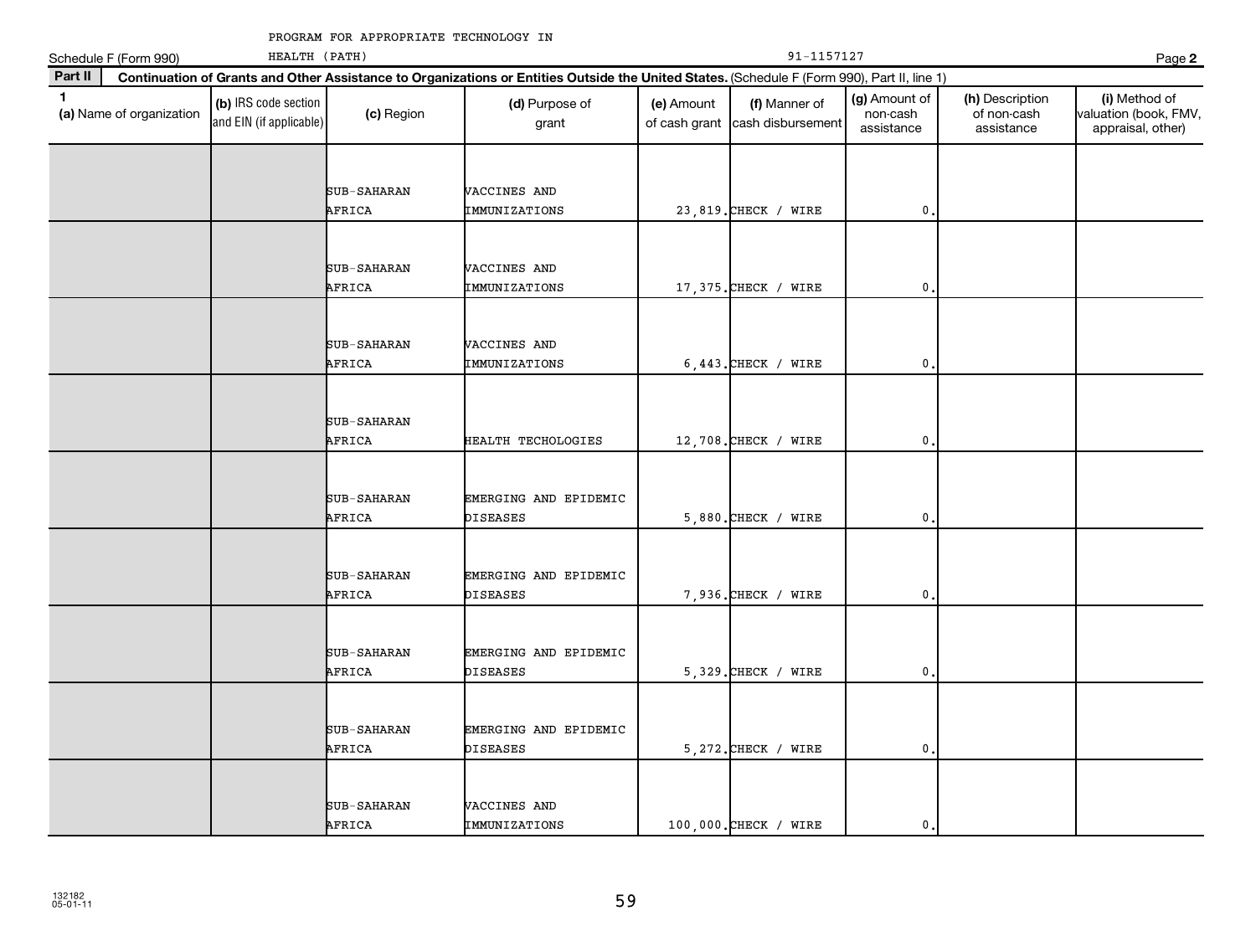PROGRAM FOR APPROPRIATE TECHNOLOGY IN HEALTH (PATH)

Schedule F (Form 990) 91-1157127 Page **2**

**Part II** **Continuation of Grants and Other Assistance to Organizations or Entities Outside the United States.** (Schedule F (Form 990), Part II, line 1)

| **1** (a) Name of organization | (b) IRS code section and EIN (if applicable) | (c) Region | (d) Purpose of grant | (e) Amount of cash grant | (f) Manner of cash disbursement | (g) Amount of non-cash assistance | (h) Description of non-cash assistance | (i) Method of valuation (book, FMV, appraisal, other) |
|---|---|---|---|---|---|---|---|---|
| | | SUB-SAHARAN AFRICA | VACCINES AND IMMUNIZATIONS | 23,819. | CHECK / WIRE | 0. | | |
| | | SUB-SAHARAN AFRICA | VACCINES AND IMMUNIZATIONS | 17,375. | CHECK / WIRE | 0. | | |
| | | SUB-SAHARAN AFRICA | VACCINES AND IMMUNIZATIONS | 6,443. | CHECK / WIRE | 0. | | |
| | | SUB-SAHARAN AFRICA | HEALTH TECHOLOGIES | 12,708. | CHECK / WIRE | 0. | | |
| | | SUB-SAHARAN AFRICA | EMERGING AND EPIDEMIC DISEASES | 5,880. | CHECK / WIRE | 0. | | |
| | | SUB-SAHARAN AFRICA | EMERGING AND EPIDEMIC DISEASES | 7,936. | CHECK / WIRE | 0. | | |
| | | SUB-SAHARAN AFRICA | EMERGING AND EPIDEMIC DISEASES | 5,329. | CHECK / WIRE | 0. | | |
| | | SUB-SAHARAN AFRICA | EMERGING AND EPIDEMIC DISEASES | 5,272. | CHECK / WIRE | 0. | | |
| | | SUB-SAHARAN AFRICA | VACCINES AND IMMUNIZATIONS | 100,000. | CHECK / WIRE | 0. | | |

132182
05-01-11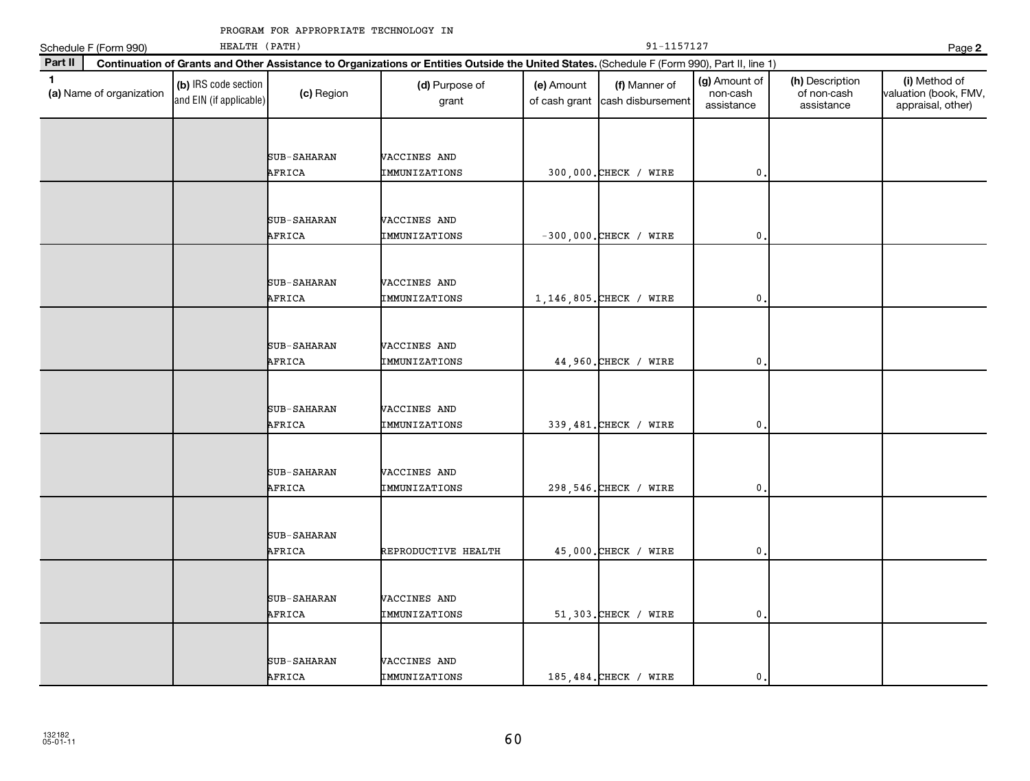PROGRAM FOR APPROPRIATE TECHNOLOGY IN HEALTH (PATH)

Schedule F (Form 990) 91-1157127 Page **2**

**Part II** **Continuation of Grants and Other Assistance to Organizations or Entities Outside the United States.** (Schedule F (Form 990), Part II, line 1)

| 1 (a) Name of organization | (b) IRS code section and EIN (if applicable) | (c) Region | (d) Purpose of grant | (e) Amount of cash grant | (f) Manner of cash disbursement | (g) Amount of non-cash assistance | (h) Description of non-cash assistance | (i) Method of valuation (book, FMV, appraisal, other) |
|---|---|---|---|---|---|---|---|---|
| | | SUB-SAHARAN AFRICA | VACCINES AND IMMUNIZATIONS | 300,000. | CHECK / WIRE | 0. | | |
| | | SUB-SAHARAN AFRICA | VACCINES AND IMMUNIZATIONS | -300,000. | CHECK / WIRE | 0. | | |
| | | SUB-SAHARAN AFRICA | VACCINES AND IMMUNIZATIONS | 1,146,805. | CHECK / WIRE | 0. | | |
| | | SUB-SAHARAN AFRICA | VACCINES AND IMMUNIZATIONS | 44,960. | CHECK / WIRE | 0. | | |
| | | SUB-SAHARAN AFRICA | VACCINES AND IMMUNIZATIONS | 339,481. | CHECK / WIRE | 0. | | |
| | | SUB-SAHARAN AFRICA | VACCINES AND IMMUNIZATIONS | 298,546. | CHECK / WIRE | 0. | | |
| | | SUB-SAHARAN AFRICA | REPRODUCTIVE HEALTH | 45,000. | CHECK / WIRE | 0. | | |
| | | SUB-SAHARAN AFRICA | VACCINES AND IMMUNIZATIONS | 51,303. | CHECK / WIRE | 0. | | |
| | | SUB-SAHARAN AFRICA | VACCINES AND IMMUNIZATIONS | 185,484. | CHECK / WIRE | 0. | | |

132182
05-01-11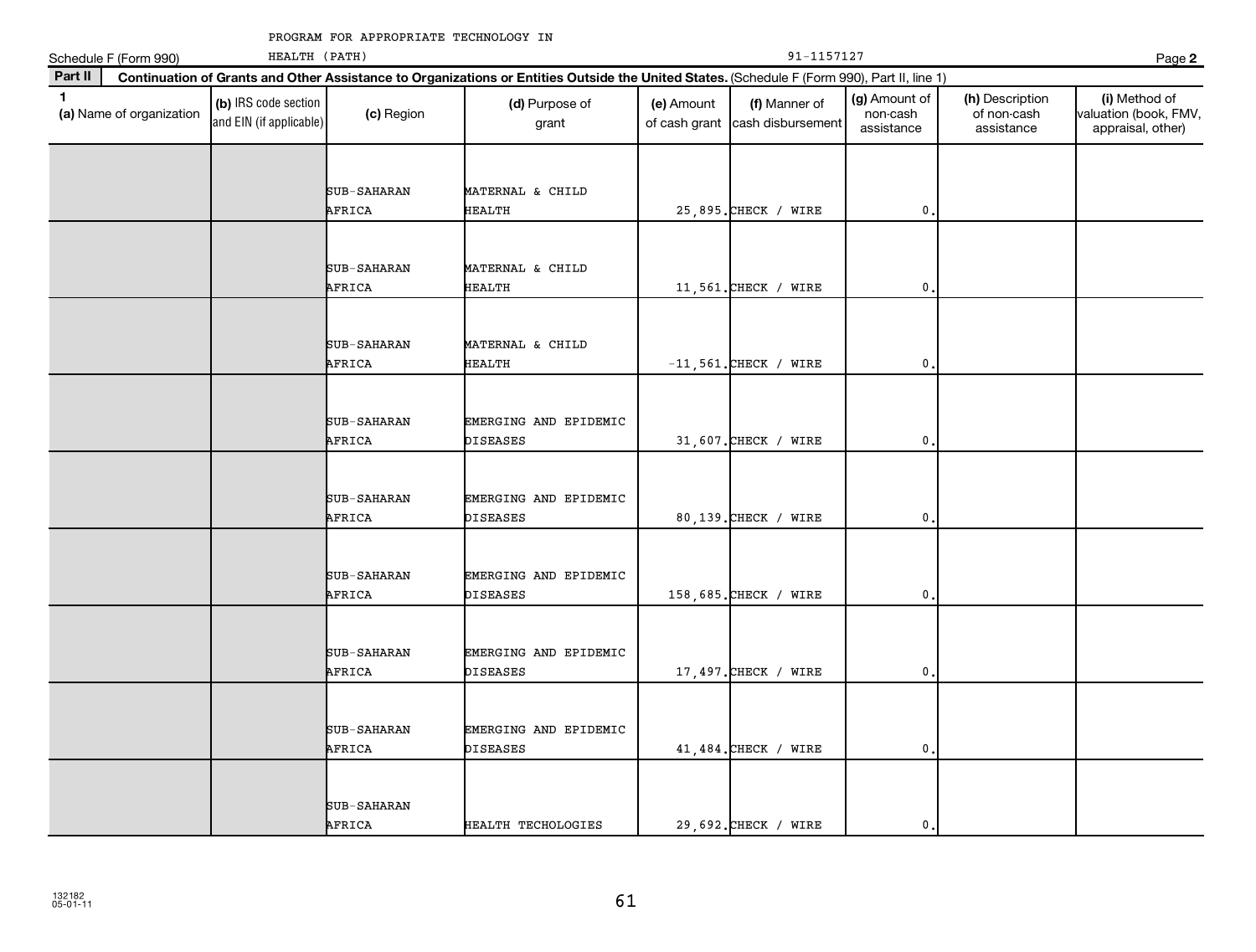PROGRAM FOR APPROPRIATE TECHNOLOGY IN HEALTH (PATH)

Schedule F (Form 990) 91-1157127 Page **2**

**Part II** **Continuation of Grants and Other Assistance to Organizations or Entities Outside the United States.** (Schedule F (Form 990), Part II, line 1)

| 1 (a) Name of organization | (b) IRS code section and EIN (if applicable) | (c) Region | (d) Purpose of grant | (e) Amount of cash grant | (f) Manner of cash disbursement | (g) Amount of non-cash assistance | (h) Description of non-cash assistance | (i) Method of valuation (book, FMV, appraisal, other) |
|---|---|---|---|---|---|---|---|---|
| | | SUB-SAHARAN AFRICA | MATERNAL & CHILD HEALTH | 25,895. | CHECK / WIRE | 0. | | |
| | | SUB-SAHARAN AFRICA | MATERNAL & CHILD HEALTH | 11,561. | CHECK / WIRE | 0. | | |
| | | SUB-SAHARAN AFRICA | MATERNAL & CHILD HEALTH | -11,561. | CHECK / WIRE | 0. | | |
| | | SUB-SAHARAN AFRICA | EMERGING AND EPIDEMIC DISEASES | 31,607. | CHECK / WIRE | 0. | | |
| | | SUB-SAHARAN AFRICA | EMERGING AND EPIDEMIC DISEASES | 80,139. | CHECK / WIRE | 0. | | |
| | | SUB-SAHARAN AFRICA | EMERGING AND EPIDEMIC DISEASES | 158,685. | CHECK / WIRE | 0. | | |
| | | SUB-SAHARAN AFRICA | EMERGING AND EPIDEMIC DISEASES | 17,497. | CHECK / WIRE | 0. | | |
| | | SUB-SAHARAN AFRICA | EMERGING AND EPIDEMIC DISEASES | 41,484. | CHECK / WIRE | 0. | | |
| | | SUB-SAHARAN AFRICA | HEALTH TECHOLOGIES | 29,692. | CHECK / WIRE | 0. | | |

132182 05-01-11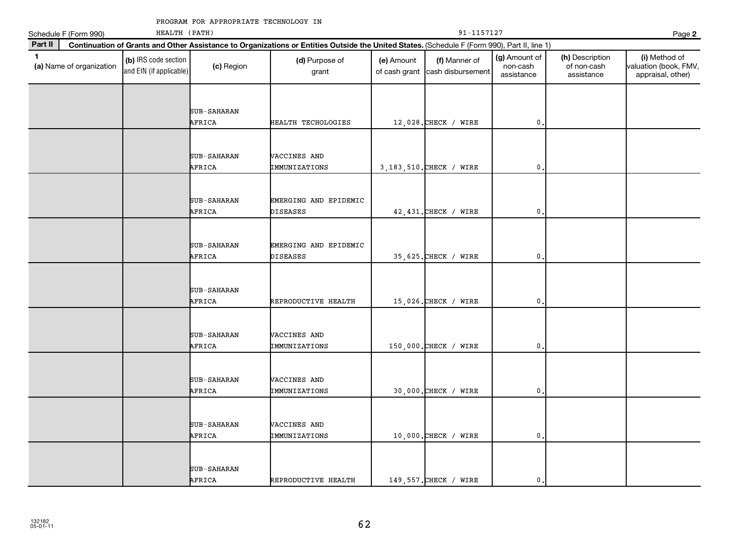PROGRAM FOR APPROPRIATE TECHNOLOGY IN HEALTH (PATH) 91-1157127

Schedule F (Form 990)

**Part II** **Continuation of Grants and Other Assistance to Organizations or Entities Outside the United States.** (Schedule F (Form 990), Part II, line 1)

| 1 (a) Name of organization | (b) IRS code section and EIN (if applicable) | (c) Region | (d) Purpose of grant | (e) Amount of cash grant | (f) Manner of cash disbursement | (g) Amount of non-cash assistance | (h) Description of non-cash assistance | (i) Method of valuation (book, FMV, appraisal, other) |
|---|---|---|---|---|---|---|---|---|
| | | SUB-SAHARAN AFRICA | HEALTH TECHOLOGIES | 12,028. | CHECK / WIRE | 0. | | |
| | | SUB-SAHARAN AFRICA | VACCINES AND IMMUNIZATIONS | 3,183,510. | CHECK / WIRE | 0. | | |
| | | SUB-SAHARAN AFRICA | EMERGING AND EPIDEMIC DISEASES | 42,431. | CHECK / WIRE | 0. | | |
| | | SUB-SAHARAN AFRICA | EMERGING AND EPIDEMIC DISEASES | 35,625. | CHECK / WIRE | 0. | | |
| | | SUB-SAHARAN AFRICA | REPRODUCTIVE HEALTH | 15,026. | CHECK / WIRE | 0. | | |
| | | SUB-SAHARAN AFRICA | VACCINES AND IMMUNIZATIONS | 150,000. | CHECK / WIRE | 0. | | |
| | | SUB-SAHARAN AFRICA | VACCINES AND IMMUNIZATIONS | 30,000. | CHECK / WIRE | 0. | | |
| | | SUB-SAHARAN AFRICA | VACCINES AND IMMUNIZATIONS | 10,000. | CHECK / WIRE | 0. | | |
| | | SUB-SAHARAN AFRICA | REPRODUCTIVE HEALTH | 149,557. | CHECK / WIRE | 0. | | |

132182
05-01-11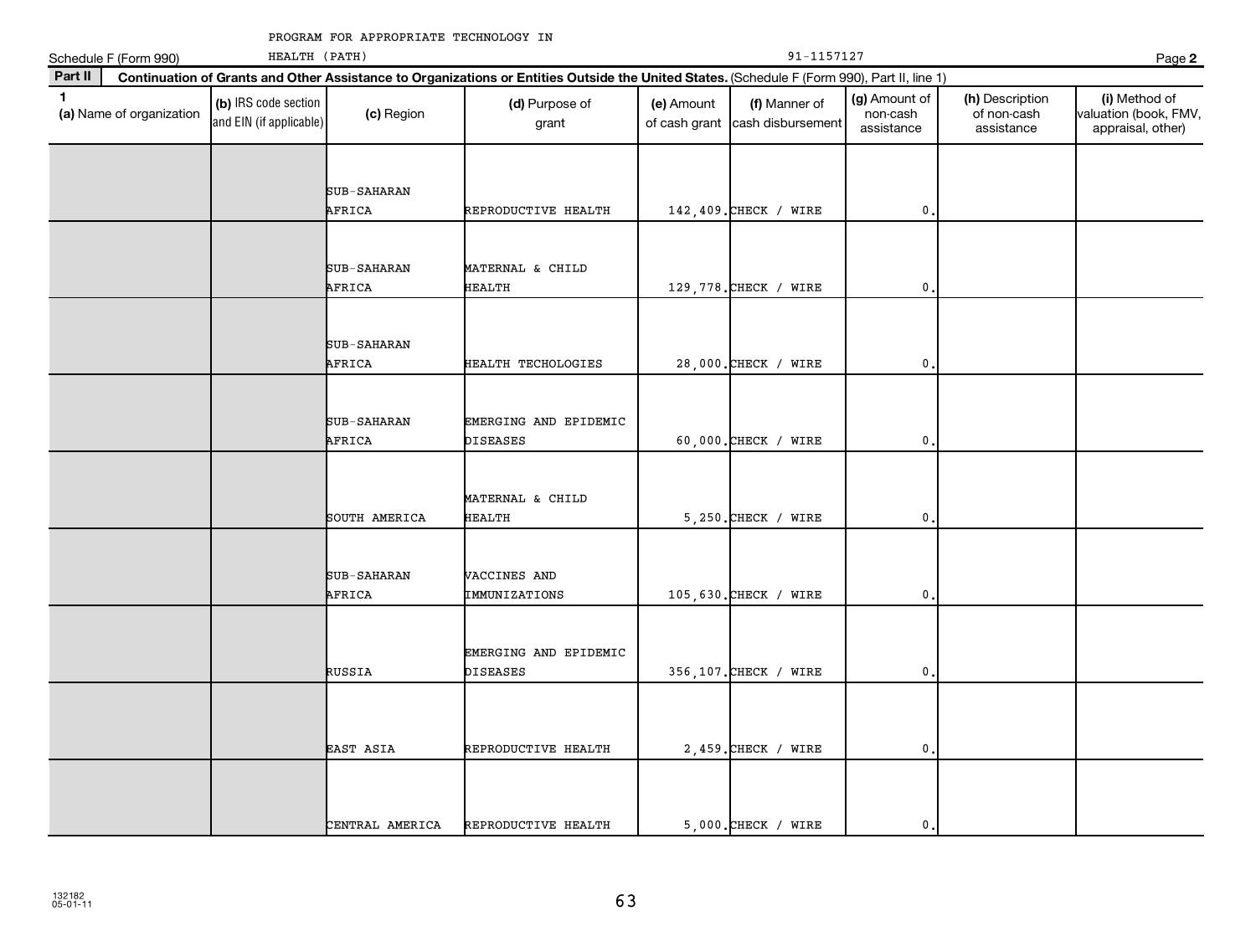PROGRAM FOR APPROPRIATE TECHNOLOGY IN HEALTH (PATH) 91-1157127

Schedule F (Form 990) Page **2**

**Part II** **Continuation of Grants and Other Assistance to Organizations or Entities Outside the United States.** (Schedule F (Form 990), Part II, line 1)

| **1** (a) Name of organization | (b) IRS code section and EIN (if applicable) | (c) Region | (d) Purpose of grant | (e) Amount of cash grant | (f) Manner of cash disbursement | (g) Amount of non-cash assistance | (h) Description of non-cash assistance | (i) Method of valuation (book, FMV, appraisal, other) |
|---|---|---|---|---|---|---|---|---|
| | | SUB-SAHARAN AFRICA | REPRODUCTIVE HEALTH | 142,409. | CHECK / WIRE | 0. | | |
| | | SUB-SAHARAN AFRICA | MATERNAL & CHILD HEALTH | 129,778. | CHECK / WIRE | 0. | | |
| | | SUB-SAHARAN AFRICA | HEALTH TECHOLOGIES | 28,000. | CHECK / WIRE | 0. | | |
| | | SUB-SAHARAN AFRICA | EMERGING AND EPIDEMIC DISEASES | 60,000. | CHECK / WIRE | 0. | | |
| | | SOUTH AMERICA | MATERNAL & CHILD HEALTH | 5,250. | CHECK / WIRE | 0. | | |
| | | SUB-SAHARAN AFRICA | VACCINES AND IMMUNIZATIONS | 105,630. | CHECK / WIRE | 0. | | |
| | | RUSSIA | EMERGING AND EPIDEMIC DISEASES | 356,107. | CHECK / WIRE | 0. | | |
| | | EAST ASIA | REPRODUCTIVE HEALTH | 2,459. | CHECK / WIRE | 0. | | |
| | | CENTRAL AMERICA | REPRODUCTIVE HEALTH | 5,000. | CHECK / WIRE | 0. | | |

132182
05-01-11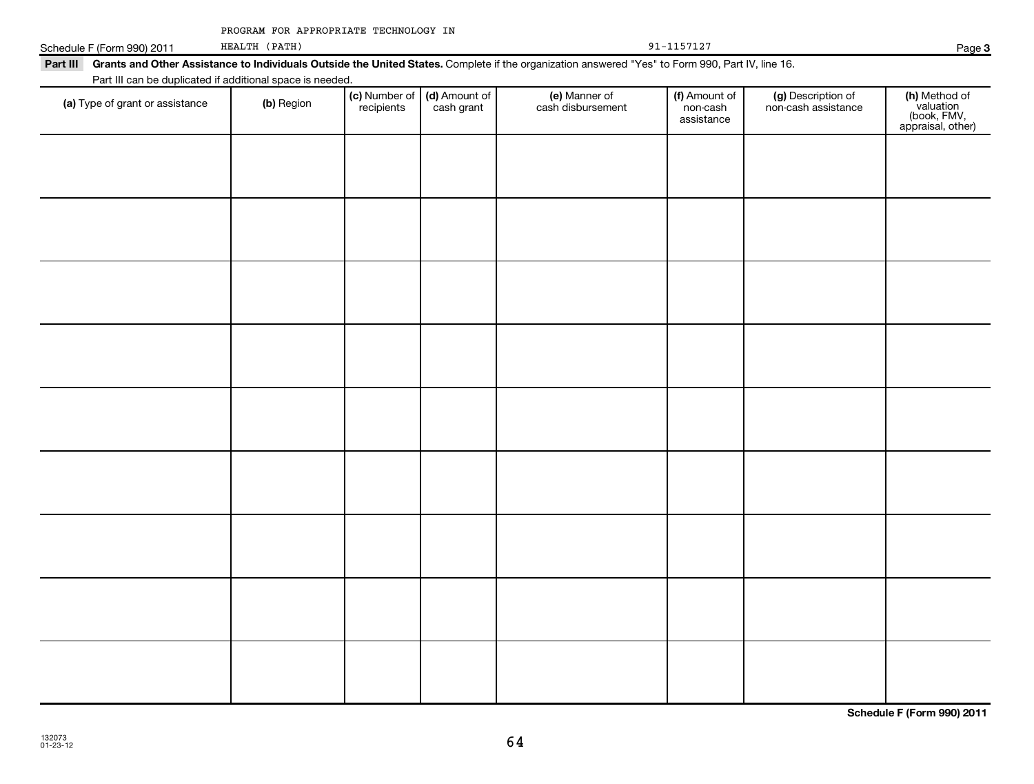PROGRAM FOR APPROPRIATE TECHNOLOGY IN HEALTH (PATH) 91-1157127

**Part III Grants and Other Assistance to Individuals Outside the United States.** Complete if the organization answered "Yes" to Form 990, Part IV, line 16.

Part III can be duplicated if additional space is needed.

| (a) Type of grant or assistance | (b) Region | (c) Number of recipients | (d) Amount of cash grant | (e) Manner of cash disbursement | (f) Amount of non-cash assistance | (g) Description of non-cash assistance | (h) Method of valuation (book, FMV, appraisal, other) |
|---|---|---|---|---|---|---|---|
| | | | | | | | |
| | | | | | | | |
| | | | | | | | |
| | | | | | | | |
| | | | | | | | |
| | | | | | | | |
| | | | | | | | |
| | | | | | | | |
| | | | | | | | |

**Schedule F (Form 990) 2011**

132073
01-23-12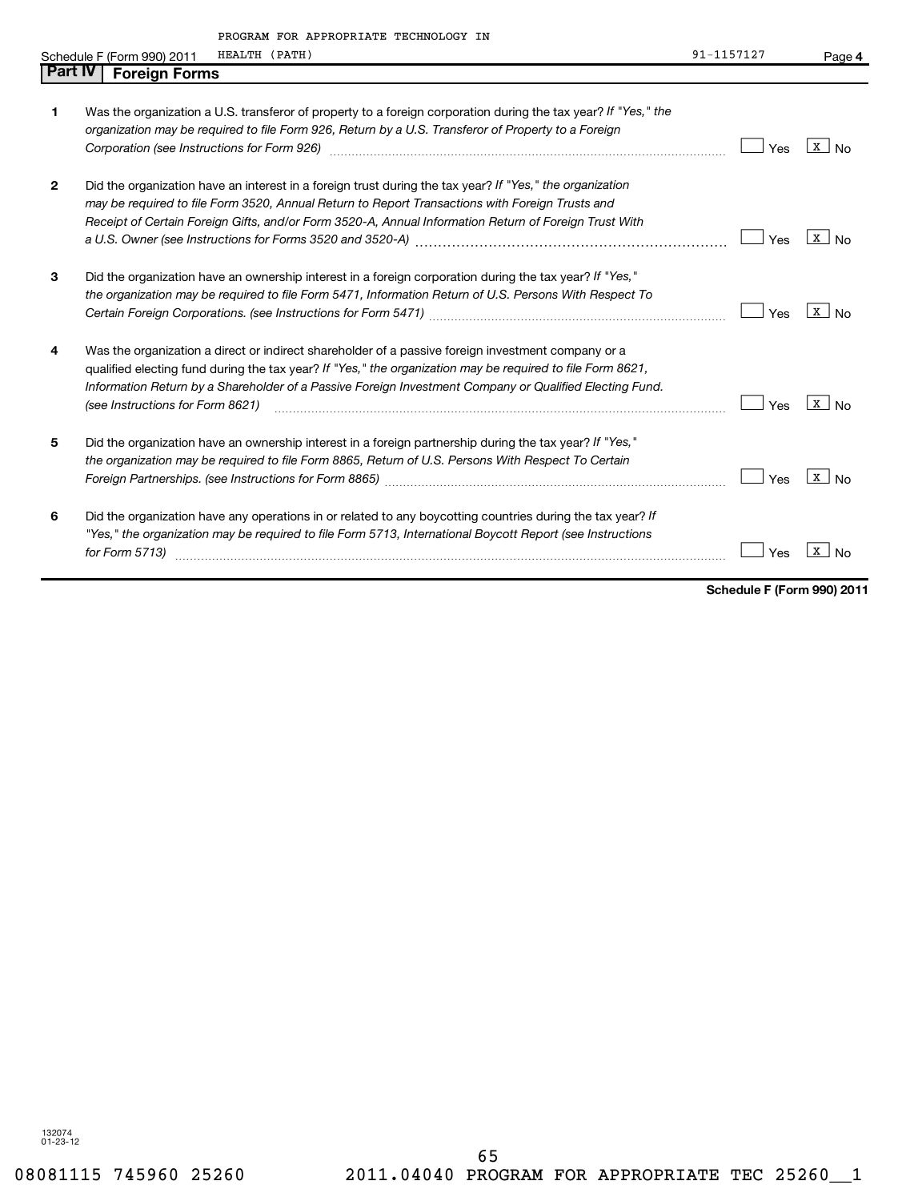PROGRAM FOR APPROPRIATE TECHNOLOGY IN HEALTH (PATH) 91-1157127

Schedule F (Form 990) 2011

## Part IV | Foreign Forms

| | | Yes | No |
|---|---|---|---|
| **1** | Was the organization a U.S. transferor of property to a foreign corporation during the tax year? *If "Yes," the organization may be required to file Form 926, Return by a U.S. Transferor of Property to a Foreign Corporation (see Instructions for Form 926)* | | X |
| **2** | Did the organization have an interest in a foreign trust during the tax year? *If "Yes," the organization may be required to file Form 3520, Annual Return to Report Transactions with Foreign Trusts and Receipt of Certain Foreign Gifts, and/or Form 3520-A, Annual Information Return of Foreign Trust With a U.S. Owner (see Instructions for Forms 3520 and 3520-A)* | | X |
| **3** | Did the organization have an ownership interest in a foreign corporation during the tax year? *If "Yes," the organization may be required to file Form 5471, Information Return of U.S. Persons With Respect To Certain Foreign Corporations. (see Instructions for Form 5471)* | | X |
| **4** | Was the organization a direct or indirect shareholder of a passive foreign investment company or a qualified electing fund during the tax year? *If "Yes," the organization may be required to file Form 8621, Information Return by a Shareholder of a Passive Foreign Investment Company or Qualified Electing Fund. (see Instructions for Form 8621)* | | X |
| **5** | Did the organization have an ownership interest in a foreign partnership during the tax year? *If "Yes," the organization may be required to file Form 8865, Return of U.S. Persons With Respect To Certain Foreign Partnerships. (see Instructions for Form 8865)* | | X |
| **6** | Did the organization have any operations in or related to any boycotting countries during the tax year? *If "Yes," the organization may be required to file Form 5713, International Boycott Report (see Instructions for Form 5713)* | | X |

**Schedule F (Form 990) 2011**

132074 01-23-12

08081115 745960 25260 2011.04040 PROGRAM FOR APPROPRIATE TEC 25260__1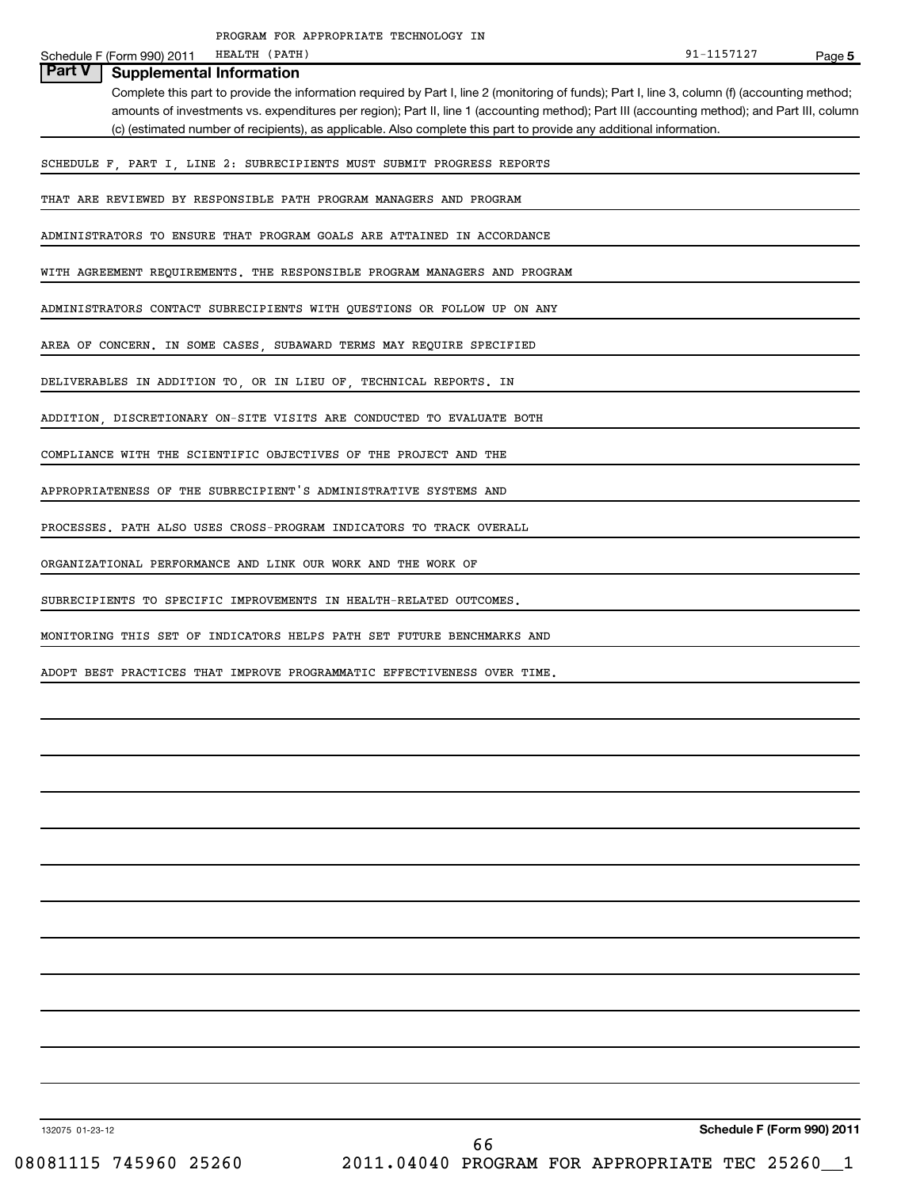PROGRAM FOR APPROPRIATE TECHNOLOGY IN HEALTH (PATH) 91-1157127

Schedule F (Form 990) 2011 Page **5**

## Part V Supplemental Information

Complete this part to provide the information required by Part I, line 2 (monitoring of funds); Part I, line 3, column (f) (accounting method; amounts of investments vs. expenditures per region); Part II, line 1 (accounting method); Part III (accounting method); and Part III, column (c) (estimated number of recipients), as applicable. Also complete this part to provide any additional information.

SCHEDULE F, PART I, LINE 2: SUBRECIPIENTS MUST SUBMIT PROGRESS REPORTS THAT ARE REVIEWED BY RESPONSIBLE PATH PROGRAM MANAGERS AND PROGRAM ADMINISTRATORS TO ENSURE THAT PROGRAM GOALS ARE ATTAINED IN ACCORDANCE WITH AGREEMENT REQUIREMENTS. THE RESPONSIBLE PROGRAM MANAGERS AND PROGRAM ADMINISTRATORS CONTACT SUBRECIPIENTS WITH QUESTIONS OR FOLLOW UP ON ANY AREA OF CONCERN. IN SOME CASES, SUBAWARD TERMS MAY REQUIRE SPECIFIED DELIVERABLES IN ADDITION TO, OR IN LIEU OF, TECHNICAL REPORTS. IN ADDITION, DISCRETIONARY ON-SITE VISITS ARE CONDUCTED TO EVALUATE BOTH COMPLIANCE WITH THE SCIENTIFIC OBJECTIVES OF THE PROJECT AND THE APPROPRIATENESS OF THE SUBRECIPIENT'S ADMINISTRATIVE SYSTEMS AND PROCESSES. PATH ALSO USES CROSS-PROGRAM INDICATORS TO TRACK OVERALL ORGANIZATIONAL PERFORMANCE AND LINK OUR WORK AND THE WORK OF SUBRECIPIENTS TO SPECIFIC IMPROVEMENTS IN HEALTH-RELATED OUTCOMES. MONITORING THIS SET OF INDICATORS HELPS PATH SET FUTURE BENCHMARKS AND ADOPT BEST PRACTICES THAT IMPROVE PROGRAMMATIC EFFECTIVENESS OVER TIME.

132075 01-23-12 **Schedule F (Form 990) 2011**

08081115 745960 25260 2011.04040 PROGRAM FOR APPROPRIATE TEC 25260__1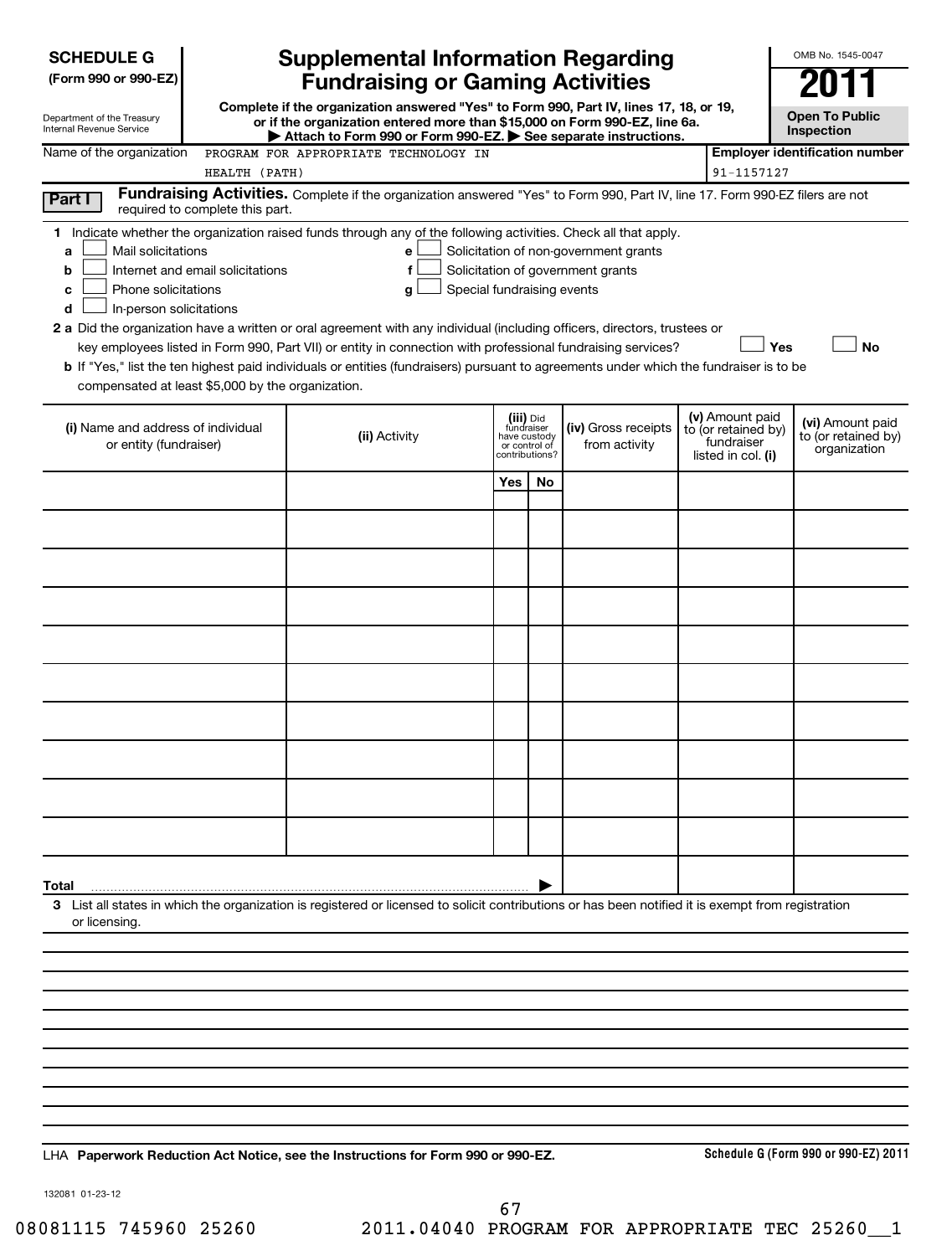**SCHEDULE G**
**(Form 990 or 990-EZ)**

Department of the Treasury
Internal Revenue Service

# Supplemental Information Regarding Fundraising or Gaming Activities

**Complete if the organization answered "Yes" to Form 990, Part IV, lines 17, 18, or 19, or if the organization entered more than $15,000 on Form 990-EZ, line 6a.**
**▶ Attach to Form 990 or Form 990-EZ. ▶ See separate instructions.**

OMB No. 1545-0047

**2011**

**Open To Public Inspection**

Name of the organization: PROGRAM FOR APPROPRIATE TECHNOLOGY IN HEALTH (PATH)

**Employer identification number** 91-1157127

**Part I** **Fundraising Activities.** Complete if the organization answered "Yes" to Form 990, Part IV, line 17. Form 990-EZ filers are not required to complete this part.

**1** Indicate whether the organization raised funds through any of the following activities. Check all that apply.

- **a** ☐ Mail solicitations
- **b** ☐ Internet and email solicitations
- **c** ☐ Phone solicitations
- **d** ☐ In-person solicitations
- **e** ☐ Solicitation of non-government grants
- **f** ☐ Solicitation of government grants
- **g** ☐ Special fundraising events

**2 a** Did the organization have a written or oral agreement with any individual (including officers, directors, trustees or key employees listed in Form 990, Part VII) or entity in connection with professional fundraising services? ☐ **Yes** ☐ **No**

**b** If "Yes," list the ten highest paid individuals or entities (fundraisers) pursuant to agreements under which the fundraiser is to be compensated at least $5,000 by the organization.

| **(i)** Name and address of individual or entity (fundraiser) | **(ii)** Activity | **(iii)** Did fundraiser have custody or control of contributions? Yes | No | **(iv)** Gross receipts from activity | **(v)** Amount paid to (or retained by) fundraiser listed in col. **(i)** | **(vi)** Amount paid to (or retained by) organization |
|---|---|---|---|---|---|---|
| | | | | | | |
| | | | | | | |
| | | | | | | |
| | | | | | | |
| | | | | | | |
| | | | | | | |
| | | | | | | |
| | | | | | | |
| | | | | | | |
| | | | | | | |
| **Total** ▶ | | | | | | |

**3** List all states in which the organization is registered or licensed to solicit contributions or has been notified it is exempt from registration or licensing.

LHA **Paperwork Reduction Act Notice, see the Instructions for Form 990 or 990-EZ.** **Schedule G (Form 990 or 990-EZ) 2011**

132081 01-23-12

08081115 745960 25260 2011.04040 PROGRAM FOR APPROPRIATE TEC 25260__1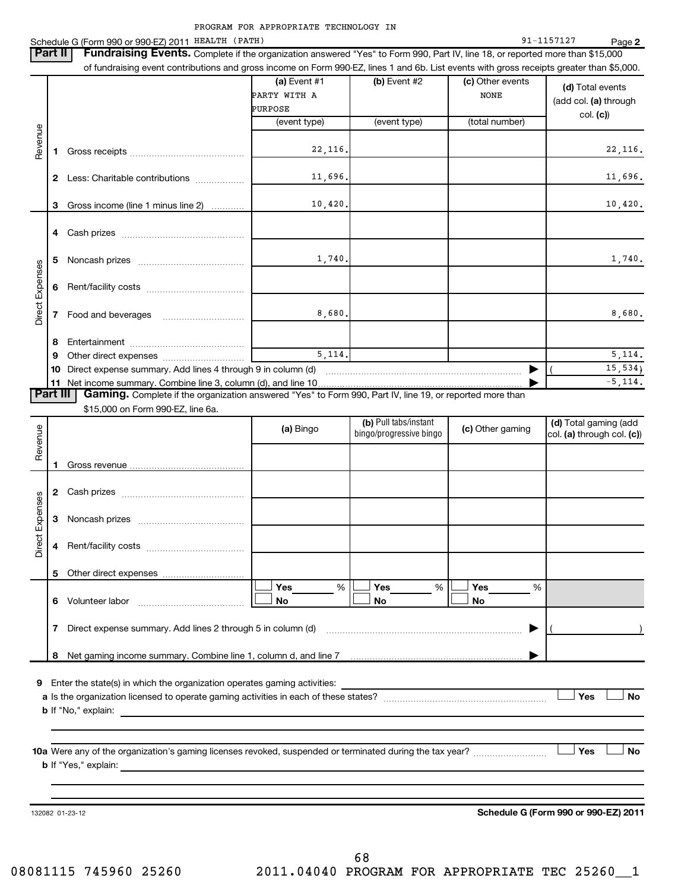PROGRAM FOR APPROPRIATE TECHNOLOGY IN HEALTH (PATH)

Schedule G (Form 990 or 990-EZ) 2011 — 91-1157127 — Page **2**

## Part II Fundraising Events.

Complete if the organization answered "Yes" to Form 990, Part IV, line 18, or reported more than $15,000 of fundraising event contributions and gross income on Form 990-EZ, lines 1 and 6b. List events with gross receipts greater than $5,000.

| | | (a) Event #1 PARTY WITH A PURPOSE (event type) | (b) Event #2 (event type) | (c) Other events NONE (total number) | (d) Total events (add col. (a) through col. (c)) |
|---|---|---|---|---|---|
| Revenue | 1 Gross receipts | 22,116. | | | 22,116. |
| | 2 Less: Charitable contributions | 11,696. | | | 11,696. |
| | 3 Gross income (line 1 minus line 2) | 10,420. | | | 10,420. |
| Direct Expenses | 4 Cash prizes | | | | |
| | 5 Noncash prizes | 1,740. | | | 1,740. |
| | 6 Rent/facility costs | | | | |
| | 7 Food and beverages | 8,680. | | | 8,680. |
| | 8 Entertainment | | | | |
| | 9 Other direct expenses | 5,114. | | | 5,114. |
| | 10 Direct expense summary. Add lines 4 through 9 in column (d) | | | | ( 15,534) |
| | 11 Net income summary. Combine line 3, column (d), and line 10 | | | | -5,114. |

## Part III Gaming.

Complete if the organization answered "Yes" to Form 990, Part IV, line 19, or reported more than $15,000 on Form 990-EZ, line 6a.

| | | (a) Bingo | (b) Pull tabs/instant bingo/progressive bingo | (c) Other gaming | (d) Total gaming (add col. (a) through col. (c)) |
|---|---|---|---|---|---|
| Revenue | 1 Gross revenue | | | | |
| Direct Expenses | 2 Cash prizes | | | | |
| | 3 Noncash prizes | | | | |
| | 4 Rent/facility costs | | | | |
| | 5 Other direct expenses | | | | |
| | 6 Volunteer labor | ☐ Yes ___ % ☐ No | ☐ Yes ___ % ☐ No | ☐ Yes ___ % ☐ No | |
| | 7 Direct expense summary. Add lines 2 through 5 in column (d) | | | | ( ) |
| | 8 Net gaming income summary. Combine line 1, column d, and line 7 | | | | |

**9** Enter the state(s) in which the organization operates gaming activities:

**a** Is the organization licensed to operate gaming activities in each of these states? ☐ Yes ☐ No

**b** If "No," explain:

**10a** Were any of the organization's gaming licenses revoked, suspended or terminated during the tax year? ☐ Yes ☐ No

**b** If "Yes," explain:

132082 01-23-12 **Schedule G (Form 990 or 990-EZ) 2011**

08081115 745960 25260 2011.04040 PROGRAM FOR APPROPRIATE TEC 25260__1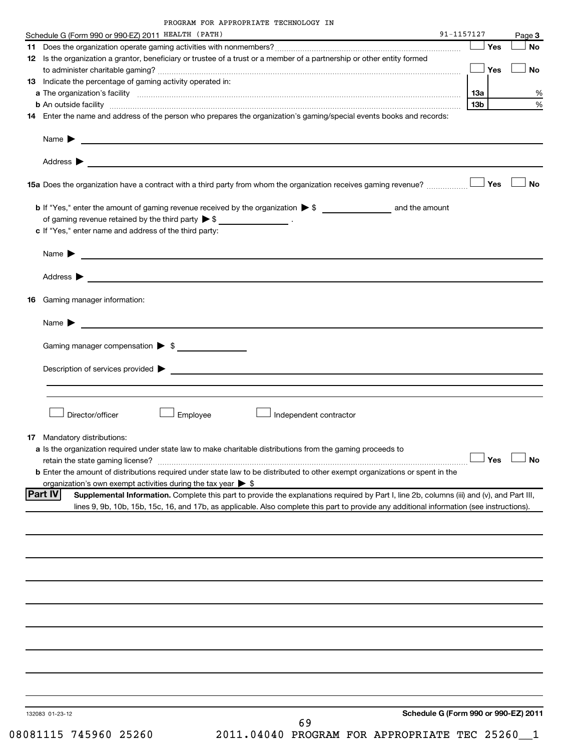PROGRAM FOR APPROPRIATE TECHNOLOGY IN HEALTH (PATH) 91-1157127

Schedule G (Form 990 or 990-EZ) 2011 Page **3**

**11** Does the organization operate gaming activities with nonmembers? ☐ Yes ☐ No

**12** Is the organization a grantor, beneficiary or trustee of a trust or a member of a partnership or other entity formed to administer charitable gaming? ☐ Yes ☐ No

**13** Indicate the percentage of gaming activity operated in:

**a** The organization's facility **13a** %

**b** An outside facility **13b** %

**14** Enter the name and address of the person who prepares the organization's gaming/special events books and records:

Name ▶

Address ▶

**15a** Does the organization have a contract with a third party from whom the organization receives gaming revenue? ☐ Yes ☐ No

**b** If "Yes," enter the amount of gaming revenue received by the organization ▶ $ ______ and the amount of gaming revenue retained by the third party ▶ $ ______ .

**c** If "Yes," enter name and address of the third party:

Name ▶

Address ▶

**16** Gaming manager information:

Name ▶

Gaming manager compensation ▶ $

Description of services provided ▶

☐ Director/officer ☐ Employee ☐ Independent contractor

**17** Mandatory distributions:

**a** Is the organization required under state law to make charitable distributions from the gaming proceeds to retain the state gaming license? ☐ Yes ☐ No

**b** Enter the amount of distributions required under state law to be distributed to other exempt organizations or spent in the organization's own exempt activities during the tax year ▶ $

**Part IV** **Supplemental Information.** Complete this part to provide the explanations required by Part I, line 2b, columns (iii) and (v), and Part III, lines 9, 9b, 10b, 15b, 15c, 16, and 17b, as applicable. Also complete this part to provide any additional information (see instructions).

132083 01-23-12 **Schedule G (Form 990 or 990-EZ) 2011**

08081115 745960 25260 2011.04040 PROGRAM FOR APPROPRIATE TEC 25260__1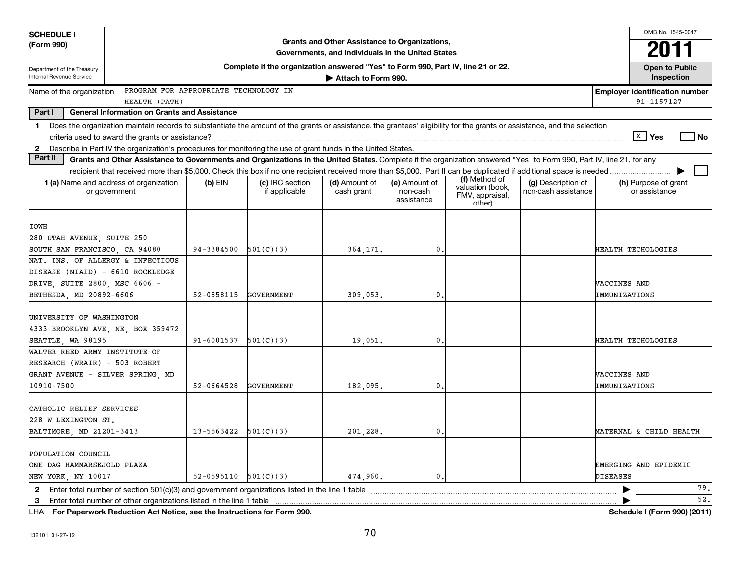**SCHEDULE I (Form 990)**

Department of the Treasury
Internal Revenue Service

# Grants and Other Assistance to Organizations, Governments, and Individuals in the United States

**Complete if the organization answered "Yes" to Form 990, Part IV, line 21 or 22.**

**▶ Attach to Form 990.**

OMB No. 1545-0047

**2011**

**Open to Public Inspection**

Name of the organization: PROGRAM FOR APPROPRIATE TECHNOLOGY IN HEALTH (PATH)

**Employer identification number:** 91-1157127

**Part I — General Information on Grants and Assistance**

1 Does the organization maintain records to substantiate the amount of the grants or assistance, the grantees' eligibility for the grants or assistance, and the selection criteria used to award the grants or assistance? [X] Yes [ ] No

2 Describe in Part IV the organization's procedures for monitoring the use of grant funds in the United States.

**Part II — Grants and Other Assistance to Governments and Organizations in the United States.** Complete if the organization answered "Yes" to Form 990, Part IV, line 21, for any recipient that received more than $5,000. Check this box if no one recipient received more than $5,000. Part II can be duplicated if additional space is needed ▶ [ ]

| 1 (a) Name and address of organization or government | (b) EIN | (c) IRC section if applicable | (d) Amount of cash grant | (e) Amount of non-cash assistance | (f) Method of valuation (book, FMV, appraisal, other) | (g) Description of non-cash assistance | (h) Purpose of grant or assistance |
|---|---|---|---|---|---|---|---|
| IOWH 280 UTAH AVENUE, SUITE 250 SOUTH SAN FRANCISCO, CA 94080 | 94-3384500 | 501(C)(3) | 364,171. | 0. | | | HEALTH TECHOLOGIES |
| NAT. INS. OF ALLERGY & INFECTIOUS DISEASE (NIAID) - 6610 ROCKLEDGE DRIVE, SUITE 2800, MSC 6606 - BETHESDA, MD 20892-6606 | 52-0858115 | GOVERNMENT | 309,053. | 0. | | | VACCINES AND IMMUNIZATIONS |
| UNIVERSITY OF WASHINGTON 4333 BROOKLYN AVE, NE, BOX 359472 SEATTLE, WA 98195 | 91-6001537 | 501(C)(3) | 19,051. | 0. | | | HEALTH TECHOLOGIES |
| WALTER REED ARMY INSTITUTE OF RESEARCH (WRAIR) - 503 ROBERT GRANT AVENUE - SILVER SPRING, MD 10910-7500 | 52-0664528 | GOVERNMENT | 182,095. | 0. | | | VACCINES AND IMMUNIZATIONS |
| CATHOLIC RELIEF SERVICES 228 W LEXINGTON ST. BALTIMORE, MD 21201-3413 | 13-5563422 | 501(C)(3) | 201,228. | 0. | | | MATERNAL & CHILD HEALTH |
| POPULATION COUNCIL ONE DAG HAMMARSKJOLD PLAZA NEW YORK, NY 10017 | 52-0595110 | 501(C)(3) | 474,960. | 0. | | | EMERGING AND EPIDEMIC DISEASES |

2 Enter total number of section 501(c)(3) and government organizations listed in the line 1 table ▶ 79.

3 Enter total number of other organizations listed in the line 1 table ▶ 52.

LHA **For Paperwork Reduction Act Notice, see the Instructions for Form 990.** **Schedule I (Form 990) (2011)**

132101 01-27-12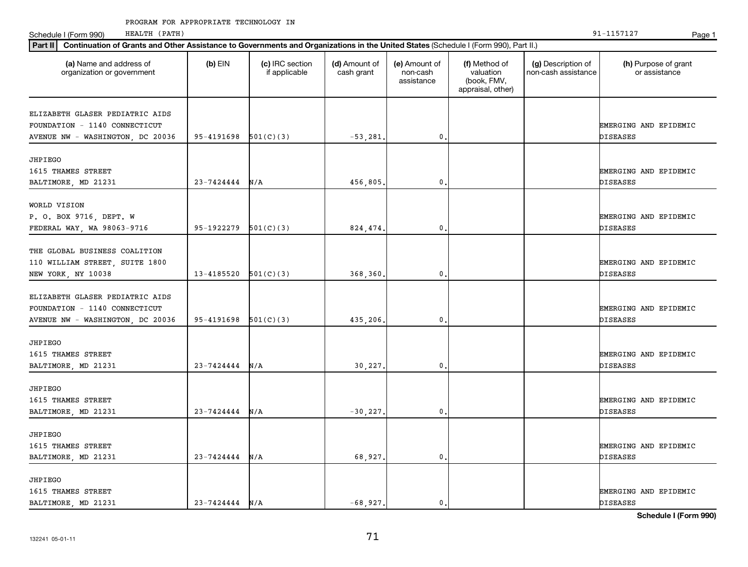PROGRAM FOR APPROPRIATE TECHNOLOGY IN

Schedule I (Form 990) HEALTH (PATH) 91-1157127 Page 1

**Part II** **Continuation of Grants and Other Assistance to Governments and Organizations in the United States** (Schedule I (Form 990), Part II.)

| (a) Name and address of organization or government | (b) EIN | (c) IRC section if applicable | (d) Amount of cash grant | (e) Amount of non-cash assistance | (f) Method of valuation (book, FMV, appraisal, other) | (g) Description of non-cash assistance | (h) Purpose of grant or assistance |
|---|---|---|---|---|---|---|---|
| ELIZABETH GLASER PEDIATRIC AIDS FOUNDATION - 1140 CONNECTICUT AVENUE NW - WASHINGTON, DC 20036 | 95-4191698 | 501(C)(3) | -53,281. | 0. | | | EMERGING AND EPIDEMIC DISEASES |
| JHPIEGO 1615 THAMES STREET BALTIMORE, MD 21231 | 23-7424444 | N/A | 456,805. | 0. | | | EMERGING AND EPIDEMIC DISEASES |
| WORLD VISION P. O. BOX 9716, DEPT. W FEDERAL WAY, WA 98063-9716 | 95-1922279 | 501(C)(3) | 824,474. | 0. | | | EMERGING AND EPIDEMIC DISEASES |
| THE GLOBAL BUSINESS COALITION 110 WILLIAM STREET, SUITE 1800 NEW YORK, NY 10038 | 13-4185520 | 501(C)(3) | 368,360. | 0. | | | EMERGING AND EPIDEMIC DISEASES |
| ELIZABETH GLASER PEDIATRIC AIDS FOUNDATION - 1140 CONNECTICUT AVENUE NW - WASHINGTON, DC 20036 | 95-4191698 | 501(C)(3) | 435,206. | 0. | | | EMERGING AND EPIDEMIC DISEASES |
| JHPIEGO 1615 THAMES STREET BALTIMORE, MD 21231 | 23-7424444 | N/A | 30,227. | 0. | | | EMERGING AND EPIDEMIC DISEASES |
| JHPIEGO 1615 THAMES STREET BALTIMORE, MD 21231 | 23-7424444 | N/A | -30,227. | 0. | | | EMERGING AND EPIDEMIC DISEASES |
| JHPIEGO 1615 THAMES STREET BALTIMORE, MD 21231 | 23-7424444 | N/A | 68,927. | 0. | | | EMERGING AND EPIDEMIC DISEASES |
| JHPIEGO 1615 THAMES STREET BALTIMORE, MD 21231 | 23-7424444 | N/A | -68,927. | 0. | | | EMERGING AND EPIDEMIC DISEASES |

**Schedule I (Form 990)**

132241 05-01-11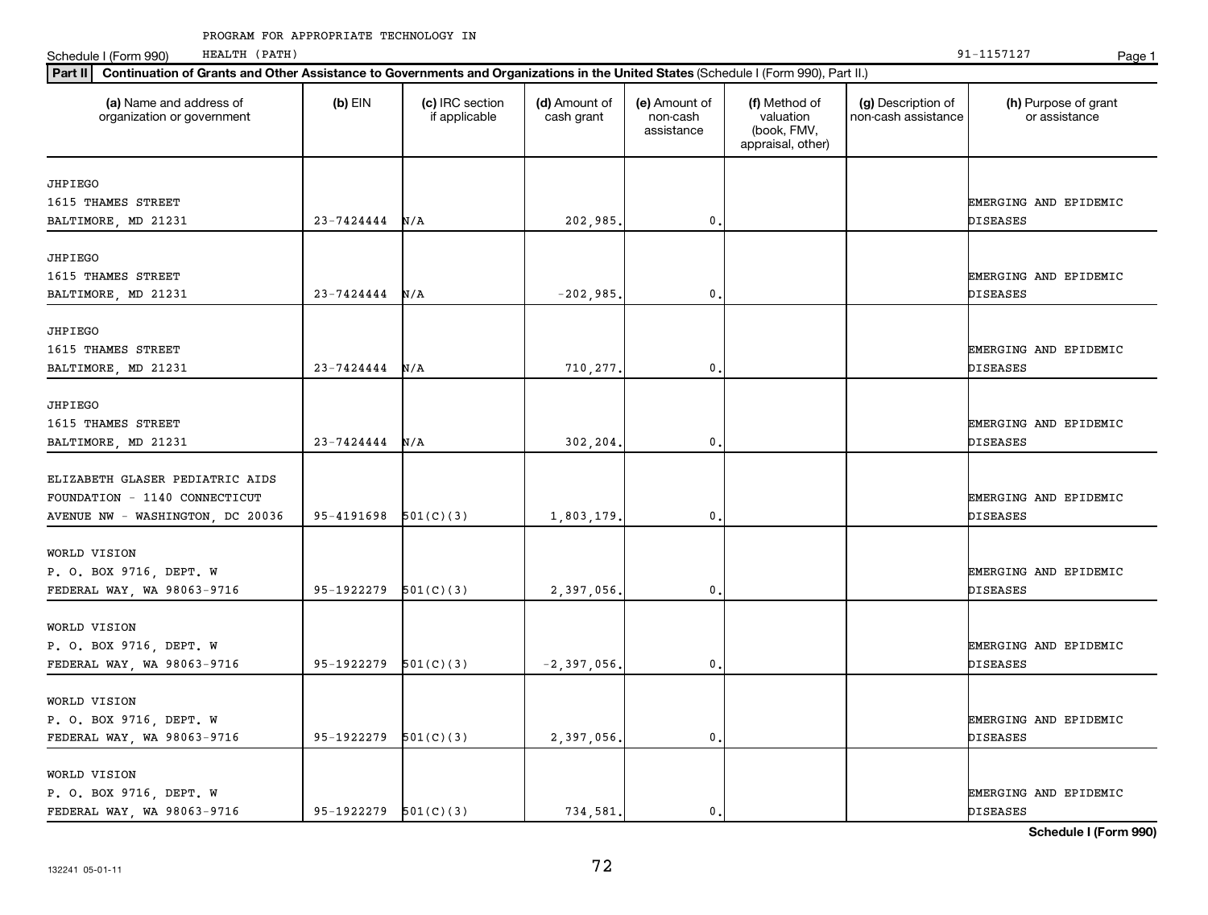PROGRAM FOR APPROPRIATE TECHNOLOGY IN

Schedule I (Form 990) HEALTH (PATH) 91-1157127 Page 1

**Part II** **Continuation of Grants and Other Assistance to Governments and Organizations in the United States** (Schedule I (Form 990), Part II.)

| (a) Name and address of organization or government | (b) EIN | (c) IRC section if applicable | (d) Amount of cash grant | (e) Amount of non-cash assistance | (f) Method of valuation (book, FMV, appraisal, other) | (g) Description of non-cash assistance | (h) Purpose of grant or assistance |
|---|---|---|---|---|---|---|---|
| JHPIEGO 1615 THAMES STREET BALTIMORE, MD 21231 | 23-7424444 | N/A | 202,985. | 0. | | | EMERGING AND EPIDEMIC DISEASES |
| JHPIEGO 1615 THAMES STREET BALTIMORE, MD 21231 | 23-7424444 | N/A | -202,985. | 0. | | | EMERGING AND EPIDEMIC DISEASES |
| JHPIEGO 1615 THAMES STREET BALTIMORE, MD 21231 | 23-7424444 | N/A | 710,277. | 0. | | | EMERGING AND EPIDEMIC DISEASES |
| JHPIEGO 1615 THAMES STREET BALTIMORE, MD 21231 | 23-7424444 | N/A | 302,204. | 0. | | | EMERGING AND EPIDEMIC DISEASES |
| ELIZABETH GLASER PEDIATRIC AIDS FOUNDATION - 1140 CONNECTICUT AVENUE NW - WASHINGTON, DC 20036 | 95-4191698 | 501(C)(3) | 1,803,179. | 0. | | | EMERGING AND EPIDEMIC DISEASES |
| WORLD VISION P. O. BOX 9716, DEPT. W FEDERAL WAY, WA 98063-9716 | 95-1922279 | 501(C)(3) | 2,397,056. | 0. | | | EMERGING AND EPIDEMIC DISEASES |
| WORLD VISION P. O. BOX 9716, DEPT. W FEDERAL WAY, WA 98063-9716 | 95-1922279 | 501(C)(3) | -2,397,056. | 0. | | | EMERGING AND EPIDEMIC DISEASES |
| WORLD VISION P. O. BOX 9716, DEPT. W FEDERAL WAY, WA 98063-9716 | 95-1922279 | 501(C)(3) | 2,397,056. | 0. | | | EMERGING AND EPIDEMIC DISEASES |
| WORLD VISION P. O. BOX 9716, DEPT. W FEDERAL WAY, WA 98063-9716 | 95-1922279 | 501(C)(3) | 734,581. | 0. | | | EMERGING AND EPIDEMIC DISEASES |

**Schedule I (Form 990)**

132241 05-01-11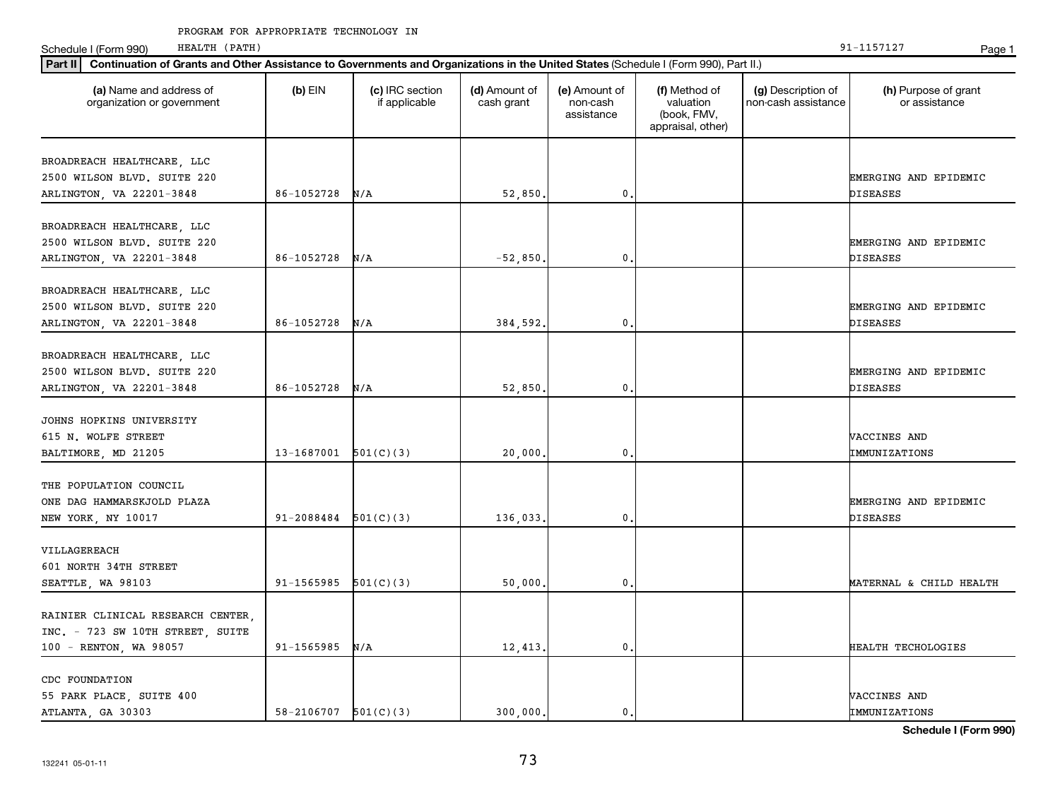PROGRAM FOR APPROPRIATE TECHNOLOGY IN

Schedule I (Form 990) HEALTH (PATH) 91-1157127 Page 1

**Part II** **Continuation of Grants and Other Assistance to Governments and Organizations in the United States** (Schedule I (Form 990), Part II.)

| (a) Name and address of organization or government | (b) EIN | (c) IRC section if applicable | (d) Amount of cash grant | (e) Amount of non-cash assistance | (f) Method of valuation (book, FMV, appraisal, other) | (g) Description of non-cash assistance | (h) Purpose of grant or assistance |
|---|---|---|---|---|---|---|---|
| BROADREACH HEALTHCARE, LLC 2500 WILSON BLVD. SUITE 220 ARLINGTON, VA 22201-3848 | 86-1052728 | N/A | 52,850. | 0. | | | EMERGING AND EPIDEMIC DISEASES |
| BROADREACH HEALTHCARE, LLC 2500 WILSON BLVD. SUITE 220 ARLINGTON, VA 22201-3848 | 86-1052728 | N/A | -52,850. | 0. | | | EMERGING AND EPIDEMIC DISEASES |
| BROADREACH HEALTHCARE, LLC 2500 WILSON BLVD. SUITE 220 ARLINGTON, VA 22201-3848 | 86-1052728 | N/A | 384,592. | 0. | | | EMERGING AND EPIDEMIC DISEASES |
| BROADREACH HEALTHCARE, LLC 2500 WILSON BLVD. SUITE 220 ARLINGTON, VA 22201-3848 | 86-1052728 | N/A | 52,850. | 0. | | | EMERGING AND EPIDEMIC DISEASES |
| JOHNS HOPKINS UNIVERSITY 615 N. WOLFE STREET BALTIMORE, MD 21205 | 13-1687001 | 501(C)(3) | 20,000. | 0. | | | VACCINES AND IMMUNIZATIONS |
| THE POPULATION COUNCIL ONE DAG HAMMARSKJOLD PLAZA NEW YORK, NY 10017 | 91-2088484 | 501(C)(3) | 136,033. | 0. | | | EMERGING AND EPIDEMIC DISEASES |
| VILLAGEREACH 601 NORTH 34TH STREET SEATTLE, WA 98103 | 91-1565985 | 501(C)(3) | 50,000. | 0. | | | MATERNAL & CHILD HEALTH |
| RAINIER CLINICAL RESEARCH CENTER, INC. - 723 SW 10TH STREET, SUITE 100 - RENTON, WA 98057 | 91-1565985 | N/A | 12,413. | 0. | | | HEALTH TECHOLOGIES |
| CDC FOUNDATION 55 PARK PLACE, SUITE 400 ATLANTA, GA 30303 | 58-2106707 | 501(C)(3) | 300,000. | 0. | | | VACCINES AND IMMUNIZATIONS |

**Schedule I (Form 990)**

132241 05-01-11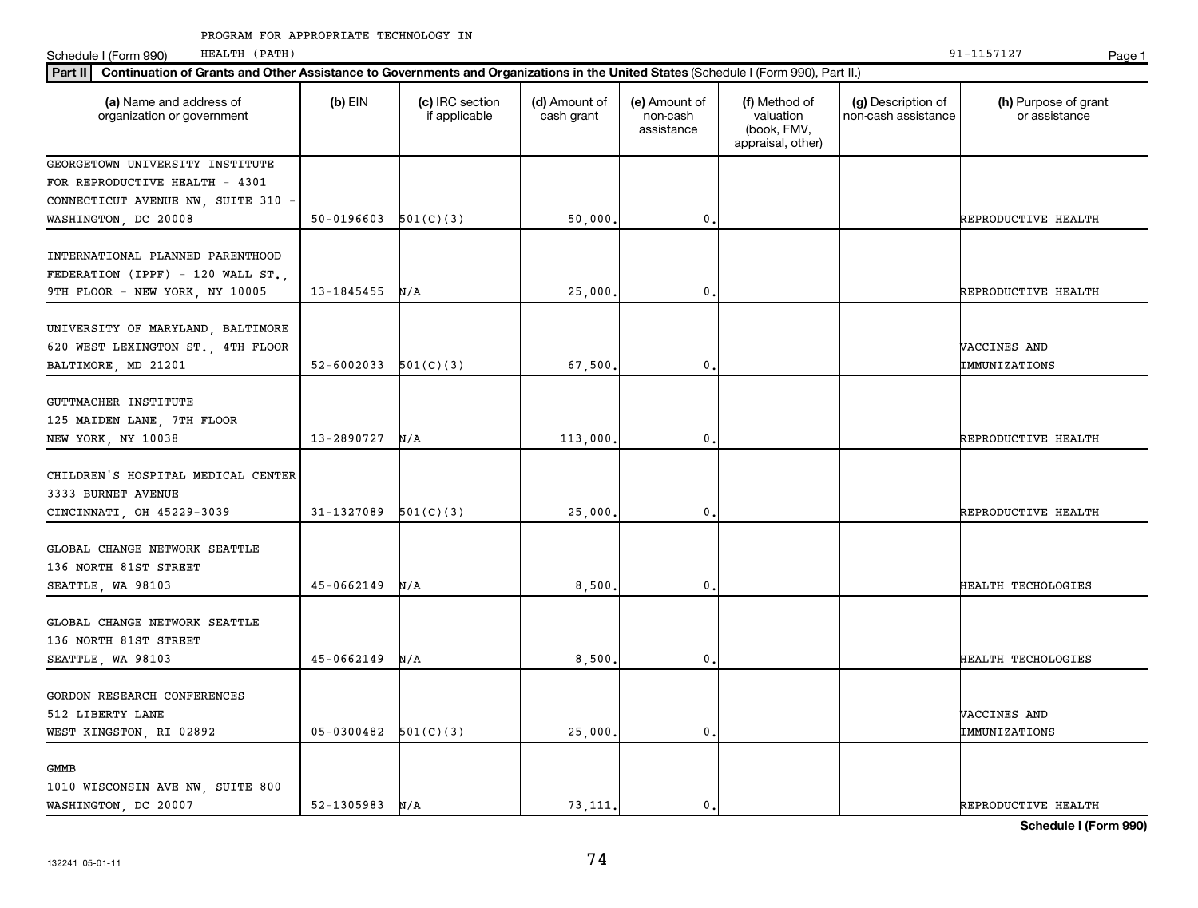PROGRAM FOR APPROPRIATE TECHNOLOGY IN HEALTH (PATH)

Schedule I (Form 990) 91-1157127

**Part II** **Continuation of Grants and Other Assistance to Governments and Organizations in the United States** (Schedule I (Form 990), Part II.)

| (a) Name and address of organization or government | (b) EIN | (c) IRC section if applicable | (d) Amount of cash grant | (e) Amount of non-cash assistance | (f) Method of valuation (book, FMV, appraisal, other) | (g) Description of non-cash assistance | (h) Purpose of grant or assistance |
|---|---|---|---|---|---|---|---|
| GEORGETOWN UNIVERSITY INSTITUTE FOR REPRODUCTIVE HEALTH - 4301 CONNECTICUT AVENUE NW, SUITE 310 - WASHINGTON, DC 20008 | 50-0196603 | 501(C)(3) | 50,000. | 0. | | | REPRODUCTIVE HEALTH |
| INTERNATIONAL PLANNED PARENTHOOD FEDERATION (IPPF) - 120 WALL ST., 9TH FLOOR - NEW YORK, NY 10005 | 13-1845455 | N/A | 25,000. | 0. | | | REPRODUCTIVE HEALTH |
| UNIVERSITY OF MARYLAND, BALTIMORE 620 WEST LEXINGTON ST., 4TH FLOOR BALTIMORE, MD 21201 | 52-6002033 | 501(C)(3) | 67,500. | 0. | | | VACCINES AND IMMUNIZATIONS |
| GUTTMACHER INSTITUTE 125 MAIDEN LANE, 7TH FLOOR NEW YORK, NY 10038 | 13-2890727 | N/A | 113,000. | 0. | | | REPRODUCTIVE HEALTH |
| CHILDREN'S HOSPITAL MEDICAL CENTER 3333 BURNET AVENUE CINCINNATI, OH 45229-3039 | 31-1327089 | 501(C)(3) | 25,000. | 0. | | | REPRODUCTIVE HEALTH |
| GLOBAL CHANGE NETWORK SEATTLE 136 NORTH 81ST STREET SEATTLE, WA 98103 | 45-0662149 | N/A | 8,500. | 0. | | | HEALTH TECHOLOGIES |
| GLOBAL CHANGE NETWORK SEATTLE 136 NORTH 81ST STREET SEATTLE, WA 98103 | 45-0662149 | N/A | 8,500. | 0. | | | HEALTH TECHOLOGIES |
| GORDON RESEARCH CONFERENCES 512 LIBERTY LANE WEST KINGSTON, RI 02892 | 05-0300482 | 501(C)(3) | 25,000. | 0. | | | VACCINES AND IMMUNIZATIONS |
| GMMB 1010 WISCONSIN AVE NW, SUITE 800 WASHINGTON, DC 20007 | 52-1305983 | N/A | 73,111. | 0. | | | REPRODUCTIVE HEALTH |

**Schedule I (Form 990)**

132241 05-01-11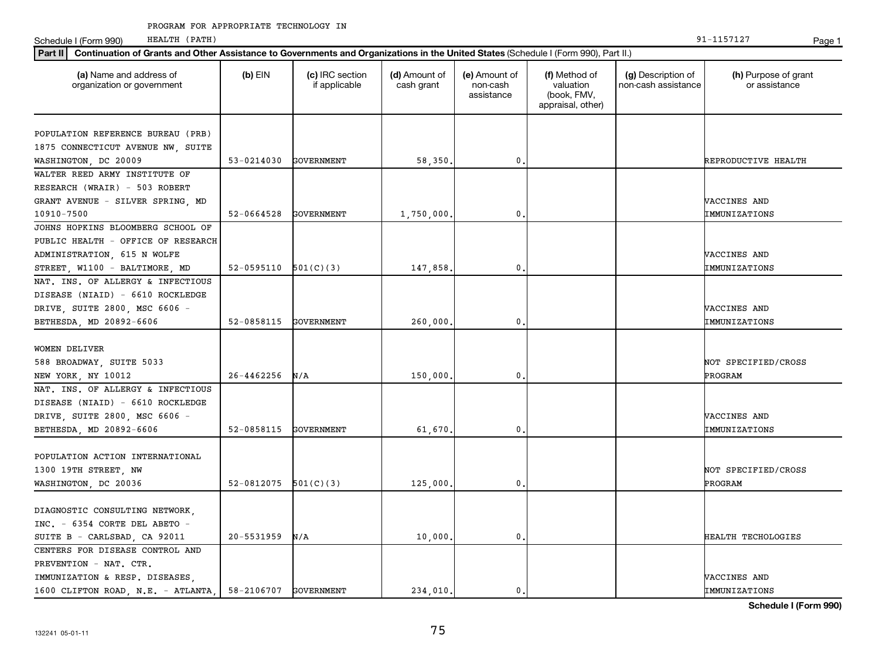PROGRAM FOR APPROPRIATE TECHNOLOGY IN HEALTH (PATH)

Schedule I (Form 990) 91-1157127 Page 1

**Part II** **Continuation of Grants and Other Assistance to Governments and Organizations in the United States** (Schedule I (Form 990), Part II.)

| (a) Name and address of organization or government | (b) EIN | (c) IRC section if applicable | (d) Amount of cash grant | (e) Amount of non-cash assistance | (f) Method of valuation (book, FMV, appraisal, other) | (g) Description of non-cash assistance | (h) Purpose of grant or assistance |
|---|---|---|---|---|---|---|---|
| POPULATION REFERENCE BUREAU (PRB) 1875 CONNECTICUT AVENUE NW, SUITE WASHINGTON, DC 20009 | 53-0214030 | GOVERNMENT | 58,350. | 0. | | | REPRODUCTIVE HEALTH |
| WALTER REED ARMY INSTITUTE OF RESEARCH (WRAIR) - 503 ROBERT GRANT AVENUE - SILVER SPRING, MD 10910-7500 | 52-0664528 | GOVERNMENT | 1,750,000. | 0. | | | VACCINES AND IMMUNIZATIONS |
| JOHNS HOPKINS BLOOMBERG SCHOOL OF PUBLIC HEALTH - OFFICE OF RESEARCH ADMINISTRATION, 615 N WOLFE STREET, W1100 - BALTIMORE, MD | 52-0595110 | 501(C)(3) | 147,858. | 0. | | | VACCINES AND IMMUNIZATIONS |
| NAT. INS. OF ALLERGY & INFECTIOUS DISEASE (NIAID) - 6610 ROCKLEDGE DRIVE, SUITE 2800, MSC 6606 - BETHESDA, MD 20892-6606 | 52-0858115 | GOVERNMENT | 260,000. | 0. | | | VACCINES AND IMMUNIZATIONS |
| WOMEN DELIVER 588 BROADWAY, SUITE 5033 NEW YORK, NY 10012 | 26-4462256 | N/A | 150,000. | 0. | | | NOT SPECIFIED/CROSS PROGRAM |
| NAT. INS. OF ALLERGY & INFECTIOUS DISEASE (NIAID) - 6610 ROCKLEDGE DRIVE, SUITE 2800, MSC 6606 - BETHESDA, MD 20892-6606 | 52-0858115 | GOVERNMENT | 61,670. | 0. | | | VACCINES AND IMMUNIZATIONS |
| POPULATION ACTION INTERNATIONAL 1300 19TH STREET, NW WASHINGTON, DC 20036 | 52-0812075 | 501(C)(3) | 125,000. | 0. | | | NOT SPECIFIED/CROSS PROGRAM |
| DIAGNOSTIC CONSULTING NETWORK, INC. - 6354 CORTE DEL ABETO - SUITE B - CARLSBAD, CA 92011 | 20-5531959 | N/A | 10,000. | 0. | | | HEALTH TECHOLOGIES |
| CENTERS FOR DISEASE CONTROL AND PREVENTION - NAT. CTR. IMMUNIZATION & RESP. DISEASES, 1600 CLIFTON ROAD, N.E. - ATLANTA, | 58-2106707 | GOVERNMENT | 234,010. | 0. | | | VACCINES AND IMMUNIZATIONS |

**Schedule I (Form 990)**

132241 05-01-11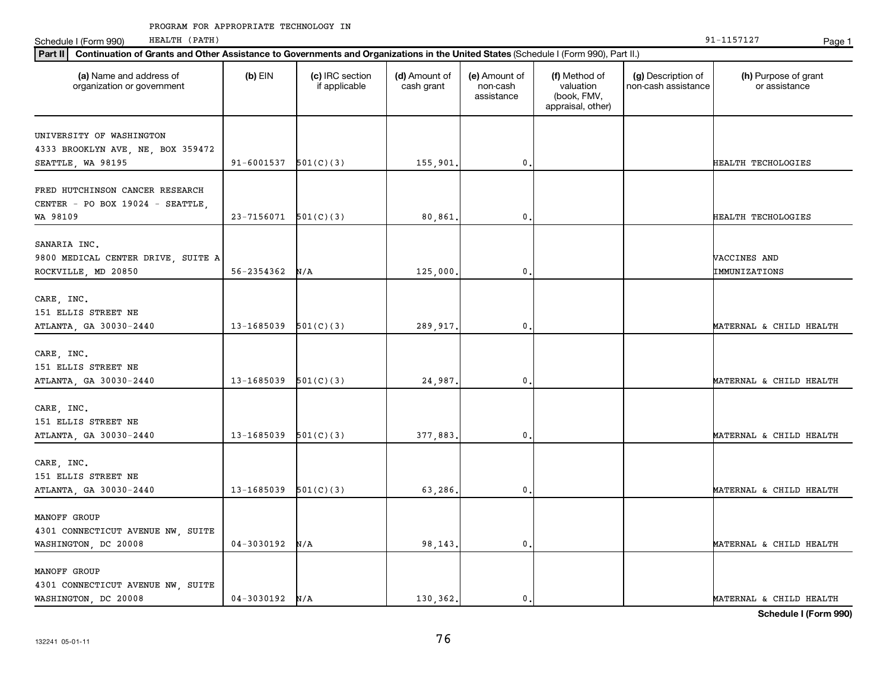PROGRAM FOR APPROPRIATE TECHNOLOGY IN

Schedule I (Form 990) HEALTH (PATH) 91-1157127 Page 1

**Part II Continuation of Grants and Other Assistance to Governments and Organizations in the United States** (Schedule I (Form 990), Part II.)

| (a) Name and address of organization or government | (b) EIN | (c) IRC section if applicable | (d) Amount of cash grant | (e) Amount of non-cash assistance | (f) Method of valuation (book, FMV, appraisal, other) | (g) Description of non-cash assistance | (h) Purpose of grant or assistance |
|---|---|---|---|---|---|---|---|
| UNIVERSITY OF WASHINGTON 4333 BROOKLYN AVE, NE, BOX 359472 SEATTLE, WA 98195 | 91-6001537 | 501(C)(3) | 155,901. | 0. | | | HEALTH TECHOLOGIES |
| FRED HUTCHINSON CANCER RESEARCH CENTER - PO BOX 19024 - SEATTLE, WA 98109 | 23-7156071 | 501(C)(3) | 80,861. | 0. | | | HEALTH TECHOLOGIES |
| SANARIA INC. 9800 MEDICAL CENTER DRIVE, SUITE A ROCKVILLE, MD 20850 | 56-2354362 | N/A | 125,000. | 0. | | | VACCINES AND IMMUNIZATIONS |
| CARE, INC. 151 ELLIS STREET NE ATLANTA, GA 30030-2440 | 13-1685039 | 501(C)(3) | 289,917. | 0. | | | MATERNAL & CHILD HEALTH |
| CARE, INC. 151 ELLIS STREET NE ATLANTA, GA 30030-2440 | 13-1685039 | 501(C)(3) | 24,987. | 0. | | | MATERNAL & CHILD HEALTH |
| CARE, INC. 151 ELLIS STREET NE ATLANTA, GA 30030-2440 | 13-1685039 | 501(C)(3) | 377,883. | 0. | | | MATERNAL & CHILD HEALTH |
| CARE, INC. 151 ELLIS STREET NE ATLANTA, GA 30030-2440 | 13-1685039 | 501(C)(3) | 63,286. | 0. | | | MATERNAL & CHILD HEALTH |
| MANOFF GROUP 4301 CONNECTICUT AVENUE NW, SUITE WASHINGTON, DC 20008 | 04-3030192 | N/A | 98,143. | 0. | | | MATERNAL & CHILD HEALTH |
| MANOFF GROUP 4301 CONNECTICUT AVENUE NW, SUITE WASHINGTON, DC 20008 | 04-3030192 | N/A | 130,362. | 0. | | | MATERNAL & CHILD HEALTH |

**Schedule I (Form 990)**

132241 05-01-11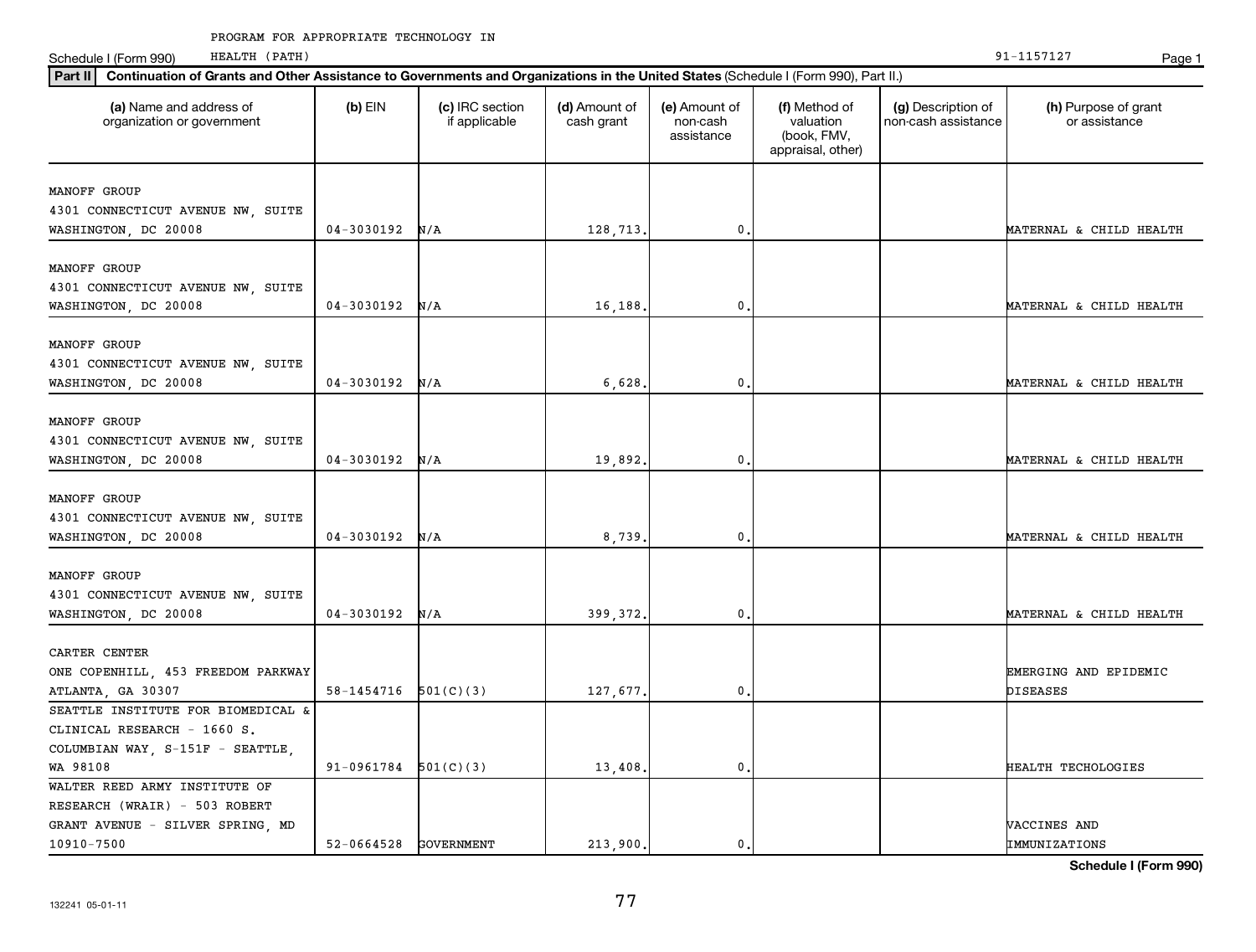PROGRAM FOR APPROPRIATE TECHNOLOGY IN HEALTH (PATH) 91-1157127

**Part II** **Continuation of Grants and Other Assistance to Governments and Organizations in the United States** (Schedule I (Form 990), Part II.)

| (a) Name and address of organization or government | (b) EIN | (c) IRC section if applicable | (d) Amount of cash grant | (e) Amount of non-cash assistance | (f) Method of valuation (book, FMV, appraisal, other) | (g) Description of non-cash assistance | (h) Purpose of grant or assistance |
|---|---|---|---|---|---|---|---|
| MANOFF GROUP 4301 CONNECTICUT AVENUE NW, SUITE WASHINGTON, DC 20008 | 04-3030192 | N/A | 128,713. | 0. | | | MATERNAL & CHILD HEALTH |
| MANOFF GROUP 4301 CONNECTICUT AVENUE NW, SUITE WASHINGTON, DC 20008 | 04-3030192 | N/A | 16,188. | 0. | | | MATERNAL & CHILD HEALTH |
| MANOFF GROUP 4301 CONNECTICUT AVENUE NW, SUITE WASHINGTON, DC 20008 | 04-3030192 | N/A | 6,628. | 0. | | | MATERNAL & CHILD HEALTH |
| MANOFF GROUP 4301 CONNECTICUT AVENUE NW, SUITE WASHINGTON, DC 20008 | 04-3030192 | N/A | 19,892. | 0. | | | MATERNAL & CHILD HEALTH |
| MANOFF GROUP 4301 CONNECTICUT AVENUE NW, SUITE WASHINGTON, DC 20008 | 04-3030192 | N/A | 8,739. | 0. | | | MATERNAL & CHILD HEALTH |
| MANOFF GROUP 4301 CONNECTICUT AVENUE NW, SUITE WASHINGTON, DC 20008 | 04-3030192 | N/A | 399,372. | 0. | | | MATERNAL & CHILD HEALTH |
| CARTER CENTER ONE COPENHILL, 453 FREEDOM PARKWAY ATLANTA, GA 30307 | 58-1454716 | 501(C)(3) | 127,677. | 0. | | | EMERGING AND EPIDEMIC DISEASES |
| SEATTLE INSTITUTE FOR BIOMEDICAL & CLINICAL RESEARCH - 1660 S. COLUMBIAN WAY, S-151F - SEATTLE, WA 98108 | 91-0961784 | 501(C)(3) | 13,408. | 0. | | | HEALTH TECHOLOGIES |
| WALTER REED ARMY INSTITUTE OF RESEARCH (WRAIR) - 503 ROBERT GRANT AVENUE - SILVER SPRING, MD 10910-7500 | 52-0664528 | GOVERNMENT | 213,900. | 0. | | | VACCINES AND IMMUNIZATIONS |

**Schedule I (Form 990)**

132241 05-01-11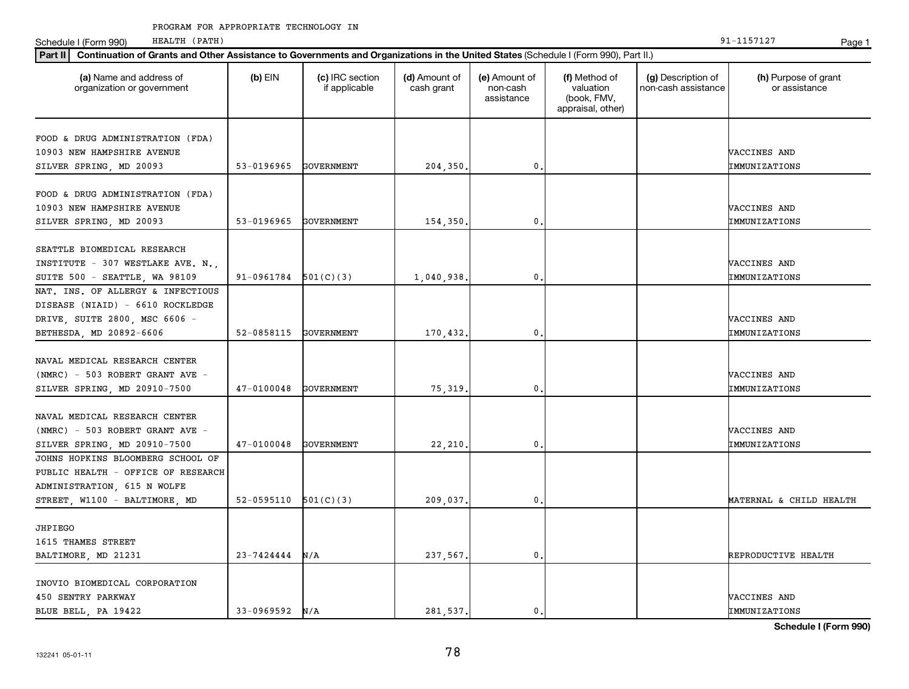PROGRAM FOR APPROPRIATE TECHNOLOGY IN

Schedule I (Form 990) HEALTH (PATH) 91-1157127 Page 1

**Part II** **Continuation of Grants and Other Assistance to Governments and Organizations in the United States** (Schedule I (Form 990), Part II.)

| (a) Name and address of organization or government | (b) EIN | (c) IRC section if applicable | (d) Amount of cash grant | (e) Amount of non-cash assistance | (f) Method of valuation (book, FMV, appraisal, other) | (g) Description of non-cash assistance | (h) Purpose of grant or assistance |
|---|---|---|---|---|---|---|---|
| FOOD & DRUG ADMINISTRATION (FDA) 10903 NEW HAMPSHIRE AVENUE SILVER SPRING, MD 20093 | 53-0196965 | GOVERNMENT | 204,350. | 0. | | | VACCINES AND IMMUNIZATIONS |
| FOOD & DRUG ADMINISTRATION (FDA) 10903 NEW HAMPSHIRE AVENUE SILVER SPRING, MD 20093 | 53-0196965 | GOVERNMENT | 154,350. | 0. | | | VACCINES AND IMMUNIZATIONS |
| SEATTLE BIOMEDICAL RESEARCH INSTITUTE - 307 WESTLAKE AVE. N., SUITE 500 - SEATTLE, WA 98109 | 91-0961784 | 501(C)(3) | 1,040,938. | 0. | | | VACCINES AND IMMUNIZATIONS |
| NAT. INS. OF ALLERGY & INFECTIOUS DISEASE (NIAID) - 6610 ROCKLEDGE DRIVE, SUITE 2800, MSC 6606 - BETHESDA, MD 20892-6606 | 52-0858115 | GOVERNMENT | 170,432. | 0. | | | VACCINES AND IMMUNIZATIONS |
| NAVAL MEDICAL RESEARCH CENTER (NMRC) - 503 ROBERT GRANT AVE - SILVER SPRING, MD 20910-7500 | 47-0100048 | GOVERNMENT | 75,319. | 0. | | | VACCINES AND IMMUNIZATIONS |
| NAVAL MEDICAL RESEARCH CENTER (NMRC) - 503 ROBERT GRANT AVE - SILVER SPRING, MD 20910-7500 | 47-0100048 | GOVERNMENT | 22,210. | 0. | | | VACCINES AND IMMUNIZATIONS |
| JOHNS HOPKINS BLOOMBERG SCHOOL OF PUBLIC HEALTH - OFFICE OF RESEARCH ADMINISTRATION, 615 N WOLFE STREET, W1100 - BALTIMORE, MD | 52-0595110 | 501(C)(3) | 209,037. | 0. | | | MATERNAL & CHILD HEALTH |
| JHPIEGO 1615 THAMES STREET BALTIMORE, MD 21231 | 23-7424444 | N/A | 237,567. | 0. | | | REPRODUCTIVE HEALTH |
| INOVIO BIOMEDICAL CORPORATION 450 SENTRY PARKWAY BLUE BELL, PA 19422 | 33-0969592 | N/A | 281,537. | 0. | | | VACCINES AND IMMUNIZATIONS |

**Schedule I (Form 990)**

132241 05-01-11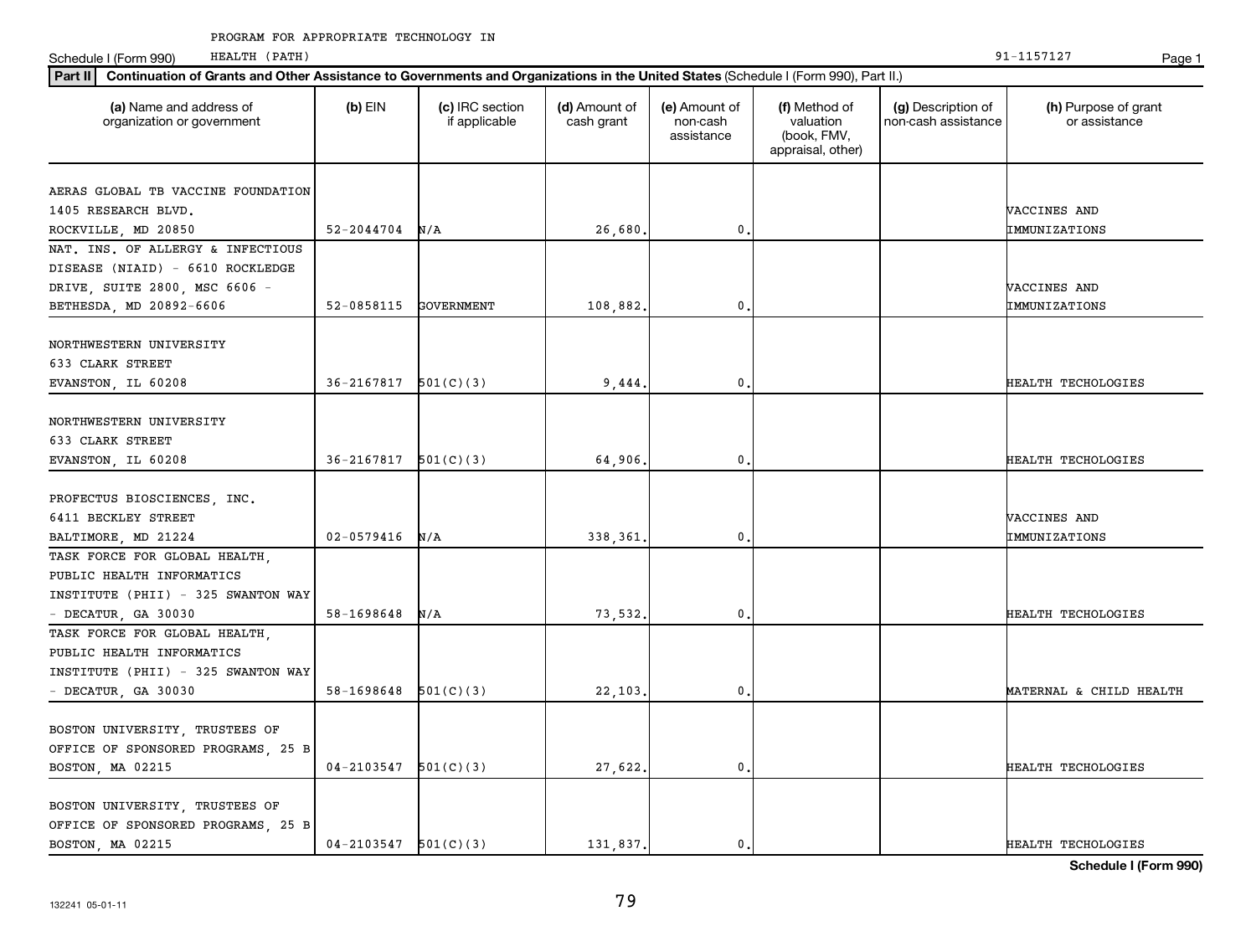PROGRAM FOR APPROPRIATE TECHNOLOGY IN

Schedule I (Form 990) HEALTH (PATH) 91-1157127

**Part II** **Continuation of Grants and Other Assistance to Governments and Organizations in the United States** (Schedule I (Form 990), Part II.)

| (a) Name and address of organization or government | (b) EIN | (c) IRC section if applicable | (d) Amount of cash grant | (e) Amount of non-cash assistance | (f) Method of valuation (book, FMV, appraisal, other) | (g) Description of non-cash assistance | (h) Purpose of grant or assistance |
|---|---|---|---|---|---|---|---|
| AERAS GLOBAL TB VACCINE FOUNDATION 1405 RESEARCH BLVD. ROCKVILLE, MD 20850 | 52-2044704 | N/A | 26,680. | 0. | | | VACCINES AND IMMUNIZATIONS |
| NAT. INS. OF ALLERGY & INFECTIOUS DISEASE (NIAID) - 6610 ROCKLEDGE DRIVE, SUITE 2800, MSC 6606 - BETHESDA, MD 20892-6606 | 52-0858115 | GOVERNMENT | 108,882. | 0. | | | VACCINES AND IMMUNIZATIONS |
| NORTHWESTERN UNIVERSITY 633 CLARK STREET EVANSTON, IL 60208 | 36-2167817 | 501(C)(3) | 9,444. | 0. | | | HEALTH TECHOLOGIES |
| NORTHWESTERN UNIVERSITY 633 CLARK STREET EVANSTON, IL 60208 | 36-2167817 | 501(C)(3) | 64,906. | 0. | | | HEALTH TECHOLOGIES |
| PROFECTUS BIOSCIENCES, INC. 6411 BECKLEY STREET BALTIMORE, MD 21224 | 02-0579416 | N/A | 338,361. | 0. | | | VACCINES AND IMMUNIZATIONS |
| TASK FORCE FOR GLOBAL HEALTH, PUBLIC HEALTH INFORMATICS INSTITUTE (PHII) - 325 SWANTON WAY - DECATUR, GA 30030 | 58-1698648 | N/A | 73,532. | 0. | | | HEALTH TECHOLOGIES |
| TASK FORCE FOR GLOBAL HEALTH, PUBLIC HEALTH INFORMATICS INSTITUTE (PHII) - 325 SWANTON WAY - DECATUR, GA 30030 | 58-1698648 | 501(C)(3) | 22,103. | 0. | | | MATERNAL & CHILD HEALTH |
| BOSTON UNIVERSITY, TRUSTEES OF OFFICE OF SPONSORED PROGRAMS, 25 B BOSTON, MA 02215 | 04-2103547 | 501(C)(3) | 27,622. | 0. | | | HEALTH TECHOLOGIES |
| BOSTON UNIVERSITY, TRUSTEES OF OFFICE OF SPONSORED PROGRAMS, 25 B BOSTON, MA 02215 | 04-2103547 | 501(C)(3) | 131,837. | 0. | | | HEALTH TECHOLOGIES |

**Schedule I (Form 990)**

132241 05-01-11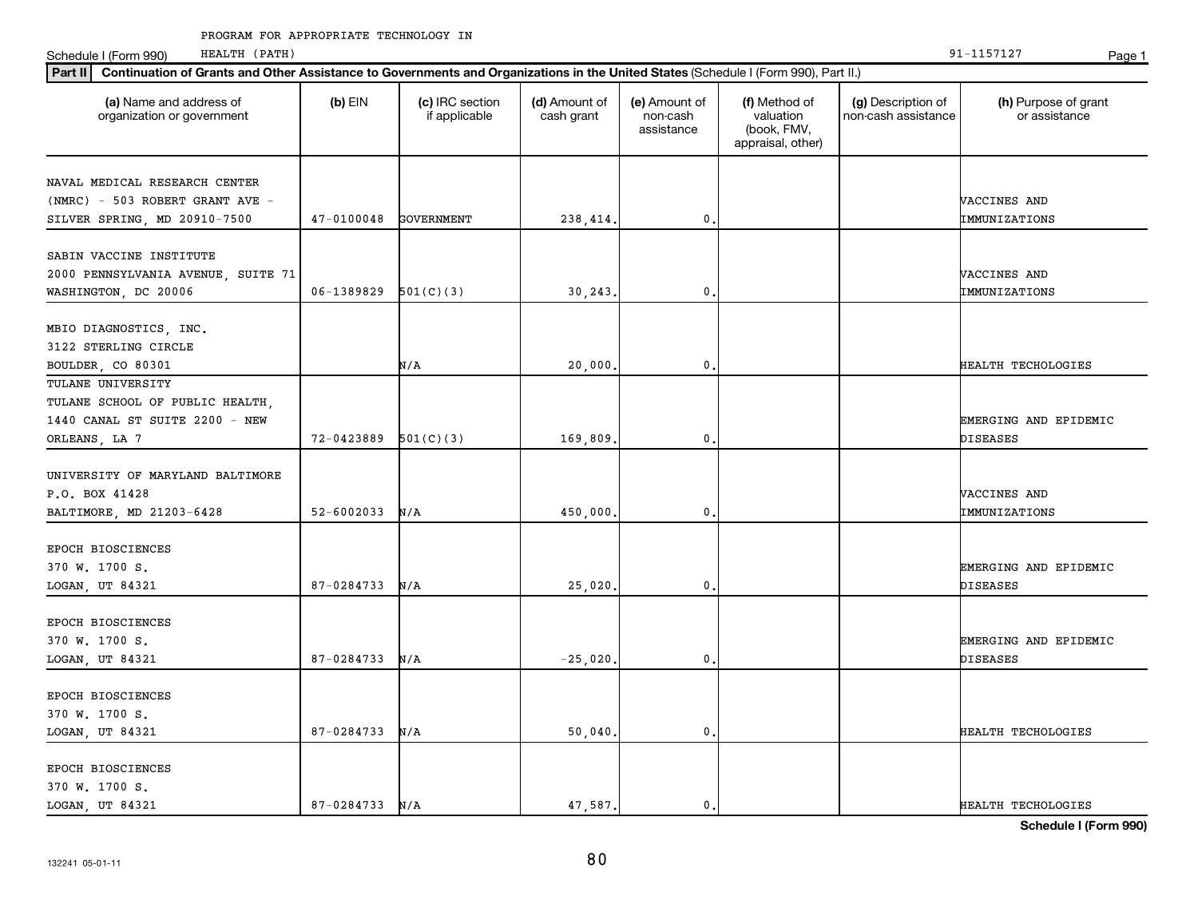PROGRAM FOR APPROPRIATE TECHNOLOGY IN

Schedule I (Form 990) HEALTH (PATH) 91-1157127 Page 1

**Part II** **Continuation of Grants and Other Assistance to Governments and Organizations in the United States** (Schedule I (Form 990), Part II.)

| (a) Name and address of organization or government | (b) EIN | (c) IRC section if applicable | (d) Amount of cash grant | (e) Amount of non-cash assistance | (f) Method of valuation (book, FMV, appraisal, other) | (g) Description of non-cash assistance | (h) Purpose of grant or assistance |
|---|---|---|---|---|---|---|---|
| NAVAL MEDICAL RESEARCH CENTER (NMRC) - 503 ROBERT GRANT AVE - SILVER SPRING, MD 20910-7500 | 47-0100048 | GOVERNMENT | 238,414. | 0. | | | VACCINES AND IMMUNIZATIONS |
| SABIN VACCINE INSTITUTE 2000 PENNSYLVANIA AVENUE, SUITE 71 WASHINGTON, DC 20006 | 06-1389829 | 501(C)(3) | 30,243. | 0. | | | VACCINES AND IMMUNIZATIONS |
| MBIO DIAGNOSTICS, INC. 3122 STERLING CIRCLE BOULDER, CO 80301 | | N/A | 20,000. | 0. | | | HEALTH TECHOLOGIES |
| TULANE UNIVERSITY TULANE SCHOOL OF PUBLIC HEALTH, 1440 CANAL ST SUITE 2200 - NEW ORLEANS, LA 7 | 72-0423889 | 501(C)(3) | 169,809. | 0. | | | EMERGING AND EPIDEMIC DISEASES |
| UNIVERSITY OF MARYLAND BALTIMORE P.O. BOX 41428 BALTIMORE, MD 21203-6428 | 52-6002033 | N/A | 450,000. | 0. | | | VACCINES AND IMMUNIZATIONS |
| EPOCH BIOSCIENCES 370 W. 1700 S. LOGAN, UT 84321 | 87-0284733 | N/A | 25,020. | 0. | | | EMERGING AND EPIDEMIC DISEASES |
| EPOCH BIOSCIENCES 370 W. 1700 S. LOGAN, UT 84321 | 87-0284733 | N/A | -25,020. | 0. | | | EMERGING AND EPIDEMIC DISEASES |
| EPOCH BIOSCIENCES 370 W. 1700 S. LOGAN, UT 84321 | 87-0284733 | N/A | 50,040. | 0. | | | HEALTH TECHOLOGIES |
| EPOCH BIOSCIENCES 370 W. 1700 S. LOGAN, UT 84321 | 87-0284733 | N/A | 47,587. | 0. | | | HEALTH TECHOLOGIES |

**Schedule I (Form 990)**

132241 05-01-11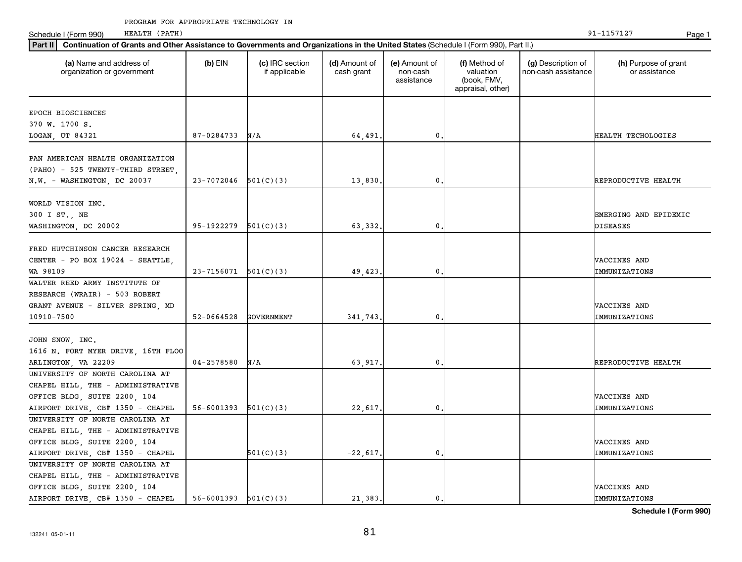PROGRAM FOR APPROPRIATE TECHNOLOGY IN

Schedule I (Form 990) HEALTH (PATH) 91-1157127 Page 1

**Part II** **Continuation of Grants and Other Assistance to Governments and Organizations in the United States** (Schedule I (Form 990), Part II.)

| (a) Name and address of organization or government | (b) EIN | (c) IRC section if applicable | (d) Amount of cash grant | (e) Amount of non-cash assistance | (f) Method of valuation (book, FMV, appraisal, other) | (g) Description of non-cash assistance | (h) Purpose of grant or assistance |
|---|---|---|---|---|---|---|---|
| EPOCH BIOSCIENCES 370 W. 1700 S. LOGAN, UT 84321 | 87-0284733 | N/A | 64,491. | 0. | | | HEALTH TECHOLOGIES |
| PAN AMERICAN HEALTH ORGANIZATION (PAHO) - 525 TWENTY-THIRD STREET, N.W. - WASHINGTON, DC 20037 | 23-7072046 | 501(C)(3) | 13,830. | 0. | | | REPRODUCTIVE HEALTH |
| WORLD VISION INC. 300 I ST., NE WASHINGTON, DC 20002 | 95-1922279 | 501(C)(3) | 63,332. | 0. | | | EMERGING AND EPIDEMIC DISEASES |
| FRED HUTCHINSON CANCER RESEARCH CENTER - PO BOX 19024 - SEATTLE, WA 98109 | 23-7156071 | 501(C)(3) | 49,423. | 0. | | | VACCINES AND IMMUNIZATIONS |
| WALTER REED ARMY INSTITUTE OF RESEARCH (WRAIR) - 503 ROBERT GRANT AVENUE - SILVER SPRING, MD 10910-7500 | 52-0664528 | GOVERNMENT | 341,743. | 0. | | | VACCINES AND IMMUNIZATIONS |
| JOHN SNOW, INC. 1616 N. FORT MYER DRIVE, 16TH FLOO ARLINGTON, VA 22209 | 04-2578580 | N/A | 63,917. | 0. | | | REPRODUCTIVE HEALTH |
| UNIVERSITY OF NORTH CAROLINA AT CHAPEL HILL, THE - ADMINISTRATIVE OFFICE BLDG, SUITE 2200, 104 AIRPORT DRIVE, CB# 1350 - CHAPEL | 56-6001393 | 501(C)(3) | 22,617. | 0. | | | VACCINES AND IMMUNIZATIONS |
| UNIVERSITY OF NORTH CAROLINA AT CHAPEL HILL, THE - ADMINISTRATIVE OFFICE BLDG, SUITE 2200, 104 AIRPORT DRIVE, CB# 1350 - CHAPEL | | 501(C)(3) | -22,617. | 0. | | | VACCINES AND IMMUNIZATIONS |
| UNIVERSITY OF NORTH CAROLINA AT CHAPEL HILL, THE - ADMINISTRATIVE OFFICE BLDG, SUITE 2200, 104 AIRPORT DRIVE, CB# 1350 - CHAPEL | 56-6001393 | 501(C)(3) | 21,383. | 0. | | | VACCINES AND IMMUNIZATIONS |

**Schedule I (Form 990)**

132241 05-01-11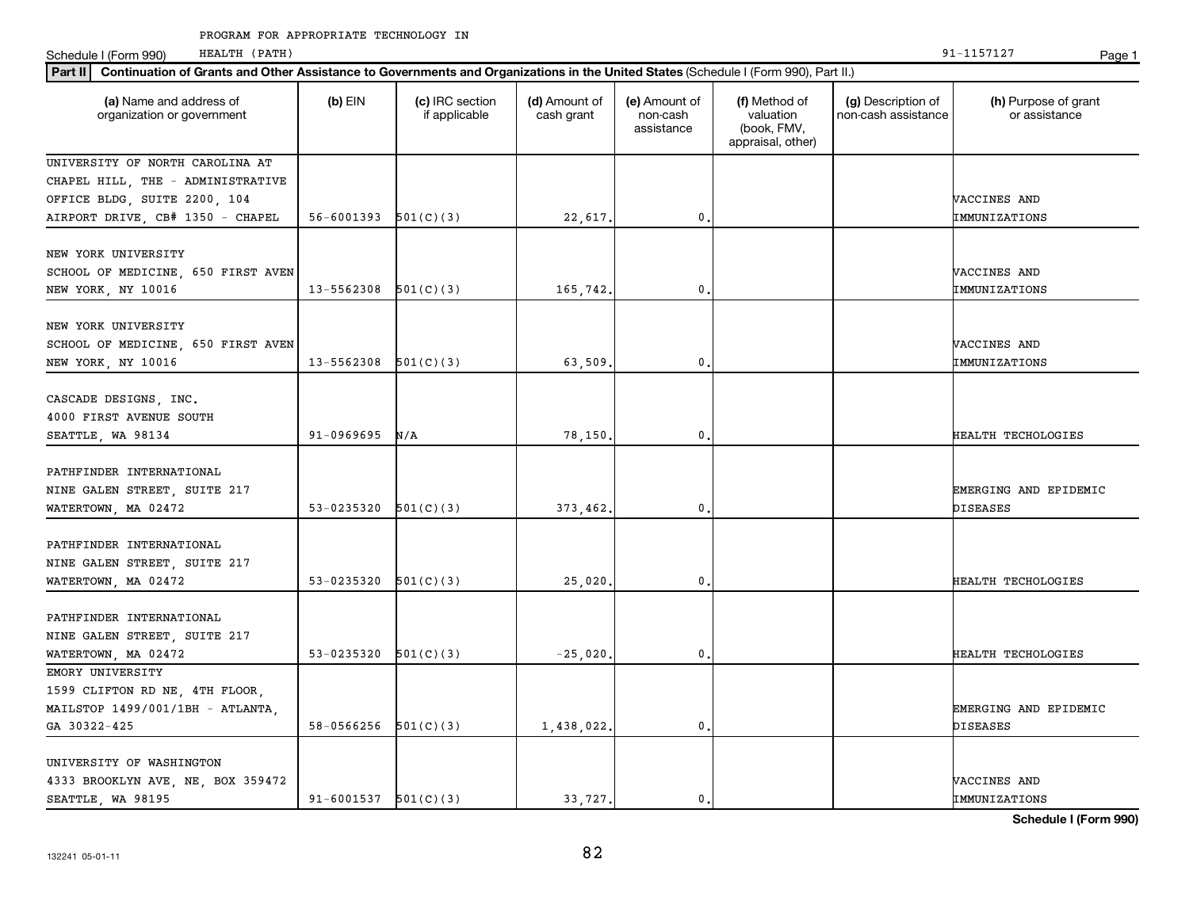PROGRAM FOR APPROPRIATE TECHNOLOGY IN HEALTH (PATH) 91-1157127

**Part II** **Continuation of Grants and Other Assistance to Governments and Organizations in the United States** (Schedule I (Form 990), Part II.)

| (a) Name and address of organization or government | (b) EIN | (c) IRC section if applicable | (d) Amount of cash grant | (e) Amount of non-cash assistance | (f) Method of valuation (book, FMV, appraisal, other) | (g) Description of non-cash assistance | (h) Purpose of grant or assistance |
|---|---|---|---|---|---|---|---|
| UNIVERSITY OF NORTH CAROLINA AT CHAPEL HILL, THE - ADMINISTRATIVE OFFICE BLDG, SUITE 2200, 104 AIRPORT DRIVE, CB# 1350 - CHAPEL | 56-6001393 | 501(C)(3) | 22,617. | 0. | | | VACCINES AND IMMUNIZATIONS |
| NEW YORK UNIVERSITY SCHOOL OF MEDICINE, 650 FIRST AVEN NEW YORK, NY 10016 | 13-5562308 | 501(C)(3) | 165,742. | 0. | | | VACCINES AND IMMUNIZATIONS |
| NEW YORK UNIVERSITY SCHOOL OF MEDICINE, 650 FIRST AVEN NEW YORK, NY 10016 | 13-5562308 | 501(C)(3) | 63,509. | 0. | | | VACCINES AND IMMUNIZATIONS |
| CASCADE DESIGNS, INC. 4000 FIRST AVENUE SOUTH SEATTLE, WA 98134 | 91-0969695 | N/A | 78,150. | 0. | | | HEALTH TECHOLOGIES |
| PATHFINDER INTERNATIONAL NINE GALEN STREET, SUITE 217 WATERTOWN, MA 02472 | 53-0235320 | 501(C)(3) | 373,462. | 0. | | | EMERGING AND EPIDEMIC DISEASES |
| PATHFINDER INTERNATIONAL NINE GALEN STREET, SUITE 217 WATERTOWN, MA 02472 | 53-0235320 | 501(C)(3) | 25,020. | 0. | | | HEALTH TECHOLOGIES |
| PATHFINDER INTERNATIONAL NINE GALEN STREET, SUITE 217 WATERTOWN, MA 02472 | 53-0235320 | 501(C)(3) | -25,020. | 0. | | | HEALTH TECHOLOGIES |
| EMORY UNIVERSITY 1599 CLIFTON RD NE, 4TH FLOOR, MAILSTOP 1499/001/1BH - ATLANTA, GA 30322-425 | 58-0566256 | 501(C)(3) | 1,438,022. | 0. | | | EMERGING AND EPIDEMIC DISEASES |
| UNIVERSITY OF WASHINGTON 4333 BROOKLYN AVE, NE, BOX 359472 SEATTLE, WA 98195 | 91-6001537 | 501(C)(3) | 33,727. | 0. | | | VACCINES AND IMMUNIZATIONS |

132241 05-01-11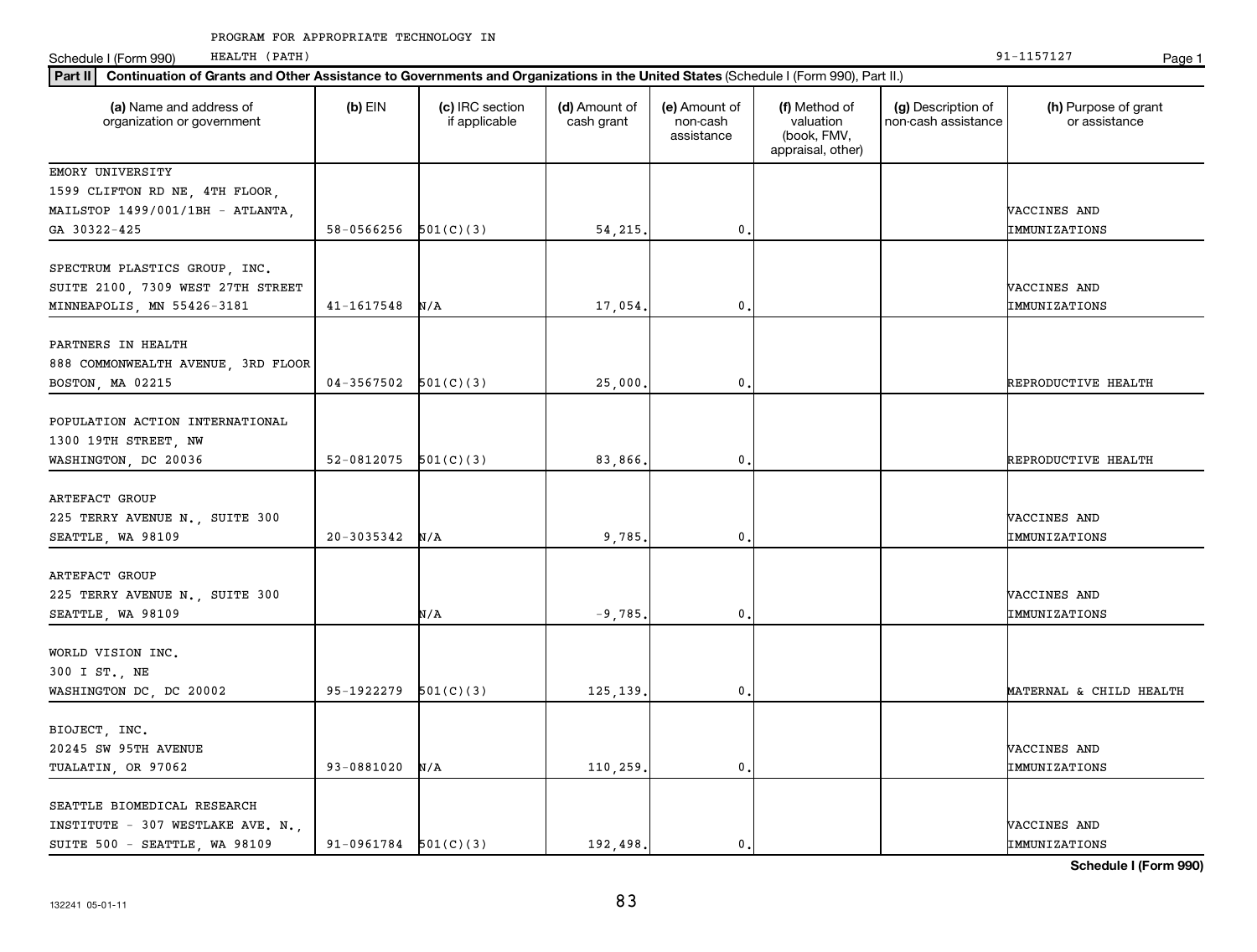PROGRAM FOR APPROPRIATE TECHNOLOGY IN HEALTH (PATH)

Schedule I (Form 990) 91-1157127

**Part II** **Continuation of Grants and Other Assistance to Governments and Organizations in the United States** (Schedule I (Form 990), Part II.)

| (a) Name and address of organization or government | (b) EIN | (c) IRC section if applicable | (d) Amount of cash grant | (e) Amount of non-cash assistance | (f) Method of valuation (book, FMV, appraisal, other) | (g) Description of non-cash assistance | (h) Purpose of grant or assistance |
|---|---|---|---|---|---|---|---|
| EMORY UNIVERSITY 1599 CLIFTON RD NE, 4TH FLOOR, MAILSTOP 1499/001/1BH - ATLANTA, GA 30322-425 | 58-0566256 | 501(C)(3) | 54,215. | 0. | | | VACCINES AND IMMUNIZATIONS |
| SPECTRUM PLASTICS GROUP, INC. SUITE 2100, 7309 WEST 27TH STREET MINNEAPOLIS, MN 55426-3181 | 41-1617548 | N/A | 17,054. | 0. | | | VACCINES AND IMMUNIZATIONS |
| PARTNERS IN HEALTH 888 COMMONWEALTH AVENUE, 3RD FLOOR BOSTON, MA 02215 | 04-3567502 | 501(C)(3) | 25,000. | 0. | | | REPRODUCTIVE HEALTH |
| POPULATION ACTION INTERNATIONAL 1300 19TH STREET, NW WASHINGTON, DC 20036 | 52-0812075 | 501(C)(3) | 83,866. | 0. | | | REPRODUCTIVE HEALTH |
| ARTEFACT GROUP 225 TERRY AVENUE N., SUITE 300 SEATTLE, WA 98109 | 20-3035342 | N/A | 9,785. | 0. | | | VACCINES AND IMMUNIZATIONS |
| ARTEFACT GROUP 225 TERRY AVENUE N., SUITE 300 SEATTLE, WA 98109 | | N/A | -9,785. | 0. | | | VACCINES AND IMMUNIZATIONS |
| WORLD VISION INC. 300 I ST., NE WASHINGTON DC, DC 20002 | 95-1922279 | 501(C)(3) | 125,139. | 0. | | | MATERNAL & CHILD HEALTH |
| BIOJECT, INC. 20245 SW 95TH AVENUE TUALATIN, OR 97062 | 93-0881020 | N/A | 110,259. | 0. | | | VACCINES AND IMMUNIZATIONS |
| SEATTLE BIOMEDICAL RESEARCH INSTITUTE - 307 WESTLAKE AVE. N., SUITE 500 - SEATTLE, WA 98109 | 91-0961784 | 501(C)(3) | 192,498. | 0. | | | VACCINES AND IMMUNIZATIONS |

**Schedule I (Form 990)**

132241 05-01-11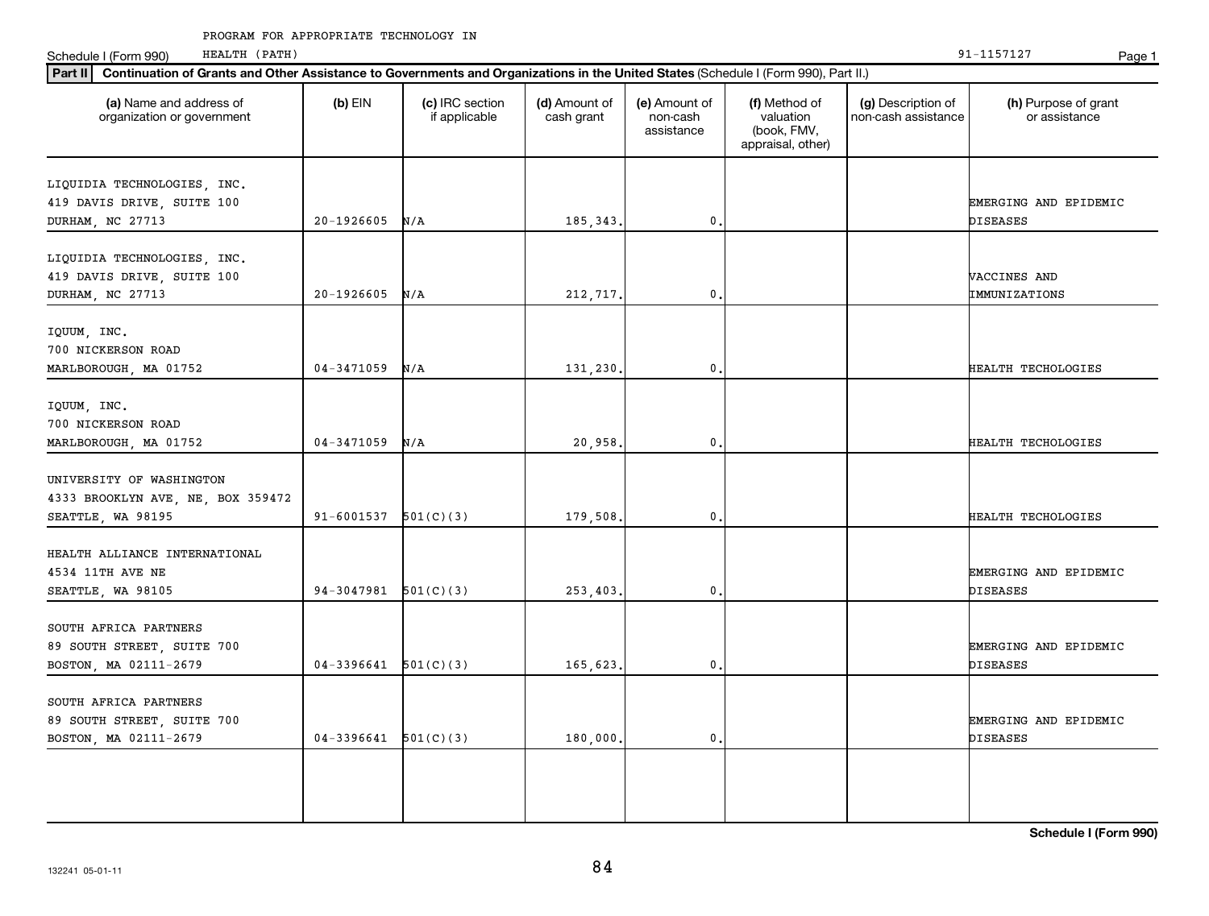PROGRAM FOR APPROPRIATE TECHNOLOGY IN

Schedule I (Form 990) HEALTH (PATH) 91-1157127 Page 1

**Part II** **Continuation of Grants and Other Assistance to Governments and Organizations in the United States** (Schedule I (Form 990), Part II.)

| (a) Name and address of organization or government | (b) EIN | (c) IRC section if applicable | (d) Amount of cash grant | (e) Amount of non-cash assistance | (f) Method of valuation (book, FMV, appraisal, other) | (g) Description of non-cash assistance | (h) Purpose of grant or assistance |
|---|---|---|---|---|---|---|---|
| LIQUIDIA TECHNOLOGIES, INC. 419 DAVIS DRIVE, SUITE 100 DURHAM, NC 27713 | 20-1926605 | N/A | 185,343. | 0. | | | EMERGING AND EPIDEMIC DISEASES |
| LIQUIDIA TECHNOLOGIES, INC. 419 DAVIS DRIVE, SUITE 100 DURHAM, NC 27713 | 20-1926605 | N/A | 212,717. | 0. | | | VACCINES AND IMMUNIZATIONS |
| IQUUM, INC. 700 NICKERSON ROAD MARLBOROUGH, MA 01752 | 04-3471059 | N/A | 131,230. | 0. | | | HEALTH TECHOLOGIES |
| IQUUM, INC. 700 NICKERSON ROAD MARLBOROUGH, MA 01752 | 04-3471059 | N/A | 20,958. | 0. | | | HEALTH TECHOLOGIES |
| UNIVERSITY OF WASHINGTON 4333 BROOKLYN AVE, NE, BOX 359472 SEATTLE, WA 98195 | 91-6001537 | 501(C)(3) | 179,508. | 0. | | | HEALTH TECHOLOGIES |
| HEALTH ALLIANCE INTERNATIONAL 4534 11TH AVE NE SEATTLE, WA 98105 | 94-3047981 | 501(C)(3) | 253,403. | 0. | | | EMERGING AND EPIDEMIC DISEASES |
| SOUTH AFRICA PARTNERS 89 SOUTH STREET, SUITE 700 BOSTON, MA 02111-2679 | 04-3396641 | 501(C)(3) | 165,623. | 0. | | | EMERGING AND EPIDEMIC DISEASES |
| SOUTH AFRICA PARTNERS 89 SOUTH STREET, SUITE 700 BOSTON, MA 02111-2679 | 04-3396641 | 501(C)(3) | 180,000. | 0. | | | EMERGING AND EPIDEMIC DISEASES |

**Schedule I (Form 990)**

132241 05-01-11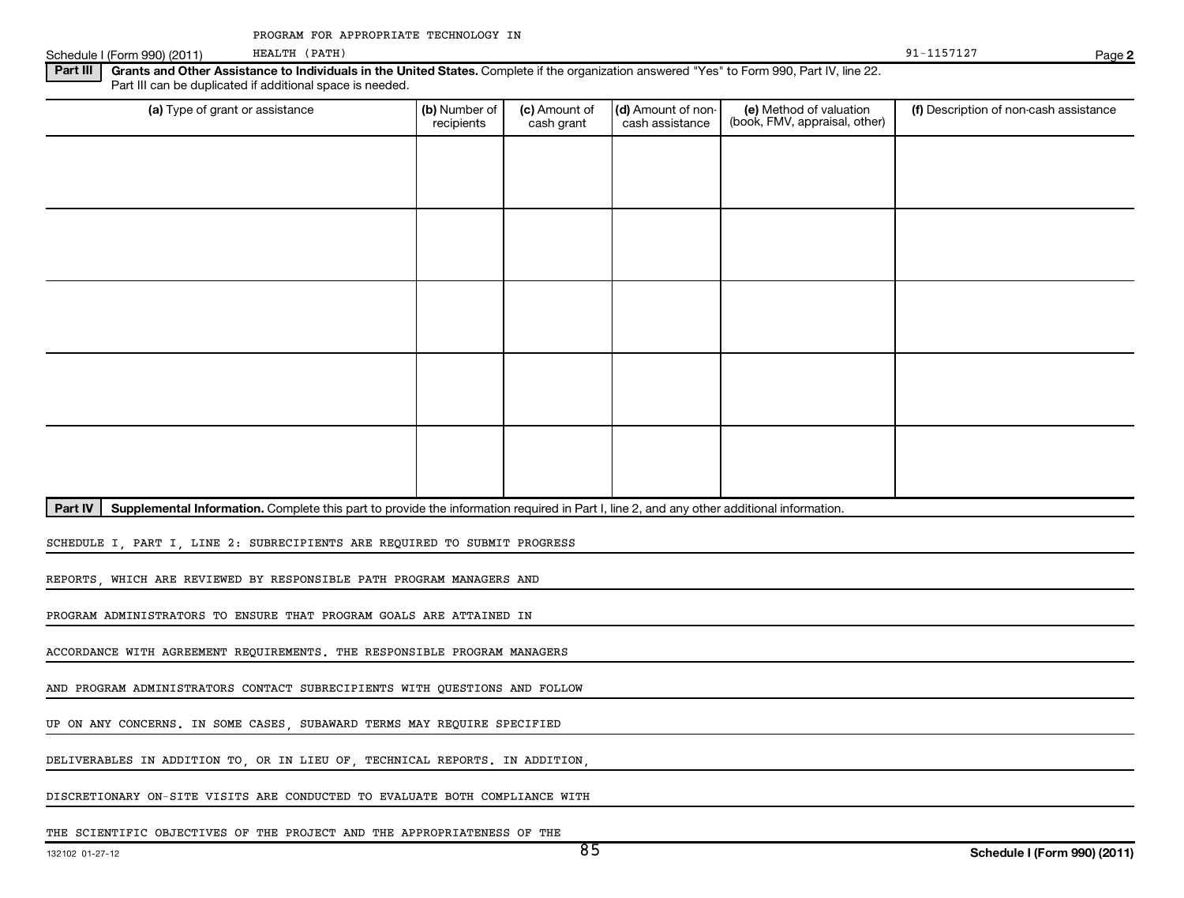PROGRAM FOR APPROPRIATE TECHNOLOGY IN HEALTH (PATH) 91-1157127

Schedule I (Form 990) (2011) Page 2

**Part III** **Grants and Other Assistance to Individuals in the United States.** Complete if the organization answered "Yes" to Form 990, Part IV, line 22. Part III can be duplicated if additional space is needed.

| (a) Type of grant or assistance | (b) Number of recipients | (c) Amount of cash grant | (d) Amount of non-cash assistance | (e) Method of valuation (book, FMV, appraisal, other) | (f) Description of non-cash assistance |
|---|---|---|---|---|---|
| | | | | | |
| | | | | | |
| | | | | | |
| | | | | | |
| | | | | | |

**Part IV** **Supplemental Information.** Complete this part to provide the information required in Part I, line 2, and any other additional information.

SCHEDULE I, PART I, LINE 2: SUBRECIPIENTS ARE REQUIRED TO SUBMIT PROGRESS REPORTS, WHICH ARE REVIEWED BY RESPONSIBLE PATH PROGRAM MANAGERS AND PROGRAM ADMINISTRATORS TO ENSURE THAT PROGRAM GOALS ARE ATTAINED IN ACCORDANCE WITH AGREEMENT REQUIREMENTS. THE RESPONSIBLE PROGRAM MANAGERS AND PROGRAM ADMINISTRATORS CONTACT SUBRECIPIENTS WITH QUESTIONS AND FOLLOW UP ON ANY CONCERNS. IN SOME CASES, SUBAWARD TERMS MAY REQUIRE SPECIFIED DELIVERABLES IN ADDITION TO, OR IN LIEU OF, TECHNICAL REPORTS. IN ADDITION, DISCRETIONARY ON-SITE VISITS ARE CONDUCTED TO EVALUATE BOTH COMPLIANCE WITH THE SCIENTIFIC OBJECTIVES OF THE PROJECT AND THE APPROPRIATENESS OF THE

132102 01-27-12 Schedule I (Form 990) (2011)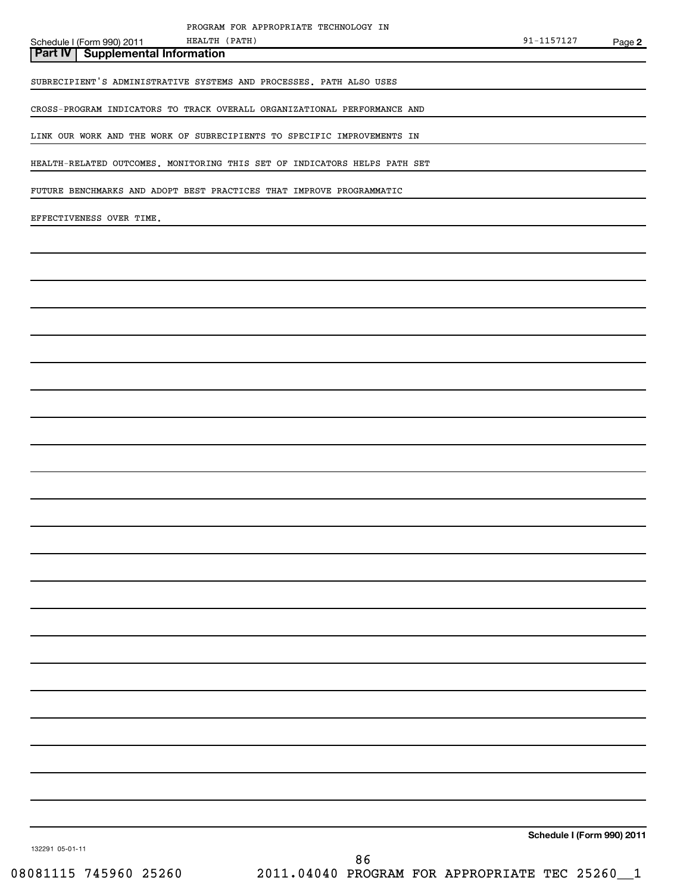## Part IV | Supplemental Information

SUBRECIPIENT'S ADMINISTRATIVE SYSTEMS AND PROCESSES. PATH ALSO USES CROSS-PROGRAM INDICATORS TO TRACK OVERALL ORGANIZATIONAL PERFORMANCE AND LINK OUR WORK AND THE WORK OF SUBRECIPIENTS TO SPECIFIC IMPROVEMENTS IN HEALTH-RELATED OUTCOMES. MONITORING THIS SET OF INDICATORS HELPS PATH SET FUTURE BENCHMARKS AND ADOPT BEST PRACTICES THAT IMPROVE PROGRAMMATIC EFFECTIVENESS OVER TIME.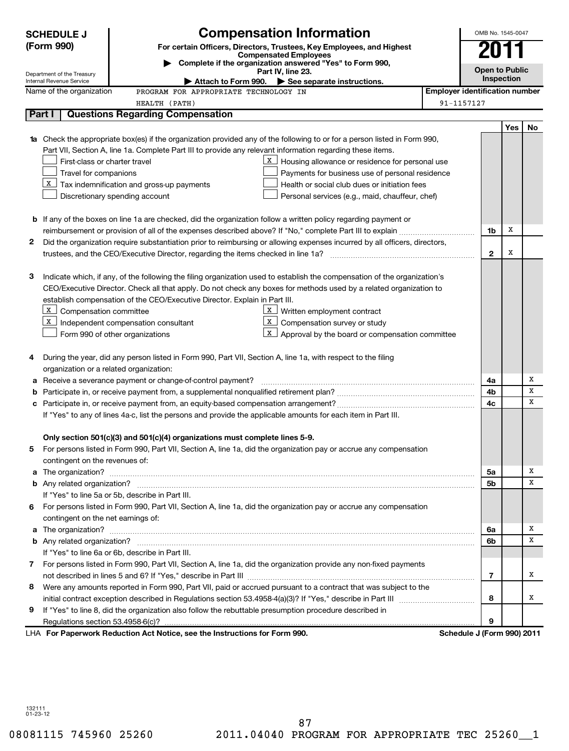**SCHEDULE J (Form 990)**

Department of the Treasury
Internal Revenue Service

# Compensation Information

**For certain Officers, Directors, Trustees, Key Employees, and Highest Compensated Employees**

▶ **Complete if the organization answered "Yes" to Form 990, Part IV, line 23.**

▶ **Attach to Form 990.** ▶ **See separate instructions.**

OMB No. 1545-0047

**2011**

**Open to Public Inspection**

Name of the organization: PROGRAM FOR APPROPRIATE TECHNOLOGY IN HEALTH (PATH)

Employer identification number: 91-1157127

## Part I Questions Regarding Compensation

| | | | Yes | No |
|---|---|---|---|---|
| **1a** | Check the appropriate box(es) if the organization provided any of the following to or for a person listed in Form 990, Part VII, Section A, line 1a. Complete Part III to provide any relevant information regarding these items.<br>☐ First-class or charter travel<br>☐ Travel for companions<br>☒ Tax indemnification and gross-up payments<br>☐ Discretionary spending account<br>☒ Housing allowance or residence for personal use<br>☐ Payments for business use of personal residence<br>☐ Health or social club dues or initiation fees<br>☐ Personal services (e.g., maid, chauffeur, chef) | | | |
| **b** | If any of the boxes on line 1a are checked, did the organization follow a written policy regarding payment or reimbursement or provision of all of the expenses described above? If "No," complete Part III to explain | 1b | X | |
| **2** | Did the organization require substantiation prior to reimbursing or allowing expenses incurred by all officers, directors, trustees, and the CEO/Executive Director, regarding the items checked in line 1a? | 2 | X | |
| **3** | Indicate which, if any, of the following the filing organization used to establish the compensation of the organization's CEO/Executive Director. Check all that apply. Do not check any boxes for methods used by a related organization to establish compensation of the CEO/Executive Director. Explain in Part III.<br>☒ Compensation committee<br>☒ Independent compensation consultant<br>☐ Form 990 of other organizations<br>☒ Written employment contract<br>☒ Compensation survey or study<br>☒ Approval by the board or compensation committee | | | |
| **4** | During the year, did any person listed in Form 990, Part VII, Section A, line 1a, with respect to the filing organization or a related organization: | | | |
| **a** | Receive a severance payment or change-of-control payment? | 4a | | X |
| **b** | Participate in, or receive payment from, a supplemental nonqualified retirement plan? | 4b | | X |
| **c** | Participate in, or receive payment from, an equity-based compensation arrangement? | 4c | | X |
| | If "Yes" to any of lines 4a-c, list the persons and provide the applicable amounts for each item in Part III. | | | |
| | **Only section 501(c)(3) and 501(c)(4) organizations must complete lines 5-9.** | | | |
| **5** | For persons listed in Form 990, Part VII, Section A, line 1a, did the organization pay or accrue any compensation contingent on the revenues of: | | | |
| **a** | The organization? | 5a | | X |
| **b** | Any related organization? | 5b | | X |
| | If "Yes" to line 5a or 5b, describe in Part III. | | | |
| **6** | For persons listed in Form 990, Part VII, Section A, line 1a, did the organization pay or accrue any compensation contingent on the net earnings of: | | | |
| **a** | The organization? | 6a | | X |
| **b** | Any related organization? | 6b | | X |
| | If "Yes" to line 6a or 6b, describe in Part III. | | | |
| **7** | For persons listed in Form 990, Part VII, Section A, line 1a, did the organization provide any non-fixed payments not described in lines 5 and 6? If "Yes," describe in Part III | 7 | | X |
| **8** | Were any amounts reported in Form 990, Part VII, paid or accrued pursuant to a contract that was subject to the initial contract exception described in Regulations section 53.4958-4(a)(3)? If "Yes," describe in Part III | 8 | | X |
| **9** | If "Yes" to line 8, did the organization also follow the rebuttable presumption procedure described in Regulations section 53.4958-6(c)? | 9 | | |

LHA **For Paperwork Reduction Act Notice, see the Instructions for Form 990.** **Schedule J (Form 990) 2011**

132111
01-23-12

08081115 745960 25260 2011.04040 PROGRAM FOR APPROPRIATE TEC 25260__1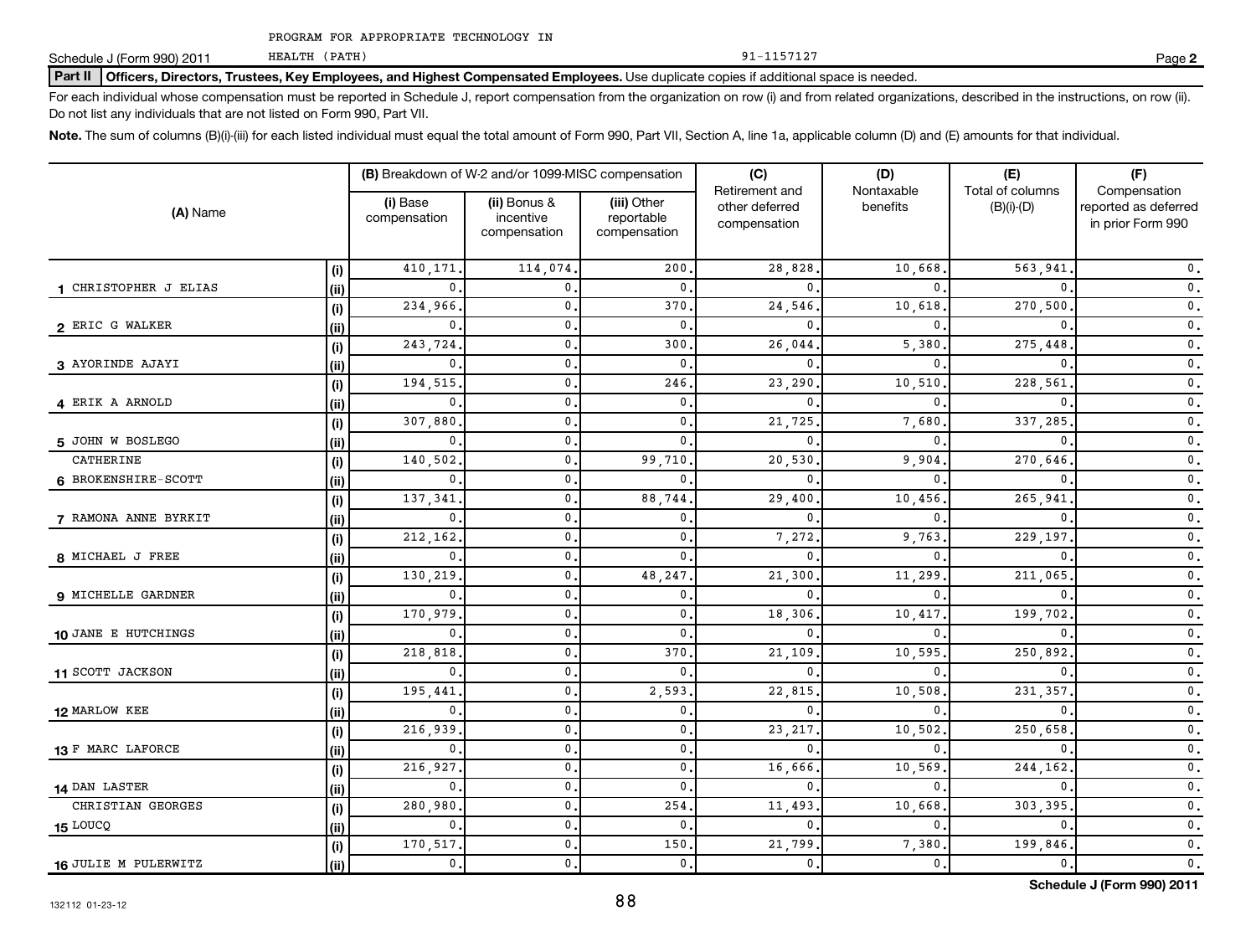PROGRAM FOR APPROPRIATE TECHNOLOGY IN HEALTH (PATH) 91-1157127

Schedule J (Form 990) 2011

## Part II Officers, Directors, Trustees, Key Employees, and Highest Compensated Employees. Use duplicate copies if additional space is needed.

For each individual whose compensation must be reported in Schedule J, report compensation from the organization on row (i) and from related organizations, described in the instructions, on row (ii). Do not list any individuals that are not listed on Form 990, Part VII.

**Note.** The sum of columns (B)(i)-(iii) for each listed individual must equal the total amount of Form 990, Part VII, Section A, line 1a, applicable column (D) and (E) amounts for that individual.

| (A) Name | | (B) Breakdown of W-2 and/or 1099-MISC compensation | | | (C) Retirement and other deferred compensation | (D) Nontaxable benefits | (E) Total of columns (B)(i)-(D) | (F) Compensation reported as deferred in prior Form 990 |
|---|---|---|---|---|---|---|---|---|
| | | (i) Base compensation | (ii) Bonus & incentive compensation | (iii) Other reportable compensation | | | | |
| 1 CHRISTOPHER J ELIAS | (i) | 410,171. | 114,074. | 200. | 28,828. | 10,668. | 563,941. | 0. |
| | (ii) | 0. | 0. | 0. | 0. | 0. | 0. | 0. |
| 2 ERIC G WALKER | (i) | 234,966. | 0. | 370. | 24,546. | 10,618. | 270,500. | 0. |
| | (ii) | 0. | 0. | 0. | 0. | 0. | 0. | 0. |
| 3 AYORINDE AJAYI | (i) | 243,724. | 0. | 300. | 26,044. | 5,380. | 275,448. | 0. |
| | (ii) | 0. | 0. | 0. | 0. | 0. | 0. | 0. |
| 4 ERIK A ARNOLD | (i) | 194,515. | 0. | 246. | 23,290. | 10,510. | 228,561. | 0. |
| | (ii) | 0. | 0. | 0. | 0. | 0. | 0. | 0. |
| 5 JOHN W BOSLEGO | (i) | 307,880. | 0. | 0. | 21,725. | 7,680. | 337,285. | 0. |
| | (ii) | 0. | 0. | 0. | 0. | 0. | 0. | 0. |
| 6 CATHERINE BROKENSHIRE-SCOTT | (i) | 140,502. | 0. | 99,710. | 20,530. | 9,904. | 270,646. | 0. |
| | (ii) | 0. | 0. | 0. | 0. | 0. | 0. | 0. |
| 7 RAMONA ANNE BYRKIT | (i) | 137,341. | 0. | 88,744. | 29,400. | 10,456. | 265,941. | 0. |
| | (ii) | 0. | 0. | 0. | 0. | 0. | 0. | 0. |
| 8 MICHAEL J FREE | (i) | 212,162. | 0. | 0. | 7,272. | 9,763. | 229,197. | 0. |
| | (ii) | 0. | 0. | 0. | 0. | 0. | 0. | 0. |
| 9 MICHELLE GARDNER | (i) | 130,219. | 0. | 48,247. | 21,300. | 11,299. | 211,065. | 0. |
| | (ii) | 0. | 0. | 0. | 0. | 0. | 0. | 0. |
| 10 JANE E HUTCHINGS | (i) | 170,979. | 0. | 0. | 18,306. | 10,417. | 199,702. | 0. |
| | (ii) | 0. | 0. | 0. | 0. | 0. | 0. | 0. |
| 11 SCOTT JACKSON | (i) | 218,818. | 0. | 370. | 21,109. | 10,595. | 250,892. | 0. |
| | (ii) | 0. | 0. | 0. | 0. | 0. | 0. | 0. |
| 12 MARLOW KEE | (i) | 195,441. | 0. | 2,593. | 22,815. | 10,508. | 231,357. | 0. |
| | (ii) | 0. | 0. | 0. | 0. | 0. | 0. | 0. |
| 13 F MARC LAFORCE | (i) | 216,939. | 0. | 0. | 23,217. | 10,502. | 250,658. | 0. |
| | (ii) | 0. | 0. | 0. | 0. | 0. | 0. | 0. |
| 14 DAN LASTER | (i) | 216,927. | 0. | 0. | 16,666. | 10,569. | 244,162. | 0. |
| | (ii) | 0. | 0. | 0. | 0. | 0. | 0. | 0. |
| 15 CHRISTIAN GEORGES LOUCQ | (i) | 280,980. | 0. | 254. | 11,493. | 10,668. | 303,395. | 0. |
| | (ii) | 0. | 0. | 0. | 0. | 0. | 0. | 0. |
| 16 JULIE M PULERWITZ | (i) | 170,517. | 0. | 150. | 21,799. | 7,380. | 199,846. | 0. |
| | (ii) | 0. | 0. | 0. | 0. | 0. | 0. | 0. |

132112 01-23-12

Schedule J (Form 990) 2011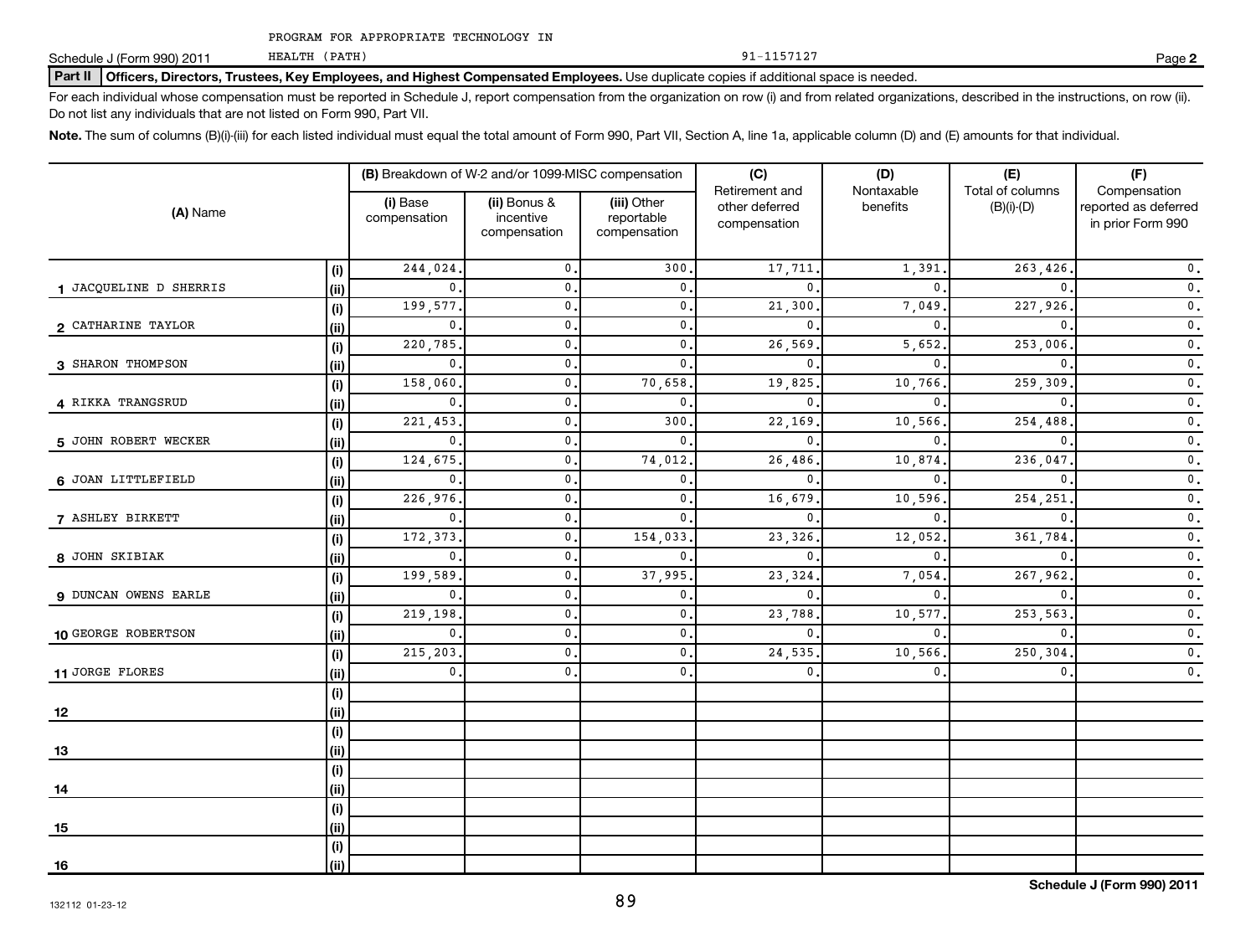PROGRAM FOR APPROPRIATE TECHNOLOGY IN HEALTH (PATH) 91-1157127

Schedule J (Form 990) 2011

**Part II** **Officers, Directors, Trustees, Key Employees, and Highest Compensated Employees.** Use duplicate copies if additional space is needed.

For each individual whose compensation must be reported in Schedule J, report compensation from the organization on row (i) and from related organizations, described in the instructions, on row (ii). Do not list any individuals that are not listed on Form 990, Part VII.

**Note.** The sum of columns (B)(i)-(iii) for each listed individual must equal the total amount of Form 990, Part VII, Section A, line 1a, applicable column (D) and (E) amounts for that individual.

| (A) Name | | (B) Breakdown of W-2 and/or 1099-MISC compensation | | | (C) Retirement and other deferred compensation | (D) Nontaxable benefits | (E) Total of columns (B)(i)-(D) | (F) Compensation reported as deferred in prior Form 990 |
|---|---|---|---|---|---|---|---|---|
| | | (i) Base compensation | (ii) Bonus & incentive compensation | (iii) Other reportable compensation | | | | |
| 1 JACQUELINE D SHERRIS | (i) | 244,024. | 0. | 300. | 17,711. | 1,391. | 263,426. | 0. |
| | (ii) | 0. | 0. | 0. | 0. | 0. | 0. | 0. |
| 2 CATHARINE TAYLOR | (i) | 199,577. | 0. | 0. | 21,300. | 7,049. | 227,926. | 0. |
| | (ii) | 0. | 0. | 0. | 0. | 0. | 0. | 0. |
| 3 SHARON THOMPSON | (i) | 220,785. | 0. | 0. | 26,569. | 5,652. | 253,006. | 0. |
| | (ii) | 0. | 0. | 0. | 0. | 0. | 0. | 0. |
| 4 RIKKA TRANGSRUD | (i) | 158,060. | 0. | 70,658. | 19,825. | 10,766. | 259,309. | 0. |
| | (ii) | 0. | 0. | 0. | 0. | 0. | 0. | 0. |
| 5 JOHN ROBERT WECKER | (i) | 221,453. | 0. | 300. | 22,169. | 10,566. | 254,488. | 0. |
| | (ii) | 0. | 0. | 0. | 0. | 0. | 0. | 0. |
| 6 JOAN LITTLEFIELD | (i) | 124,675. | 0. | 74,012. | 26,486. | 10,874. | 236,047. | 0. |
| | (ii) | 0. | 0. | 0. | 0. | 0. | 0. | 0. |
| 7 ASHLEY BIRKETT | (i) | 226,976. | 0. | 0. | 16,679. | 10,596. | 254,251. | 0. |
| | (ii) | 0. | 0. | 0. | 0. | 0. | 0. | 0. |
| 8 JOHN SKIBIAK | (i) | 172,373. | 0. | 154,033. | 23,326. | 12,052. | 361,784. | 0. |
| | (ii) | 0. | 0. | 0. | 0. | 0. | 0. | 0. |
| 9 DUNCAN OWENS EARLE | (i) | 199,589. | 0. | 37,995. | 23,324. | 7,054. | 267,962. | 0. |
| | (ii) | 0. | 0. | 0. | 0. | 0. | 0. | 0. |
| 10 GEORGE ROBERTSON | (i) | 219,198. | 0. | 0. | 23,788. | 10,577. | 253,563. | 0. |
| | (ii) | 0. | 0. | 0. | 0. | 0. | 0. | 0. |
| 11 JORGE FLORES | (i) | 215,203. | 0. | 0. | 24,535. | 10,566. | 250,304. | 0. |
| | (ii) | 0. | 0. | 0. | 0. | 0. | 0. | 0. |
| 12 | (i) | | | | | | | |
| | (ii) | | | | | | | |
| 13 | (i) | | | | | | | |
| | (ii) | | | | | | | |
| 14 | (i) | | | | | | | |
| | (ii) | | | | | | | |
| 15 | (i) | | | | | | | |
| | (ii) | | | | | | | |
| 16 | (i) | | | | | | | |
| | (ii) | | | | | | | |

**Schedule J (Form 990) 2011**

132112 01-23-12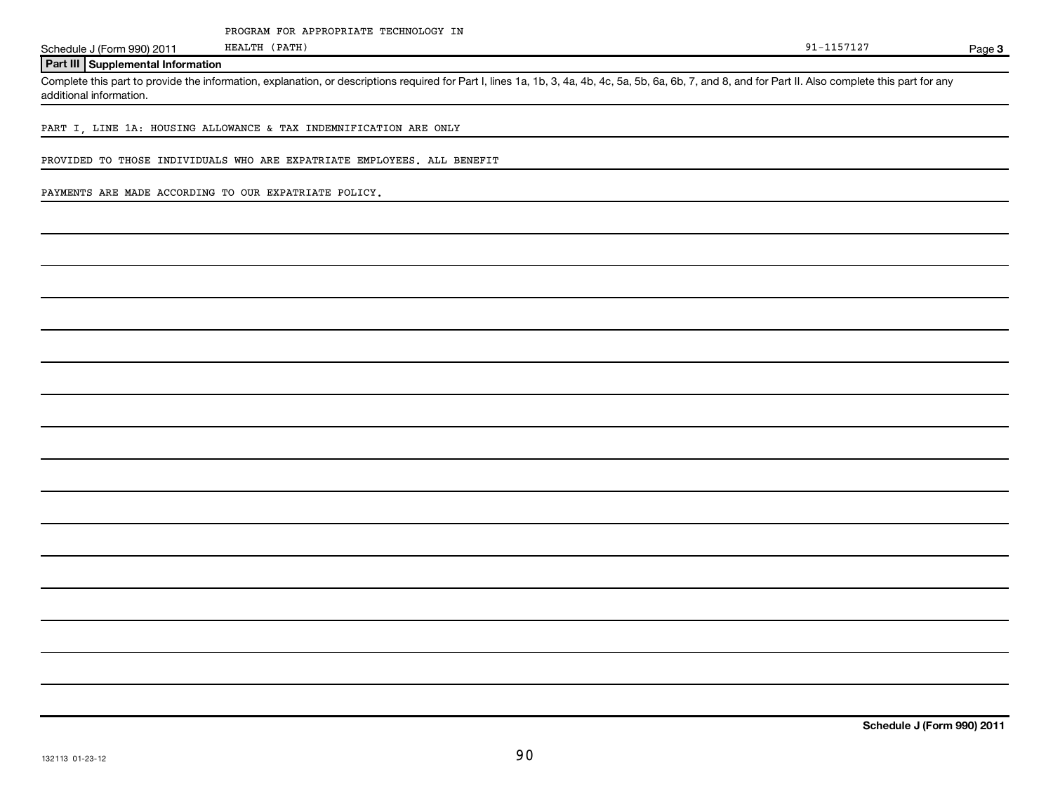PROGRAM FOR APPROPRIATE TECHNOLOGY IN HEALTH (PATH) 91-1157127

Schedule J (Form 990) 2011 Page 3

## Part III Supplemental Information

Complete this part to provide the information, explanation, or descriptions required for Part I, lines 1a, 1b, 3, 4a, 4b, 4c, 5a, 5b, 6a, 6b, 7, and 8, and for Part II. Also complete this part for any additional information.

PART I, LINE 1A: HOUSING ALLOWANCE & TAX INDEMNIFICATION ARE ONLY PROVIDED TO THOSE INDIVIDUALS WHO ARE EXPATRIATE EMPLOYEES. ALL BENEFIT PAYMENTS ARE MADE ACCORDING TO OUR EXPATRIATE POLICY.

Schedule J (Form 990) 2011

132113 01-23-12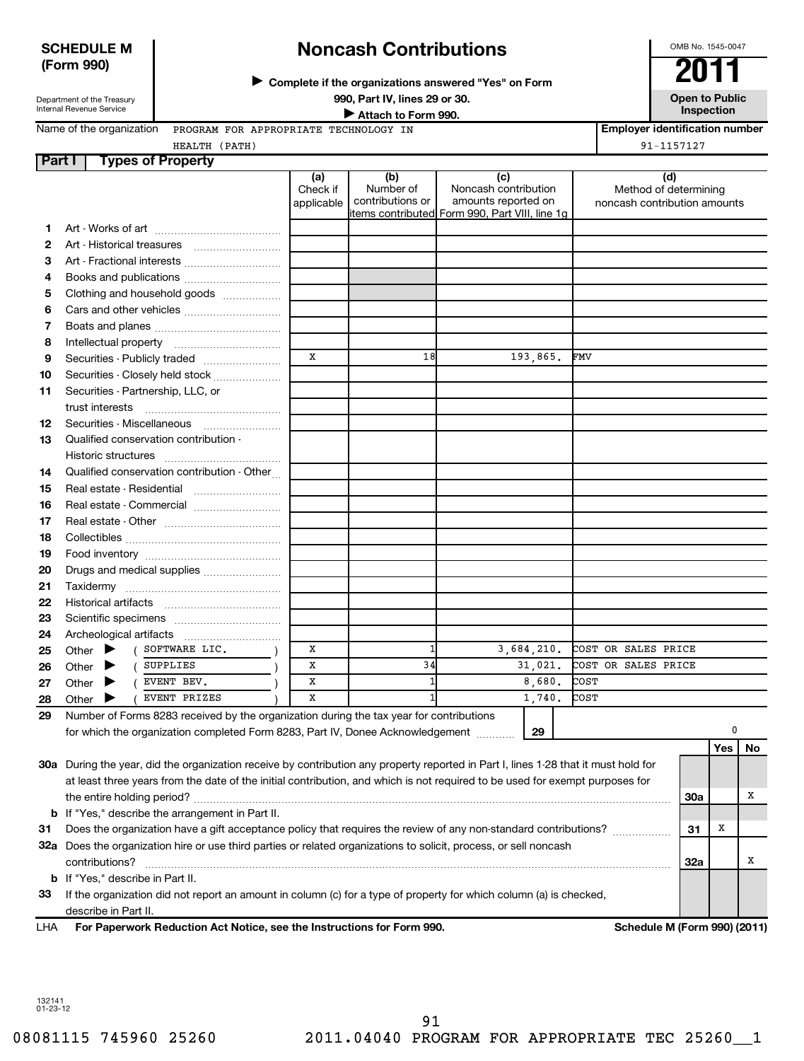**SCHEDULE M (Form 990)**

Department of the Treasury
Internal Revenue Service

# Noncash Contributions

▶ Complete if the organizations answered "Yes" on Form 990, Part IV, lines 29 or 30.

▶ Attach to Form 990.

OMB No. 1545-0047

**2011**

**Open to Public Inspection**

Name of the organization: PROGRAM FOR APPROPRIATE TECHNOLOGY IN HEALTH (PATH)

Employer identification number: 91-1157127

## Part I Types of Property

| | | (a) Check if applicable | (b) Number of contributions or items contributed | (c) Noncash contribution amounts reported on Form 990, Part VIII, line 1g | (d) Method of determining noncash contribution amounts |
|---|---|---|---|---|---|
| 1 | Art - Works of art | | | | |
| 2 | Art - Historical treasures | | | | |
| 3 | Art - Fractional interests | | | | |
| 4 | Books and publications | | | | |
| 5 | Clothing and household goods | | | | |
| 6 | Cars and other vehicles | | | | |
| 7 | Boats and planes | | | | |
| 8 | Intellectual property | | | | |
| 9 | Securities - Publicly traded | X | 18 | 193,865. | FMV |
| 10 | Securities - Closely held stock | | | | |
| 11 | Securities - Partnership, LLC, or trust interests | | | | |
| 12 | Securities - Miscellaneous | | | | |
| 13 | Qualified conservation contribution - Historic structures | | | | |
| 14 | Qualified conservation contribution - Other | | | | |
| 15 | Real estate - Residential | | | | |
| 16 | Real estate - Commercial | | | | |
| 17 | Real estate - Other | | | | |
| 18 | Collectibles | | | | |
| 19 | Food inventory | | | | |
| 20 | Drugs and medical supplies | | | | |
| 21 | Taxidermy | | | | |
| 22 | Historical artifacts | | | | |
| 23 | Scientific specimens | | | | |
| 24 | Archeological artifacts | | | | |
| 25 | Other ▶ ( SOFTWARE LIC. ) | X | 1 | 3,684,210. | COST OR SALES PRICE |
| 26 | Other ▶ ( SUPPLIES ) | X | 34 | 31,021. | COST OR SALES PRICE |
| 27 | Other ▶ ( EVENT BEV. ) | X | 1 | 8,680. | COST |
| 28 | Other ▶ ( EVENT PRIZES ) | X | 1 | 1,740. | COST |

29 Number of Forms 8283 received by the organization during the tax year for contributions for which the organization completed Form 8283, Part IV, Donee Acknowledgement ..... **29** 0

| | | | Yes | No |
|---|---|---|---|---|
| 30a | During the year, did the organization receive by contribution any property reported in Part I, lines 1-28 that it must hold for at least three years from the date of the initial contribution, and which is not required to be used for exempt purposes for the entire holding period? | 30a | | X |
| b | If "Yes," describe the arrangement in Part II. | | | |
| 31 | Does the organization have a gift acceptance policy that requires the review of any non-standard contributions? | 31 | X | |
| 32a | Does the organization hire or use third parties or related organizations to solicit, process, or sell noncash contributions? | 32a | | X |
| b | If "Yes," describe in Part II. | | | |
| 33 | If the organization did not report an amount in column (c) for a type of property for which column (a) is checked, describe in Part II. | | | |

LHA **For Paperwork Reduction Act Notice, see the Instructions for Form 990.** **Schedule M (Form 990) (2011)**

132141
01-23-12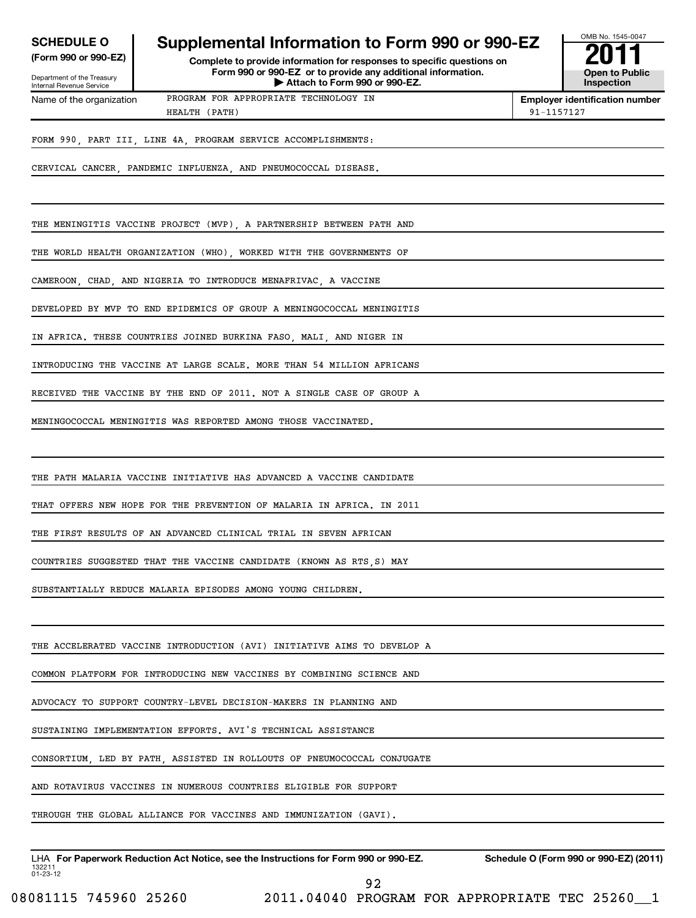**SCHEDULE O** **(Form 990 or 990-EZ)**

Department of the Treasury
Internal Revenue Service

# Supplemental Information to Form 990 or 990-EZ

**Complete to provide information for responses to specific questions on Form 990 or 990-EZ or to provide any additional information.**
**▶ Attach to Form 990 or 990-EZ.**

OMB No. 1545-0047

**2011**

**Open to Public Inspection**

Name of the organization: PROGRAM FOR APPROPRIATE TECHNOLOGY IN HEALTH (PATH)

**Employer identification number** 91-1157127

FORM 990, PART III, LINE 4A, PROGRAM SERVICE ACCOMPLISHMENTS:

CERVICAL CANCER, PANDEMIC INFLUENZA, AND PNEUMOCOCCAL DISEASE.

THE MENINGITIS VACCINE PROJECT (MVP), A PARTNERSHIP BETWEEN PATH AND THE WORLD HEALTH ORGANIZATION (WHO), WORKED WITH THE GOVERNMENTS OF CAMEROON, CHAD, AND NIGERIA TO INTRODUCE MENAFRIVAC, A VACCINE DEVELOPED BY MVP TO END EPIDEMICS OF GROUP A MENINGOCOCCAL MENINGITIS IN AFRICA. THESE COUNTRIES JOINED BURKINA FASO, MALI, AND NIGER IN INTRODUCING THE VACCINE AT LARGE SCALE. MORE THAN 54 MILLION AFRICANS RECEIVED THE VACCINE BY THE END OF 2011. NOT A SINGLE CASE OF GROUP A MENINGOCOCCAL MENINGITIS WAS REPORTED AMONG THOSE VACCINATED.

THE PATH MALARIA VACCINE INITIATIVE HAS ADVANCED A VACCINE CANDIDATE THAT OFFERS NEW HOPE FOR THE PREVENTION OF MALARIA IN AFRICA. IN 2011 THE FIRST RESULTS OF AN ADVANCED CLINICAL TRIAL IN SEVEN AFRICAN COUNTRIES SUGGESTED THAT THE VACCINE CANDIDATE (KNOWN AS RTS,S) MAY SUBSTANTIALLY REDUCE MALARIA EPISODES AMONG YOUNG CHILDREN.

THE ACCELERATED VACCINE INTRODUCTION (AVI) INITIATIVE AIMS TO DEVELOP A COMMON PLATFORM FOR INTRODUCING NEW VACCINES BY COMBINING SCIENCE AND ADVOCACY TO SUPPORT COUNTRY-LEVEL DECISION-MAKERS IN PLANNING AND SUSTAINING IMPLEMENTATION EFFORTS. AVI'S TECHNICAL ASSISTANCE CONSORTIUM, LED BY PATH, ASSISTED IN ROLLOUTS OF PNEUMOCOCCAL CONJUGATE AND ROTAVIRUS VACCINES IN NUMEROUS COUNTRIES ELIGIBLE FOR SUPPORT THROUGH THE GLOBAL ALLIANCE FOR VACCINES AND IMMUNIZATION (GAVI).

LHA **For Paperwork Reduction Act Notice, see the Instructions for Form 990 or 990-EZ.** **Schedule O (Form 990 or 990-EZ) (2011)**

132211
01-23-12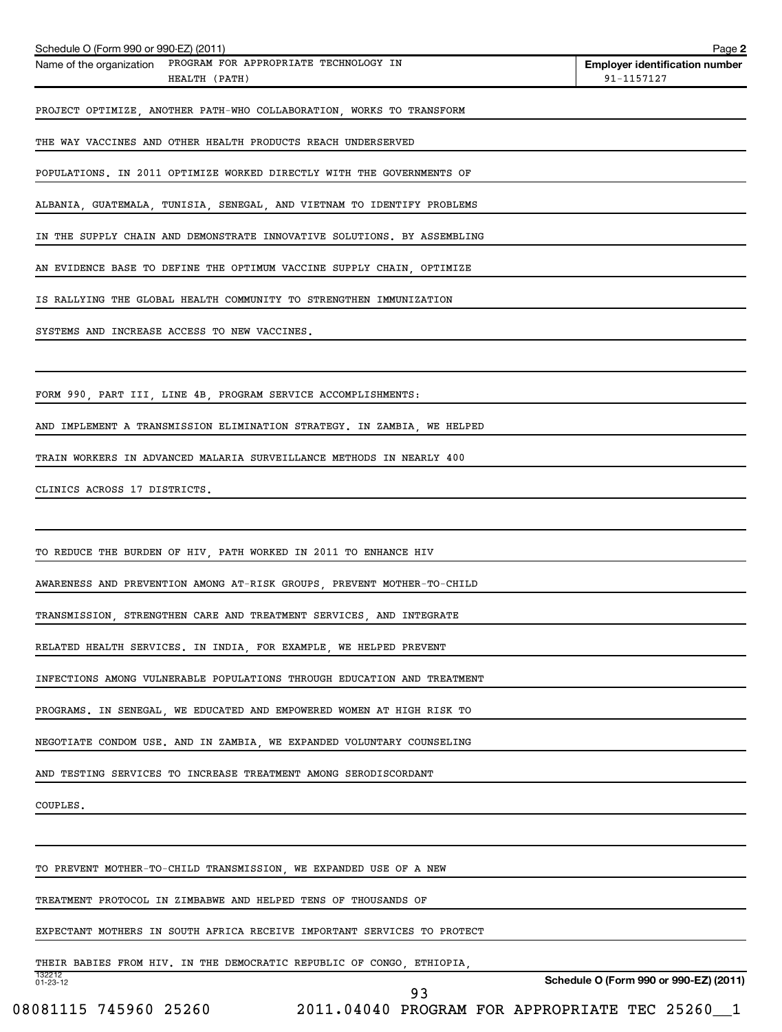Schedule O (Form 990 or 990-EZ) (2011)

Name of the organization PROGRAM FOR APPROPRIATE TECHNOLOGY IN HEALTH (PATH)

Employer identification number 91-1157127

PROJECT OPTIMIZE, ANOTHER PATH-WHO COLLABORATION, WORKS TO TRANSFORM THE WAY VACCINES AND OTHER HEALTH PRODUCTS REACH UNDERSERVED POPULATIONS. IN 2011 OPTIMIZE WORKED DIRECTLY WITH THE GOVERNMENTS OF ALBANIA, GUATEMALA, TUNISIA, SENEGAL, AND VIETNAM TO IDENTIFY PROBLEMS IN THE SUPPLY CHAIN AND DEMONSTRATE INNOVATIVE SOLUTIONS. BY ASSEMBLING AN EVIDENCE BASE TO DEFINE THE OPTIMUM VACCINE SUPPLY CHAIN, OPTIMIZE IS RALLYING THE GLOBAL HEALTH COMMUNITY TO STRENGTHEN IMMUNIZATION SYSTEMS AND INCREASE ACCESS TO NEW VACCINES.

FORM 990, PART III, LINE 4B, PROGRAM SERVICE ACCOMPLISHMENTS:

AND IMPLEMENT A TRANSMISSION ELIMINATION STRATEGY. IN ZAMBIA, WE HELPED TRAIN WORKERS IN ADVANCED MALARIA SURVEILLANCE METHODS IN NEARLY 400 CLINICS ACROSS 17 DISTRICTS.

TO REDUCE THE BURDEN OF HIV, PATH WORKED IN 2011 TO ENHANCE HIV AWARENESS AND PREVENTION AMONG AT-RISK GROUPS, PREVENT MOTHER-TO-CHILD TRANSMISSION, STRENGTHEN CARE AND TREATMENT SERVICES, AND INTEGRATE RELATED HEALTH SERVICES. IN INDIA, FOR EXAMPLE, WE HELPED PREVENT INFECTIONS AMONG VULNERABLE POPULATIONS THROUGH EDUCATION AND TREATMENT PROGRAMS. IN SENEGAL, WE EDUCATED AND EMPOWERED WOMEN AT HIGH RISK TO NEGOTIATE CONDOM USE. AND IN ZAMBIA, WE EXPANDED VOLUNTARY COUNSELING AND TESTING SERVICES TO INCREASE TREATMENT AMONG SERODISCORDANT COUPLES.

TO PREVENT MOTHER-TO-CHILD TRANSMISSION, WE EXPANDED USE OF A NEW TREATMENT PROTOCOL IN ZIMBABWE AND HELPED TENS OF THOUSANDS OF EXPECTANT MOTHERS IN SOUTH AFRICA RECEIVE IMPORTANT SERVICES TO PROTECT THEIR BABIES FROM HIV. IN THE DEMOCRATIC REPUBLIC OF CONGO, ETHIOPIA,

Schedule O (Form 990 or 990-EZ) (2011)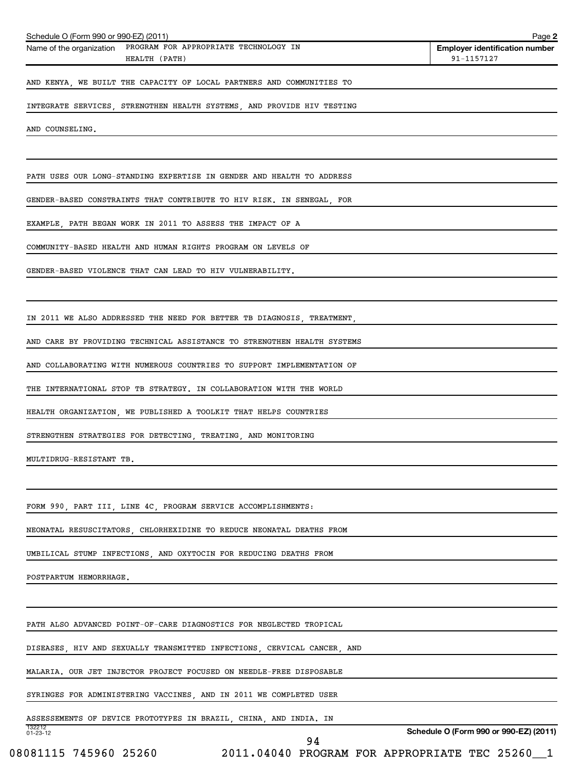Schedule O (Form 990 or 990-EZ) (2011) Page **2**

| Name of the organization | Employer identification number |
|---|---|
| PROGRAM FOR APPROPRIATE TECHNOLOGY IN HEALTH (PATH) | 91-1157127 |

AND KENYA, WE BUILT THE CAPACITY OF LOCAL PARTNERS AND COMMUNITIES TO INTEGRATE SERVICES, STRENGTHEN HEALTH SYSTEMS, AND PROVIDE HIV TESTING AND COUNSELING.

PATH USES OUR LONG-STANDING EXPERTISE IN GENDER AND HEALTH TO ADDRESS GENDER-BASED CONSTRAINTS THAT CONTRIBUTE TO HIV RISK. IN SENEGAL, FOR EXAMPLE, PATH BEGAN WORK IN 2011 TO ASSESS THE IMPACT OF A COMMUNITY-BASED HEALTH AND HUMAN RIGHTS PROGRAM ON LEVELS OF GENDER-BASED VIOLENCE THAT CAN LEAD TO HIV VULNERABILITY.

IN 2011 WE ALSO ADDRESSED THE NEED FOR BETTER TB DIAGNOSIS, TREATMENT, AND CARE BY PROVIDING TECHNICAL ASSISTANCE TO STRENGTHEN HEALTH SYSTEMS AND COLLABORATING WITH NUMEROUS COUNTRIES TO SUPPORT IMPLEMENTATION OF THE INTERNATIONAL STOP TB STRATEGY. IN COLLABORATION WITH THE WORLD HEALTH ORGANIZATION, WE PUBLISHED A TOOLKIT THAT HELPS COUNTRIES STRENGTHEN STRATEGIES FOR DETECTING, TREATING, AND MONITORING MULTIDRUG-RESISTANT TB.

FORM 990, PART III, LINE 4C, PROGRAM SERVICE ACCOMPLISHMENTS:

NEONATAL RESUSCITATORS, CHLORHEXIDINE TO REDUCE NEONATAL DEATHS FROM UMBILICAL STUMP INFECTIONS, AND OXYTOCIN FOR REDUCING DEATHS FROM POSTPARTUM HEMORRHAGE.

PATH ALSO ADVANCED POINT-OF-CARE DIAGNOSTICS FOR NEGLECTED TROPICAL DISEASES, HIV AND SEXUALLY TRANSMITTED INFECTIONS, CERVICAL CANCER, AND MALARIA. OUR JET INJECTOR PROJECT FOCUSED ON NEEDLE-FREE DISPOSABLE SYRINGES FOR ADMINISTERING VACCINES, AND IN 2011 WE COMPLETED USER ASSESSEMENTS OF DEVICE PROTOTYPES IN BRAZIL, CHINA, AND INDIA. IN

132212 01-23-12

**Schedule O (Form 990 or 990-EZ) (2011)**

08081115 745960 25260 2011.04040 PROGRAM FOR APPROPRIATE TEC 25260__1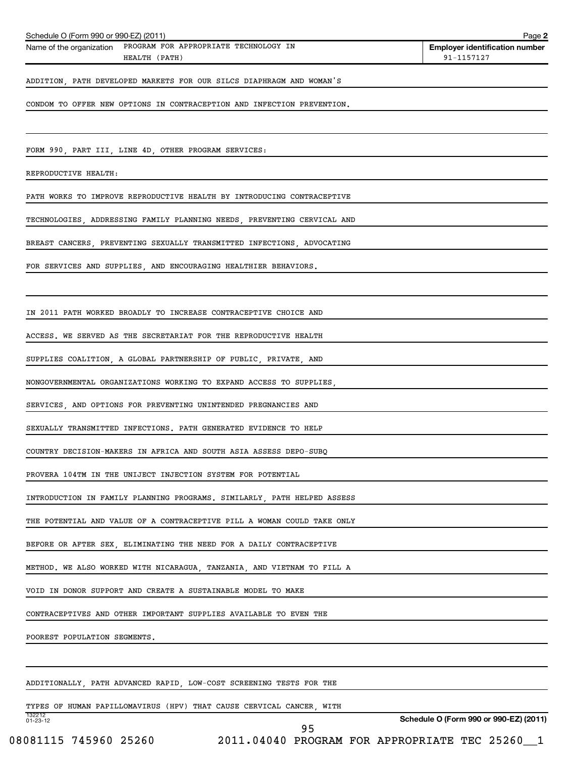Name of the organization PROGRAM FOR APPROPRIATE TECHNOLOGY IN HEALTH (PATH)

Employer identification number 91-1157127

ADDITION, PATH DEVELOPED MARKETS FOR OUR SILCS DIAPHRAGM AND WOMAN'S CONDOM TO OFFER NEW OPTIONS IN CONTRACEPTION AND INFECTION PREVENTION.

FORM 990, PART III, LINE 4D, OTHER PROGRAM SERVICES:

REPRODUCTIVE HEALTH:

PATH WORKS TO IMPROVE REPRODUCTIVE HEALTH BY INTRODUCING CONTRACEPTIVE TECHNOLOGIES, ADDRESSING FAMILY PLANNING NEEDS, PREVENTING CERVICAL AND BREAST CANCERS, PREVENTING SEXUALLY TRANSMITTED INFECTIONS, ADVOCATING FOR SERVICES AND SUPPLIES, AND ENCOURAGING HEALTHIER BEHAVIORS.

IN 2011 PATH WORKED BROADLY TO INCREASE CONTRACEPTIVE CHOICE AND ACCESS. WE SERVED AS THE SECRETARIAT FOR THE REPRODUCTIVE HEALTH SUPPLIES COALITION, A GLOBAL PARTNERSHIP OF PUBLIC, PRIVATE, AND NONGOVERNMENTAL ORGANIZATIONS WORKING TO EXPAND ACCESS TO SUPPLIES, SERVICES, AND OPTIONS FOR PREVENTING UNINTENDED PREGNANCIES AND SEXUALLY TRANSMITTED INFECTIONS. PATH GENERATED EVIDENCE TO HELP COUNTRY DECISION-MAKERS IN AFRICA AND SOUTH ASIA ASSESS DEPO-SUBQ PROVERA 104TM IN THE UNIJECT INJECTION SYSTEM FOR POTENTIAL INTRODUCTION IN FAMILY PLANNING PROGRAMS. SIMILARLY, PATH HELPED ASSESS THE POTENTIAL AND VALUE OF A CONTRACEPTIVE PILL A WOMAN COULD TAKE ONLY BEFORE OR AFTER SEX, ELIMINATING THE NEED FOR A DAILY CONTRACEPTIVE METHOD. WE ALSO WORKED WITH NICARAGUA, TANZANIA, AND VIETNAM TO FILL A VOID IN DONOR SUPPORT AND CREATE A SUSTAINABLE MODEL TO MAKE CONTRACEPTIVES AND OTHER IMPORTANT SUPPLIES AVAILABLE TO EVEN THE POOREST POPULATION SEGMENTS.

ADDITIONALLY, PATH ADVANCED RAPID, LOW-COST SCREENING TESTS FOR THE TYPES OF HUMAN PAPILLOMAVIRUS (HPV) THAT CAUSE CERVICAL CANCER, WITH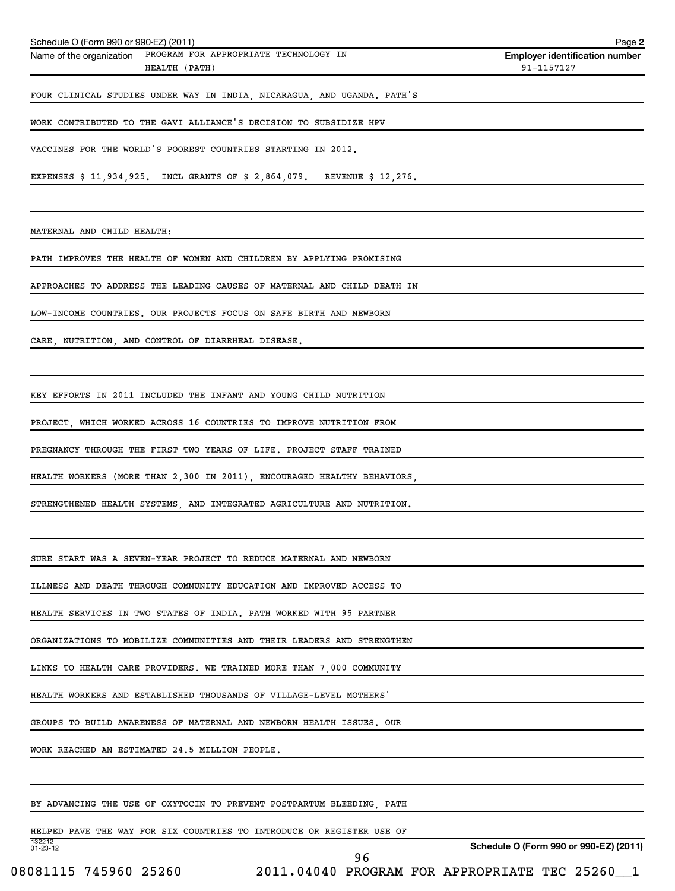Schedule O (Form 990 or 990-EZ) (2011)

| Name of the organization | Employer identification number |
|---|---|
| PROGRAM FOR APPROPRIATE TECHNOLOGY IN HEALTH (PATH) | 91-1157127 |

FOUR CLINICAL STUDIES UNDER WAY IN INDIA, NICARAGUA, AND UGANDA. PATH'S WORK CONTRIBUTED TO THE GAVI ALLIANCE'S DECISION TO SUBSIDIZE HPV VACCINES FOR THE WORLD'S POOREST COUNTRIES STARTING IN 2012.

EXPENSES $ 11,934,925. INCL GRANTS OF $ 2,864,079. REVENUE $ 12,276.

MATERNAL AND CHILD HEALTH:

PATH IMPROVES THE HEALTH OF WOMEN AND CHILDREN BY APPLYING PROMISING APPROACHES TO ADDRESS THE LEADING CAUSES OF MATERNAL AND CHILD DEATH IN LOW-INCOME COUNTRIES. OUR PROJECTS FOCUS ON SAFE BIRTH AND NEWBORN CARE, NUTRITION, AND CONTROL OF DIARRHEAL DISEASE.

KEY EFFORTS IN 2011 INCLUDED THE INFANT AND YOUNG CHILD NUTRITION PROJECT, WHICH WORKED ACROSS 16 COUNTRIES TO IMPROVE NUTRITION FROM PREGNANCY THROUGH THE FIRST TWO YEARS OF LIFE. PROJECT STAFF TRAINED HEALTH WORKERS (MORE THAN 2,300 IN 2011), ENCOURAGED HEALTHY BEHAVIORS, STRENGTHENED HEALTH SYSTEMS, AND INTEGRATED AGRICULTURE AND NUTRITION.

SURE START WAS A SEVEN-YEAR PROJECT TO REDUCE MATERNAL AND NEWBORN ILLNESS AND DEATH THROUGH COMMUNITY EDUCATION AND IMPROVED ACCESS TO HEALTH SERVICES IN TWO STATES OF INDIA. PATH WORKED WITH 95 PARTNER ORGANIZATIONS TO MOBILIZE COMMUNITIES AND THEIR LEADERS AND STRENGTHEN LINKS TO HEALTH CARE PROVIDERS. WE TRAINED MORE THAN 7,000 COMMUNITY HEALTH WORKERS AND ESTABLISHED THOUSANDS OF VILLAGE-LEVEL MOTHERS' GROUPS TO BUILD AWARENESS OF MATERNAL AND NEWBORN HEALTH ISSUES. OUR WORK REACHED AN ESTIMATED 24.5 MILLION PEOPLE.

BY ADVANCING THE USE OF OXYTOCIN TO PREVENT POSTPARTUM BLEEDING, PATH HELPED PAVE THE WAY FOR SIX COUNTRIES TO INTRODUCE OR REGISTER USE OF

132212
01-23-12

Schedule O (Form 990 or 990-EZ) (2011)

08081115 745960 25260 2011.04040 PROGRAM FOR APPROPRIATE TEC 25260__1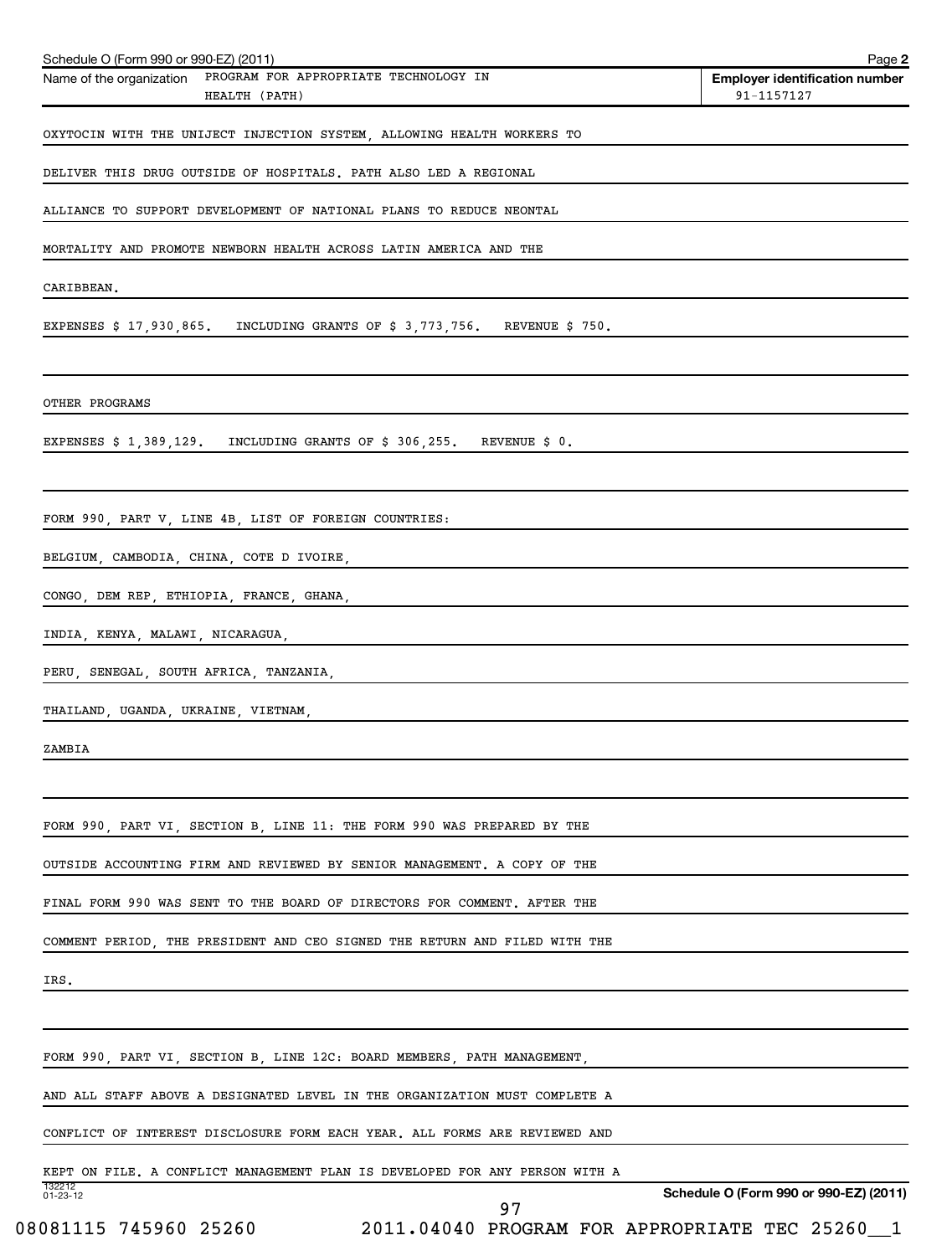Schedule O (Form 990 or 990-EZ) (2011)

Name of the organization: PROGRAM FOR APPROPRIATE TECHNOLOGY IN HEALTH (PATH)

Employer identification number: 91-1157127

OXYTOCIN WITH THE UNIJECT INJECTION SYSTEM, ALLOWING HEALTH WORKERS TO DELIVER THIS DRUG OUTSIDE OF HOSPITALS. PATH ALSO LED A REGIONAL ALLIANCE TO SUPPORT DEVELOPMENT OF NATIONAL PLANS TO REDUCE NEONTAL MORTALITY AND PROMOTE NEWBORN HEALTH ACROSS LATIN AMERICA AND THE CARIBBEAN.

EXPENSES $ 17,930,865. INCLUDING GRANTS OF $ 3,773,756. REVENUE $ 750.

OTHER PROGRAMS

EXPENSES $ 1,389,129. INCLUDING GRANTS OF $ 306,255. REVENUE $ 0.

FORM 990, PART V, LINE 4B, LIST OF FOREIGN COUNTRIES:

BELGIUM, CAMBODIA, CHINA, COTE D IVOIRE, CONGO, DEM REP, ETHIOPIA, FRANCE, GHANA, INDIA, KENYA, MALAWI, NICARAGUA, PERU, SENEGAL, SOUTH AFRICA, TANZANIA, THAILAND, UGANDA, UKRAINE, VIETNAM, ZAMBIA

FORM 990, PART VI, SECTION B, LINE 11: THE FORM 990 WAS PREPARED BY THE OUTSIDE ACCOUNTING FIRM AND REVIEWED BY SENIOR MANAGEMENT. A COPY OF THE FINAL FORM 990 WAS SENT TO THE BOARD OF DIRECTORS FOR COMMENT. AFTER THE COMMENT PERIOD, THE PRESIDENT AND CEO SIGNED THE RETURN AND FILED WITH THE IRS.

FORM 990, PART VI, SECTION B, LINE 12C: BOARD MEMBERS, PATH MANAGEMENT, AND ALL STAFF ABOVE A DESIGNATED LEVEL IN THE ORGANIZATION MUST COMPLETE A CONFLICT OF INTEREST DISCLOSURE FORM EACH YEAR. ALL FORMS ARE REVIEWED AND KEPT ON FILE. A CONFLICT MANAGEMENT PLAN IS DEVELOPED FOR ANY PERSON WITH A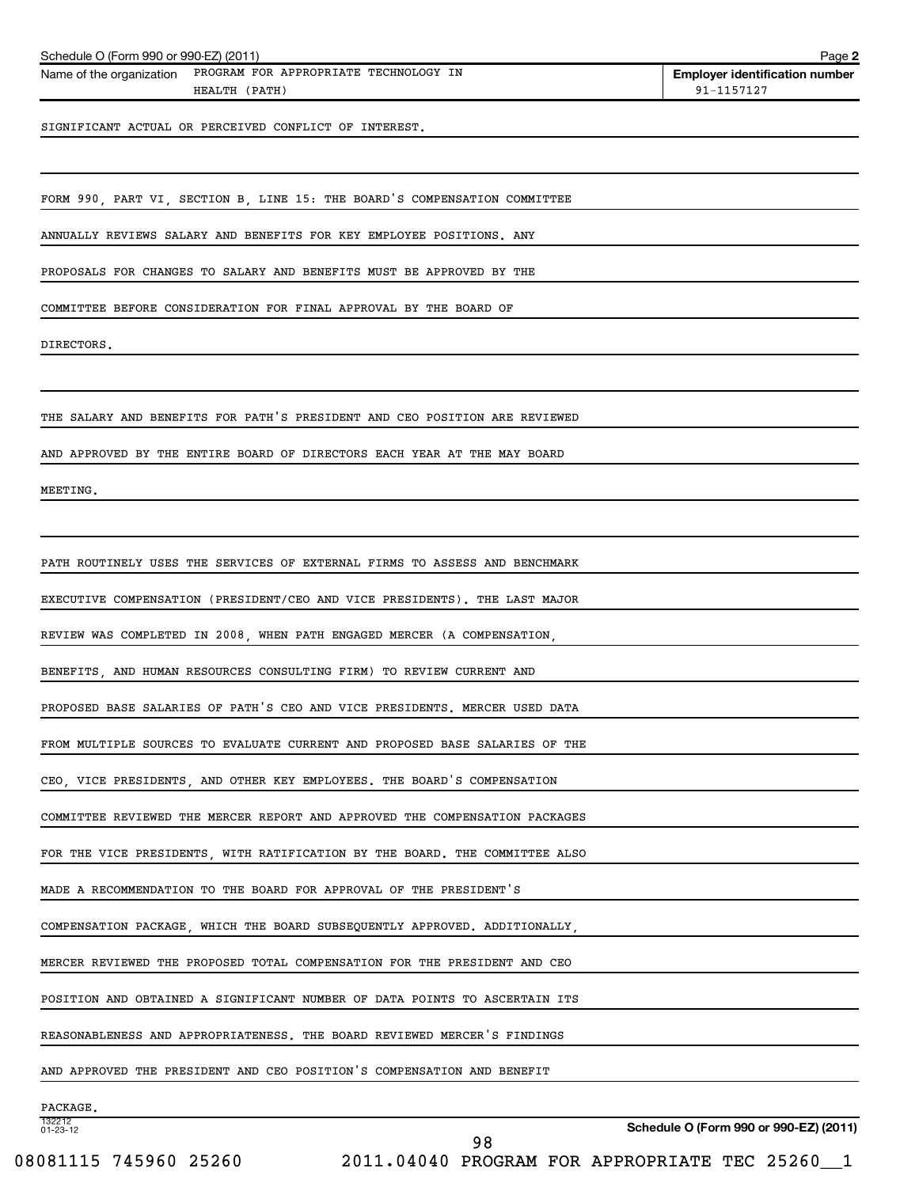Schedule O (Form 990 or 990-EZ) (2011) Page 2

Name of the organization PROGRAM FOR APPROPRIATE TECHNOLOGY IN HEALTH (PATH)

Employer identification number 91-1157127

SIGNIFICANT ACTUAL OR PERCEIVED CONFLICT OF INTEREST.

FORM 990, PART VI, SECTION B, LINE 15: THE BOARD'S COMPENSATION COMMITTEE ANNUALLY REVIEWS SALARY AND BENEFITS FOR KEY EMPLOYEE POSITIONS. ANY PROPOSALS FOR CHANGES TO SALARY AND BENEFITS MUST BE APPROVED BY THE COMMITTEE BEFORE CONSIDERATION FOR FINAL APPROVAL BY THE BOARD OF DIRECTORS.

THE SALARY AND BENEFITS FOR PATH'S PRESIDENT AND CEO POSITION ARE REVIEWED AND APPROVED BY THE ENTIRE BOARD OF DIRECTORS EACH YEAR AT THE MAY BOARD MEETING.

PATH ROUTINELY USES THE SERVICES OF EXTERNAL FIRMS TO ASSESS AND BENCHMARK EXECUTIVE COMPENSATION (PRESIDENT/CEO AND VICE PRESIDENTS). THE LAST MAJOR REVIEW WAS COMPLETED IN 2008, WHEN PATH ENGAGED MERCER (A COMPENSATION, BENEFITS, AND HUMAN RESOURCES CONSULTING FIRM) TO REVIEW CURRENT AND PROPOSED BASE SALARIES OF PATH'S CEO AND VICE PRESIDENTS. MERCER USED DATA FROM MULTIPLE SOURCES TO EVALUATE CURRENT AND PROPOSED BASE SALARIES OF THE CEO, VICE PRESIDENTS, AND OTHER KEY EMPLOYEES. THE BOARD'S COMPENSATION COMMITTEE REVIEWED THE MERCER REPORT AND APPROVED THE COMPENSATION PACKAGES FOR THE VICE PRESIDENTS, WITH RATIFICATION BY THE BOARD. THE COMMITTEE ALSO MADE A RECOMMENDATION TO THE BOARD FOR APPROVAL OF THE PRESIDENT'S COMPENSATION PACKAGE, WHICH THE BOARD SUBSEQUENTLY APPROVED. ADDITIONALLY, MERCER REVIEWED THE PROPOSED TOTAL COMPENSATION FOR THE PRESIDENT AND CEO POSITION AND OBTAINED A SIGNIFICANT NUMBER OF DATA POINTS TO ASCERTAIN ITS REASONABLENESS AND APPROPRIATENESS. THE BOARD REVIEWED MERCER'S FINDINGS AND APPROVED THE PRESIDENT AND CEO POSITION'S COMPENSATION AND BENEFIT PACKAGE.

132212 01-23-12

Schedule O (Form 990 or 990-EZ) (2011)

08081115 745960 25260 2011.04040 PROGRAM FOR APPROPRIATE TEC 25260__1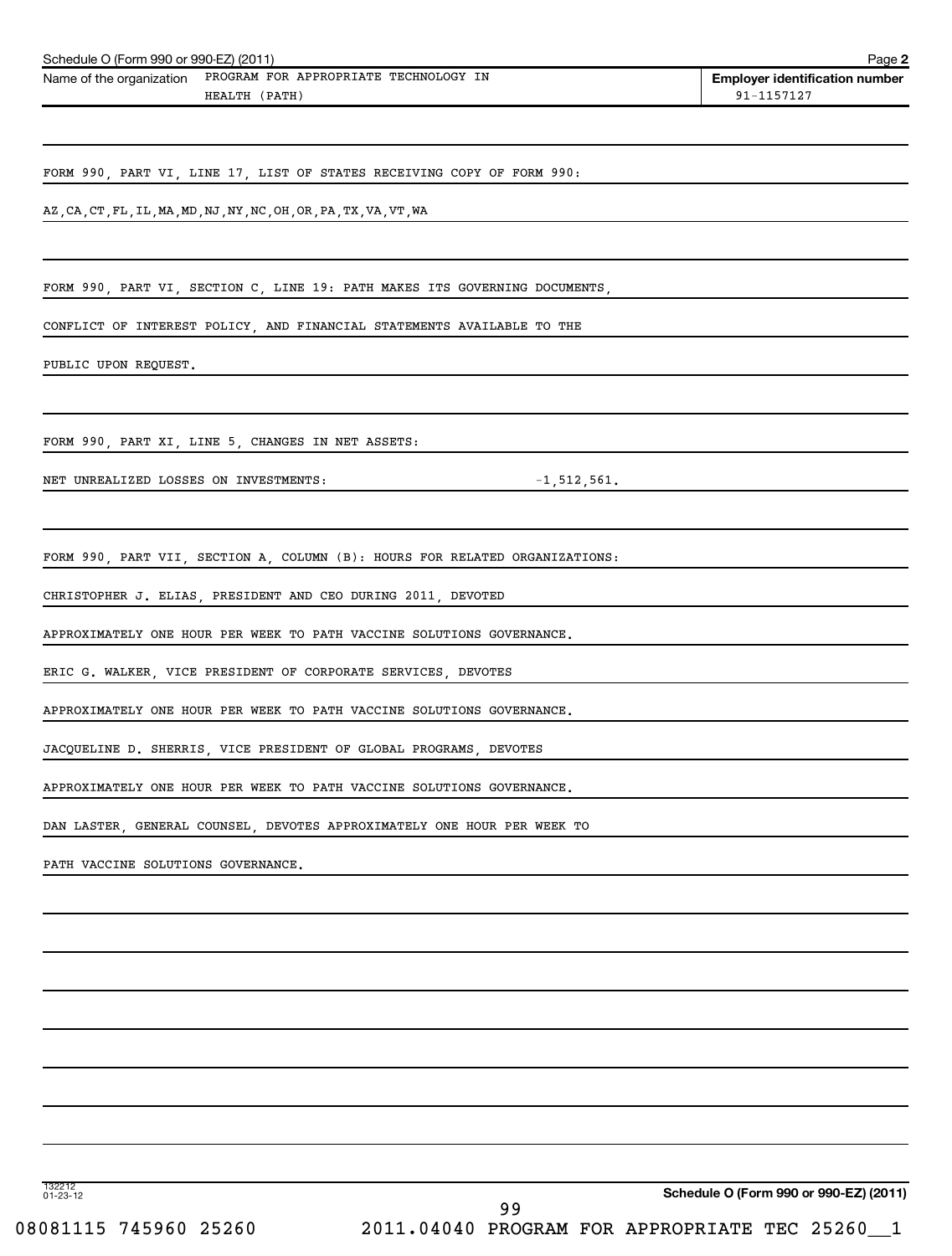Schedule O (Form 990 or 990-EZ) (2011) Page **2**

Name of the organization PROGRAM FOR APPROPRIATE TECHNOLOGY IN HEALTH (PATH)

**Employer identification number** 91-1157127

FORM 990, PART VI, LINE 17, LIST OF STATES RECEIVING COPY OF FORM 990:

AZ,CA,CT,FL,IL,MA,MD,NJ,NY,NC,OH,OR,PA,TX,VA,VT,WA

FORM 990, PART VI, SECTION C, LINE 19: PATH MAKES ITS GOVERNING DOCUMENTS, CONFLICT OF INTEREST POLICY, AND FINANCIAL STATEMENTS AVAILABLE TO THE PUBLIC UPON REQUEST.

FORM 990, PART XI, LINE 5, CHANGES IN NET ASSETS:

NET UNREALIZED LOSSES ON INVESTMENTS: -1,512,561.

FORM 990, PART VII, SECTION A, COLUMN (B): HOURS FOR RELATED ORGANIZATIONS:

CHRISTOPHER J. ELIAS, PRESIDENT AND CEO DURING 2011, DEVOTED APPROXIMATELY ONE HOUR PER WEEK TO PATH VACCINE SOLUTIONS GOVERNANCE.

ERIC G. WALKER, VICE PRESIDENT OF CORPORATE SERVICES, DEVOTES APPROXIMATELY ONE HOUR PER WEEK TO PATH VACCINE SOLUTIONS GOVERNANCE.

JACQUELINE D. SHERRIS, VICE PRESIDENT OF GLOBAL PROGRAMS, DEVOTES APPROXIMATELY ONE HOUR PER WEEK TO PATH VACCINE SOLUTIONS GOVERNANCE.

DAN LASTER, GENERAL COUNSEL, DEVOTES APPROXIMATELY ONE HOUR PER WEEK TO PATH VACCINE SOLUTIONS GOVERNANCE.

132212 01-23-12

**Schedule O (Form 990 or 990-EZ) (2011)**

08081115 745960 25260 2011.04040 PROGRAM FOR APPROPRIATE TEC 25260__1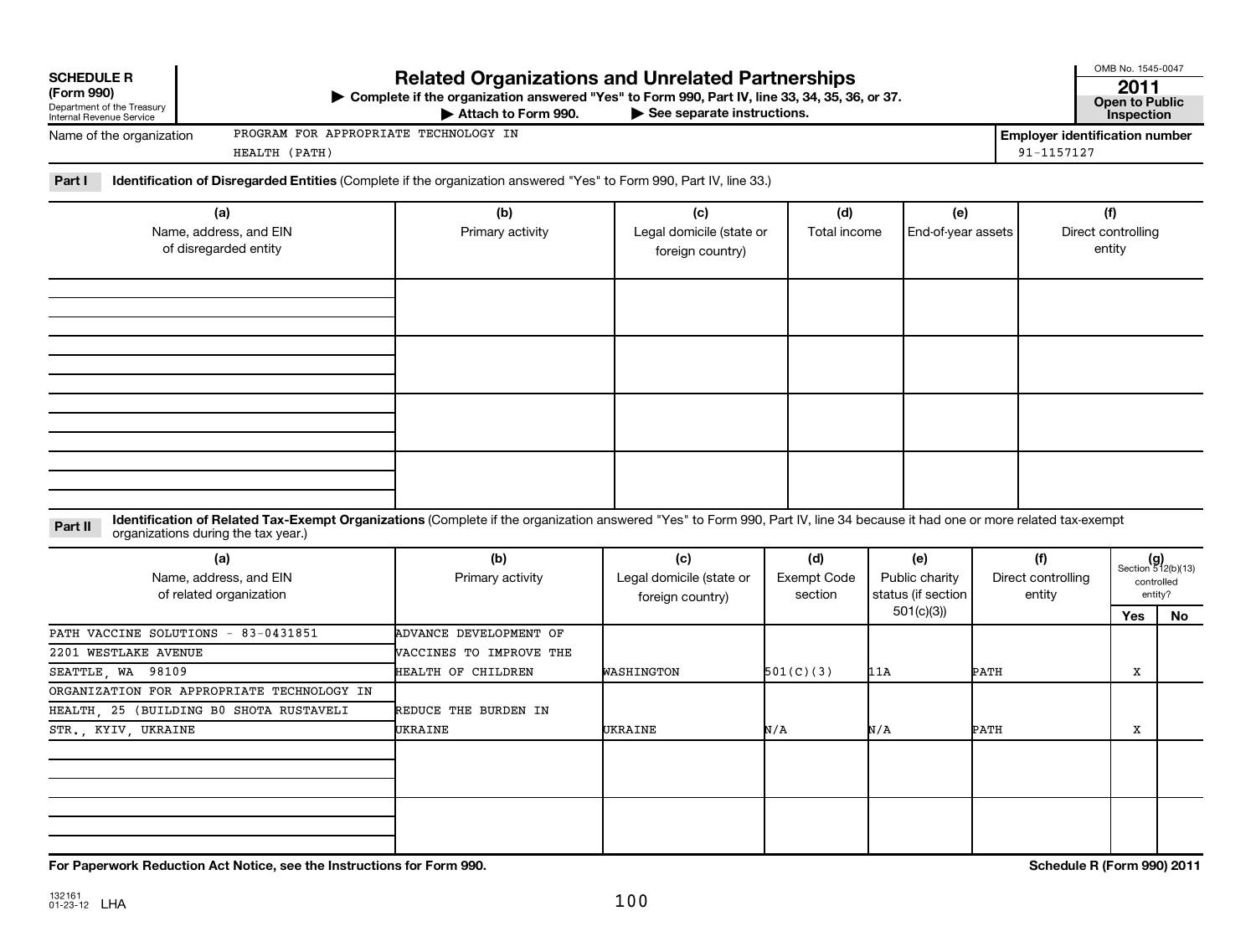**SCHEDULE R (Form 990)**
Department of the Treasury
Internal Revenue Service

# Related Organizations and Unrelated Partnerships

▶ Complete if the organization answered "Yes" to Form 990, Part IV, line 33, 34, 35, 36, or 37.
▶ Attach to Form 990. ▶ See separate instructions.

OMB No. 1545-0047
**2011**
**Open to Public Inspection**

Name of the organization: PROGRAM FOR APPROPRIATE TECHNOLOGY IN HEALTH (PATH)

**Employer identification number** 91-1157127

**Part I** **Identification of Disregarded Entities** (Complete if the organization answered "Yes" to Form 990, Part IV, line 33.)

| (a) Name, address, and EIN of disregarded entity | (b) Primary activity | (c) Legal domicile (state or foreign country) | (d) Total income | (e) End-of-year assets | (f) Direct controlling entity |
|---|---|---|---|---|---|
| | | | | | |
| | | | | | |
| | | | | | |
| | | | | | |

**Part II** **Identification of Related Tax-Exempt Organizations** (Complete if the organization answered "Yes" to Form 990, Part IV, line 34 because it had one or more related tax-exempt organizations during the tax year.)

| (a) Name, address, and EIN of related organization | (b) Primary activity | (c) Legal domicile (state or foreign country) | (d) Exempt Code section | (e) Public charity status (if section 501(c)(3)) | (f) Direct controlling entity | (g) Section 512(b)(13) controlled entity? Yes | No |
|---|---|---|---|---|---|---|---|
| PATH VACCINE SOLUTIONS - 83-0431851 2201 WESTLAKE AVENUE SEATTLE, WA 98109 | ADVANCE DEVELOPMENT OF VACCINES TO IMPROVE THE HEALTH OF CHILDREN | WASHINGTON | 501(C)(3) | 11A | PATH | X | |
| ORGANIZATION FOR APPROPRIATE TECHNOLOGY IN HEALTH, 25 (BUILDING B0 SHOTA RUSTAVELI STR., KYIV, UKRAINE | REDUCE THE BURDEN IN UKRAINE | UKRAINE | N/A | N/A | PATH | X | |
| | | | | | | | |
| | | | | | | | |

**For Paperwork Reduction Act Notice, see the Instructions for Form 990.** **Schedule R (Form 990) 2011**

132161 01-23-12 LHA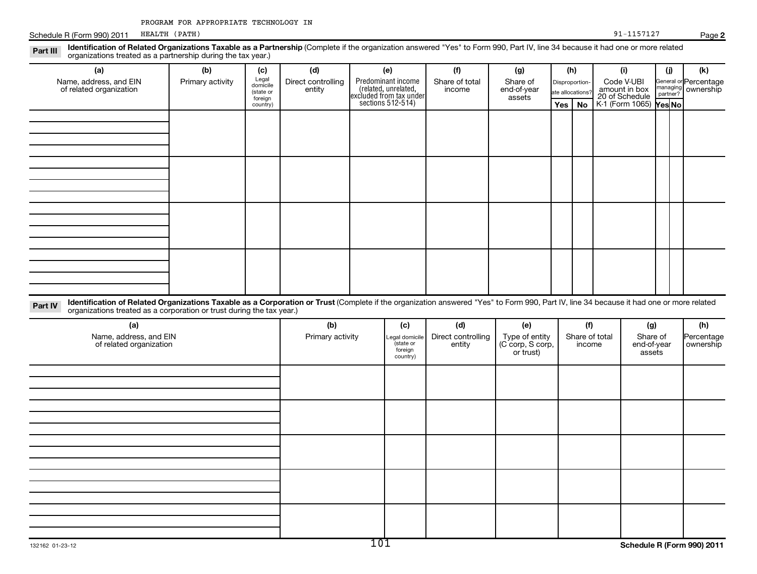PROGRAM FOR APPROPRIATE TECHNOLOGY IN HEALTH (PATH) 91-1157127

## Part III Identification of Related Organizations Taxable as a Partnership

(Complete if the organization answered "Yes" to Form 990, Part IV, line 34 because it had one or more related organizations treated as a partnership during the tax year.)

| (a) Name, address, and EIN of related organization | (b) Primary activity | (c) Legal domicile (state or foreign country) | (d) Direct controlling entity | (e) Predominant income (related, unrelated, excluded from tax under sections 512-514) | (f) Share of total income | (g) Share of end-of-year assets | (h) Disproportion-ate allocations? Yes | (h) No | (i) Code V-UBI amount in box 20 of Schedule K-1 (Form 1065) | (j) General or managing partner? Yes | (j) No | (k) Percentage ownership |
|---|---|---|---|---|---|---|---|---|---|---|---|---|
| | | | | | | | | | | | | |
| | | | | | | | | | | | | |
| | | | | | | | | | | | | |
| | | | | | | | | | | | | |

## Part IV Identification of Related Organizations Taxable as a Corporation or Trust

(Complete if the organization answered "Yes" to Form 990, Part IV, line 34 because it had one or more related organizations treated as a corporation or trust during the tax year.)

| (a) Name, address, and EIN of related organization | (b) Primary activity | (c) Legal domicile (state or foreign country) | (d) Direct controlling entity | (e) Type of entity (C corp, S corp, or trust) | (f) Share of total income | (g) Share of end-of-year assets | (h) Percentage ownership |
|---|---|---|---|---|---|---|---|
| | | | | | | | |
| | | | | | | | |
| | | | | | | | |
| | | | | | | | |
| | | | | | | | |

132162 01-23-12 Schedule R (Form 990) 2011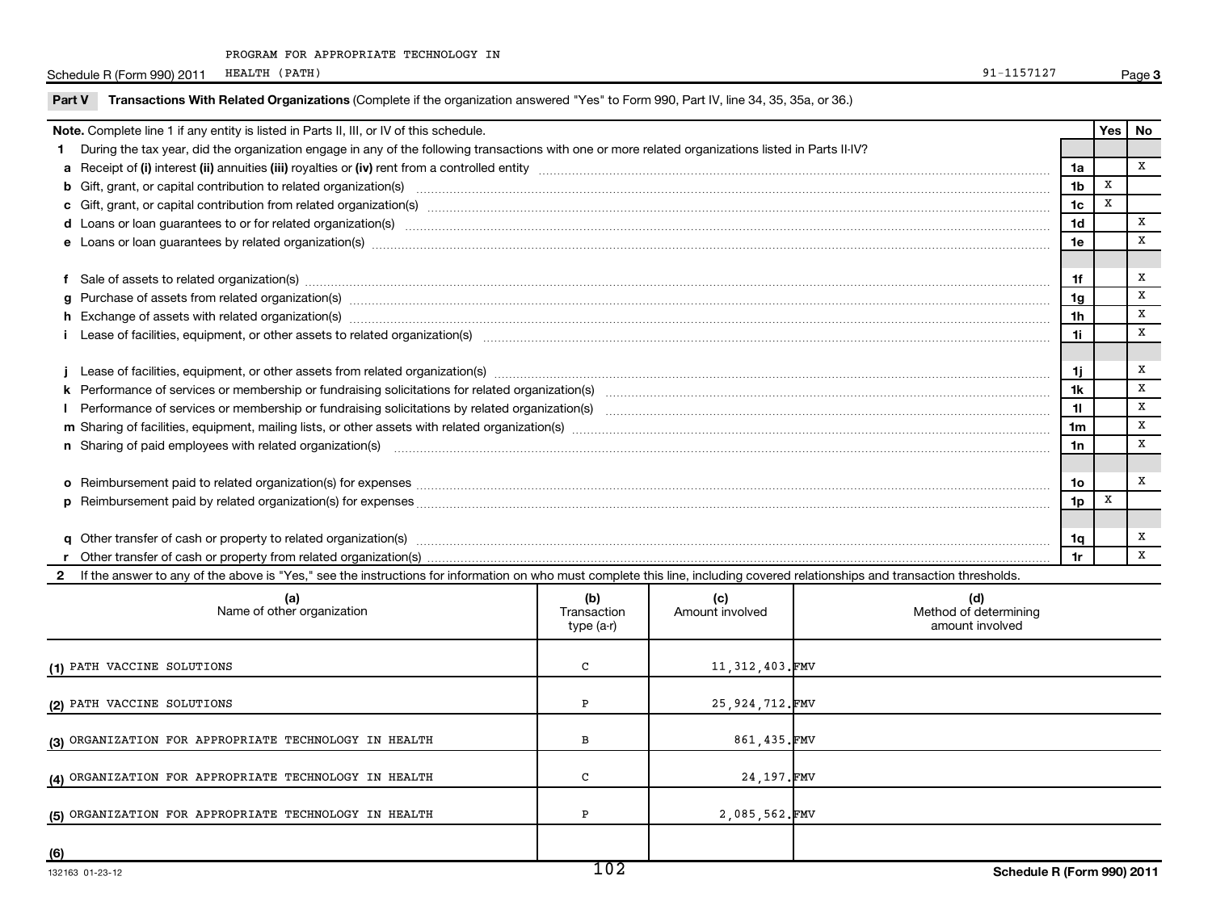PROGRAM FOR APPROPRIATE TECHNOLOGY IN HEALTH (PATH)

Schedule R (Form 990) 2011 91-1157127 Page **3**

**Part V Transactions With Related Organizations** (Complete if the organization answered "Yes" to Form 990, Part IV, line 34, 35, 35a, or 36.)

| **Note.** Complete line 1 if any entity is listed in Parts II, III, or IV of this schedule. | | **Yes** | **No** |
|---|---|---|---|
| **1** During the tax year, did the organization engage in any of the following transactions with one or more related organizations listed in Parts II-IV? | | | |
| **a** Receipt of **(i)** interest **(ii)** annuities **(iii)** royalties or **(iv)** rent from a controlled entity | **1a** | | X |
| **b** Gift, grant, or capital contribution to related organization(s) | **1b** | X | |
| **c** Gift, grant, or capital contribution from related organization(s) | **1c** | X | |
| **d** Loans or loan guarantees to or for related organization(s) | **1d** | | X |
| **e** Loans or loan guarantees by related organization(s) | **1e** | | X |
| **f** Sale of assets to related organization(s) | **1f** | | X |
| **g** Purchase of assets from related organization(s) | **1g** | | X |
| **h** Exchange of assets with related organization(s) | **1h** | | X |
| **i** Lease of facilities, equipment, or other assets to related organization(s) | **1i** | | X |
| **j** Lease of facilities, equipment, or other assets from related organization(s) | **1j** | | X |
| **k** Performance of services or membership or fundraising solicitations for related organization(s) | **1k** | | X |
| **l** Performance of services or membership or fundraising solicitations by related organization(s) | **1l** | | X |
| **m** Sharing of facilities, equipment, mailing lists, or other assets with related organization(s) | **1m** | | X |
| **n** Sharing of paid employees with related organization(s) | **1n** | | X |
| **o** Reimbursement paid to related organization(s) for expenses | **1o** | | X |
| **p** Reimbursement paid by related organization(s) for expenses | **1p** | X | |
| **q** Other transfer of cash or property to related organization(s) | **1q** | | X |
| **r** Other transfer of cash or property from related organization(s) | **1r** | | X |

**2** If the answer to any of the above is "Yes," see the instructions for information on who must complete this line, including covered relationships and transaction thresholds.

| (a) Name of other organization | (b) Transaction type (a-r) | (c) Amount involved | (d) Method of determining amount involved |
|---|---|---|---|
| (1) PATH VACCINE SOLUTIONS | C | 11,312,403. | FMV |
| (2) PATH VACCINE SOLUTIONS | P | 25,924,712. | FMV |
| (3) ORGANIZATION FOR APPROPRIATE TECHNOLOGY IN HEALTH | B | 861,435. | FMV |
| (4) ORGANIZATION FOR APPROPRIATE TECHNOLOGY IN HEALTH | C | 24,197. | FMV |
| (5) ORGANIZATION FOR APPROPRIATE TECHNOLOGY IN HEALTH | P | 2,085,562. | FMV |
| (6) | | | |

132163 01-23-12 **Schedule R (Form 990) 2011**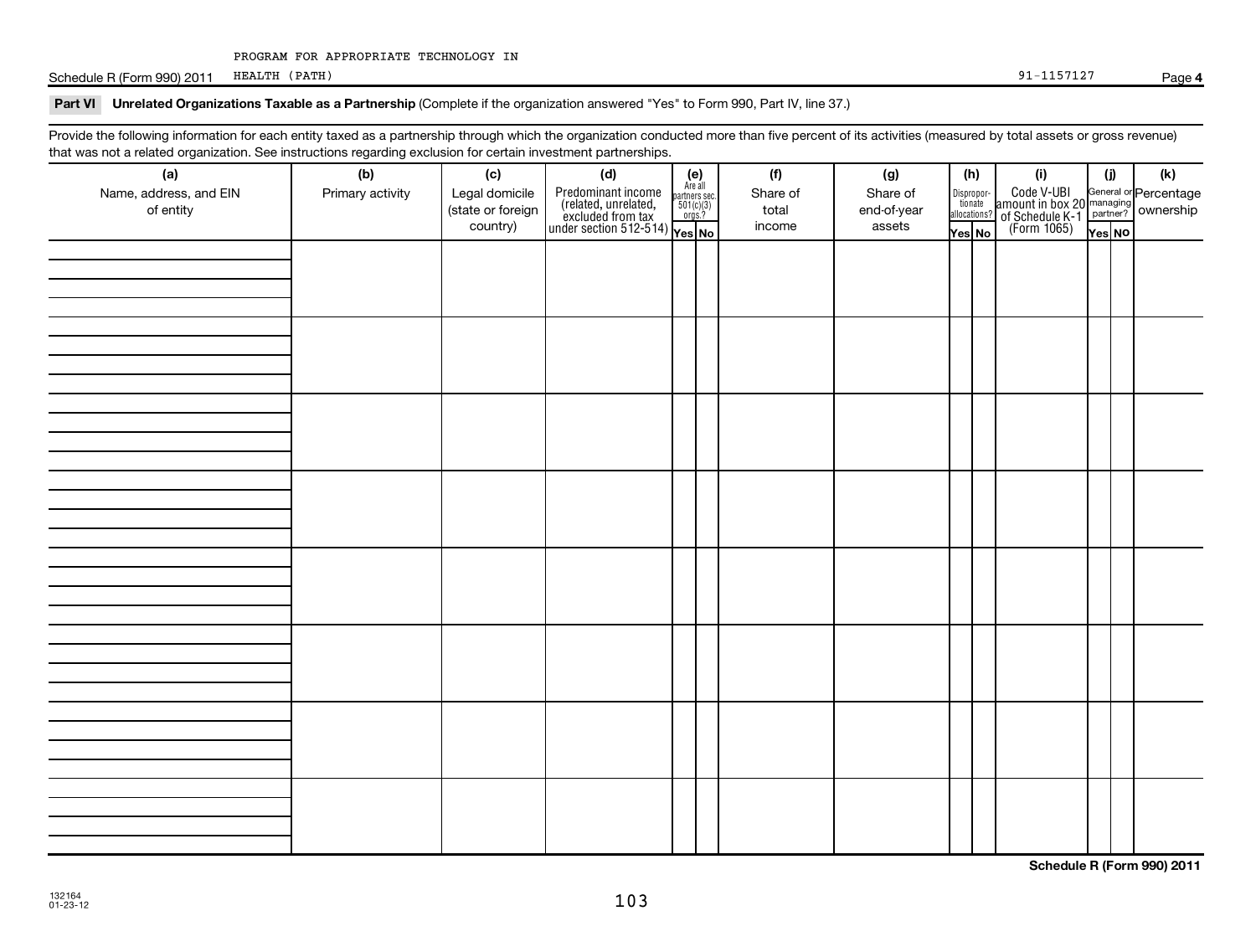PROGRAM FOR APPROPRIATE TECHNOLOGY IN HEALTH (PATH) 91-1157127

**Part VI** **Unrelated Organizations Taxable as a Partnership** (Complete if the organization answered "Yes" to Form 990, Part IV, line 37.)

Provide the following information for each entity taxed as a partnership through which the organization conducted more than five percent of its activities (measured by total assets or gross revenue) that was not a related organization. See instructions regarding exclusion for certain investment partnerships.

| (a) Name, address, and EIN of entity | (b) Primary activity | (c) Legal domicile (state or foreign country) | (d) Predominant income (related, unrelated, excluded from tax under section 512-514) | (e) Are all partners sec. 501(c)(3) orgs.? Yes | (e) No | (f) Share of total income | (g) Share of end-of-year assets | (h) Dispropor-tionate allocations? Yes | (h) No | (i) Code V-UBI amount in box 20 of Schedule K-1 (Form 1065) | (j) General or managing partner? Yes | (j) No | (k) Percentage ownership |
|---|---|---|---|---|---|---|---|---|---|---|---|---|---|
| | | | | | | | | | | | | | |
| | | | | | | | | | | | | | |
| | | | | | | | | | | | | | |
| | | | | | | | | | | | | | |
| | | | | | | | | | | | | | |
| | | | | | | | | | | | | | |
| | | | | | | | | | | | | | |
| | | | | | | | | | | | | | |

**Schedule R (Form 990) 2011**

132164 01-23-12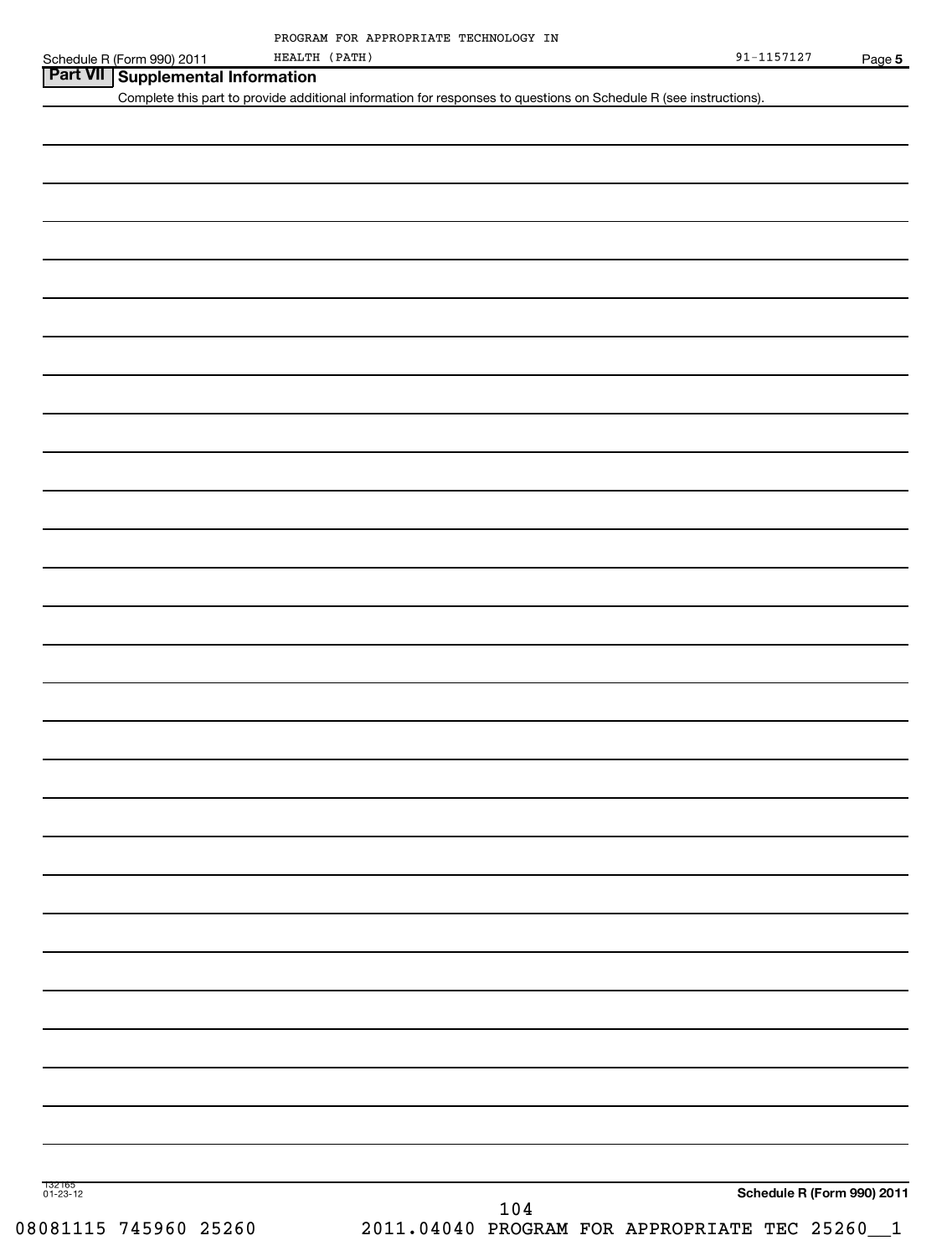PROGRAM FOR APPROPRIATE TECHNOLOGY IN HEALTH (PATH) 91-1157127

Schedule R (Form 990) 2011

## Part VII Supplemental Information

Complete this part to provide additional information for responses to questions on Schedule R (see instructions).

Schedule R (Form 990) 2011

08081115 745960 25260 2011.04040 PROGRAM FOR APPROPRIATE TEC 25260__1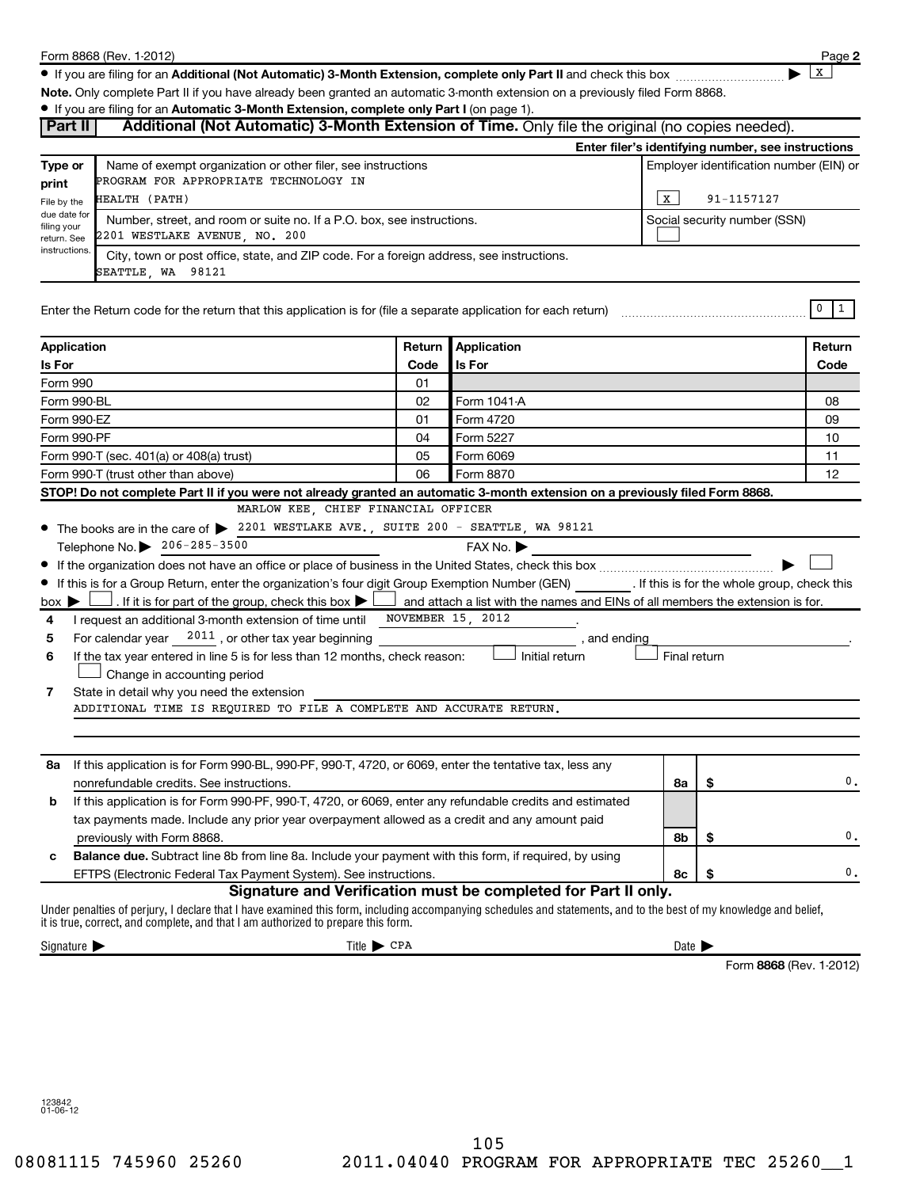Form 8868 (Rev. 1-2012) Page **2**

- If you are filing for an **Additional (Not Automatic) 3-Month Extension, complete only Part II** and check this box ▶ [X]

**Note.** Only complete Part II if you have already been granted an automatic 3-month extension on a previously filed Form 8868.

- If you are filing for an **Automatic 3-Month Extension, complete only Part I** (on page 1).

## Part II — Additional (Not Automatic) 3-Month Extension of Time. Only file the original (no copies needed).

**Enter filer's identifying number, see instructions**

**Type or print** — File by the due date for filing your return. See instructions.

Name of exempt organization or other filer, see instructions: PROGRAM FOR APPROPRIATE TECHNOLOGY IN HEALTH (PATH)

Employer identification number (EIN) or [X] 91-1157127

Number, street, and room or suite no. If a P.O. box, see instructions: 2201 WESTLAKE AVENUE, NO. 200

Social security number (SSN) [ ]

City, town or post office, state, and ZIP code. For a foreign address, see instructions: SEATTLE, WA 98121

Enter the Return code for the return that this application is for (file a separate application for each return) 0 1

| Application Is For | Return Code | Application Is For | Return Code |
|---|---|---|---|
| Form 990 | 01 | | |
| Form 990-BL | 02 | Form 1041-A | 08 |
| Form 990-EZ | 01 | Form 4720 | 09 |
| Form 990-PF | 04 | Form 5227 | 10 |
| Form 990-T (sec. 401(a) or 408(a) trust) | 05 | Form 6069 | 11 |
| Form 990-T (trust other than above) | 06 | Form 8870 | 12 |

**STOP! Do not complete Part II if you were not already granted an automatic 3-month extension on a previously filed Form 8868.**

- The books are in the care of ▶ MARLOW KEE, CHIEF FINANCIAL OFFICER 2201 WESTLAKE AVE., SUITE 200 - SEATTLE, WA 98121

  Telephone No. ▶ 206-285-3500 FAX No. ▶

- If the organization does not have an office or place of business in the United States, check this box ▶ [ ]
- If this is for a Group Return, enter the organization's four digit Group Exemption Number (GEN) ______. If this is for the whole group, check this box ▶ [ ]. If it is for part of the group, check this box ▶ [ ] and attach a list with the names and EINs of all members the extension is for.

**4** I request an additional 3-month extension of time until NOVEMBER 15, 2012.

**5** For calendar year 2011, or other tax year beginning ______, and ending ______.

**6** If the tax year entered in line 5 is for less than 12 months, check reason: [ ] Initial return [ ] Final return [ ] Change in accounting period

**7** State in detail why you need the extension
ADDITIONAL TIME IS REQUIRED TO FILE A COMPLETE AND ACCURATE RETURN.

| | | | |
|---|---|---|---|
| **8a** | If this application is for Form 990-BL, 990-PF, 990-T, 4720, or 6069, enter the tentative tax, less any nonrefundable credits. See instructions. | 8a | $ 0. |
| **b** | If this application is for Form 990-PF, 990-T, 4720, or 6069, enter any refundable credits and estimated tax payments made. Include any prior year overpayment allowed as a credit and any amount paid previously with Form 8868. | 8b | $ 0. |
| **c** | **Balance due.** Subtract line 8b from line 8a. Include your payment with this form, if required, by using EFTPS (Electronic Federal Tax Payment System). See instructions. | 8c | $ 0. |

### Signature and Verification must be completed for Part II only.

Under penalties of perjury, I declare that I have examined this form, including accompanying schedules and statements, and to the best of my knowledge and belief, it is true, correct, and complete, and that I am authorized to prepare this form.

Signature ▶ Title ▶ CPA Date ▶

Form **8868** (Rev. 1-2012)

123842
01-06-12

08081115 745960 25260 2011.04040 PROGRAM FOR APPROPRIATE TEC 25260__1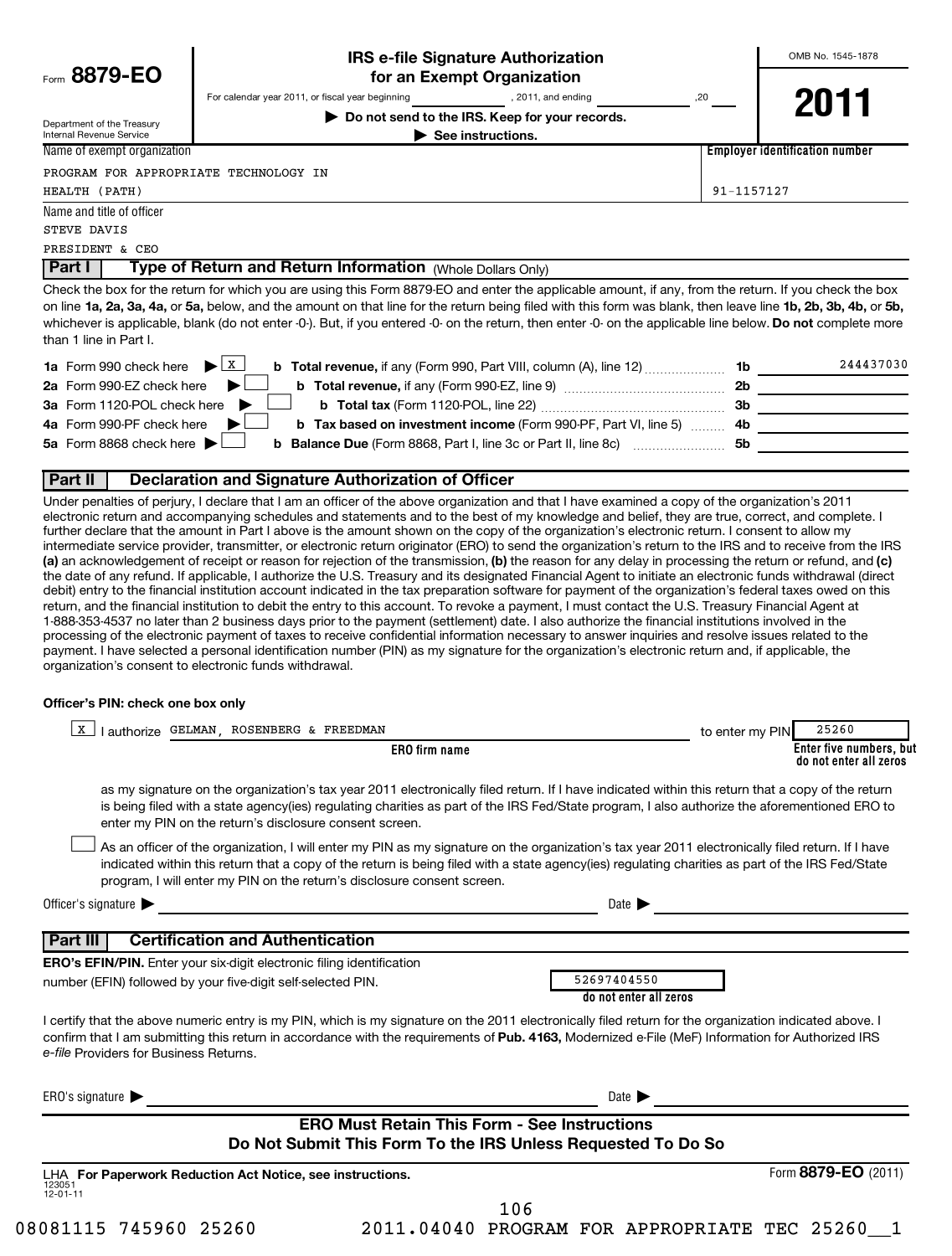Form **8879-EO**

Department of the Treasury
Internal Revenue Service

# IRS e-file Signature Authorization for an Exempt Organization

For calendar year 2011, or fiscal year beginning __________, 2011, and ending __________, 20__

▶ **Do not send to the IRS. Keep for your records.**

▶ **See instructions.**

OMB No. 1545-1878

**2011**

Name of exempt organization: PROGRAM FOR APPROPRIATE TECHNOLOGY IN HEALTH (PATH)

**Employer identification number:** 91-1157127

Name and title of officer: STEVE DAVIS, PRESIDENT & CEO

## Part I — Type of Return and Return Information (Whole Dollars Only)

Check the box for the return for which you are using this Form 8879-EO and enter the applicable amount, if any, from the return. If you check the box on line **1a, 2a, 3a, 4a,** or **5a,** below, and the amount on that line for the return being filed with this form was blank, then leave line **1b, 2b, 3b, 4b,** or **5b,** whichever is applicable, blank (do not enter -0-). But, if you entered -0- on the return, then enter -0- on the applicable line below. **Do not** complete more than 1 line in Part I.

| | | | |
|---|---|---|---|
| **1a** Form 990 check here ▶ [X] | **b Total revenue,** if any (Form 990, Part VIII, column (A), line 12) | **1b** | 244437030 |
| **2a** Form 990-EZ check here ▶ [ ] | **b Total revenue,** if any (Form 990-EZ, line 9) | **2b** | |
| **3a** Form 1120-POL check here ▶ [ ] | **b Total tax** (Form 1120-POL, line 22) | **3b** | |
| **4a** Form 990-PF check here ▶ [ ] | **b Tax based on investment income** (Form 990-PF, Part VI, line 5) | **4b** | |
| **5a** Form 8868 check here ▶ [ ] | **b Balance Due** (Form 8868, Part I, line 3c or Part II, line 8c) | **5b** | |

## Part II — Declaration and Signature Authorization of Officer

Under penalties of perjury, I declare that I am an officer of the above organization and that I have examined a copy of the organization's 2011 electronic return and accompanying schedules and statements and to the best of my knowledge and belief, they are true, correct, and complete. I further declare that the amount in Part I above is the amount shown on the copy of the organization's electronic return. I consent to allow my intermediate service provider, transmitter, or electronic return originator (ERO) to send the organization's return to the IRS and to receive from the IRS **(a)** an acknowledgement of receipt or reason for rejection of the transmission, **(b)** the reason for any delay in processing the return or refund, and **(c)** the date of any refund. If applicable, I authorize the U.S. Treasury and its designated Financial Agent to initiate an electronic funds withdrawal (direct debit) entry to the financial institution account indicated in the tax preparation software for payment of the organization's federal taxes owed on this return, and the financial institution to debit the entry to this account. To revoke a payment, I must contact the U.S. Treasury Financial Agent at 1-888-353-4537 no later than 2 business days prior to the payment (settlement) date. I also authorize the financial institutions involved in the processing of the electronic payment of taxes to receive confidential information necessary to answer inquiries and resolve issues related to the payment. I have selected a personal identification number (PIN) as my signature for the organization's electronic return and, if applicable, the organization's consent to electronic funds withdrawal.

**Officer's PIN: check one box only**

[X] I authorize GELMAN, ROSENBERG & FREEDMAN (**ERO firm name**) to enter my PIN 25260 (**Enter five numbers, but do not enter all zeros**)

as my signature on the organization's tax year 2011 electronically filed return. If I have indicated within this return that a copy of the return is being filed with a state agency(ies) regulating charities as part of the IRS Fed/State program, I also authorize the aforementioned ERO to enter my PIN on the return's disclosure consent screen.

[ ] As an officer of the organization, I will enter my PIN as my signature on the organization's tax year 2011 electronically filed return. If I have indicated within this return that a copy of the return is being filed with a state agency(ies) regulating charities as part of the IRS Fed/State program, I will enter my PIN on the return's disclosure consent screen.

Officer's signature ▶ ______________________ Date ▶ ______________

## Part III — Certification and Authentication

**ERO's EFIN/PIN.** Enter your six-digit electronic filing identification number (EFIN) followed by your five-digit self-selected PIN. 52697404550 (**do not enter all zeros**)

I certify that the above numeric entry is my PIN, which is my signature on the 2011 electronically filed return for the organization indicated above. I confirm that I am submitting this return in accordance with the requirements of **Pub. 4163,** Modernized e-File (MeF) Information for Authorized IRS *e-file* Providers for Business Returns.

ERO's signature ▶ ______________________ Date ▶ ______________

**ERO Must Retain This Form - See Instructions**
**Do Not Submit This Form To the IRS Unless Requested To Do So**

LHA **For Paperwork Reduction Act Notice, see instructions.**
123051
12-01-11

Form **8879-EO** (2011)

08081115 745960 25260 2011.04040 PROGRAM FOR APPROPRIATE TEC 25260__1